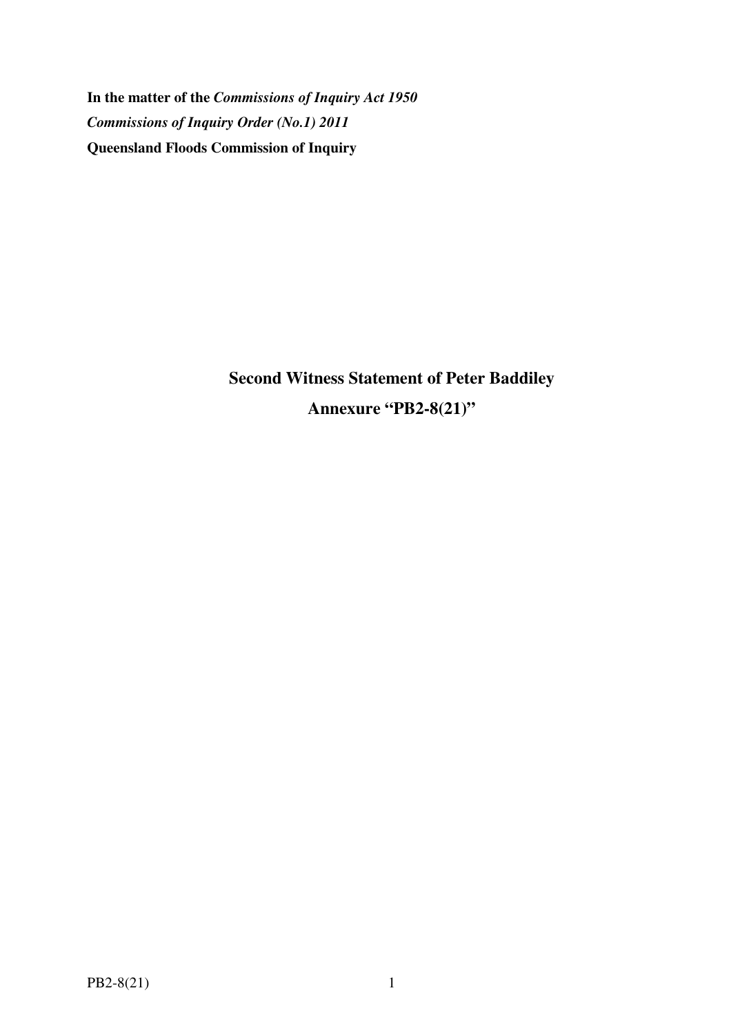**In the matter of the *Commissions of Inquiry Act 1950***

***Commissions of Inquiry Order (No.1) 2011***

**Queensland Floods Commission of Inquiry**

## Second Witness Statement of Peter Baddiley

## Annexure "PB2-8(21)"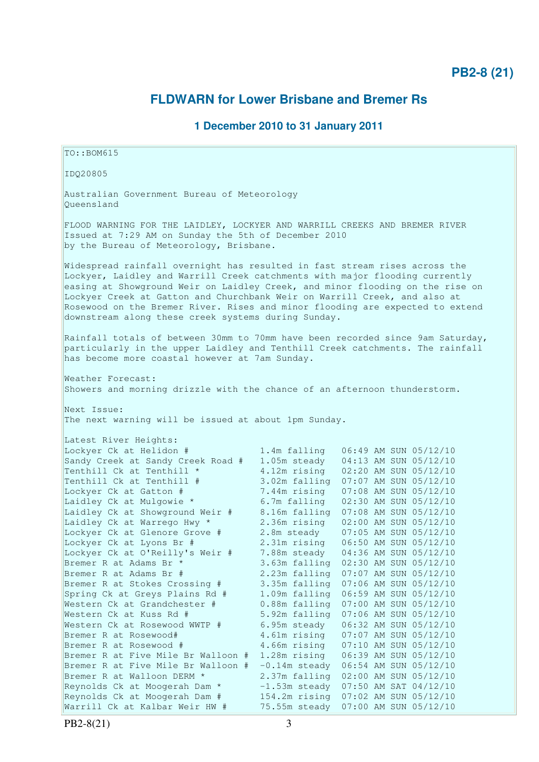# PB2-8 (21)

## FLDWARN for Lower Brisbane and Bremer Rs

### 1 December 2010 to 31 January 2011

```
TO::BOM615

IDQ20805

Australian Government Bureau of Meteorology
Queensland

FLOOD WARNING FOR THE LAIDLEY, LOCKYER AND WARRILL CREEKS AND BREMER RIVER
Issued at 7:29 AM on Sunday the 5th of December 2010
by the Bureau of Meteorology, Brisbane.

Widespread rainfall overnight has resulted in fast stream rises across the
Lockyer, Laidley and Warrill Creek catchments with major flooding currently
easing at Showground Weir on Laidley Creek, and minor flooding on the rise on
Lockyer Creek at Gatton and Churchbank Weir on Warrill Creek, and also at
Rosewood on the Bremer River. Rises and minor flooding are expected to extend
downstream along these creek systems during Sunday.

Rainfall totals of between 30mm to 70mm have been recorded since 9am Saturday,
particularly in the upper Laidley and Tenthill Creek catchments. The rainfall
has become more coastal however at 7am Sunday.

Weather Forecast:
Showers and morning drizzle with the chance of an afternoon thunderstorm.

Next Issue:
The next warning will be issued at about 1pm Sunday.

Latest River Heights:
Lockyer Ck at Helidon #           1.4m falling   06:49 AM SUN 05/12/10
Sandy Creek at Sandy Creek Road #   1.05m steady   04:13 AM SUN 05/12/10
Tenthill Ck at Tenthill *         4.12m rising   02:20 AM SUN 05/12/10
Tenthill Ck at Tenthill #         3.02m falling  07:07 AM SUN 05/12/10
Lockyer Ck at Gatton #            7.44m rising   07:08 AM SUN 05/12/10
Laidley Ck at Mulgowie *          6.7m falling   02:30 AM SUN 05/12/10
Laidley Ck at Showground Weir #   8.16m falling  07:08 AM SUN 05/12/10
Laidley Ck at Warrego Hwy *       2.36m rising   02:00 AM SUN 05/12/10
Lockyer Ck at Glenore Grove #     2.8m steady    07:05 AM SUN 05/12/10
Lockyer Ck at Lyons Br #          2.31m rising   06:50 AM SUN 05/12/10
Lockyer Ck at O'Reilly's Weir #   7.88m steady   04:36 AM SUN 05/12/10
Bremer R at Adams Br *            3.63m falling  02:30 AM SUN 05/12/10
Bremer R at Adams Br #            2.23m falling  07:07 AM SUN 05/12/10
Bremer R at Stokes Crossing #     3.35m falling  07:06 AM SUN 05/12/10
Spring Ck at Greys Plains Rd #    1.09m falling  06:59 AM SUN 05/12/10
Western Ck at Grandchester #      0.88m falling  07:00 AM SUN 05/12/10
Western Ck at Kuss Rd #           5.92m falling  07:06 AM SUN 05/12/10
Western Ck at Rosewood WWTP #     6.95m steady   06:32 AM SUN 05/12/10
Bremer R at Rosewood#             4.61m rising   07:07 AM SUN 05/12/10
Bremer R at Rosewood #            4.66m rising   07:10 AM SUN 05/12/10
Bremer R at Five Mile Br Walloon #  1.28m rising   06:39 AM SUN 05/12/10
Bremer R at Five Mile Br Walloon #  -0.14m steady  06:54 AM SUN 05/12/10
Bremer R at Walloon DERM *        2.37m falling  02:00 AM SUN 05/12/10
Reynolds Ck at Moogerah Dam *     -1.53m steady  07:50 AM SAT 04/12/10
Reynolds Ck at Moogerah Dam #     154.2m rising  07:02 AM SUN 05/12/10
Warrill Ck at Kalbar Weir HW #    75.55m steady  07:00 AM SUN 05/12/10
```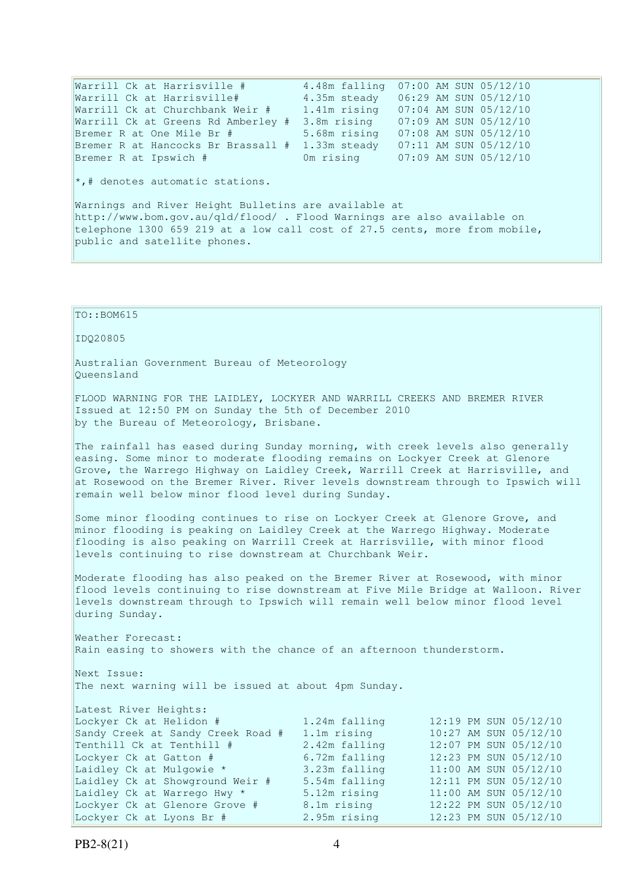| | | |
|---|---|---|
| Warrill Ck at Harrisville # | 4.48m falling | 07:00 AM SUN 05/12/10 |
| Warrill Ck at Harrisville# | 4.35m steady | 06:29 AM SUN 05/12/10 |
| Warrill Ck at Churchbank Weir # | 1.41m rising | 07:04 AM SUN 05/12/10 |
| Warrill Ck at Greens Rd Amberley # | 3.8m rising | 07:09 AM SUN 05/12/10 |
| Bremer R at One Mile Br # | 5.68m rising | 07:08 AM SUN 05/12/10 |
| Bremer R at Hancocks Br Brassall # | 1.33m steady | 07:11 AM SUN 05/12/10 |
| Bremer R at Ipswich # | 0m rising | 07:09 AM SUN 05/12/10 |

*,# denotes automatic stations.

Warnings and River Height Bulletins are available at http://www.bom.gov.au/qld/flood/ . Flood Warnings are also available on telephone 1300 659 219 at a low call cost of 27.5 cents, more from mobile, public and satellite phones.

TO::BOM615

IDQ20805

Australian Government Bureau of Meteorology
Queensland

FLOOD WARNING FOR THE LAIDLEY, LOCKYER AND WARRILL CREEKS AND BREMER RIVER
Issued at 12:50 PM on Sunday the 5th of December 2010
by the Bureau of Meteorology, Brisbane.

The rainfall has eased during Sunday morning, with creek levels also generally easing. Some minor to moderate flooding remains on Lockyer Creek at Glenore Grove, the Warrego Highway on Laidley Creek, Warrill Creek at Harrisville, and at Rosewood on the Bremer River. River levels downstream through to Ipswich will remain well below minor flood level during Sunday.

Some minor flooding continues to rise on Lockyer Creek at Glenore Grove, and minor flooding is peaking on Laidley Creek at the Warrego Highway. Moderate flooding is also peaking on Warrill Creek at Harrisville, with minor flood levels continuing to rise downstream at Churchbank Weir.

Moderate flooding has also peaked on the Bremer River at Rosewood, with minor flood levels continuing to rise downstream at Five Mile Bridge at Walloon. River levels downstream through to Ipswich will remain well below minor flood level during Sunday.

Weather Forecast:
Rain easing to showers with the chance of an afternoon thunderstorm.

Next Issue:
The next warning will be issued at about 4pm Sunday.

Latest River Heights:

| | | |
|---|---|---|
| Lockyer Ck at Helidon # | 1.24m falling | 12:19 PM SUN 05/12/10 |
| Sandy Creek at Sandy Creek Road # | 1.1m rising | 10:27 AM SUN 05/12/10 |
| Tenthill Ck at Tenthill # | 2.42m falling | 12:07 PM SUN 05/12/10 |
| Lockyer Ck at Gatton # | 6.72m falling | 12:23 PM SUN 05/12/10 |
| Laidley Ck at Mulgowie * | 3.23m falling | 11:00 AM SUN 05/12/10 |
| Laidley Ck at Showground Weir # | 5.54m falling | 12:11 PM SUN 05/12/10 |
| Laidley Ck at Warrego Hwy * | 5.12m rising | 11:00 AM SUN 05/12/10 |
| Lockyer Ck at Glenore Grove # | 8.1m rising | 12:22 PM SUN 05/12/10 |
| Lockyer Ck at Lyons Br # | 2.95m rising | 12:23 PM SUN 05/12/10 |

PB2-8(21)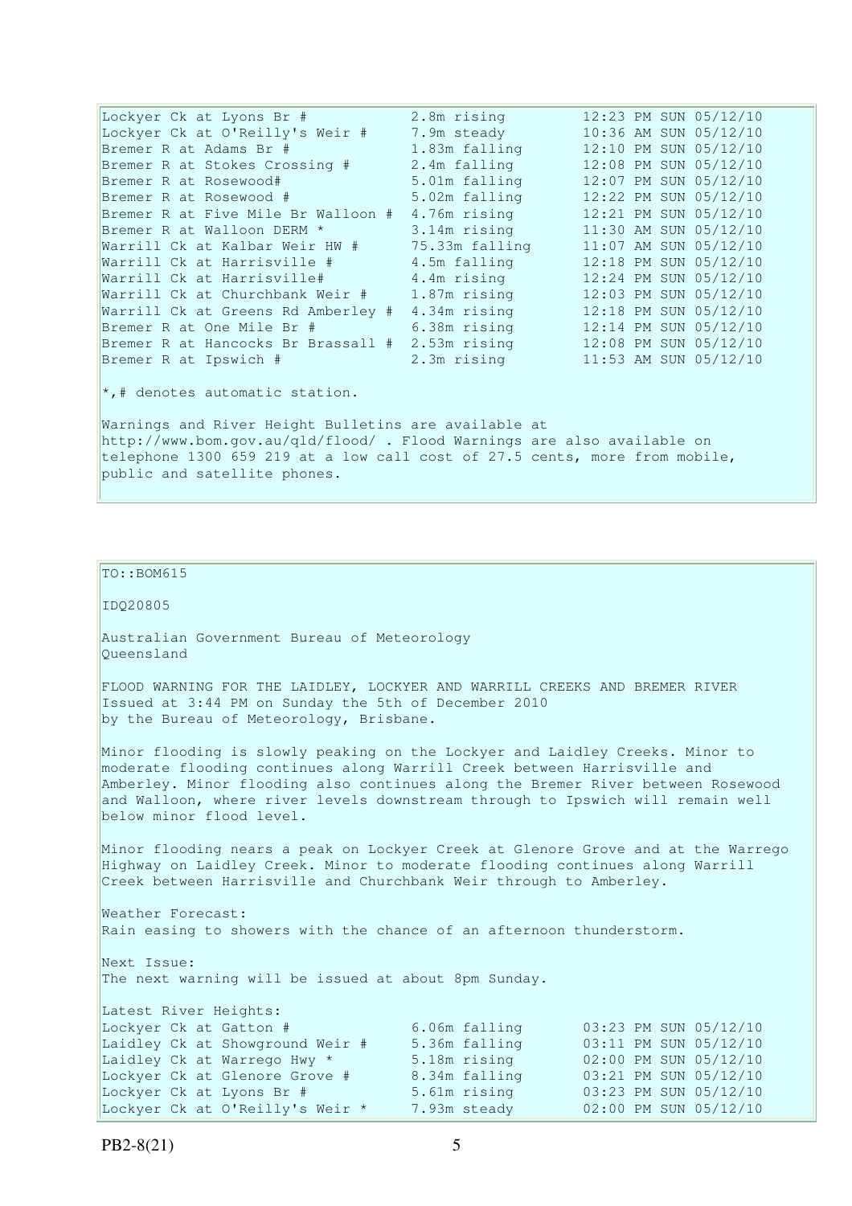```
Lockyer Ck at Lyons Br #            2.8m rising         12:23 PM SUN 05/12/10
Lockyer Ck at O'Reilly's Weir #     7.9m steady         10:36 AM SUN 05/12/10
Bremer R at Adams Br #              1.83m falling       12:10 PM SUN 05/12/10
Bremer R at Stokes Crossing #       2.4m falling        12:08 PM SUN 05/12/10
Bremer R at Rosewood#               5.01m falling       12:07 PM SUN 05/12/10
Bremer R at Rosewood #              5.02m falling       12:22 PM SUN 05/12/10
Bremer R at Five Mile Br Walloon #  4.76m rising        12:21 PM SUN 05/12/10
Bremer R at Walloon DERM *          3.14m rising        11:30 AM SUN 05/12/10
Warrill Ck at Kalbar Weir HW #      75.33m falling      11:07 AM SUN 05/12/10
Warrill Ck at Harrisville #         4.5m falling        12:18 PM SUN 05/12/10
Warrill Ck at Harrisville#          4.4m rising         12:24 PM SUN 05/12/10
Warrill Ck at Churchbank Weir #     1.87m rising        12:03 PM SUN 05/12/10
Warrill Ck at Greens Rd Amberley #  4.34m rising        12:18 PM SUN 05/12/10
Bremer R at One Mile Br #           6.38m rising        12:14 PM SUN 05/12/10
Bremer R at Hancocks Br Brassall #  2.53m rising        12:08 PM SUN 05/12/10
Bremer R at Ipswich #               2.3m rising         11:53 AM SUN 05/12/10
```

*,# denotes automatic station.

Warnings and River Height Bulletins are available at http://www.bom.gov.au/qld/flood/ . Flood Warnings are also available on telephone 1300 659 219 at a low call cost of 27.5 cents, more from mobile, public and satellite phones.

TO::BOM615

IDQ20805

Australian Government Bureau of Meteorology
Queensland

FLOOD WARNING FOR THE LAIDLEY, LOCKYER AND WARRILL CREEKS AND BREMER RIVER
Issued at 3:44 PM on Sunday the 5th of December 2010
by the Bureau of Meteorology, Brisbane.

Minor flooding is slowly peaking on the Lockyer and Laidley Creeks. Minor to moderate flooding continues along Warrill Creek between Harrisville and Amberley. Minor flooding also continues along the Bremer River between Rosewood and Walloon, where river levels downstream through to Ipswich will remain well below minor flood level.

Minor flooding nears a peak on Lockyer Creek at Glenore Grove and at the Warrego Highway on Laidley Creek. Minor to moderate flooding continues along Warrill Creek between Harrisville and Churchbank Weir through to Amberley.

Weather Forecast:
Rain easing to showers with the chance of an afternoon thunderstorm.

Next Issue:
The next warning will be issued at about 8pm Sunday.

Latest River Heights:

```
Lockyer Ck at Gatton #              6.06m falling       03:23 PM SUN 05/12/10
Laidley Ck at Showground Weir #     5.36m falling       03:11 PM SUN 05/12/10
Laidley Ck at Warrego Hwy *         5.18m rising        02:00 PM SUN 05/12/10
Lockyer Ck at Glenore Grove #       8.34m falling       03:21 PM SUN 05/12/10
Lockyer Ck at Lyons Br #            5.61m rising        03:23 PM SUN 05/12/10
Lockyer Ck at O'Reilly's Weir *     7.93m steady        02:00 PM SUN 05/12/10
```

PB2-8(21)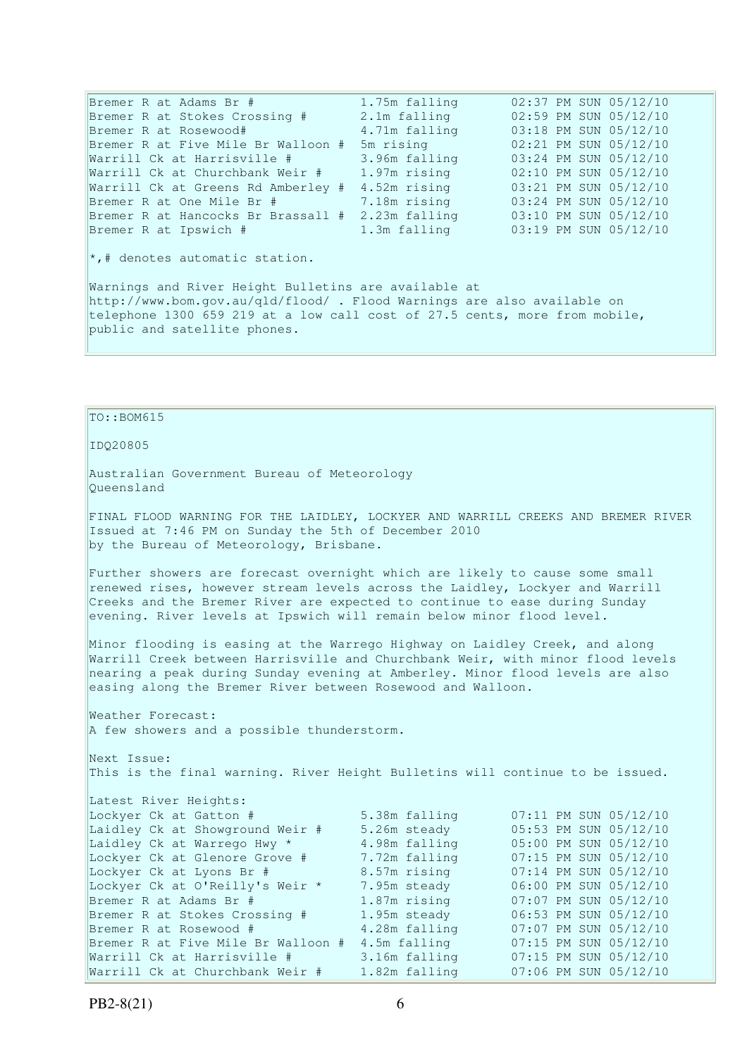| | | |
|---|---|---|
| Bremer R at Adams Br # | 1.75m falling | 02:37 PM SUN 05/12/10 |
| Bremer R at Stokes Crossing # | 2.1m falling | 02:59 PM SUN 05/12/10 |
| Bremer R at Rosewood# | 4.71m falling | 03:18 PM SUN 05/12/10 |
| Bremer R at Five Mile Br Walloon # | 5m rising | 02:21 PM SUN 05/12/10 |
| Warrill Ck at Harrisville # | 3.96m falling | 03:24 PM SUN 05/12/10 |
| Warrill Ck at Churchbank Weir # | 1.97m rising | 02:10 PM SUN 05/12/10 |
| Warrill Ck at Greens Rd Amberley # | 4.52m rising | 03:21 PM SUN 05/12/10 |
| Bremer R at One Mile Br # | 7.18m rising | 03:24 PM SUN 05/12/10 |
| Bremer R at Hancocks Br Brassall # | 2.23m falling | 03:10 PM SUN 05/12/10 |
| Bremer R at Ipswich # | 1.3m falling | 03:19 PM SUN 05/12/10 |

*,# denotes automatic station.

Warnings and River Height Bulletins are available at http://www.bom.gov.au/qld/flood/ . Flood Warnings are also available on telephone 1300 659 219 at a low call cost of 27.5 cents, more from mobile, public and satellite phones.

TO::BOM615

IDQ20805

Australian Government Bureau of Meteorology
Queensland

FINAL FLOOD WARNING FOR THE LAIDLEY, LOCKYER AND WARRILL CREEKS AND BREMER RIVER
Issued at 7:46 PM on Sunday the 5th of December 2010
by the Bureau of Meteorology, Brisbane.

Further showers are forecast overnight which are likely to cause some small renewed rises, however stream levels across the Laidley, Lockyer and Warrill Creeks and the Bremer River are expected to continue to ease during Sunday evening. River levels at Ipswich will remain below minor flood level.

Minor flooding is easing at the Warrego Highway on Laidley Creek, and along Warrill Creek between Harrisville and Churchbank Weir, with minor flood levels nearing a peak during Sunday evening at Amberley. Minor flood levels are also easing along the Bremer River between Rosewood and Walloon.

Weather Forecast:
A few showers and a possible thunderstorm.

Next Issue:
This is the final warning. River Height Bulletins will continue to be issued.

Latest River Heights:

| | | |
|---|---|---|
| Lockyer Ck at Gatton # | 5.38m falling | 07:11 PM SUN 05/12/10 |
| Laidley Ck at Showground Weir # | 5.26m steady | 05:53 PM SUN 05/12/10 |
| Laidley Ck at Warrego Hwy * | 4.98m falling | 05:00 PM SUN 05/12/10 |
| Lockyer Ck at Glenore Grove # | 7.72m falling | 07:15 PM SUN 05/12/10 |
| Lockyer Ck at Lyons Br # | 8.57m rising | 07:14 PM SUN 05/12/10 |
| Lockyer Ck at O'Reilly's Weir * | 7.95m steady | 06:00 PM SUN 05/12/10 |
| Bremer R at Adams Br # | 1.87m rising | 07:07 PM SUN 05/12/10 |
| Bremer R at Stokes Crossing # | 1.95m steady | 06:53 PM SUN 05/12/10 |
| Bremer R at Rosewood # | 4.28m falling | 07:07 PM SUN 05/12/10 |
| Bremer R at Five Mile Br Walloon # | 4.5m falling | 07:15 PM SUN 05/12/10 |
| Warrill Ck at Harrisville # | 3.16m falling | 07:15 PM SUN 05/12/10 |
| Warrill Ck at Churchbank Weir # | 1.82m falling | 07:06 PM SUN 05/12/10 |

PB2-8(21)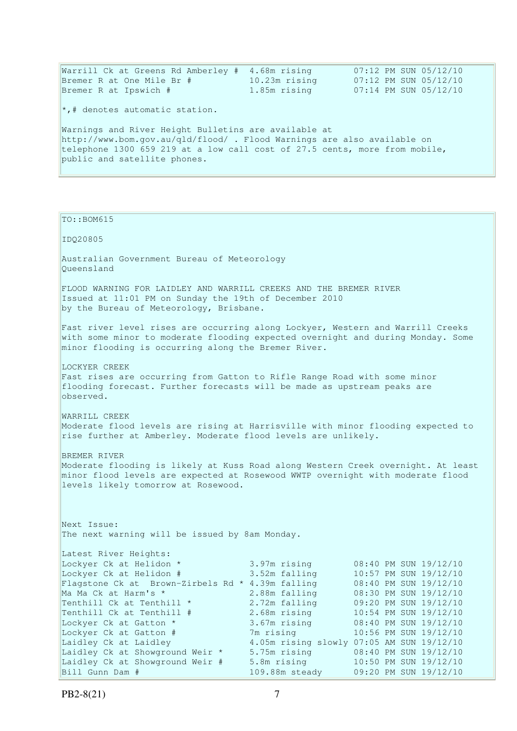```
Warrill Ck at Greens Rd Amberley #  4.68m rising        07:12 PM SUN 05/12/10
Bremer R at One Mile Br #           10.23m rising       07:12 PM SUN 05/12/10
Bremer R at Ipswich #               1.85m rising        07:14 PM SUN 05/12/10

*,# denotes automatic station.

Warnings and River Height Bulletins are available at
http://www.bom.gov.au/qld/flood/ . Flood Warnings are also available on
telephone 1300 659 219 at a low call cost of 27.5 cents, more from mobile,
public and satellite phones.
```

```
TO::BOM615

IDQ20805

Australian Government Bureau of Meteorology
Queensland

FLOOD WARNING FOR LAIDLEY AND WARRILL CREEKS AND THE BREMER RIVER
Issued at 11:01 PM on Sunday the 19th of December 2010
by the Bureau of Meteorology, Brisbane.

Fast river level rises are occurring along Lockyer, Western and Warrill Creeks
with some minor to moderate flooding expected overnight and during Monday. Some
minor flooding is occurring along the Bremer River.

LOCKYER CREEK
Fast rises are occurring from Gatton to Rifle Range Road with some minor
flooding forecast. Further forecasts will be made as upstream peaks are
observed.

WARRILL CREEK
Moderate flood levels are rising at Harrisville with minor flooding expected to
rise further at Amberley. Moderate flood levels are unlikely.

BREMER RIVER
Moderate flooding is likely at Kuss Road along Western Creek overnight. At least
minor flood levels are expected at Rosewood WWTP overnight with moderate flood
levels likely tomorrow at Rosewood.



Next Issue:
The next warning will be issued by 8am Monday.

Latest River Heights:
Lockyer Ck at Helidon *             3.97m rising        08:40 PM SUN 19/12/10
Lockyer Ck at Helidon #             3.52m falling       10:57 PM SUN 19/12/10
Flagstone Ck at  Brown-Zirbels Rd * 4.39m falling       08:40 PM SUN 19/12/10
Ma Ma Ck at Harm's *                2.88m falling       08:30 PM SUN 19/12/10
Tenthill Ck at Tenthill *           2.72m falling       09:20 PM SUN 19/12/10
Tenthill Ck at Tenthill #           2.68m rising        10:54 PM SUN 19/12/10
Lockyer Ck at Gatton *              3.67m rising        08:40 PM SUN 19/12/10
Lockyer Ck at Gatton #              7m rising           10:56 PM SUN 19/12/10
Laidley Ck at Laidley               4.05m rising slowly 07:05 AM SUN 19/12/10
Laidley Ck at Showground Weir *     5.75m rising        08:40 PM SUN 19/12/10
Laidley Ck at Showground Weir #     5.8m rising         10:50 PM SUN 19/12/10
Bill Gunn Dam #                     109.88m steady      09:20 PM SUN 19/12/10
```

PB2-8(21)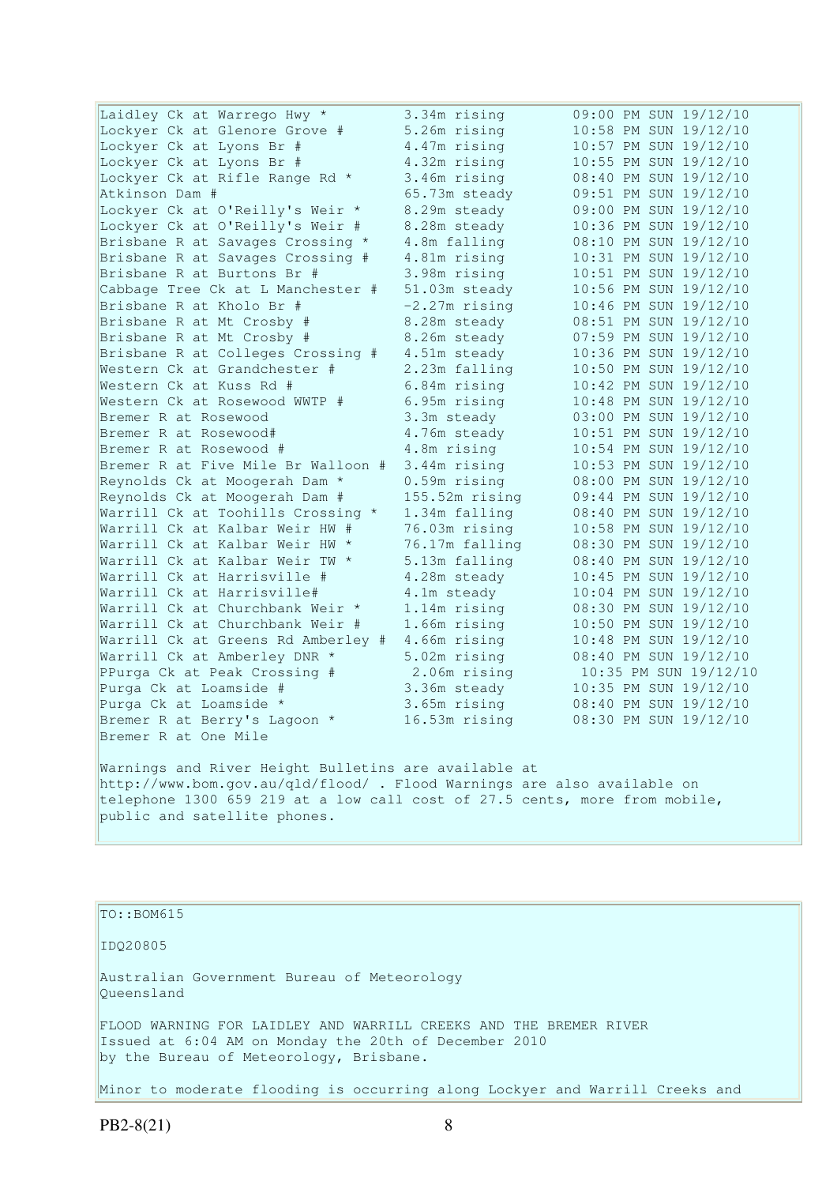```
Laidley Ck at Warrego Hwy *         3.34m rising        09:00 PM SUN 19/12/10
Lockyer Ck at Glenore Grove #       5.26m rising        10:58 PM SUN 19/12/10
Lockyer Ck at Lyons Br #            4.47m rising        10:57 PM SUN 19/12/10
Lockyer Ck at Lyons Br #            4.32m rising        10:55 PM SUN 19/12/10
Lockyer Ck at Rifle Range Rd *      3.46m rising        08:40 PM SUN 19/12/10
Atkinson Dam #                      65.73m steady       09:51 PM SUN 19/12/10
Lockyer Ck at O'Reilly's Weir *     8.29m steady        09:00 PM SUN 19/12/10
Lockyer Ck at O'Reilly's Weir #     8.28m steady        10:36 PM SUN 19/12/10
Brisbane R at Savages Crossing *    4.8m falling        08:10 PM SUN 19/12/10
Brisbane R at Savages Crossing #    4.81m rising        10:31 PM SUN 19/12/10
Brisbane R at Burtons Br #          3.98m rising        10:51 PM SUN 19/12/10
Cabbage Tree Ck at L Manchester #   51.03m steady       10:56 PM SUN 19/12/10
Brisbane R at Kholo Br #            -2.27m rising       10:46 PM SUN 19/12/10
Brisbane R at Mt Crosby #           8.28m steady        08:51 PM SUN 19/12/10
Brisbane R at Mt Crosby #           8.26m steady        07:59 PM SUN 19/12/10
Brisbane R at Colleges Crossing #   4.51m steady        10:36 PM SUN 19/12/10
Western Ck at Grandchester #        2.23m falling       10:50 PM SUN 19/12/10
Western Ck at Kuss Rd #             6.84m rising        10:42 PM SUN 19/12/10
Western Ck at Rosewood WWTP #       6.95m rising        10:48 PM SUN 19/12/10
Bremer R at Rosewood                3.3m steady         03:00 PM SUN 19/12/10
Bremer R at Rosewood#               4.76m steady        10:51 PM SUN 19/12/10
Bremer R at Rosewood #              4.8m rising         10:54 PM SUN 19/12/10
Bremer R at Five Mile Br Walloon #  3.44m rising        10:53 PM SUN 19/12/10
Reynolds Ck at Moogerah Dam *       0.59m rising        08:00 PM SUN 19/12/10
Reynolds Ck at Moogerah Dam #       155.52m rising      09:44 PM SUN 19/12/10
Warrill Ck at Toohills Crossing *   1.34m falling       08:40 PM SUN 19/12/10
Warrill Ck at Kalbar Weir HW #      76.03m rising       10:58 PM SUN 19/12/10
Warrill Ck at Kalbar Weir HW *      76.17m falling      08:30 PM SUN 19/12/10
Warrill Ck at Kalbar Weir TW *      5.13m falling       08:40 PM SUN 19/12/10
Warrill Ck at Harrisville #         4.28m steady        10:45 PM SUN 19/12/10
Warrill Ck at Harrisville#          4.1m steady         10:04 PM SUN 19/12/10
Warrill Ck at Churchbank Weir *     1.14m rising        08:30 PM SUN 19/12/10
Warrill Ck at Churchbank Weir #     1.66m rising        10:50 PM SUN 19/12/10
Warrill Ck at Greens Rd Amberley #  4.66m rising        10:48 PM SUN 19/12/10
Warrill Ck at Amberley DNR *        5.02m rising        08:40 PM SUN 19/12/10
PPurga Ck at Peak Crossing #         2.06m rising        10:35 PM SUN 19/12/10
Purga Ck at Loamside #              3.36m steady        10:35 PM SUN 19/12/10
Purga Ck at Loamside *              3.65m rising        08:40 PM SUN 19/12/10
Bremer R at Berry's Lagoon *        16.53m rising       08:30 PM SUN 19/12/10
Bremer R at One Mile
```

Warnings and River Height Bulletins are available at http://www.bom.gov.au/qld/flood/ . Flood Warnings are also available on telephone 1300 659 219 at a low call cost of 27.5 cents, more from mobile, public and satellite phones.

TO::BOM615

IDQ20805

Australian Government Bureau of Meteorology
Queensland

FLOOD WARNING FOR LAIDLEY AND WARRILL CREEKS AND THE BREMER RIVER
Issued at 6:04 AM on Monday the 20th of December 2010
by the Bureau of Meteorology, Brisbane.

Minor to moderate flooding is occurring along Lockyer and Warrill Creeks and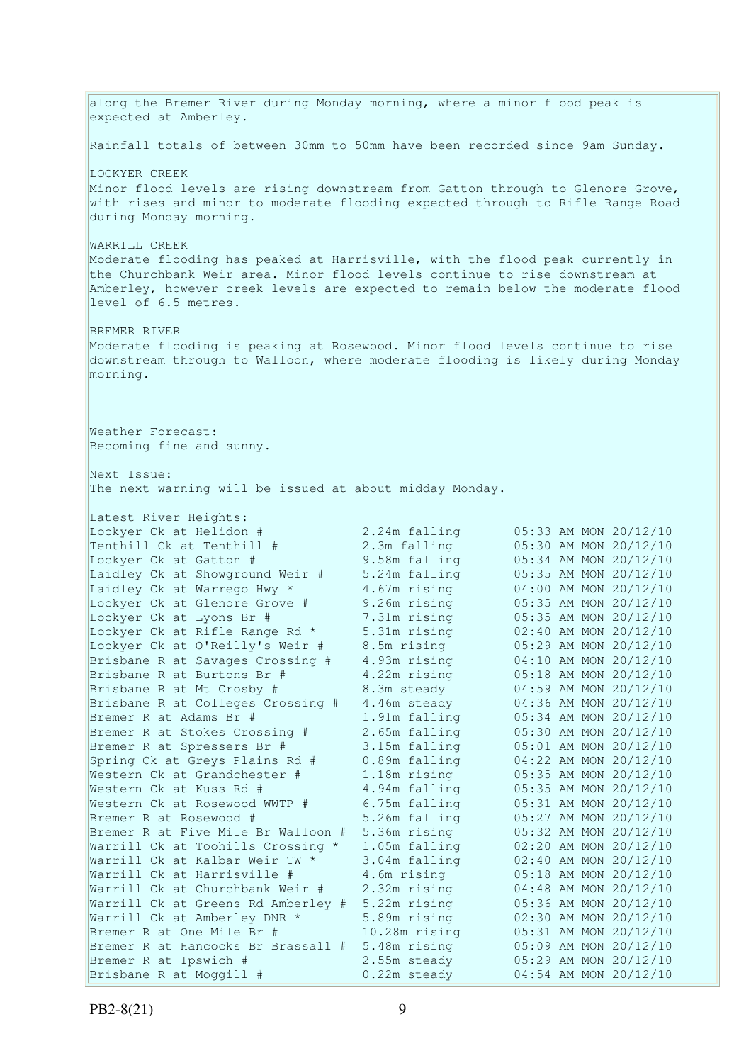along the Bremer River during Monday morning, where a minor flood peak is expected at Amberley.

Rainfall totals of between 30mm to 50mm have been recorded since 9am Sunday.

LOCKYER CREEK
Minor flood levels are rising downstream from Gatton through to Glenore Grove, with rises and minor to moderate flooding expected through to Rifle Range Road during Monday morning.

WARRILL CREEK
Moderate flooding has peaked at Harrisville, with the flood peak currently in the Churchbank Weir area. Minor flood levels continue to rise downstream at Amberley, however creek levels are expected to remain below the moderate flood level of 6.5 metres.

BREMER RIVER
Moderate flooding is peaking at Rosewood. Minor flood levels continue to rise downstream through to Walloon, where moderate flooding is likely during Monday morning.

Weather Forecast:
Becoming fine and sunny.

Next Issue:
The next warning will be issued at about midday Monday.

Latest River Heights:

| Location | Height | Time |
|---|---|---|
| Lockyer Ck at Helidon # | 2.24m falling | 05:33 AM MON 20/12/10 |
| Tenthill Ck at Tenthill # | 2.3m falling | 05:30 AM MON 20/12/10 |
| Lockyer Ck at Gatton # | 9.58m falling | 05:34 AM MON 20/12/10 |
| Laidley Ck at Showground Weir # | 5.24m falling | 05:35 AM MON 20/12/10 |
| Laidley Ck at Warrego Hwy * | 4.67m rising | 04:00 AM MON 20/12/10 |
| Lockyer Ck at Glenore Grove # | 9.26m rising | 05:35 AM MON 20/12/10 |
| Lockyer Ck at Lyons Br # | 7.31m rising | 05:35 AM MON 20/12/10 |
| Lockyer Ck at Rifle Range Rd * | 5.31m rising | 02:40 AM MON 20/12/10 |
| Lockyer Ck at O'Reilly's Weir # | 8.5m rising | 05:29 AM MON 20/12/10 |
| Brisbane R at Savages Crossing # | 4.93m rising | 04:10 AM MON 20/12/10 |
| Brisbane R at Burtons Br # | 4.22m rising | 05:18 AM MON 20/12/10 |
| Brisbane R at Mt Crosby # | 8.3m steady | 04:59 AM MON 20/12/10 |
| Brisbane R at Colleges Crossing # | 4.46m steady | 04:36 AM MON 20/12/10 |
| Bremer R at Adams Br # | 1.91m falling | 05:34 AM MON 20/12/10 |
| Bremer R at Stokes Crossing # | 2.65m falling | 05:30 AM MON 20/12/10 |
| Bremer R at Spressers Br # | 3.15m falling | 05:01 AM MON 20/12/10 |
| Spring Ck at Greys Plains Rd # | 0.89m falling | 04:22 AM MON 20/12/10 |
| Western Ck at Grandchester # | 1.18m rising | 05:35 AM MON 20/12/10 |
| Western Ck at Kuss Rd # | 4.94m falling | 05:35 AM MON 20/12/10 |
| Western Ck at Rosewood WWTP # | 6.75m falling | 05:31 AM MON 20/12/10 |
| Bremer R at Rosewood # | 5.26m falling | 05:27 AM MON 20/12/10 |
| Bremer R at Five Mile Br Walloon # | 5.36m rising | 05:32 AM MON 20/12/10 |
| Warrill Ck at Toohills Crossing * | 1.05m falling | 02:20 AM MON 20/12/10 |
| Warrill Ck at Kalbar Weir TW * | 3.04m falling | 02:40 AM MON 20/12/10 |
| Warrill Ck at Harrisville # | 4.6m rising | 05:18 AM MON 20/12/10 |
| Warrill Ck at Churchbank Weir # | 2.32m rising | 04:48 AM MON 20/12/10 |
| Warrill Ck at Greens Rd Amberley # | 5.22m rising | 05:36 AM MON 20/12/10 |
| Warrill Ck at Amberley DNR * | 5.89m rising | 02:30 AM MON 20/12/10 |
| Bremer R at One Mile Br # | 10.28m rising | 05:31 AM MON 20/12/10 |
| Bremer R at Hancocks Br Brassall # | 5.48m rising | 05:09 AM MON 20/12/10 |
| Bremer R at Ipswich # | 2.55m steady | 05:29 AM MON 20/12/10 |
| Brisbane R at Moggill # | 0.22m steady | 04:54 AM MON 20/12/10 |

PB2-8(21)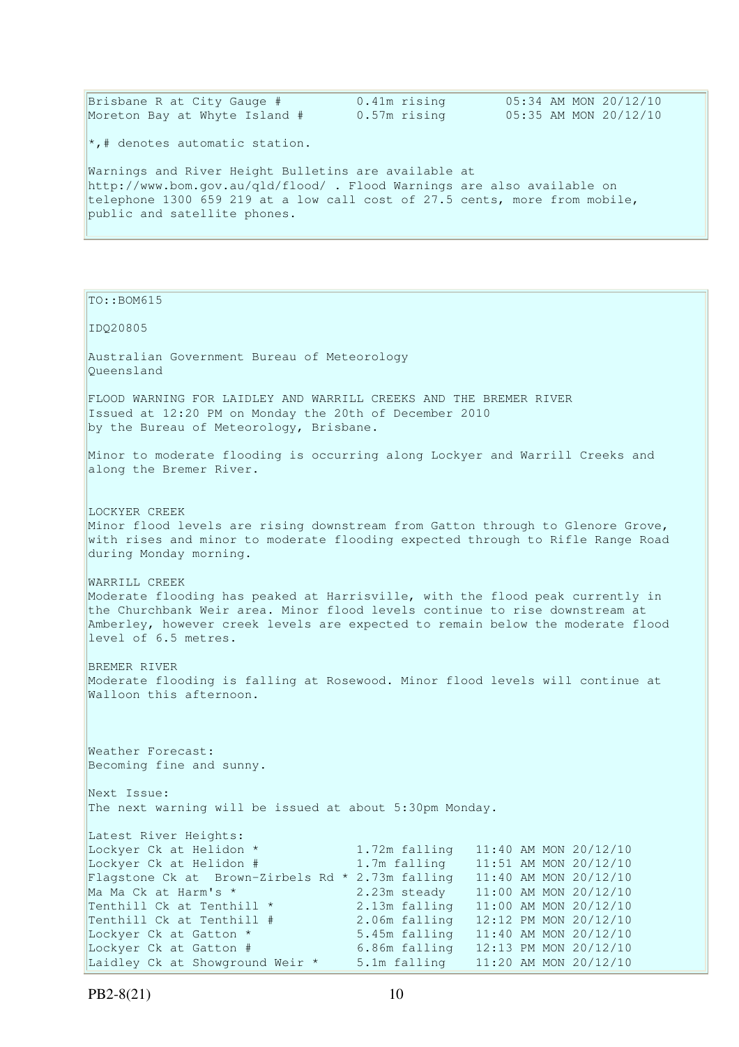```
Brisbane R at City Gauge #          0.41m rising        05:34 AM MON 20/12/10
Moreton Bay at Whyte Island #       0.57m rising        05:35 AM MON 20/12/10

*,# denotes automatic station.

Warnings and River Height Bulletins are available at
http://www.bom.gov.au/qld/flood/ . Flood Warnings are also available on
telephone 1300 659 219 at a low call cost of 27.5 cents, more from mobile,
public and satellite phones.
```

```
TO::BOM615

IDQ20805

Australian Government Bureau of Meteorology
Queensland

FLOOD WARNING FOR LAIDLEY AND WARRILL CREEKS AND THE BREMER RIVER
Issued at 12:20 PM on Monday the 20th of December 2010
by the Bureau of Meteorology, Brisbane.

Minor to moderate flooding is occurring along Lockyer and Warrill Creeks and
along the Bremer River.


LOCKYER CREEK
Minor flood levels are rising downstream from Gatton through to Glenore Grove,
with rises and minor to moderate flooding expected through to Rifle Range Road
during Monday morning.

WARRILL CREEK
Moderate flooding has peaked at Harrisville, with the flood peak currently in
the Churchbank Weir area. Minor flood levels continue to rise downstream at
Amberley, however creek levels are expected to remain below the moderate flood
level of 6.5 metres.

BREMER RIVER
Moderate flooding is falling at Rosewood. Minor flood levels will continue at
Walloon this afternoon.



Weather Forecast:
Becoming fine and sunny.

Next Issue:
The next warning will be issued at about 5:30pm Monday.

Latest River Heights:
Lockyer Ck at Helidon *             1.72m falling   11:40 AM MON 20/12/10
Lockyer Ck at Helidon #             1.7m falling    11:51 AM MON 20/12/10
Flagstone Ck at  Brown-Zirbels Rd * 2.73m falling   11:40 AM MON 20/12/10
Ma Ma Ck at Harm's *                2.23m steady    11:00 AM MON 20/12/10
Tenthill Ck at Tenthill *           2.13m falling   11:00 AM MON 20/12/10
Tenthill Ck at Tenthill #           2.06m falling   12:12 PM MON 20/12/10
Lockyer Ck at Gatton *              5.45m falling   11:40 AM MON 20/12/10
Lockyer Ck at Gatton #              6.86m falling   12:13 PM MON 20/12/10
Laidley Ck at Showground Weir *     5.1m falling    11:20 AM MON 20/12/10
```

PB2-8(21)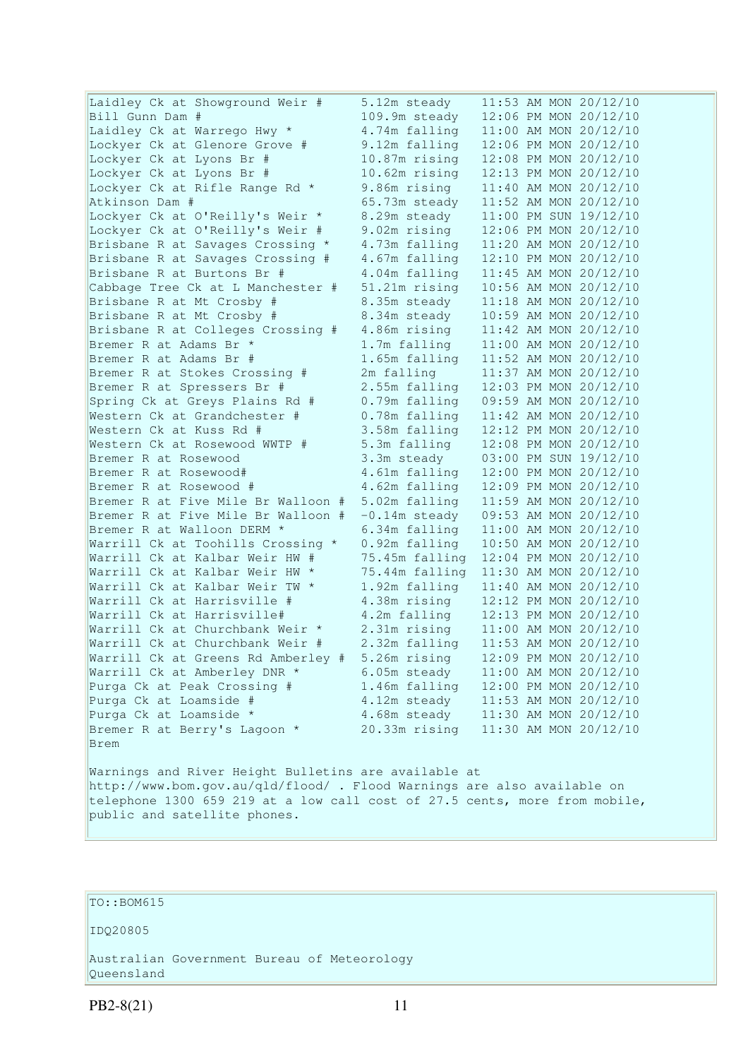```
Laidley Ck at Showground Weir #     5.12m steady    11:53 AM MON 20/12/10
Bill Gunn Dam #                     109.9m steady   12:06 PM MON 20/12/10
Laidley Ck at Warrego Hwy *         4.74m falling   11:00 AM MON 20/12/10
Lockyer Ck at Glenore Grove #       9.12m falling   12:06 PM MON 20/12/10
Lockyer Ck at Lyons Br #            10.87m rising   12:08 PM MON 20/12/10
Lockyer Ck at Lyons Br #            10.62m rising   12:13 PM MON 20/12/10
Lockyer Ck at Rifle Range Rd *      9.86m rising    11:40 AM MON 20/12/10
Atkinson Dam #                      65.73m steady   11:52 AM MON 20/12/10
Lockyer Ck at O'Reilly's Weir *     8.29m steady    11:00 PM SUN 19/12/10
Lockyer Ck at O'Reilly's Weir #     9.02m rising    12:06 PM MON 20/12/10
Brisbane R at Savages Crossing *    4.73m falling   11:20 AM MON 20/12/10
Brisbane R at Savages Crossing #    4.67m falling   12:10 PM MON 20/12/10
Brisbane R at Burtons Br #          4.04m falling   11:45 AM MON 20/12/10
Cabbage Tree Ck at L Manchester #   51.21m rising   10:56 AM MON 20/12/10
Brisbane R at Mt Crosby #           8.35m steady    11:18 AM MON 20/12/10
Brisbane R at Mt Crosby #           8.34m steady    10:59 AM MON 20/12/10
Brisbane R at Colleges Crossing #   4.86m rising    11:42 AM MON 20/12/10
Bremer R at Adams Br *              1.7m falling    11:00 AM MON 20/12/10
Bremer R at Adams Br #              1.65m falling   11:52 AM MON 20/12/10
Bremer R at Stokes Crossing #       2m falling      11:37 AM MON 20/12/10
Bremer R at Spressers Br #          2.55m falling   12:03 PM MON 20/12/10
Spring Ck at Greys Plains Rd #      0.79m falling   09:59 AM MON 20/12/10
Western Ck at Grandchester #        0.78m falling   11:42 AM MON 20/12/10
Western Ck at Kuss Rd #             3.58m falling   12:12 PM MON 20/12/10
Western Ck at Rosewood WWTP #       5.3m falling    12:08 PM MON 20/12/10
Bremer R at Rosewood                3.3m steady     03:00 PM SUN 19/12/10
Bremer R at Rosewood#               4.61m falling   12:00 PM MON 20/12/10
Bremer R at Rosewood #              4.62m falling   12:09 PM MON 20/12/10
Bremer R at Five Mile Br Walloon #  5.02m falling   11:59 AM MON 20/12/10
Bremer R at Five Mile Br Walloon #  -0.14m steady   09:53 AM MON 20/12/10
Bremer R at Walloon DERM *          6.34m falling   11:00 AM MON 20/12/10
Warrill Ck at Toohills Crossing *   0.92m falling   10:50 AM MON 20/12/10
Warrill Ck at Kalbar Weir HW #      75.45m falling  12:04 PM MON 20/12/10
Warrill Ck at Kalbar Weir HW *      75.44m falling  11:30 AM MON 20/12/10
Warrill Ck at Kalbar Weir TW *      1.92m falling   11:40 AM MON 20/12/10
Warrill Ck at Harrisville #         4.38m rising    12:12 PM MON 20/12/10
Warrill Ck at Harrisville#          4.2m falling    12:13 PM MON 20/12/10
Warrill Ck at Churchbank Weir *     2.31m rising    11:00 AM MON 20/12/10
Warrill Ck at Churchbank Weir #     2.32m falling   11:53 AM MON 20/12/10
Warrill Ck at Greens Rd Amberley #  5.26m rising    12:09 PM MON 20/12/10
Warrill Ck at Amberley DNR *        6.05m steady    11:00 AM MON 20/12/10
Purga Ck at Peak Crossing #         1.46m falling   12:00 PM MON 20/12/10
Purga Ck at Loamside #              4.12m steady    11:53 AM MON 20/12/10
Purga Ck at Loamside *              4.68m steady    11:30 AM MON 20/12/10
Bremer R at Berry's Lagoon *        20.33m rising   11:30 AM MON 20/12/10
Brem
```

Warnings and River Height Bulletins are available at http://www.bom.gov.au/qld/flood/ . Flood Warnings are also available on telephone 1300 659 219 at a low call cost of 27.5 cents, more from mobile, public and satellite phones.

TO::BOM615

IDQ20805

Australian Government Bureau of Meteorology
Queensland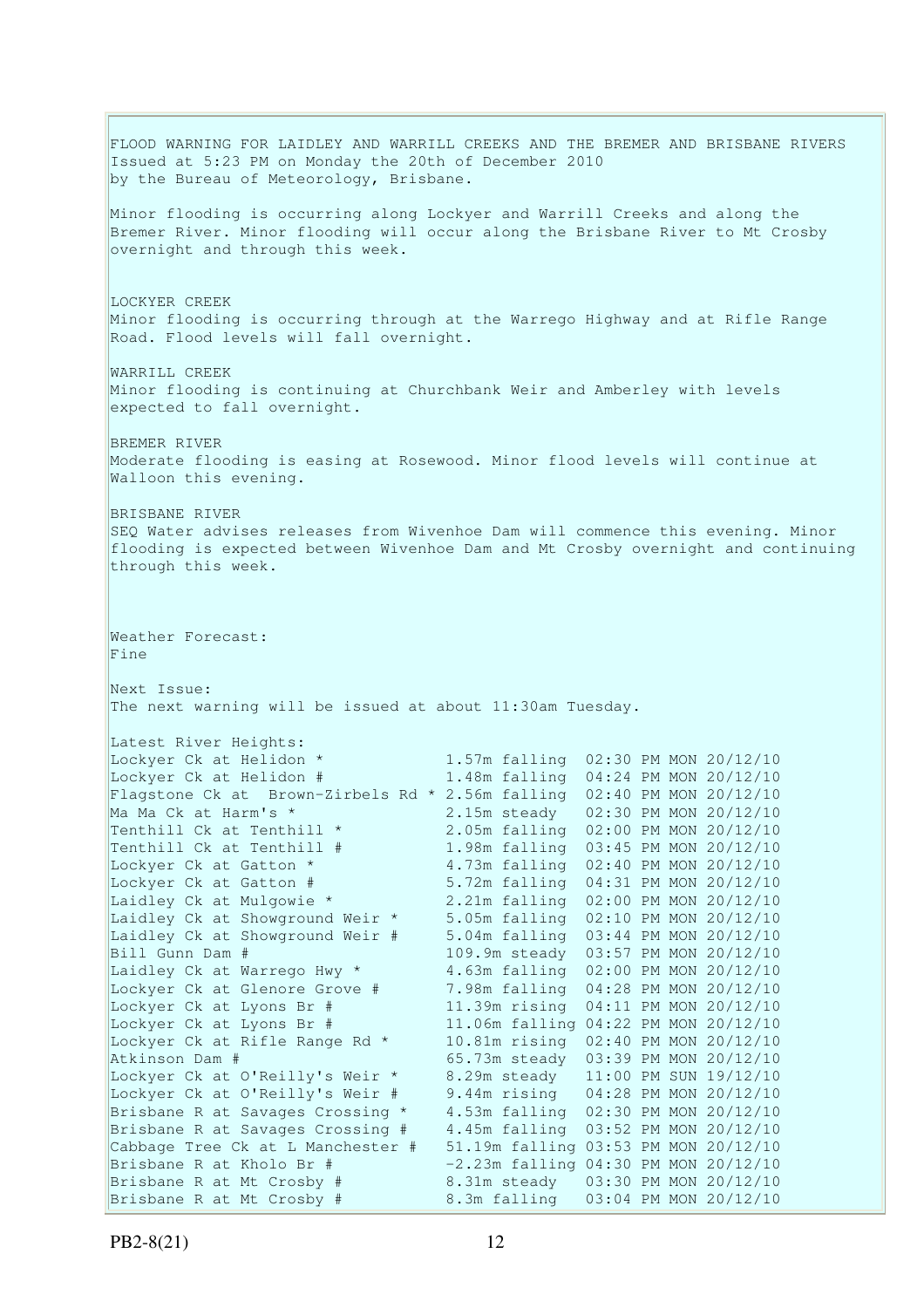FLOOD WARNING FOR LAIDLEY AND WARRILL CREEKS AND THE BREMER AND BRISBANE RIVERS
Issued at 5:23 PM on Monday the 20th of December 2010
by the Bureau of Meteorology, Brisbane.

Minor flooding is occurring along Lockyer and Warrill Creeks and along the Bremer River. Minor flooding will occur along the Brisbane River to Mt Crosby overnight and through this week.

LOCKYER CREEK
Minor flooding is occurring through at the Warrego Highway and at Rifle Range Road. Flood levels will fall overnight.

WARRILL CREEK
Minor flooding is continuing at Churchbank Weir and Amberley with levels expected to fall overnight.

BREMER RIVER
Moderate flooding is easing at Rosewood. Minor flood levels will continue at Walloon this evening.

BRISBANE RIVER
SEQ Water advises releases from Wivenhoe Dam will commence this evening. Minor flooding is expected between Wivenhoe Dam and Mt Crosby overnight and continuing through this week.

Weather Forecast:
Fine

Next Issue:
The next warning will be issued at about 11:30am Tuesday.

Latest River Heights:

```
Lockyer Ck at Helidon *             1.57m falling  02:30 PM MON 20/12/10
Lockyer Ck at Helidon #             1.48m falling  04:24 PM MON 20/12/10
Flagstone Ck at  Brown-Zirbels Rd * 2.56m falling  02:40 PM MON 20/12/10
Ma Ma Ck at Harm's *                2.15m steady   02:30 PM MON 20/12/10
Tenthill Ck at Tenthill *           2.05m falling  02:00 PM MON 20/12/10
Tenthill Ck at Tenthill #           1.98m falling  03:45 PM MON 20/12/10
Lockyer Ck at Gatton *              4.73m falling  02:40 PM MON 20/12/10
Lockyer Ck at Gatton #              5.72m falling  04:31 PM MON 20/12/10
Laidley Ck at Mulgowie *            2.21m falling  02:00 PM MON 20/12/10
Laidley Ck at Showground Weir *     5.05m falling  02:10 PM MON 20/12/10
Laidley Ck at Showground Weir #     5.04m falling  03:44 PM MON 20/12/10
Bill Gunn Dam #                     109.9m steady  03:57 PM MON 20/12/10
Laidley Ck at Warrego Hwy *         4.63m falling  02:00 PM MON 20/12/10
Lockyer Ck at Glenore Grove #       7.98m falling  04:28 PM MON 20/12/10
Lockyer Ck at Lyons Br #            11.39m rising  04:11 PM MON 20/12/10
Lockyer Ck at Lyons Br #            11.06m falling 04:22 PM MON 20/12/10
Lockyer Ck at Rifle Range Rd *      10.81m rising  02:40 PM MON 20/12/10
Atkinson Dam #                      65.73m steady  03:39 PM MON 20/12/10
Lockyer Ck at O'Reilly's Weir *     8.29m steady   11:00 PM SUN 19/12/10
Lockyer Ck at O'Reilly's Weir #     9.44m rising   04:28 PM MON 20/12/10
Brisbane R at Savages Crossing *    4.53m falling  02:30 PM MON 20/12/10
Brisbane R at Savages Crossing #    4.45m falling  03:52 PM MON 20/12/10
Cabbage Tree Ck at L Manchester #   51.19m falling 03:53 PM MON 20/12/10
Brisbane R at Kholo Br #            -2.23m falling 04:30 PM MON 20/12/10
Brisbane R at Mt Crosby #           8.31m steady   03:30 PM MON 20/12/10
Brisbane R at Mt Crosby #           8.3m falling   03:04 PM MON 20/12/10
```

PB2-8(21)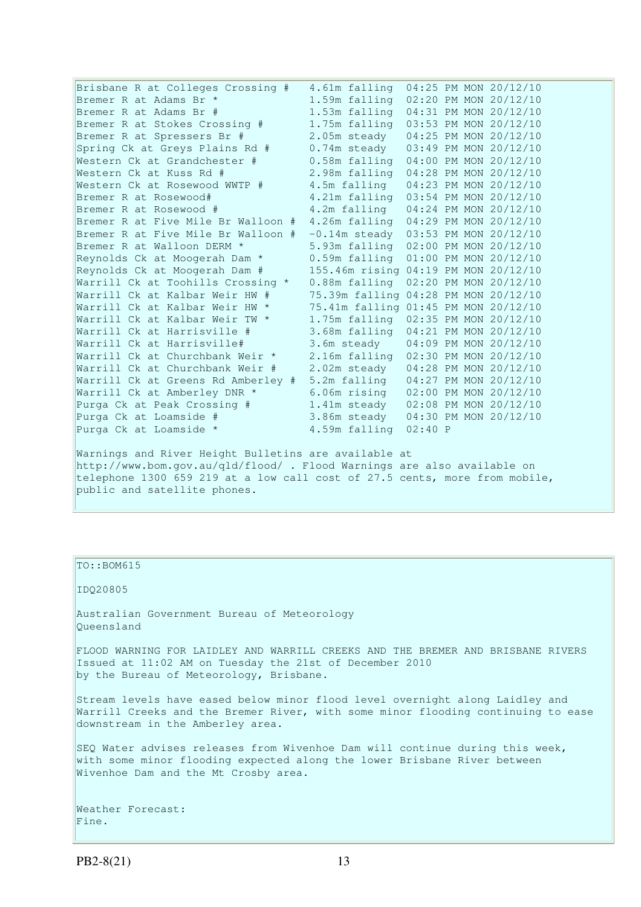```
Brisbane R at Colleges Crossing #   4.61m falling  04:25 PM MON 20/12/10
Bremer R at Adams Br *              1.59m falling  02:20 PM MON 20/12/10
Bremer R at Adams Br #              1.53m falling  04:31 PM MON 20/12/10
Bremer R at Stokes Crossing #       1.75m falling  03:53 PM MON 20/12/10
Bremer R at Spressers Br #          2.05m steady   04:25 PM MON 20/12/10
Spring Ck at Greys Plains Rd #      0.74m steady   03:49 PM MON 20/12/10
Western Ck at Grandchester #        0.58m falling  04:00 PM MON 20/12/10
Western Ck at Kuss Rd #             2.98m falling  04:28 PM MON 20/12/10
Western Ck at Rosewood WWTP #       4.5m falling   04:23 PM MON 20/12/10
Bremer R at Rosewood#               4.21m falling  03:54 PM MON 20/12/10
Bremer R at Rosewood #              4.2m falling   04:24 PM MON 20/12/10
Bremer R at Five Mile Br Walloon #  4.26m falling  04:29 PM MON 20/12/10
Bremer R at Five Mile Br Walloon #  -0.14m steady  03:53 PM MON 20/12/10
Bremer R at Walloon DERM *          5.93m falling  02:00 PM MON 20/12/10
Reynolds Ck at Moogerah Dam *       0.59m falling  01:00 PM MON 20/12/10
Reynolds Ck at Moogerah Dam #       155.46m rising 04:19 PM MON 20/12/10
Warrill Ck at Toohills Crossing *   0.88m falling  02:20 PM MON 20/12/10
Warrill Ck at Kalbar Weir HW #      75.39m falling 04:28 PM MON 20/12/10
Warrill Ck at Kalbar Weir HW *      75.41m falling 01:45 PM MON 20/12/10
Warrill Ck at Kalbar Weir TW *      1.75m falling  02:35 PM MON 20/12/10
Warrill Ck at Harrisville #         3.68m falling  04:21 PM MON 20/12/10
Warrill Ck at Harrisville#          3.6m steady    04:09 PM MON 20/12/10
Warrill Ck at Churchbank Weir *     2.16m falling  02:30 PM MON 20/12/10
Warrill Ck at Churchbank Weir #     2.02m steady   04:28 PM MON 20/12/10
Warrill Ck at Greens Rd Amberley #  5.2m falling   04:27 PM MON 20/12/10
Warrill Ck at Amberley DNR *        6.06m rising   02:00 PM MON 20/12/10
Purga Ck at Peak Crossing #         1.41m steady   02:08 PM MON 20/12/10
Purga Ck at Loamside #              3.86m steady   04:30 PM MON 20/12/10
Purga Ck at Loamside *              4.59m falling  02:40 P
```

Warnings and River Height Bulletins are available at http://www.bom.gov.au/qld/flood/ . Flood Warnings are also available on telephone 1300 659 219 at a low call cost of 27.5 cents, more from mobile, public and satellite phones.

TO::BOM615

IDQ20805

Australian Government Bureau of Meteorology
Queensland

FLOOD WARNING FOR LAIDLEY AND WARRILL CREEKS AND THE BREMER AND BRISBANE RIVERS
Issued at 11:02 AM on Tuesday the 21st of December 2010
by the Bureau of Meteorology, Brisbane.

Stream levels have eased below minor flood level overnight along Laidley and Warrill Creeks and the Bremer River, with some minor flooding continuing to ease downstream in the Amberley area.

SEQ Water advises releases from Wivenhoe Dam will continue during this week, with some minor flooding expected along the lower Brisbane River between Wivenhoe Dam and the Mt Crosby area.

Weather Forecast:
Fine.

PB2-8(21)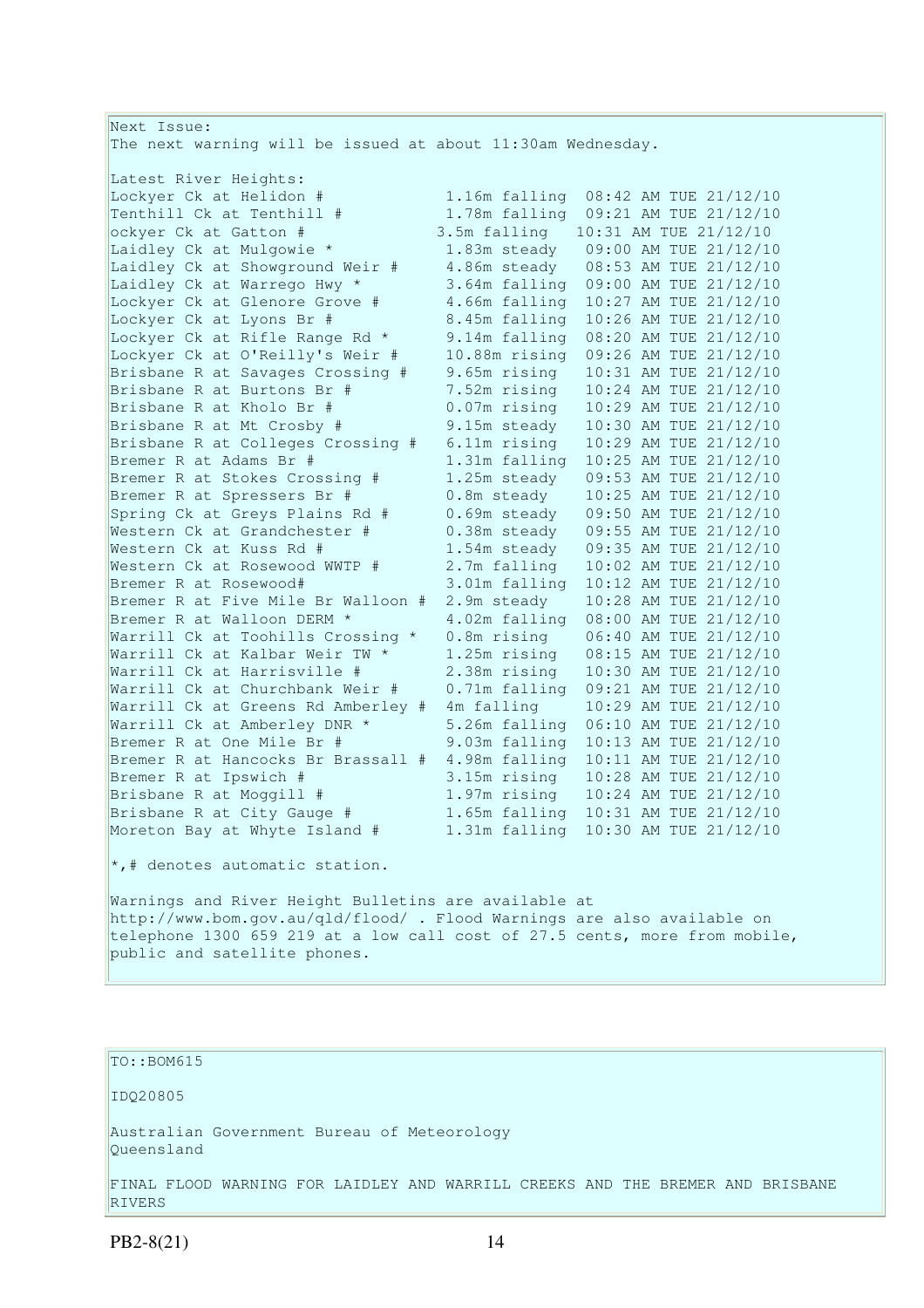Next Issue:
The next warning will be issued at about 11:30am Wednesday.

Latest River Heights:

| Station | Height | Trend | Time |
|---|---|---|---|
| Lockyer Ck at Helidon # | 1.16m | falling | 08:42 AM TUE 21/12/10 |
| Tenthill Ck at Tenthill # | 1.78m | falling | 09:21 AM TUE 21/12/10 |
| ockyer Ck at Gatton # | 3.5m | falling | 10:31 AM TUE 21/12/10 |
| Laidley Ck at Mulgowie * | 1.83m | steady | 09:00 AM TUE 21/12/10 |
| Laidley Ck at Showground Weir # | 4.86m | steady | 08:53 AM TUE 21/12/10 |
| Laidley Ck at Warrego Hwy * | 3.64m | falling | 09:00 AM TUE 21/12/10 |
| Lockyer Ck at Glenore Grove # | 4.66m | falling | 10:27 AM TUE 21/12/10 |
| Lockyer Ck at Lyons Br # | 8.45m | falling | 10:26 AM TUE 21/12/10 |
| Lockyer Ck at Rifle Range Rd * | 9.14m | falling | 08:20 AM TUE 21/12/10 |
| Lockyer Ck at O'Reilly's Weir # | 10.88m | rising | 09:26 AM TUE 21/12/10 |
| Brisbane R at Savages Crossing # | 9.65m | rising | 10:31 AM TUE 21/12/10 |
| Brisbane R at Burtons Br # | 7.52m | rising | 10:24 AM TUE 21/12/10 |
| Brisbane R at Kholo Br # | 0.07m | rising | 10:29 AM TUE 21/12/10 |
| Brisbane R at Mt Crosby # | 9.15m | steady | 10:30 AM TUE 21/12/10 |
| Brisbane R at Colleges Crossing # | 6.11m | rising | 10:29 AM TUE 21/12/10 |
| Bremer R at Adams Br # | 1.31m | falling | 10:25 AM TUE 21/12/10 |
| Bremer R at Stokes Crossing # | 1.25m | steady | 09:53 AM TUE 21/12/10 |
| Bremer R at Spressers Br # | 0.8m | steady | 10:25 AM TUE 21/12/10 |
| Spring Ck at Greys Plains Rd # | 0.69m | steady | 09:50 AM TUE 21/12/10 |
| Western Ck at Grandchester # | 0.38m | steady | 09:55 AM TUE 21/12/10 |
| Western Ck at Kuss Rd # | 1.54m | steady | 09:35 AM TUE 21/12/10 |
| Western Ck at Rosewood WWTP # | 2.7m | falling | 10:02 AM TUE 21/12/10 |
| Bremer R at Rosewood# | 3.01m | falling | 10:12 AM TUE 21/12/10 |
| Bremer R at Five Mile Br Walloon # | 2.9m | steady | 10:28 AM TUE 21/12/10 |
| Bremer R at Walloon DERM * | 4.02m | falling | 08:00 AM TUE 21/12/10 |
| Warrill Ck at Toohills Crossing * | 0.8m | rising | 06:40 AM TUE 21/12/10 |
| Warrill Ck at Kalbar Weir TW * | 1.25m | rising | 08:15 AM TUE 21/12/10 |
| Warrill Ck at Harrisville # | 2.38m | rising | 10:30 AM TUE 21/12/10 |
| Warrill Ck at Churchbank Weir # | 0.71m | falling | 09:21 AM TUE 21/12/10 |
| Warrill Ck at Greens Rd Amberley # | 4m | falling | 10:29 AM TUE 21/12/10 |
| Warrill Ck at Amberley DNR * | 5.26m | falling | 06:10 AM TUE 21/12/10 |
| Bremer R at One Mile Br # | 9.03m | falling | 10:13 AM TUE 21/12/10 |
| Bremer R at Hancocks Br Brassall # | 4.98m | falling | 10:11 AM TUE 21/12/10 |
| Bremer R at Ipswich # | 3.15m | rising | 10:28 AM TUE 21/12/10 |
| Brisbane R at Moggill # | 1.97m | rising | 10:24 AM TUE 21/12/10 |
| Brisbane R at City Gauge # | 1.65m | falling | 10:31 AM TUE 21/12/10 |
| Moreton Bay at Whyte Island # | 1.31m | falling | 10:30 AM TUE 21/12/10 |

*,# denotes automatic station.

Warnings and River Height Bulletins are available at http://www.bom.gov.au/qld/flood/ . Flood Warnings are also available on telephone 1300 659 219 at a low call cost of 27.5 cents, more from mobile, public and satellite phones.

---

TO::BOM615

IDQ20805

Australian Government Bureau of Meteorology
Queensland

FINAL FLOOD WARNING FOR LAIDLEY AND WARRILL CREEKS AND THE BREMER AND BRISBANE RIVERS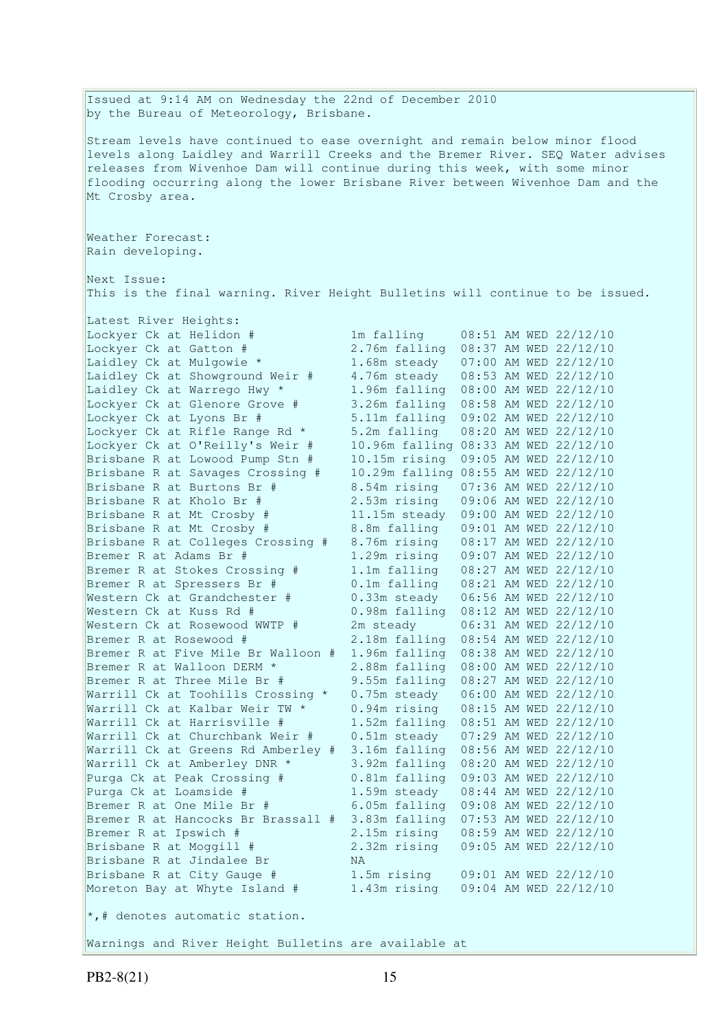Issued at 9:14 AM on Wednesday the 22nd of December 2010
by the Bureau of Meteorology, Brisbane.

Stream levels have continued to ease overnight and remain below minor flood levels along Laidley and Warrill Creeks and the Bremer River. SEQ Water advises releases from Wivenhoe Dam will continue during this week, with some minor flooding occurring along the lower Brisbane River between Wivenhoe Dam and the Mt Crosby area.

Weather Forecast:
Rain developing.

Next Issue:
This is the final warning. River Height Bulletins will continue to be issued.

Latest River Heights:

| Location | Height | Time |
|---|---|---|
| Lockyer Ck at Helidon # | 1m falling | 08:51 AM WED 22/12/10 |
| Lockyer Ck at Gatton # | 2.76m falling | 08:37 AM WED 22/12/10 |
| Laidley Ck at Mulgowie * | 1.68m steady | 07:00 AM WED 22/12/10 |
| Laidley Ck at Showground Weir # | 4.76m steady | 08:53 AM WED 22/12/10 |
| Laidley Ck at Warrego Hwy * | 1.96m falling | 08:00 AM WED 22/12/10 |
| Lockyer Ck at Glenore Grove # | 3.26m falling | 08:58 AM WED 22/12/10 |
| Lockyer Ck at Lyons Br # | 5.11m falling | 09:02 AM WED 22/12/10 |
| Lockyer Ck at Rifle Range Rd * | 5.2m falling | 08:20 AM WED 22/12/10 |
| Lockyer Ck at O'Reilly's Weir # | 10.96m falling | 08:33 AM WED 22/12/10 |
| Brisbane R at Lowood Pump Stn # | 10.15m rising | 09:05 AM WED 22/12/10 |
| Brisbane R at Savages Crossing # | 10.29m falling | 08:55 AM WED 22/12/10 |
| Brisbane R at Burtons Br # | 8.54m rising | 07:36 AM WED 22/12/10 |
| Brisbane R at Kholo Br # | 2.53m rising | 09:06 AM WED 22/12/10 |
| Brisbane R at Mt Crosby # | 11.15m steady | 09:00 AM WED 22/12/10 |
| Brisbane R at Mt Crosby # | 8.8m falling | 09:01 AM WED 22/12/10 |
| Brisbane R at Colleges Crossing # | 8.76m rising | 08:17 AM WED 22/12/10 |
| Bremer R at Adams Br # | 1.29m rising | 09:07 AM WED 22/12/10 |
| Bremer R at Stokes Crossing # | 1.1m falling | 08:27 AM WED 22/12/10 |
| Bremer R at Spressers Br # | 0.1m falling | 08:21 AM WED 22/12/10 |
| Western Ck at Grandchester # | 0.33m steady | 06:56 AM WED 22/12/10 |
| Western Ck at Kuss Rd # | 0.98m falling | 08:12 AM WED 22/12/10 |
| Western Ck at Rosewood WWTP # | 2m steady | 06:31 AM WED 22/12/10 |
| Bremer R at Rosewood # | 2.18m falling | 08:54 AM WED 22/12/10 |
| Bremer R at Five Mile Br Walloon # | 1.96m falling | 08:38 AM WED 22/12/10 |
| Bremer R at Walloon DERM * | 2.88m falling | 08:00 AM WED 22/12/10 |
| Bremer R at Three Mile Br # | 9.55m falling | 08:27 AM WED 22/12/10 |
| Warrill Ck at Toohills Crossing * | 0.75m steady | 06:00 AM WED 22/12/10 |
| Warrill Ck at Kalbar Weir TW * | 0.94m rising | 08:15 AM WED 22/12/10 |
| Warrill Ck at Harrisville # | 1.52m falling | 08:51 AM WED 22/12/10 |
| Warrill Ck at Churchbank Weir # | 0.51m steady | 07:29 AM WED 22/12/10 |
| Warrill Ck at Greens Rd Amberley # | 3.16m falling | 08:56 AM WED 22/12/10 |
| Warrill Ck at Amberley DNR * | 3.92m falling | 08:20 AM WED 22/12/10 |
| Purga Ck at Peak Crossing # | 0.81m falling | 09:03 AM WED 22/12/10 |
| Purga Ck at Loamside # | 1.59m steady | 08:44 AM WED 22/12/10 |
| Bremer R at One Mile Br # | 6.05m falling | 09:08 AM WED 22/12/10 |
| Bremer R at Hancocks Br Brassall # | 3.83m falling | 07:53 AM WED 22/12/10 |
| Bremer R at Ipswich # | 2.15m rising | 08:59 AM WED 22/12/10 |
| Brisbane R at Moggill # | 2.32m rising | 09:05 AM WED 22/12/10 |
| Brisbane R at Jindalee Br | NA | |
| Brisbane R at City Gauge # | 1.5m rising | 09:01 AM WED 22/12/10 |
| Moreton Bay at Whyte Island # | 1.43m rising | 09:04 AM WED 22/12/10 |

*,# denotes automatic station.

Warnings and River Height Bulletins are available at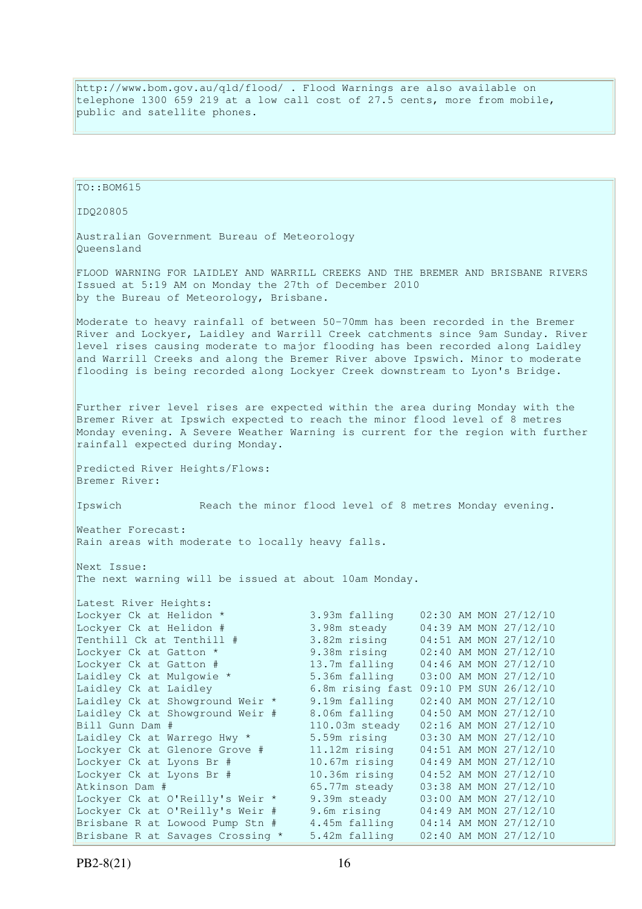http://www.bom.gov.au/qld/flood/ . Flood Warnings are also available on telephone 1300 659 219 at a low call cost of 27.5 cents, more from mobile, public and satellite phones.

TO::BOM615

IDQ20805

Australian Government Bureau of Meteorology
Queensland

FLOOD WARNING FOR LAIDLEY AND WARRILL CREEKS AND THE BREMER AND BRISBANE RIVERS
Issued at 5:19 AM on Monday the 27th of December 2010
by the Bureau of Meteorology, Brisbane.

Moderate to heavy rainfall of between 50-70mm has been recorded in the Bremer River and Lockyer, Laidley and Warrill Creek catchments since 9am Sunday. River level rises causing moderate to major flooding has been recorded along Laidley and Warrill Creeks and along the Bremer River above Ipswich. Minor to moderate flooding is being recorded along Lockyer Creek downstream to Lyon's Bridge.

Further river level rises are expected within the area during Monday with the Bremer River at Ipswich expected to reach the minor flood level of 8 metres Monday evening. A Severe Weather Warning is current for the region with further rainfall expected during Monday.

Predicted River Heights/Flows:
Bremer River:

Ipswich Reach the minor flood level of 8 metres Monday evening.

Weather Forecast:
Rain areas with moderate to locally heavy falls.

Next Issue:
The next warning will be issued at about 10am Monday.

Latest River Heights:

| | | |
|---|---|---|
| Lockyer Ck at Helidon * | 3.93m falling | 02:30 AM MON 27/12/10 |
| Lockyer Ck at Helidon # | 3.98m steady | 04:39 AM MON 27/12/10 |
| Tenthill Ck at Tenthill # | 3.82m rising | 04:51 AM MON 27/12/10 |
| Lockyer Ck at Gatton * | 9.38m rising | 02:40 AM MON 27/12/10 |
| Lockyer Ck at Gatton # | 13.7m falling | 04:46 AM MON 27/12/10 |
| Laidley Ck at Mulgowie * | 5.36m falling | 03:00 AM MON 27/12/10 |
| Laidley Ck at Laidley | 6.8m rising fast | 09:10 PM SUN 26/12/10 |
| Laidley Ck at Showground Weir * | 9.19m falling | 02:40 AM MON 27/12/10 |
| Laidley Ck at Showground Weir # | 8.06m falling | 04:50 AM MON 27/12/10 |
| Bill Gunn Dam # | 110.03m steady | 02:16 AM MON 27/12/10 |
| Laidley Ck at Warrego Hwy * | 5.59m rising | 03:30 AM MON 27/12/10 |
| Lockyer Ck at Glenore Grove # | 11.12m rising | 04:51 AM MON 27/12/10 |
| Lockyer Ck at Lyons Br # | 10.67m rising | 04:49 AM MON 27/12/10 |
| Lockyer Ck at Lyons Br # | 10.36m rising | 04:52 AM MON 27/12/10 |
| Atkinson Dam # | 65.77m steady | 03:38 AM MON 27/12/10 |
| Lockyer Ck at O'Reilly's Weir * | 9.39m steady | 03:00 AM MON 27/12/10 |
| Lockyer Ck at O'Reilly's Weir # | 9.6m rising | 04:49 AM MON 27/12/10 |
| Brisbane R at Lowood Pump Stn # | 4.45m falling | 04:14 AM MON 27/12/10 |
| Brisbane R at Savages Crossing * | 5.42m falling | 02:40 AM MON 27/12/10 |

PB2-8(21)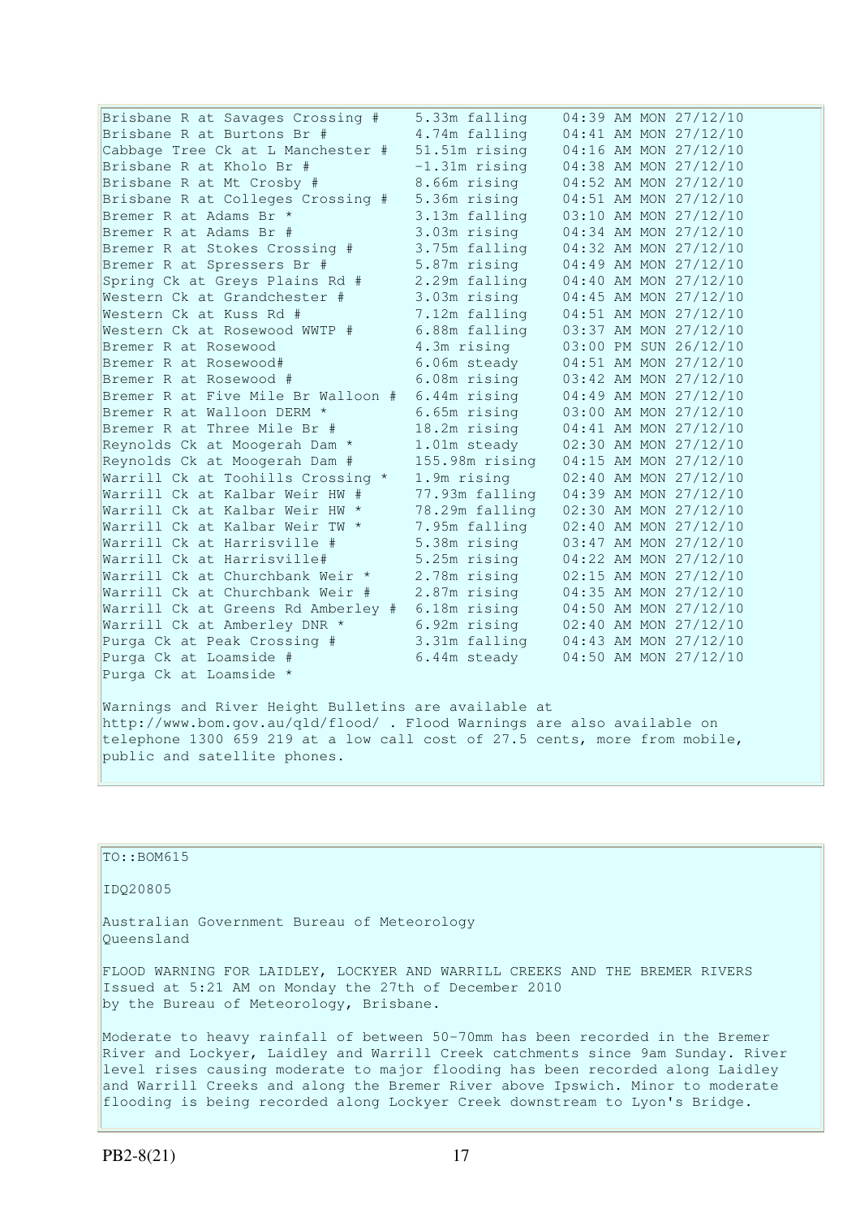```
Brisbane R at Savages Crossing #    5.33m falling    04:39 AM MON 27/12/10
Brisbane R at Burtons Br #          4.74m falling    04:41 AM MON 27/12/10
Cabbage Tree Ck at L Manchester #   51.51m rising    04:16 AM MON 27/12/10
Brisbane R at Kholo Br #            -1.31m rising    04:38 AM MON 27/12/10
Brisbane R at Mt Crosby #           8.66m rising     04:52 AM MON 27/12/10
Brisbane R at Colleges Crossing #   5.36m rising     04:51 AM MON 27/12/10
Bremer R at Adams Br *              3.13m falling    03:10 AM MON 27/12/10
Bremer R at Adams Br #              3.03m rising     04:34 AM MON 27/12/10
Bremer R at Stokes Crossing #       3.75m falling    04:32 AM MON 27/12/10
Bremer R at Spressers Br #          5.87m rising     04:49 AM MON 27/12/10
Spring Ck at Greys Plains Rd #      2.29m falling    04:40 AM MON 27/12/10
Western Ck at Grandchester #        3.03m rising     04:45 AM MON 27/12/10
Western Ck at Kuss Rd #             7.12m falling    04:51 AM MON 27/12/10
Western Ck at Rosewood WWTP #       6.88m falling    03:37 AM MON 27/12/10
Bremer R at Rosewood                4.3m rising      03:00 PM SUN 26/12/10
Bremer R at Rosewood#               6.06m steady     04:51 AM MON 27/12/10
Bremer R at Rosewood #              6.08m rising     03:42 AM MON 27/12/10
Bremer R at Five Mile Br Walloon #  6.44m rising     04:49 AM MON 27/12/10
Bremer R at Walloon DERM *          6.65m rising     03:00 AM MON 27/12/10
Bremer R at Three Mile Br #         18.2m rising     04:41 AM MON 27/12/10
Reynolds Ck at Moogerah Dam *       1.01m steady     02:30 AM MON 27/12/10
Reynolds Ck at Moogerah Dam #       155.98m rising   04:15 AM MON 27/12/10
Warrill Ck at Toohills Crossing *   1.9m rising      02:40 AM MON 27/12/10
Warrill Ck at Kalbar Weir HW #      77.93m falling   04:39 AM MON 27/12/10
Warrill Ck at Kalbar Weir HW *      78.29m falling   02:30 AM MON 27/12/10
Warrill Ck at Kalbar Weir TW *      7.95m falling    02:40 AM MON 27/12/10
Warrill Ck at Harrisville #         5.38m rising     03:47 AM MON 27/12/10
Warrill Ck at Harrisville#          5.25m rising     04:22 AM MON 27/12/10
Warrill Ck at Churchbank Weir *     2.78m rising     02:15 AM MON 27/12/10
Warrill Ck at Churchbank Weir #     2.87m rising     04:35 AM MON 27/12/10
Warrill Ck at Greens Rd Amberley #  6.18m rising     04:50 AM MON 27/12/10
Warrill Ck at Amberley DNR *        6.92m rising     02:40 AM MON 27/12/10
Purga Ck at Peak Crossing #         3.31m falling    04:43 AM MON 27/12/10
Purga Ck at Loamside #              6.44m steady     04:50 AM MON 27/12/10
Purga Ck at Loamside *
```

Warnings and River Height Bulletins are available at http://www.bom.gov.au/qld/flood/ . Flood Warnings are also available on telephone 1300 659 219 at a low call cost of 27.5 cents, more from mobile, public and satellite phones.

TO::BOM615

IDQ20805

Australian Government Bureau of Meteorology
Queensland

FLOOD WARNING FOR LAIDLEY, LOCKYER AND WARRILL CREEKS AND THE BREMER RIVERS
Issued at 5:21 AM on Monday the 27th of December 2010
by the Bureau of Meteorology, Brisbane.

Moderate to heavy rainfall of between 50-70mm has been recorded in the Bremer River and Lockyer, Laidley and Warrill Creek catchments since 9am Sunday. River level rises causing moderate to major flooding has been recorded along Laidley and Warrill Creeks and along the Bremer River above Ipswich. Minor to moderate flooding is being recorded along Lockyer Creek downstream to Lyon's Bridge.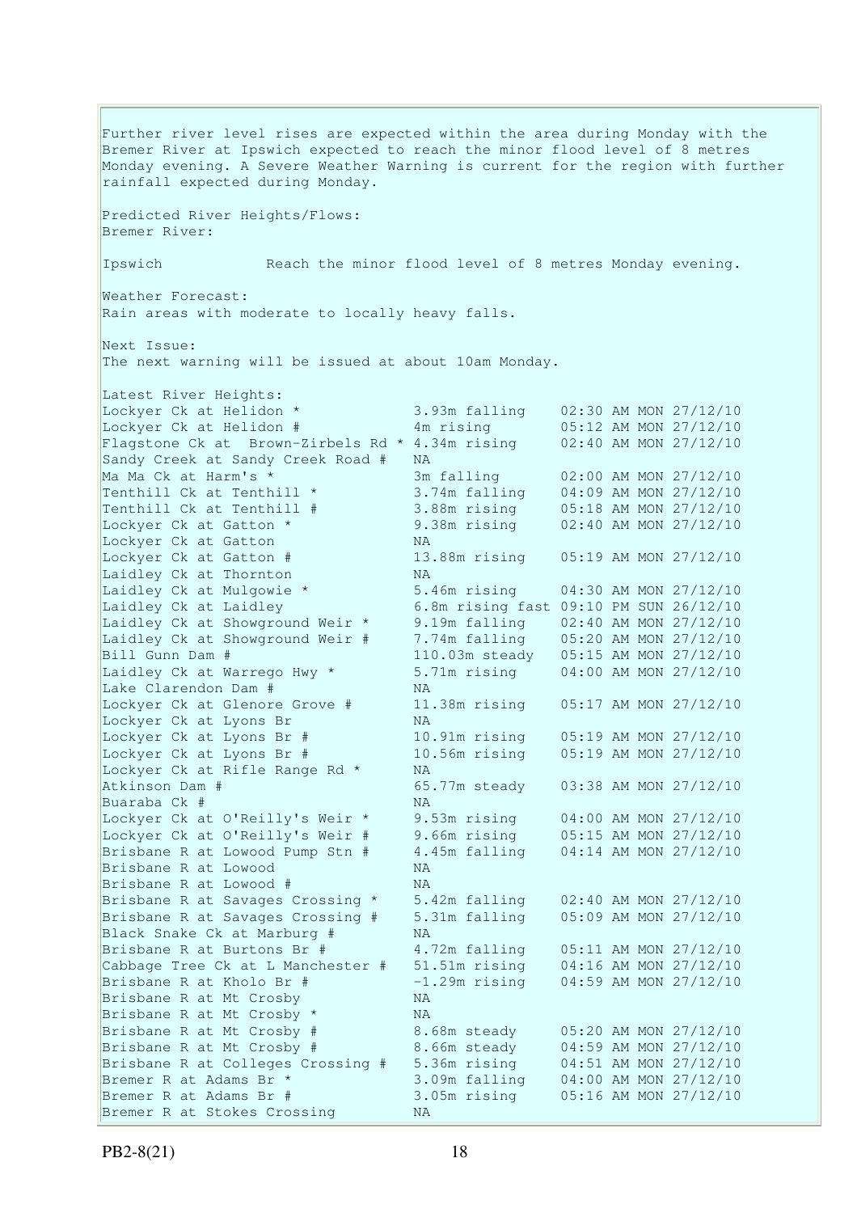Further river level rises are expected within the area during Monday with the Bremer River at Ipswich expected to reach the minor flood level of 8 metres Monday evening. A Severe Weather Warning is current for the region with further rainfall expected during Monday.

Predicted River Heights/Flows:
Bremer River:

Ipswich Reach the minor flood level of 8 metres Monday evening.

Weather Forecast:
Rain areas with moderate to locally heavy falls.

Next Issue:
The next warning will be issued at about 10am Monday.

Latest River Heights:

| Station | Height | Time |
|---|---|---|
| Lockyer Ck at Helidon * | 3.93m falling | 02:30 AM MON 27/12/10 |
| Lockyer Ck at Helidon # | 4m rising | 05:12 AM MON 27/12/10 |
| Flagstone Ck at Brown-Zirbels Rd * | 4.34m rising | 02:40 AM MON 27/12/10 |
| Sandy Creek at Sandy Creek Road # | NA | |
| Ma Ma Ck at Harm's * | 3m falling | 02:00 AM MON 27/12/10 |
| Tenthill Ck at Tenthill * | 3.74m falling | 04:09 AM MON 27/12/10 |
| Tenthill Ck at Tenthill # | 3.88m rising | 05:18 AM MON 27/12/10 |
| Lockyer Ck at Gatton * | 9.38m rising | 02:40 AM MON 27/12/10 |
| Lockyer Ck at Gatton | NA | |
| Lockyer Ck at Gatton # | 13.88m rising | 05:19 AM MON 27/12/10 |
| Laidley Ck at Thornton | NA | |
| Laidley Ck at Mulgowie * | 5.46m rising | 04:30 AM MON 27/12/10 |
| Laidley Ck at Laidley | 6.8m rising fast | 09:10 PM SUN 26/12/10 |
| Laidley Ck at Showground Weir * | 9.19m falling | 02:40 AM MON 27/12/10 |
| Laidley Ck at Showground Weir # | 7.74m falling | 05:20 AM MON 27/12/10 |
| Bill Gunn Dam # | 110.03m steady | 05:15 AM MON 27/12/10 |
| Laidley Ck at Warrego Hwy * | 5.71m rising | 04:00 AM MON 27/12/10 |
| Lake Clarendon Dam # | NA | |
| Lockyer Ck at Glenore Grove # | 11.38m rising | 05:17 AM MON 27/12/10 |
| Lockyer Ck at Lyons Br | NA | |
| Lockyer Ck at Lyons Br # | 10.91m rising | 05:19 AM MON 27/12/10 |
| Lockyer Ck at Lyons Br # | 10.56m rising | 05:19 AM MON 27/12/10 |
| Lockyer Ck at Rifle Range Rd * | NA | |
| Atkinson Dam # | 65.77m steady | 03:38 AM MON 27/12/10 |
| Buaraba Ck # | NA | |
| Lockyer Ck at O'Reilly's Weir * | 9.53m rising | 04:00 AM MON 27/12/10 |
| Lockyer Ck at O'Reilly's Weir # | 9.66m rising | 05:15 AM MON 27/12/10 |
| Brisbane R at Lowood Pump Stn # | 4.45m falling | 04:14 AM MON 27/12/10 |
| Brisbane R at Lowood | NA | |
| Brisbane R at Lowood # | NA | |
| Brisbane R at Savages Crossing * | 5.42m falling | 02:40 AM MON 27/12/10 |
| Brisbane R at Savages Crossing # | 5.31m falling | 05:09 AM MON 27/12/10 |
| Black Snake Ck at Marburg # | NA | |
| Brisbane R at Burtons Br # | 4.72m falling | 05:11 AM MON 27/12/10 |
| Cabbage Tree Ck at L Manchester # | 51.51m rising | 04:16 AM MON 27/12/10 |
| Brisbane R at Kholo Br # | -1.29m rising | 04:59 AM MON 27/12/10 |
| Brisbane R at Mt Crosby | NA | |
| Brisbane R at Mt Crosby * | NA | |
| Brisbane R at Mt Crosby # | 8.68m steady | 05:20 AM MON 27/12/10 |
| Brisbane R at Mt Crosby # | 8.66m steady | 04:59 AM MON 27/12/10 |
| Brisbane R at Colleges Crossing # | 5.36m rising | 04:51 AM MON 27/12/10 |
| Bremer R at Adams Br * | 3.09m falling | 04:00 AM MON 27/12/10 |
| Bremer R at Adams Br # | 3.05m rising | 05:16 AM MON 27/12/10 |
| Bremer R at Stokes Crossing | NA | |

PB2-8(21)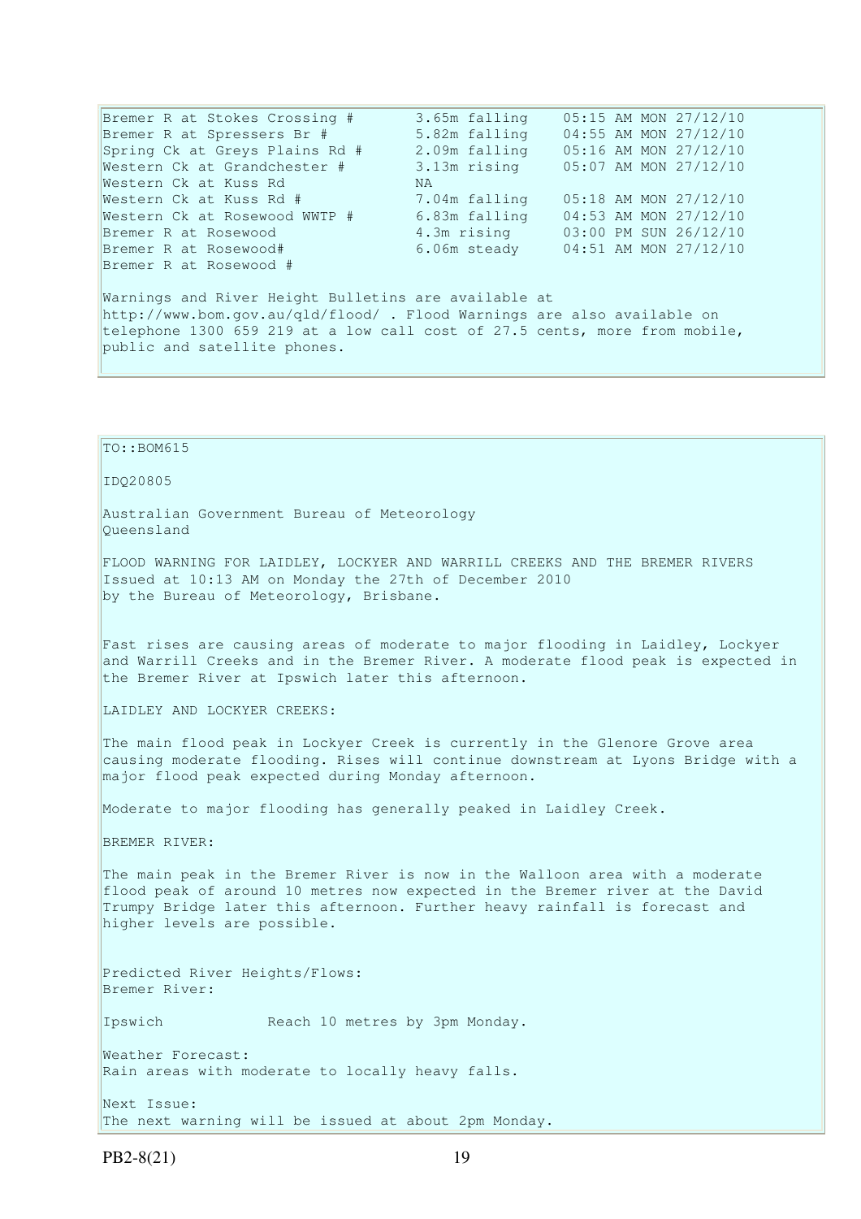| | | |
|---|---|---|
| Bremer R at Stokes Crossing # | 3.65m falling | 05:15 AM MON 27/12/10 |
| Bremer R at Spressers Br # | 5.82m falling | 04:55 AM MON 27/12/10 |
| Spring Ck at Greys Plains Rd # | 2.09m falling | 05:16 AM MON 27/12/10 |
| Western Ck at Grandchester # | 3.13m rising | 05:07 AM MON 27/12/10 |
| Western Ck at Kuss Rd | NA | |
| Western Ck at Kuss Rd # | 7.04m falling | 05:18 AM MON 27/12/10 |
| Western Ck at Rosewood WWTP # | 6.83m falling | 04:53 AM MON 27/12/10 |
| Bremer R at Rosewood | 4.3m rising | 03:00 PM SUN 26/12/10 |
| Bremer R at Rosewood# | 6.06m steady | 04:51 AM MON 27/12/10 |
| Bremer R at Rosewood # | | |

Warnings and River Height Bulletins are available at http://www.bom.gov.au/qld/flood/ . Flood Warnings are also available on telephone 1300 659 219 at a low call cost of 27.5 cents, more from mobile, public and satellite phones.

TO::BOM615

IDQ20805

Australian Government Bureau of Meteorology
Queensland

FLOOD WARNING FOR LAIDLEY, LOCKYER AND WARRILL CREEKS AND THE BREMER RIVERS
Issued at 10:13 AM on Monday the 27th of December 2010
by the Bureau of Meteorology, Brisbane.

Fast rises are causing areas of moderate to major flooding in Laidley, Lockyer and Warrill Creeks and in the Bremer River. A moderate flood peak is expected in the Bremer River at Ipswich later this afternoon.

LAIDLEY AND LOCKYER CREEKS:

The main flood peak in Lockyer Creek is currently in the Glenore Grove area causing moderate flooding. Rises will continue downstream at Lyons Bridge with a major flood peak expected during Monday afternoon.

Moderate to major flooding has generally peaked in Laidley Creek.

BREMER RIVER:

The main peak in the Bremer River is now in the Walloon area with a moderate flood peak of around 10 metres now expected in the Bremer river at the David Trumpy Bridge later this afternoon. Further heavy rainfall is forecast and higher levels are possible.

Predicted River Heights/Flows:
Bremer River:

Ipswich Reach 10 metres by 3pm Monday.

Weather Forecast:
Rain areas with moderate to locally heavy falls.

Next Issue:
The next warning will be issued at about 2pm Monday.

PB2-8(21)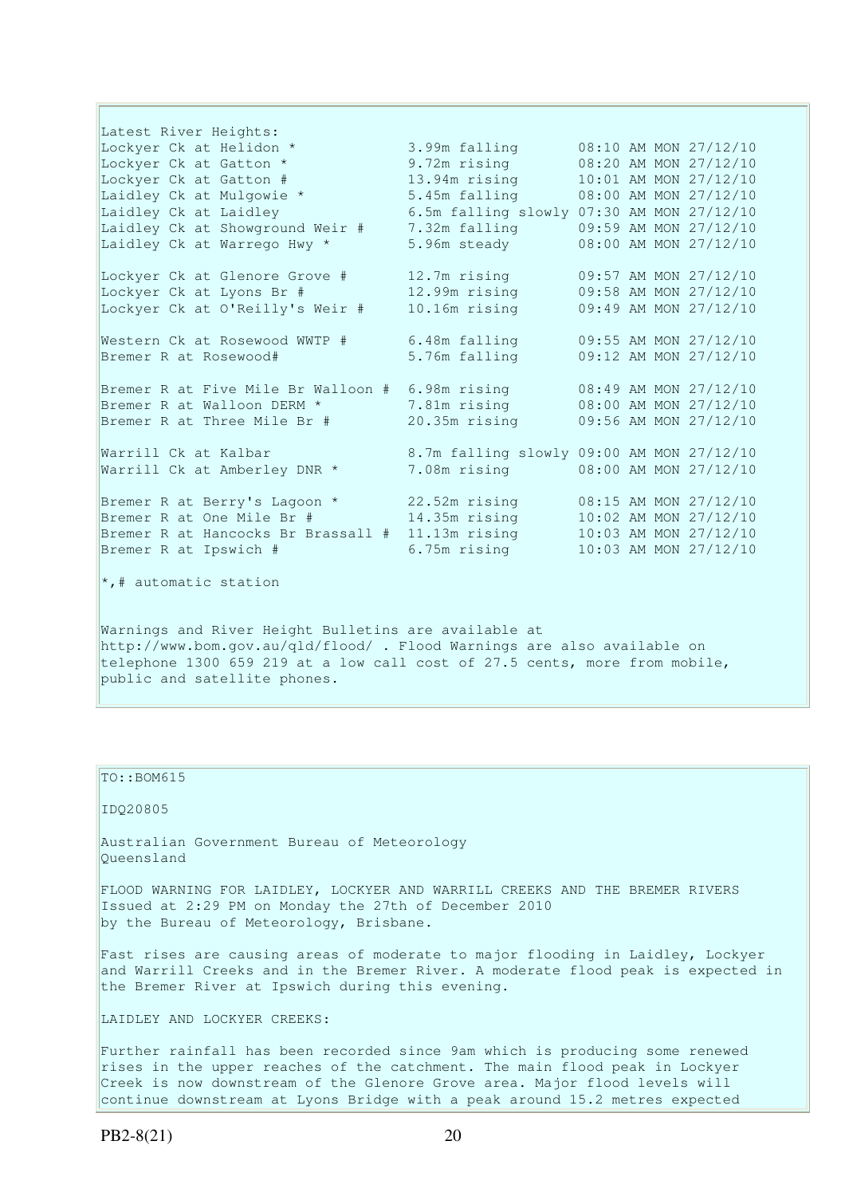Latest River Heights:

| | | |
|---|---|---|
| Lockyer Ck at Helidon * | 3.99m falling | 08:10 AM MON 27/12/10 |
| Lockyer Ck at Gatton * | 9.72m rising | 08:20 AM MON 27/12/10 |
| Lockyer Ck at Gatton # | 13.94m rising | 10:01 AM MON 27/12/10 |
| Laidley Ck at Mulgowie * | 5.45m falling | 08:00 AM MON 27/12/10 |
| Laidley Ck at Laidley | 6.5m falling slowly | 07:30 AM MON 27/12/10 |
| Laidley Ck at Showground Weir # | 7.32m falling | 09:59 AM MON 27/12/10 |
| Laidley Ck at Warrego Hwy * | 5.96m steady | 08:00 AM MON 27/12/10 |
| Lockyer Ck at Glenore Grove # | 12.7m rising | 09:57 AM MON 27/12/10 |
| Lockyer Ck at Lyons Br # | 12.99m rising | 09:58 AM MON 27/12/10 |
| Lockyer Ck at O'Reilly's Weir # | 10.16m rising | 09:49 AM MON 27/12/10 |
| Western Ck at Rosewood WWTP # | 6.48m falling | 09:55 AM MON 27/12/10 |
| Bremer R at Rosewood# | 5.76m falling | 09:12 AM MON 27/12/10 |
| Bremer R at Five Mile Br Walloon # | 6.98m rising | 08:49 AM MON 27/12/10 |
| Bremer R at Walloon DERM * | 7.81m rising | 08:00 AM MON 27/12/10 |
| Bremer R at Three Mile Br # | 20.35m rising | 09:56 AM MON 27/12/10 |
| Warrill Ck at Kalbar | 8.7m falling slowly | 09:00 AM MON 27/12/10 |
| Warrill Ck at Amberley DNR * | 7.08m rising | 08:00 AM MON 27/12/10 |
| Bremer R at Berry's Lagoon * | 22.52m rising | 08:15 AM MON 27/12/10 |
| Bremer R at One Mile Br # | 14.35m rising | 10:02 AM MON 27/12/10 |
| Bremer R at Hancocks Br Brassall # | 11.13m rising | 10:03 AM MON 27/12/10 |
| Bremer R at Ipswich # | 6.75m rising | 10:03 AM MON 27/12/10 |

*,# automatic station

Warnings and River Height Bulletins are available at http://www.bom.gov.au/qld/flood/ . Flood Warnings are also available on telephone 1300 659 219 at a low call cost of 27.5 cents, more from mobile, public and satellite phones.

TO::BOM615

IDQ20805

Australian Government Bureau of Meteorology
Queensland

FLOOD WARNING FOR LAIDLEY, LOCKYER AND WARRILL CREEKS AND THE BREMER RIVERS
Issued at 2:29 PM on Monday the 27th of December 2010
by the Bureau of Meteorology, Brisbane.

Fast rises are causing areas of moderate to major flooding in Laidley, Lockyer and Warrill Creeks and in the Bremer River. A moderate flood peak is expected in the Bremer River at Ipswich during this evening.

LAIDLEY AND LOCKYER CREEKS:

Further rainfall has been recorded since 9am which is producing some renewed rises in the upper reaches of the catchment. The main flood peak in Lockyer Creek is now downstream of the Glenore Grove area. Major flood levels will continue downstream at Lyons Bridge with a peak around 15.2 metres expected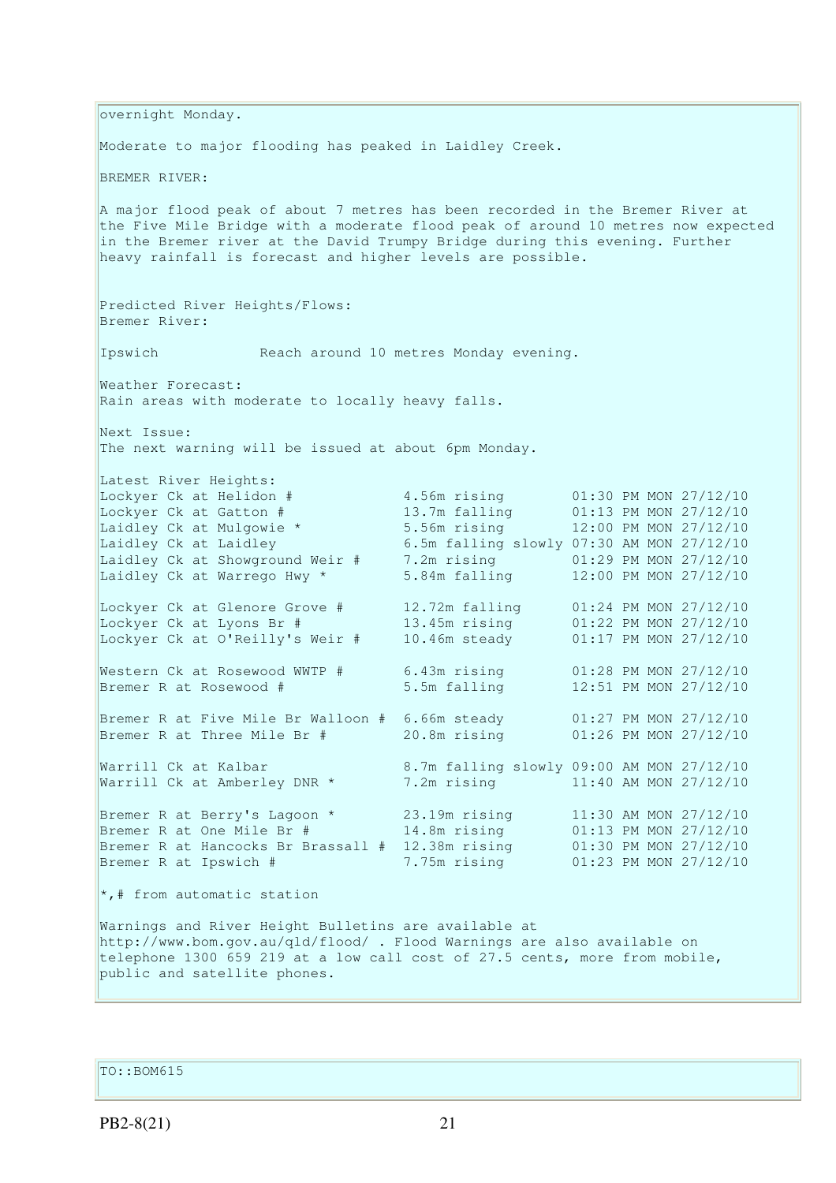overnight Monday.

Moderate to major flooding has peaked in Laidley Creek.

BREMER RIVER:

A major flood peak of about 7 metres has been recorded in the Bremer River at the Five Mile Bridge with a moderate flood peak of around 10 metres now expected in the Bremer river at the David Trumpy Bridge during this evening. Further heavy rainfall is forecast and higher levels are possible.

Predicted River Heights/Flows:
Bremer River:

Ipswich            Reach around 10 metres Monday evening.

Weather Forecast:
Rain areas with moderate to locally heavy falls.

Next Issue:
The next warning will be issued at about 6pm Monday.

Latest River Heights:

| Location | Height | Time |
|---|---|---|
| Lockyer Ck at Helidon # | 4.56m rising | 01:30 PM MON 27/12/10 |
| Lockyer Ck at Gatton # | 13.7m falling | 01:13 PM MON 27/12/10 |
| Laidley Ck at Mulgowie * | 5.56m rising | 12:00 PM MON 27/12/10 |
| Laidley Ck at Laidley | 6.5m falling slowly | 07:30 AM MON 27/12/10 |
| Laidley Ck at Showground Weir # | 7.2m rising | 01:29 PM MON 27/12/10 |
| Laidley Ck at Warrego Hwy * | 5.84m falling | 12:00 PM MON 27/12/10 |
| Lockyer Ck at Glenore Grove # | 12.72m falling | 01:24 PM MON 27/12/10 |
| Lockyer Ck at Lyons Br # | 13.45m rising | 01:22 PM MON 27/12/10 |
| Lockyer Ck at O'Reilly's Weir # | 10.46m steady | 01:17 PM MON 27/12/10 |
| Western Ck at Rosewood WWTP # | 6.43m rising | 01:28 PM MON 27/12/10 |
| Bremer R at Rosewood # | 5.5m falling | 12:51 PM MON 27/12/10 |
| Bremer R at Five Mile Br Walloon # | 6.66m steady | 01:27 PM MON 27/12/10 |
| Bremer R at Three Mile Br # | 20.8m rising | 01:26 PM MON 27/12/10 |
| Warrill Ck at Kalbar | 8.7m falling slowly | 09:00 AM MON 27/12/10 |
| Warrill Ck at Amberley DNR * | 7.2m rising | 11:40 AM MON 27/12/10 |
| Bremer R at Berry's Lagoon * | 23.19m rising | 11:30 AM MON 27/12/10 |
| Bremer R at One Mile Br # | 14.8m rising | 01:13 PM MON 27/12/10 |
| Bremer R at Hancocks Br Brassall # | 12.38m rising | 01:30 PM MON 27/12/10 |
| Bremer R at Ipswich # | 7.75m rising | 01:23 PM MON 27/12/10 |

*,# from automatic station

Warnings and River Height Bulletins are available at http://www.bom.gov.au/qld/flood/ . Flood Warnings are also available on telephone 1300 659 219 at a low call cost of 27.5 cents, more from mobile, public and satellite phones.

TO::BOM615

PB2-8(21)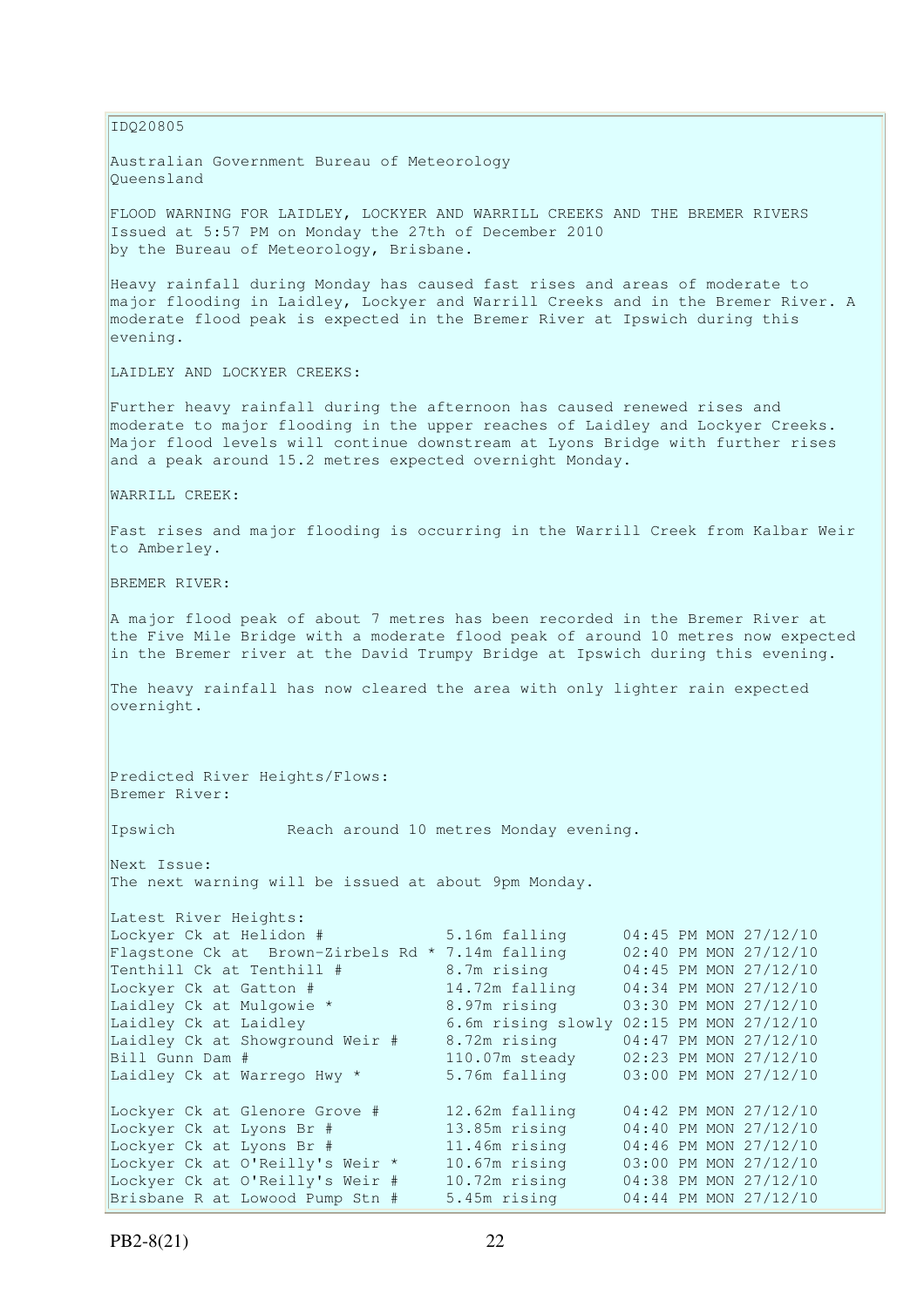IDQ20805

Australian Government Bureau of Meteorology
Queensland

FLOOD WARNING FOR LAIDLEY, LOCKYER AND WARRILL CREEKS AND THE BREMER RIVERS
Issued at 5:57 PM on Monday the 27th of December 2010
by the Bureau of Meteorology, Brisbane.

Heavy rainfall during Monday has caused fast rises and areas of moderate to major flooding in Laidley, Lockyer and Warrill Creeks and in the Bremer River. A moderate flood peak is expected in the Bremer River at Ipswich during this evening.

LAIDLEY AND LOCKYER CREEKS:

Further heavy rainfall during the afternoon has caused renewed rises and moderate to major flooding in the upper reaches of Laidley and Lockyer Creeks. Major flood levels will continue downstream at Lyons Bridge with further rises and a peak around 15.2 metres expected overnight Monday.

WARRILL CREEK:

Fast rises and major flooding is occurring in the Warrill Creek from Kalbar Weir to Amberley.

BREMER RIVER:

A major flood peak of about 7 metres has been recorded in the Bremer River at the Five Mile Bridge with a moderate flood peak of around 10 metres now expected in the Bremer river at the David Trumpy Bridge at Ipswich during this evening.

The heavy rainfall has now cleared the area with only lighter rain expected overnight.

Predicted River Heights/Flows:
Bremer River:

Ipswich Reach around 10 metres Monday evening.

Next Issue:
The next warning will be issued at about 9pm Monday.

Latest River Heights:

| | | |
|---|---|---|
| Lockyer Ck at Helidon # | 5.16m falling | 04:45 PM MON 27/12/10 |
| Flagstone Ck at Brown-Zirbels Rd * | 7.14m falling | 02:40 PM MON 27/12/10 |
| Tenthill Ck at Tenthill # | 8.7m rising | 04:45 PM MON 27/12/10 |
| Lockyer Ck at Gatton # | 14.72m falling | 04:34 PM MON 27/12/10 |
| Laidley Ck at Mulgowie * | 8.97m rising | 03:30 PM MON 27/12/10 |
| Laidley Ck at Laidley | 6.6m rising slowly | 02:15 PM MON 27/12/10 |
| Laidley Ck at Showground Weir # | 8.72m rising | 04:47 PM MON 27/12/10 |
| Bill Gunn Dam # | 110.07m steady | 02:23 PM MON 27/12/10 |
| Laidley Ck at Warrego Hwy * | 5.76m falling | 03:00 PM MON 27/12/10 |
| | | |
| Lockyer Ck at Glenore Grove # | 12.62m falling | 04:42 PM MON 27/12/10 |
| Lockyer Ck at Lyons Br # | 13.85m rising | 04:40 PM MON 27/12/10 |
| Lockyer Ck at Lyons Br # | 11.46m rising | 04:46 PM MON 27/12/10 |
| Lockyer Ck at O'Reilly's Weir * | 10.67m rising | 03:00 PM MON 27/12/10 |
| Lockyer Ck at O'Reilly's Weir # | 10.72m rising | 04:38 PM MON 27/12/10 |
| Brisbane R at Lowood Pump Stn # | 5.45m rising | 04:44 PM MON 27/12/10 |

PB2-8(21)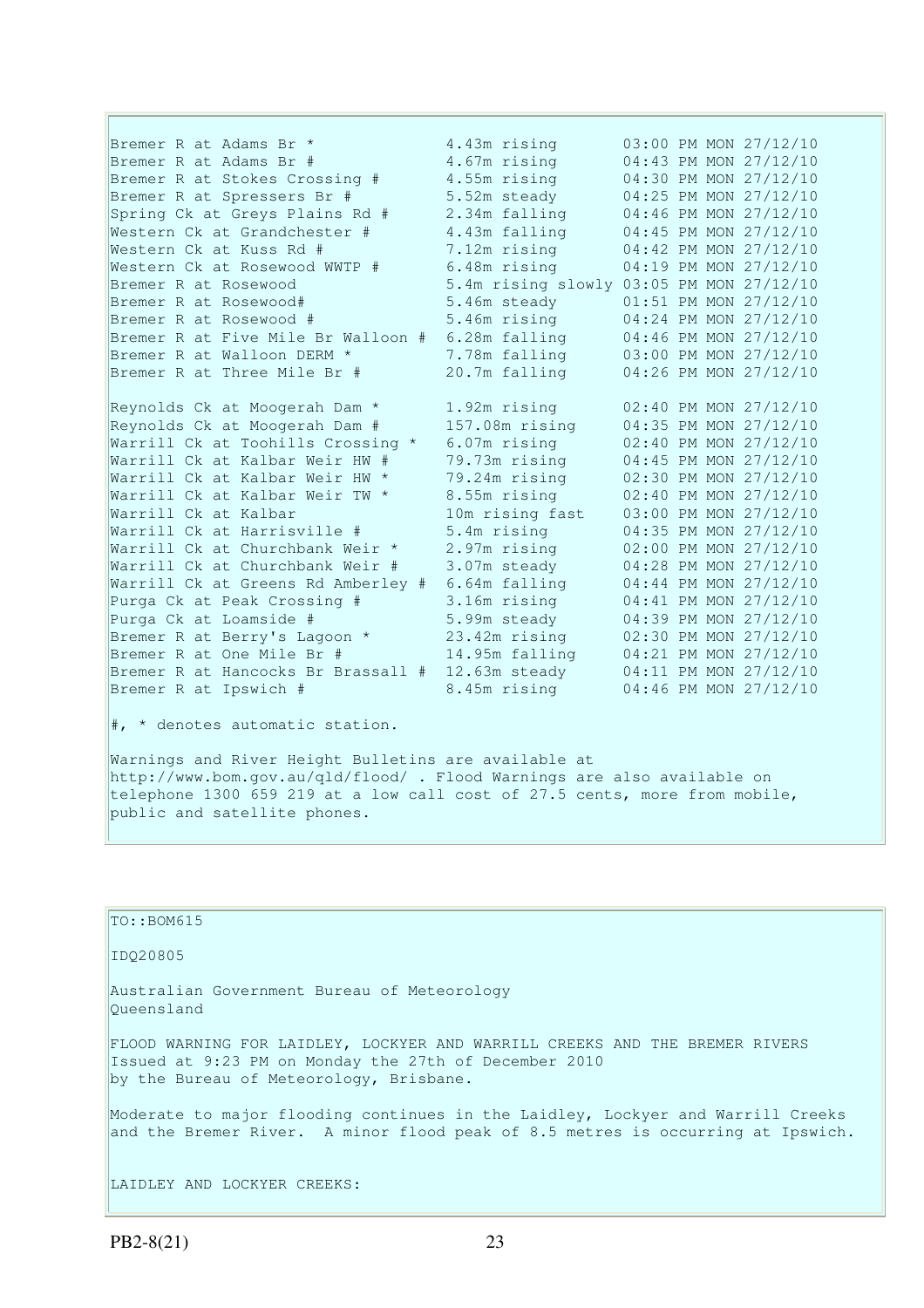| | | |
|---|---|---|
| Bremer R at Adams Br * | 4.43m rising | 03:00 PM MON 27/12/10 |
| Bremer R at Adams Br # | 4.67m rising | 04:43 PM MON 27/12/10 |
| Bremer R at Stokes Crossing # | 4.55m rising | 04:30 PM MON 27/12/10 |
| Bremer R at Spressers Br # | 5.52m steady | 04:25 PM MON 27/12/10 |
| Spring Ck at Greys Plains Rd # | 2.34m falling | 04:46 PM MON 27/12/10 |
| Western Ck at Grandchester # | 4.43m falling | 04:45 PM MON 27/12/10 |
| Western Ck at Kuss Rd # | 7.12m rising | 04:42 PM MON 27/12/10 |
| Western Ck at Rosewood WWTP # | 6.48m rising | 04:19 PM MON 27/12/10 |
| Bremer R at Rosewood | 5.4m rising slowly | 03:05 PM MON 27/12/10 |
| Bremer R at Rosewood# | 5.46m steady | 01:51 PM MON 27/12/10 |
| Bremer R at Rosewood # | 5.46m rising | 04:24 PM MON 27/12/10 |
| Bremer R at Five Mile Br Walloon # | 6.28m falling | 04:46 PM MON 27/12/10 |
| Bremer R at Walloon DERM * | 7.78m falling | 03:00 PM MON 27/12/10 |
| Bremer R at Three Mile Br # | 20.7m falling | 04:26 PM MON 27/12/10 |
| | | |
| Reynolds Ck at Moogerah Dam * | 1.92m rising | 02:40 PM MON 27/12/10 |
| Reynolds Ck at Moogerah Dam # | 157.08m rising | 04:35 PM MON 27/12/10 |
| Warrill Ck at Toohills Crossing * | 6.07m rising | 02:40 PM MON 27/12/10 |
| Warrill Ck at Kalbar Weir HW # | 79.73m rising | 04:45 PM MON 27/12/10 |
| Warrill Ck at Kalbar Weir HW * | 79.24m rising | 02:30 PM MON 27/12/10 |
| Warrill Ck at Kalbar Weir TW * | 8.55m rising | 02:40 PM MON 27/12/10 |
| Warrill Ck at Kalbar | 10m rising fast | 03:00 PM MON 27/12/10 |
| Warrill Ck at Harrisville # | 5.4m rising | 04:35 PM MON 27/12/10 |
| Warrill Ck at Churchbank Weir * | 2.97m rising | 02:00 PM MON 27/12/10 |
| Warrill Ck at Churchbank Weir # | 3.07m steady | 04:28 PM MON 27/12/10 |
| Warrill Ck at Greens Rd Amberley # | 6.64m falling | 04:44 PM MON 27/12/10 |
| Purga Ck at Peak Crossing # | 3.16m rising | 04:41 PM MON 27/12/10 |
| Purga Ck at Loamside # | 5.99m steady | 04:39 PM MON 27/12/10 |
| Bremer R at Berry's Lagoon * | 23.42m rising | 02:30 PM MON 27/12/10 |
| Bremer R at One Mile Br # | 14.95m falling | 04:21 PM MON 27/12/10 |
| Bremer R at Hancocks Br Brassall # | 12.63m steady | 04:11 PM MON 27/12/10 |
| Bremer R at Ipswich # | 8.45m rising | 04:46 PM MON 27/12/10 |

#, * denotes automatic station.

Warnings and River Height Bulletins are available at http://www.bom.gov.au/qld/flood/ . Flood Warnings are also available on telephone 1300 659 219 at a low call cost of 27.5 cents, more from mobile, public and satellite phones.

TO::BOM615

IDQ20805

Australian Government Bureau of Meteorology
Queensland

FLOOD WARNING FOR LAIDLEY, LOCKYER AND WARRILL CREEKS AND THE BREMER RIVERS
Issued at 9:23 PM on Monday the 27th of December 2010
by the Bureau of Meteorology, Brisbane.

Moderate to major flooding continues in the Laidley, Lockyer and Warrill Creeks and the Bremer River. A minor flood peak of 8.5 metres is occurring at Ipswich.

LAIDLEY AND LOCKYER CREEKS: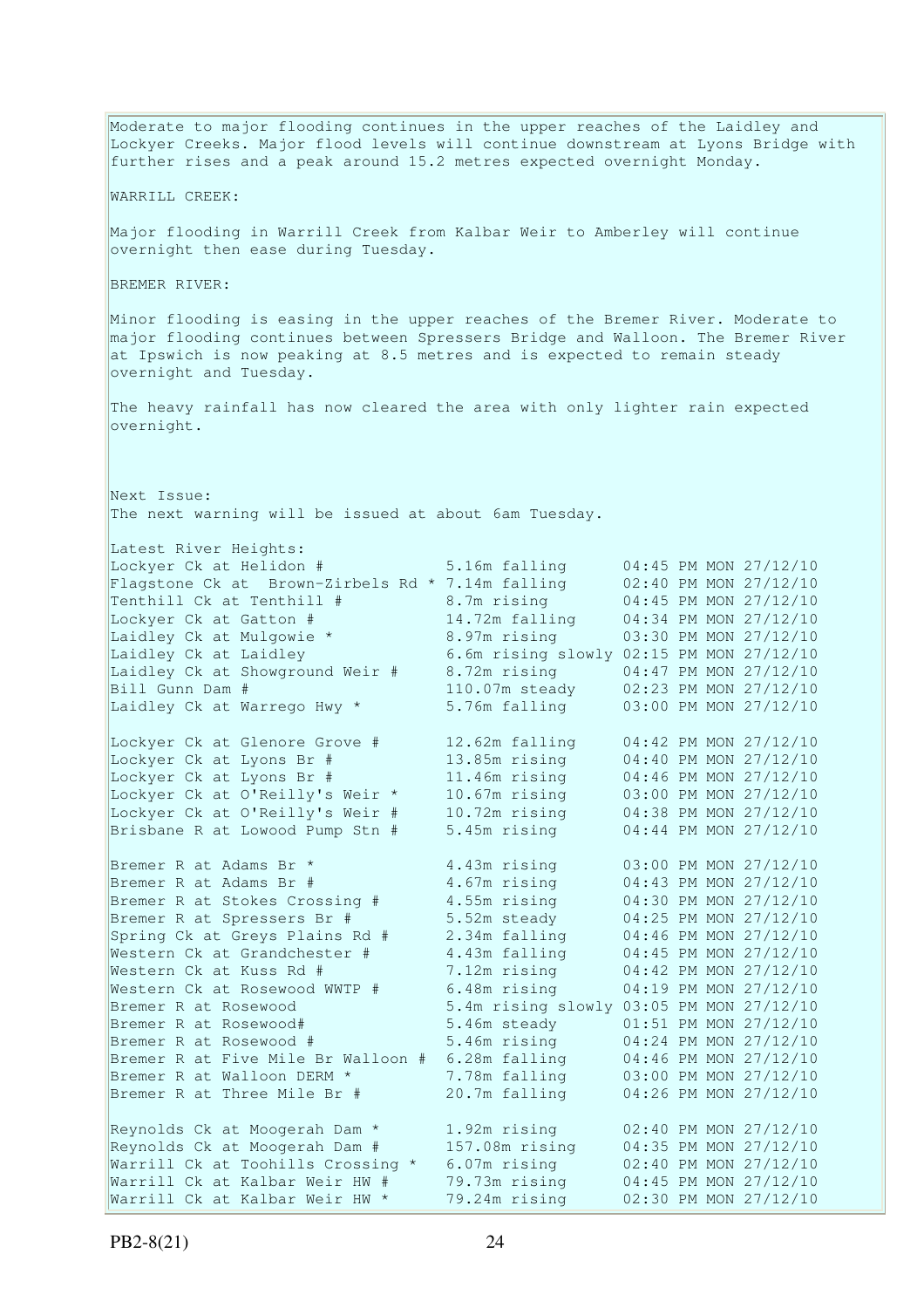Moderate to major flooding continues in the upper reaches of the Laidley and Lockyer Creeks. Major flood levels will continue downstream at Lyons Bridge with further rises and a peak around 15.2 metres expected overnight Monday.

WARRILL CREEK:

Major flooding in Warrill Creek from Kalbar Weir to Amberley will continue overnight then ease during Tuesday.

BREMER RIVER:

Minor flooding is easing in the upper reaches of the Bremer River. Moderate to major flooding continues between Spressers Bridge and Walloon. The Bremer River at Ipswich is now peaking at 8.5 metres and is expected to remain steady overnight and Tuesday.

The heavy rainfall has now cleared the area with only lighter rain expected overnight.

Next Issue:
The next warning will be issued at about 6am Tuesday.

Latest River Heights:

| Location | Height | Time |
|---|---|---|
| Lockyer Ck at Helidon # | 5.16m falling | 04:45 PM MON 27/12/10 |
| Flagstone Ck at Brown-Zirbels Rd * | 7.14m falling | 02:40 PM MON 27/12/10 |
| Tenthill Ck at Tenthill # | 8.7m rising | 04:45 PM MON 27/12/10 |
| Lockyer Ck at Gatton # | 14.72m falling | 04:34 PM MON 27/12/10 |
| Laidley Ck at Mulgowie * | 8.97m rising | 03:30 PM MON 27/12/10 |
| Laidley Ck at Laidley | 6.6m rising slowly | 02:15 PM MON 27/12/10 |
| Laidley Ck at Showground Weir # | 8.72m rising | 04:47 PM MON 27/12/10 |
| Bill Gunn Dam # | 110.07m steady | 02:23 PM MON 27/12/10 |
| Laidley Ck at Warrego Hwy * | 5.76m falling | 03:00 PM MON 27/12/10 |
| | | |
| Lockyer Ck at Glenore Grove # | 12.62m falling | 04:42 PM MON 27/12/10 |
| Lockyer Ck at Lyons Br # | 13.85m rising | 04:40 PM MON 27/12/10 |
| Lockyer Ck at Lyons Br # | 11.46m rising | 04:46 PM MON 27/12/10 |
| Lockyer Ck at O'Reilly's Weir * | 10.67m rising | 03:00 PM MON 27/12/10 |
| Lockyer Ck at O'Reilly's Weir # | 10.72m rising | 04:38 PM MON 27/12/10 |
| Brisbane R at Lowood Pump Stn # | 5.45m rising | 04:44 PM MON 27/12/10 |
| | | |
| Bremer R at Adams Br * | 4.43m rising | 03:00 PM MON 27/12/10 |
| Bremer R at Adams Br # | 4.67m rising | 04:43 PM MON 27/12/10 |
| Bremer R at Stokes Crossing # | 4.55m rising | 04:30 PM MON 27/12/10 |
| Bremer R at Spressers Br # | 5.52m steady | 04:25 PM MON 27/12/10 |
| Spring Ck at Greys Plains Rd # | 2.34m falling | 04:46 PM MON 27/12/10 |
| Western Ck at Grandchester # | 4.43m falling | 04:45 PM MON 27/12/10 |
| Western Ck at Kuss Rd # | 7.12m rising | 04:42 PM MON 27/12/10 |
| Western Ck at Rosewood WWTP # | 6.48m rising | 04:19 PM MON 27/12/10 |
| Bremer R at Rosewood | 5.4m rising slowly | 03:05 PM MON 27/12/10 |
| Bremer R at Rosewood# | 5.46m steady | 01:51 PM MON 27/12/10 |
| Bremer R at Rosewood # | 5.46m rising | 04:24 PM MON 27/12/10 |
| Bremer R at Five Mile Br Walloon # | 6.28m falling | 04:46 PM MON 27/12/10 |
| Bremer R at Walloon DERM * | 7.78m falling | 03:00 PM MON 27/12/10 |
| Bremer R at Three Mile Br # | 20.7m falling | 04:26 PM MON 27/12/10 |
| | | |
| Reynolds Ck at Moogerah Dam * | 1.92m rising | 02:40 PM MON 27/12/10 |
| Reynolds Ck at Moogerah Dam # | 157.08m rising | 04:35 PM MON 27/12/10 |
| Warrill Ck at Toohills Crossing * | 6.07m rising | 02:40 PM MON 27/12/10 |
| Warrill Ck at Kalbar Weir HW # | 79.73m rising | 04:45 PM MON 27/12/10 |
| Warrill Ck at Kalbar Weir HW * | 79.24m rising | 02:30 PM MON 27/12/10 |

PB2-8(21)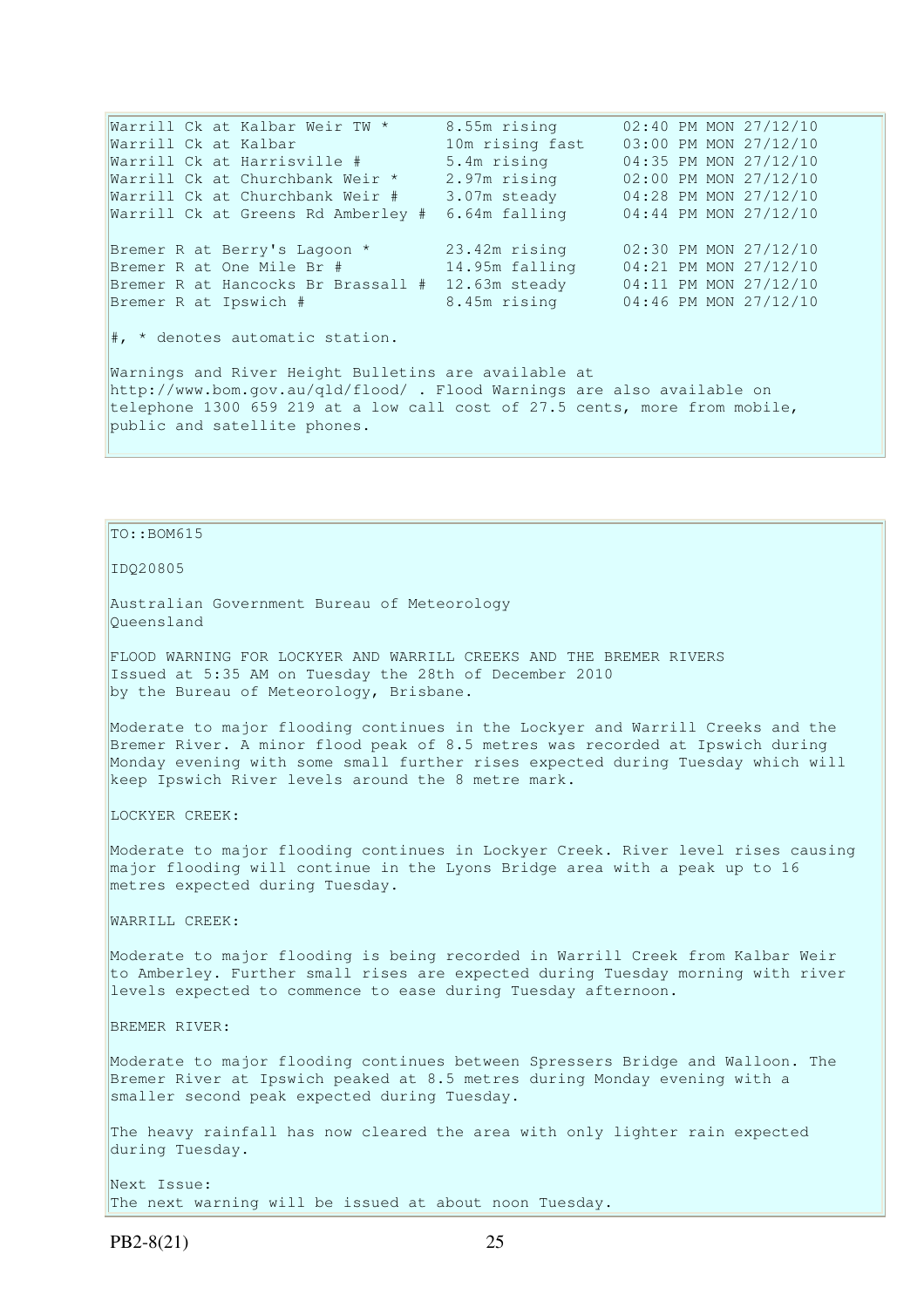| Station | Height | Time |
|---|---|---|
| Warrill Ck at Kalbar Weir TW * | 8.55m rising | 02:40 PM MON 27/12/10 |
| Warrill Ck at Kalbar | 10m rising fast | 03:00 PM MON 27/12/10 |
| Warrill Ck at Harrisville # | 5.4m rising | 04:35 PM MON 27/12/10 |
| Warrill Ck at Churchbank Weir * | 2.97m rising | 02:00 PM MON 27/12/10 |
| Warrill Ck at Churchbank Weir # | 3.07m steady | 04:28 PM MON 27/12/10 |
| Warrill Ck at Greens Rd Amberley # | 6.64m falling | 04:44 PM MON 27/12/10 |
| Bremer R at Berry's Lagoon * | 23.42m rising | 02:30 PM MON 27/12/10 |
| Bremer R at One Mile Br # | 14.95m falling | 04:21 PM MON 27/12/10 |
| Bremer R at Hancocks Br Brassall # | 12.63m steady | 04:11 PM MON 27/12/10 |
| Bremer R at Ipswich # | 8.45m rising | 04:46 PM MON 27/12/10 |

#, * denotes automatic station.

Warnings and River Height Bulletins are available at http://www.bom.gov.au/qld/flood/ . Flood Warnings are also available on telephone 1300 659 219 at a low call cost of 27.5 cents, more from mobile, public and satellite phones.

TO::BOM615

IDQ20805

Australian Government Bureau of Meteorology
Queensland

FLOOD WARNING FOR LOCKYER AND WARRILL CREEKS AND THE BREMER RIVERS
Issued at 5:35 AM on Tuesday the 28th of December 2010
by the Bureau of Meteorology, Brisbane.

Moderate to major flooding continues in the Lockyer and Warrill Creeks and the Bremer River. A minor flood peak of 8.5 metres was recorded at Ipswich during Monday evening with some small further rises expected during Tuesday which will keep Ipswich River levels around the 8 metre mark.

LOCKYER CREEK:

Moderate to major flooding continues in Lockyer Creek. River level rises causing major flooding will continue in the Lyons Bridge area with a peak up to 16 metres expected during Tuesday.

WARRILL CREEK:

Moderate to major flooding is being recorded in Warrill Creek from Kalbar Weir to Amberley. Further small rises are expected during Tuesday morning with river levels expected to commence to ease during Tuesday afternoon.

BREMER RIVER:

Moderate to major flooding continues between Spressers Bridge and Walloon. The Bremer River at Ipswich peaked at 8.5 metres during Monday evening with a smaller second peak expected during Tuesday.

The heavy rainfall has now cleared the area with only lighter rain expected during Tuesday.

Next Issue:
The next warning will be issued at about noon Tuesday.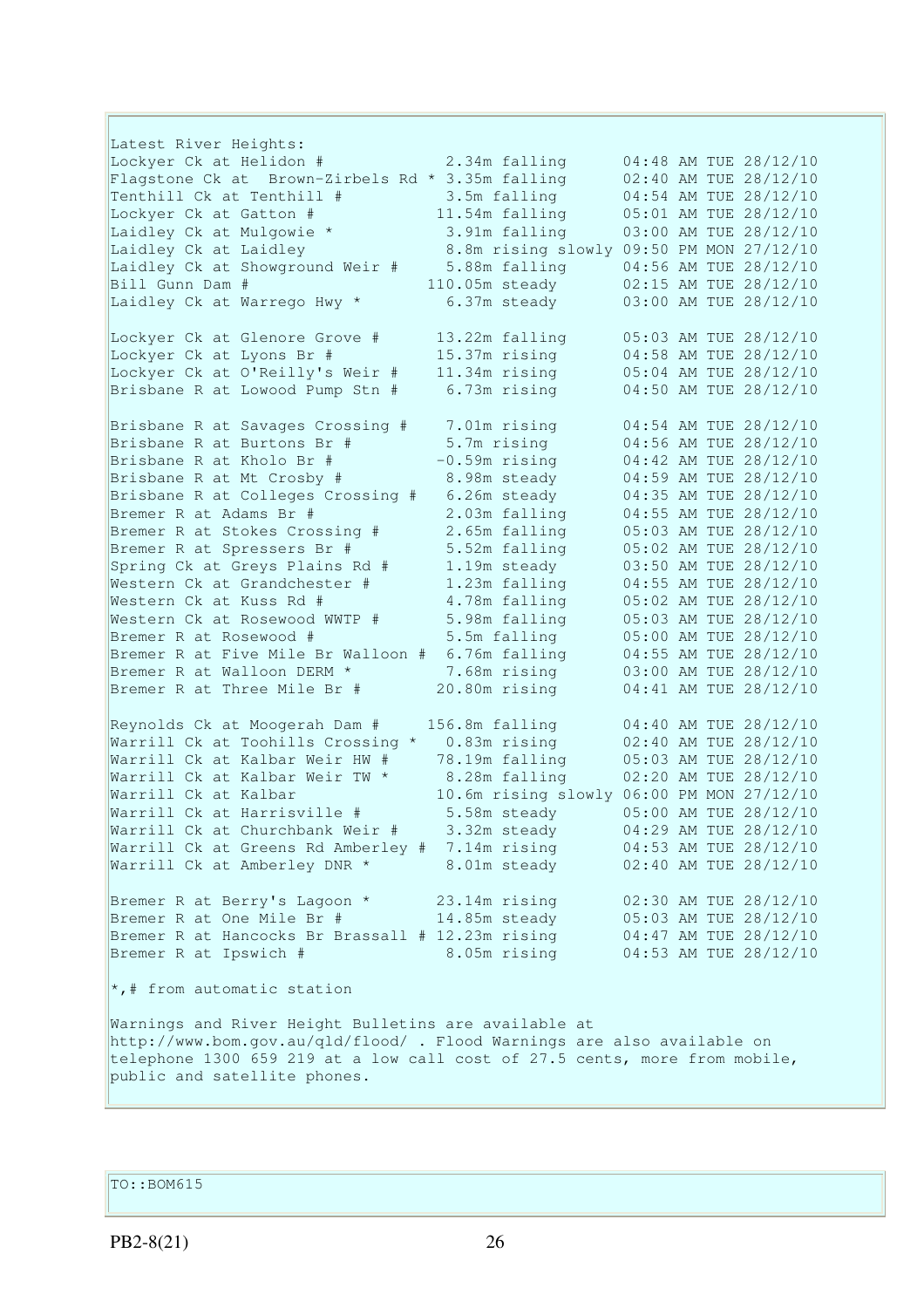```
Latest River Heights:
Lockyer Ck at Helidon #              2.34m falling      04:48 AM TUE 28/12/10
Flagstone Ck at  Brown-Zirbels Rd * 3.35m falling      02:40 AM TUE 28/12/10
Tenthill Ck at Tenthill #            3.5m falling       04:54 AM TUE 28/12/10
Lockyer Ck at Gatton #              11.54m falling      05:01 AM TUE 28/12/10
Laidley Ck at Mulgowie *             3.91m falling      03:00 AM TUE 28/12/10
Laidley Ck at Laidley                8.8m rising slowly 09:50 PM MON 27/12/10
Laidley Ck at Showground Weir #      5.88m falling      04:56 AM TUE 28/12/10
Bill Gunn Dam #                    110.05m steady       02:15 AM TUE 28/12/10
Laidley Ck at Warrego Hwy *          6.37m steady       03:00 AM TUE 28/12/10

Lockyer Ck at Glenore Grove #       13.22m falling      05:03 AM TUE 28/12/10
Lockyer Ck at Lyons Br #            15.37m rising       04:58 AM TUE 28/12/10
Lockyer Ck at O'Reilly's Weir #     11.34m rising       05:04 AM TUE 28/12/10
Brisbane R at Lowood Pump Stn #      6.73m rising       04:50 AM TUE 28/12/10

Brisbane R at Savages Crossing #     7.01m rising       04:54 AM TUE 28/12/10
Brisbane R at Burtons Br #           5.7m rising        04:56 AM TUE 28/12/10
Brisbane R at Kholo Br #            -0.59m rising       04:42 AM TUE 28/12/10
Brisbane R at Mt Crosby #            8.98m steady       04:59 AM TUE 28/12/10
Brisbane R at Colleges Crossing #    6.26m steady       04:35 AM TUE 28/12/10
Bremer R at Adams Br #               2.03m falling      04:55 AM TUE 28/12/10
Bremer R at Stokes Crossing #        2.65m falling      05:03 AM TUE 28/12/10
Bremer R at Spressers Br #           5.52m falling      05:02 AM TUE 28/12/10
Spring Ck at Greys Plains Rd #       1.19m steady       03:50 AM TUE 28/12/10
Western Ck at Grandchester #         1.23m falling      04:55 AM TUE 28/12/10
Western Ck at Kuss Rd #              4.78m falling      05:02 AM TUE 28/12/10
Western Ck at Rosewood WWTP #        5.98m falling      05:03 AM TUE 28/12/10
Bremer R at Rosewood #               5.5m falling       05:00 AM TUE 28/12/10
Bremer R at Five Mile Br Walloon #  6.76m falling      04:55 AM TUE 28/12/10
Bremer R at Walloon DERM *           7.68m rising       03:00 AM TUE 28/12/10
Bremer R at Three Mile Br #         20.80m rising       04:41 AM TUE 28/12/10

Reynolds Ck at Moogerah Dam #      156.8m falling       04:40 AM TUE 28/12/10
Warrill Ck at Toohills Crossing *   0.83m rising       02:40 AM TUE 28/12/10
Warrill Ck at Kalbar Weir HW #      78.19m falling      05:03 AM TUE 28/12/10
Warrill Ck at Kalbar Weir TW *       8.28m falling      02:20 AM TUE 28/12/10
Warrill Ck at Kalbar                10.6m rising slowly 06:00 PM MON 27/12/10
Warrill Ck at Harrisville #          5.58m steady       05:00 AM TUE 28/12/10
Warrill Ck at Churchbank Weir #      3.32m steady       04:29 AM TUE 28/12/10
Warrill Ck at Greens Rd Amberley #  7.14m rising       04:53 AM TUE 28/12/10
Warrill Ck at Amberley DNR *         8.01m steady       02:40 AM TUE 28/12/10

Bremer R at Berry's Lagoon *        23.14m rising       02:30 AM TUE 28/12/10
Bremer R at One Mile Br #           14.85m steady       05:03 AM TUE 28/12/10
Bremer R at Hancocks Br Brassall # 12.23m rising       04:47 AM TUE 28/12/10
Bremer R at Ipswich #                8.05m rising       04:53 AM TUE 28/12/10

*,# from automatic station

Warnings and River Height Bulletins are available at
http://www.bom.gov.au/qld/flood/ . Flood Warnings are also available on
telephone 1300 659 219 at a low call cost of 27.5 cents, more from mobile,
public and satellite phones.
```

```
TO::BOM615
```

PB2-8(21)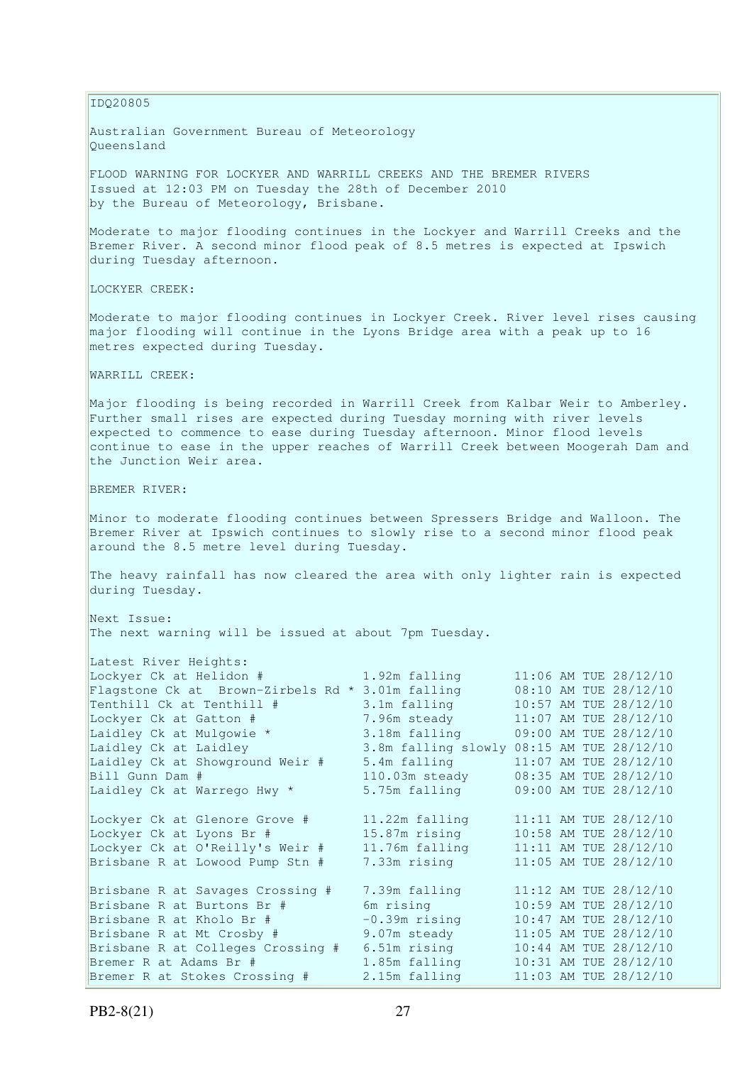IDQ20805

Australian Government Bureau of Meteorology
Queensland

FLOOD WARNING FOR LOCKYER AND WARRILL CREEKS AND THE BREMER RIVERS
Issued at 12:03 PM on Tuesday the 28th of December 2010
by the Bureau of Meteorology, Brisbane.

Moderate to major flooding continues in the Lockyer and Warrill Creeks and the Bremer River. A second minor flood peak of 8.5 metres is expected at Ipswich during Tuesday afternoon.

LOCKYER CREEK:

Moderate to major flooding continues in Lockyer Creek. River level rises causing major flooding will continue in the Lyons Bridge area with a peak up to 16 metres expected during Tuesday.

WARRILL CREEK:

Major flooding is being recorded in Warrill Creek from Kalbar Weir to Amberley. Further small rises are expected during Tuesday morning with river levels expected to commence to ease during Tuesday afternoon. Minor flood levels continue to ease in the upper reaches of Warrill Creek between Moogerah Dam and the Junction Weir area.

BREMER RIVER:

Minor to moderate flooding continues between Spressers Bridge and Walloon. The Bremer River at Ipswich continues to slowly rise to a second minor flood peak around the 8.5 metre level during Tuesday.

The heavy rainfall has now cleared the area with only lighter rain is expected during Tuesday.

Next Issue:
The next warning will be issued at about 7pm Tuesday.

Latest River Heights:

```
Lockyer Ck at Helidon #             1.92m falling       11:06 AM TUE 28/12/10
Flagstone Ck at  Brown-Zirbels Rd * 3.01m falling       08:10 AM TUE 28/12/10
Tenthill Ck at Tenthill #           3.1m falling        10:57 AM TUE 28/12/10
Lockyer Ck at Gatton #              7.96m steady        11:07 AM TUE 28/12/10
Laidley Ck at Mulgowie *            3.18m falling       09:00 AM TUE 28/12/10
Laidley Ck at Laidley               3.8m falling slowly 08:15 AM TUE 28/12/10
Laidley Ck at Showground Weir #     5.4m falling        11:07 AM TUE 28/12/10
Bill Gunn Dam #                     110.03m steady      08:35 AM TUE 28/12/10
Laidley Ck at Warrego Hwy *         5.75m falling       09:00 AM TUE 28/12/10

Lockyer Ck at Glenore Grove #       11.22m falling      11:11 AM TUE 28/12/10
Lockyer Ck at Lyons Br #            15.87m rising       10:58 AM TUE 28/12/10
Lockyer Ck at O'Reilly's Weir #     11.76m falling      11:11 AM TUE 28/12/10
Brisbane R at Lowood Pump Stn #     7.33m rising        11:05 AM TUE 28/12/10

Brisbane R at Savages Crossing #    7.39m falling       11:12 AM TUE 28/12/10
Brisbane R at Burtons Br #          6m rising           10:59 AM TUE 28/12/10
Brisbane R at Kholo Br #            -0.39m rising       10:47 AM TUE 28/12/10
Brisbane R at Mt Crosby #           9.07m steady        11:05 AM TUE 28/12/10
Brisbane R at Colleges Crossing #   6.51m rising        10:44 AM TUE 28/12/10
Bremer R at Adams Br #              1.85m falling       10:31 AM TUE 28/12/10
Bremer R at Stokes Crossing #       2.15m falling       11:03 AM TUE 28/12/10
```

PB2-8(21)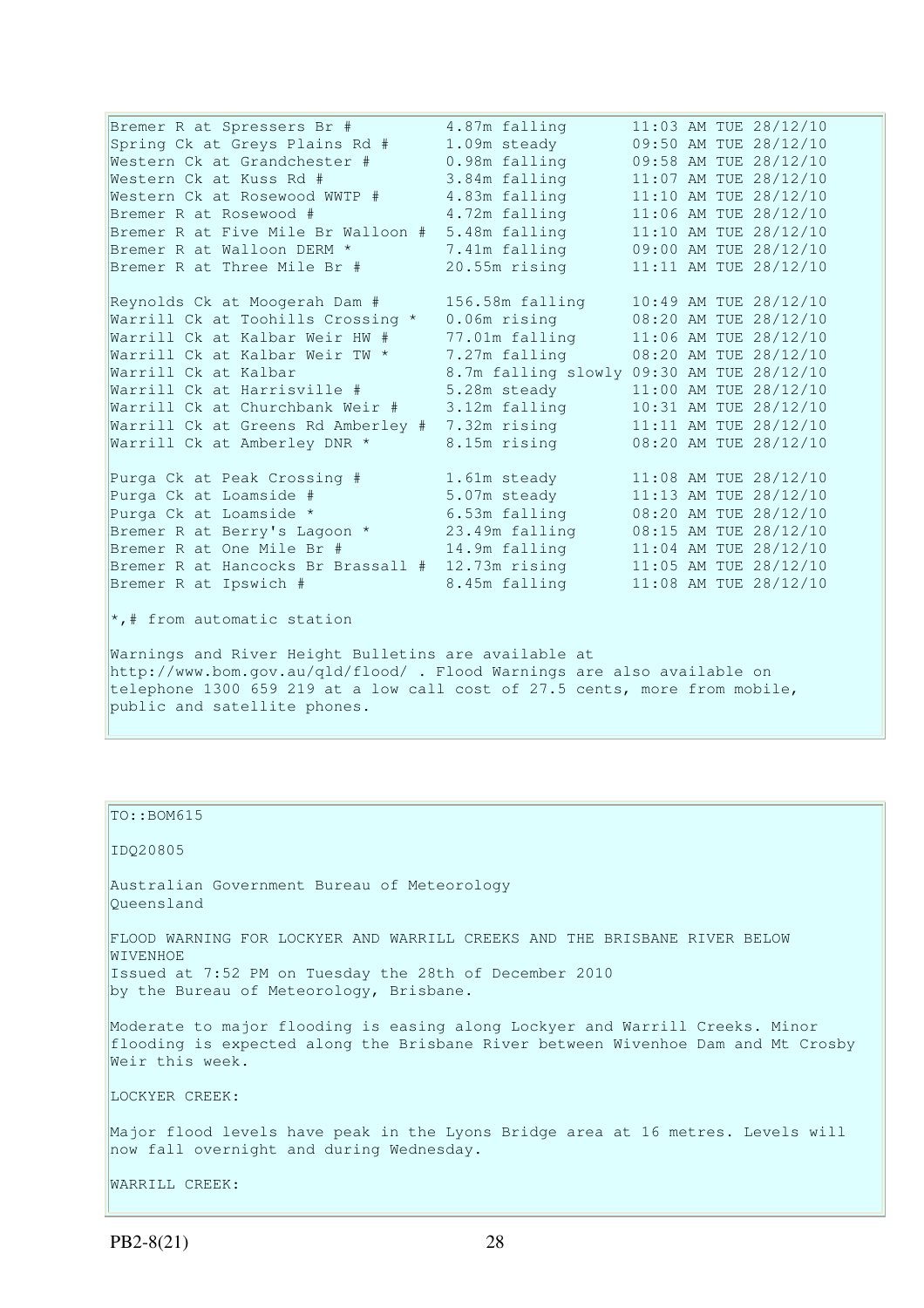| | | |
|---|---|---|
| Bremer R at Spressers Br # | 4.87m falling | 11:03 AM TUE 28/12/10 |
| Spring Ck at Greys Plains Rd # | 1.09m steady | 09:50 AM TUE 28/12/10 |
| Western Ck at Grandchester # | 0.98m falling | 09:58 AM TUE 28/12/10 |
| Western Ck at Kuss Rd # | 3.84m falling | 11:07 AM TUE 28/12/10 |
| Western Ck at Rosewood WWTP # | 4.83m falling | 11:10 AM TUE 28/12/10 |
| Bremer R at Rosewood # | 4.72m falling | 11:06 AM TUE 28/12/10 |
| Bremer R at Five Mile Br Walloon # | 5.48m falling | 11:10 AM TUE 28/12/10 |
| Bremer R at Walloon DERM * | 7.41m falling | 09:00 AM TUE 28/12/10 |
| Bremer R at Three Mile Br # | 20.55m rising | 11:11 AM TUE 28/12/10 |
| | | |
| Reynolds Ck at Moogerah Dam # | 156.58m falling | 10:49 AM TUE 28/12/10 |
| Warrill Ck at Toohills Crossing * | 0.06m rising | 08:20 AM TUE 28/12/10 |
| Warrill Ck at Kalbar Weir HW # | 77.01m falling | 11:06 AM TUE 28/12/10 |
| Warrill Ck at Kalbar Weir TW * | 7.27m falling | 08:20 AM TUE 28/12/10 |
| Warrill Ck at Kalbar | 8.7m falling slowly | 09:30 AM TUE 28/12/10 |
| Warrill Ck at Harrisville # | 5.28m steady | 11:00 AM TUE 28/12/10 |
| Warrill Ck at Churchbank Weir # | 3.12m falling | 10:31 AM TUE 28/12/10 |
| Warrill Ck at Greens Rd Amberley # | 7.32m rising | 11:11 AM TUE 28/12/10 |
| Warrill Ck at Amberley DNR * | 8.15m rising | 08:20 AM TUE 28/12/10 |
| | | |
| Purga Ck at Peak Crossing # | 1.61m steady | 11:08 AM TUE 28/12/10 |
| Purga Ck at Loamside # | 5.07m steady | 11:13 AM TUE 28/12/10 |
| Purga Ck at Loamside * | 6.53m falling | 08:20 AM TUE 28/12/10 |
| Bremer R at Berry's Lagoon * | 23.49m falling | 08:15 AM TUE 28/12/10 |
| Bremer R at One Mile Br # | 14.9m falling | 11:04 AM TUE 28/12/10 |
| Bremer R at Hancocks Br Brassall # | 12.73m rising | 11:05 AM TUE 28/12/10 |
| Bremer R at Ipswich # | 8.45m falling | 11:08 AM TUE 28/12/10 |

*,# from automatic station

Warnings and River Height Bulletins are available at http://www.bom.gov.au/qld/flood/ . Flood Warnings are also available on telephone 1300 659 219 at a low call cost of 27.5 cents, more from mobile, public and satellite phones.

---

TO::BOM615

IDQ20805

Australian Government Bureau of Meteorology
Queensland

FLOOD WARNING FOR LOCKYER AND WARRILL CREEKS AND THE BRISBANE RIVER BELOW WIVENHOE
Issued at 7:52 PM on Tuesday the 28th of December 2010
by the Bureau of Meteorology, Brisbane.

Moderate to major flooding is easing along Lockyer and Warrill Creeks. Minor flooding is expected along the Brisbane River between Wivenhoe Dam and Mt Crosby Weir this week.

LOCKYER CREEK:

Major flood levels have peak in the Lyons Bridge area at 16 metres. Levels will now fall overnight and during Wednesday.

WARRILL CREEK: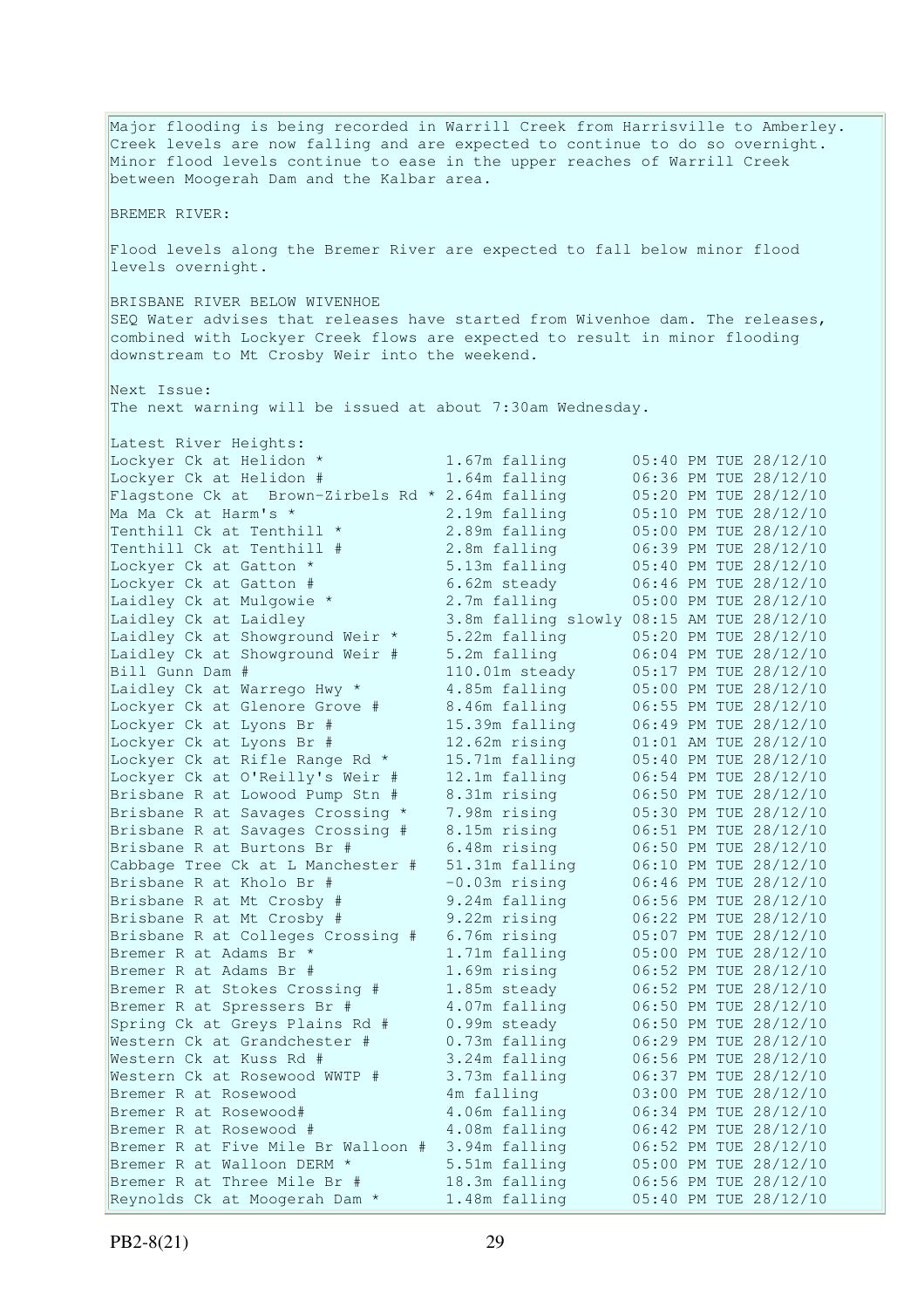Major flooding is being recorded in Warrill Creek from Harrisville to Amberley. Creek levels are now falling and are expected to continue to do so overnight. Minor flood levels continue to ease in the upper reaches of Warrill Creek between Moogerah Dam and the Kalbar area.

BREMER RIVER:

Flood levels along the Bremer River are expected to fall below minor flood levels overnight.

BRISBANE RIVER BELOW WIVENHOE

SEQ Water advises that releases have started from Wivenhoe dam. The releases, combined with Lockyer Creek flows are expected to result in minor flooding downstream to Mt Crosby Weir into the weekend.

Next Issue:

The next warning will be issued at about 7:30am Wednesday.

Latest River Heights:

| Location | Height | Time |
|---|---|---|
| Lockyer Ck at Helidon * | 1.67m falling | 05:40 PM TUE 28/12/10 |
| Lockyer Ck at Helidon # | 1.64m falling | 06:36 PM TUE 28/12/10 |
| Flagstone Ck at Brown-Zirbels Rd * | 2.64m falling | 05:20 PM TUE 28/12/10 |
| Ma Ma Ck at Harm's * | 2.19m falling | 05:10 PM TUE 28/12/10 |
| Tenthill Ck at Tenthill * | 2.89m falling | 05:00 PM TUE 28/12/10 |
| Tenthill Ck at Tenthill # | 2.8m falling | 06:39 PM TUE 28/12/10 |
| Lockyer Ck at Gatton * | 5.13m falling | 05:40 PM TUE 28/12/10 |
| Lockyer Ck at Gatton # | 6.62m steady | 06:46 PM TUE 28/12/10 |
| Laidley Ck at Mulgowie * | 2.7m falling | 05:00 PM TUE 28/12/10 |
| Laidley Ck at Laidley | 3.8m falling slowly | 08:15 AM TUE 28/12/10 |
| Laidley Ck at Showground Weir * | 5.22m falling | 05:20 PM TUE 28/12/10 |
| Laidley Ck at Showground Weir # | 5.2m falling | 06:04 PM TUE 28/12/10 |
| Bill Gunn Dam # | 110.01m steady | 05:17 PM TUE 28/12/10 |
| Laidley Ck at Warrego Hwy * | 4.85m falling | 05:00 PM TUE 28/12/10 |
| Lockyer Ck at Glenore Grove # | 8.46m falling | 06:55 PM TUE 28/12/10 |
| Lockyer Ck at Lyons Br # | 15.39m falling | 06:49 PM TUE 28/12/10 |
| Lockyer Ck at Lyons Br # | 12.62m rising | 01:01 AM TUE 28/12/10 |
| Lockyer Ck at Rifle Range Rd * | 15.71m falling | 05:40 PM TUE 28/12/10 |
| Lockyer Ck at O'Reilly's Weir # | 12.1m falling | 06:54 PM TUE 28/12/10 |
| Brisbane R at Lowood Pump Stn # | 8.31m rising | 06:50 PM TUE 28/12/10 |
| Brisbane R at Savages Crossing * | 7.98m rising | 05:30 PM TUE 28/12/10 |
| Brisbane R at Savages Crossing # | 8.15m rising | 06:51 PM TUE 28/12/10 |
| Brisbane R at Burtons Br # | 6.48m rising | 06:50 PM TUE 28/12/10 |
| Cabbage Tree Ck at L Manchester # | 51.31m falling | 06:10 PM TUE 28/12/10 |
| Brisbane R at Kholo Br # | -0.03m rising | 06:46 PM TUE 28/12/10 |
| Brisbane R at Mt Crosby # | 9.24m falling | 06:56 PM TUE 28/12/10 |
| Brisbane R at Mt Crosby # | 9.22m rising | 06:22 PM TUE 28/12/10 |
| Brisbane R at Colleges Crossing # | 6.76m rising | 05:07 PM TUE 28/12/10 |
| Bremer R at Adams Br * | 1.71m falling | 05:00 PM TUE 28/12/10 |
| Bremer R at Adams Br # | 1.69m rising | 06:52 PM TUE 28/12/10 |
| Bremer R at Stokes Crossing # | 1.85m steady | 06:52 PM TUE 28/12/10 |
| Bremer R at Spressers Br # | 4.07m falling | 06:50 PM TUE 28/12/10 |
| Spring Ck at Greys Plains Rd # | 0.99m steady | 06:50 PM TUE 28/12/10 |
| Western Ck at Grandchester # | 0.73m falling | 06:29 PM TUE 28/12/10 |
| Western Ck at Kuss Rd # | 3.24m falling | 06:56 PM TUE 28/12/10 |
| Western Ck at Rosewood WWTP # | 3.73m falling | 06:37 PM TUE 28/12/10 |
| Bremer R at Rosewood | 4m falling | 03:00 PM TUE 28/12/10 |
| Bremer R at Rosewood# | 4.06m falling | 06:34 PM TUE 28/12/10 |
| Bremer R at Rosewood # | 4.08m falling | 06:42 PM TUE 28/12/10 |
| Bremer R at Five Mile Br Walloon # | 3.94m falling | 06:52 PM TUE 28/12/10 |
| Bremer R at Walloon DERM * | 5.51m falling | 05:00 PM TUE 28/12/10 |
| Bremer R at Three Mile Br # | 18.3m falling | 06:56 PM TUE 28/12/10 |
| Reynolds Ck at Moogerah Dam * | 1.48m falling | 05:40 PM TUE 28/12/10 |

PB2-8(21)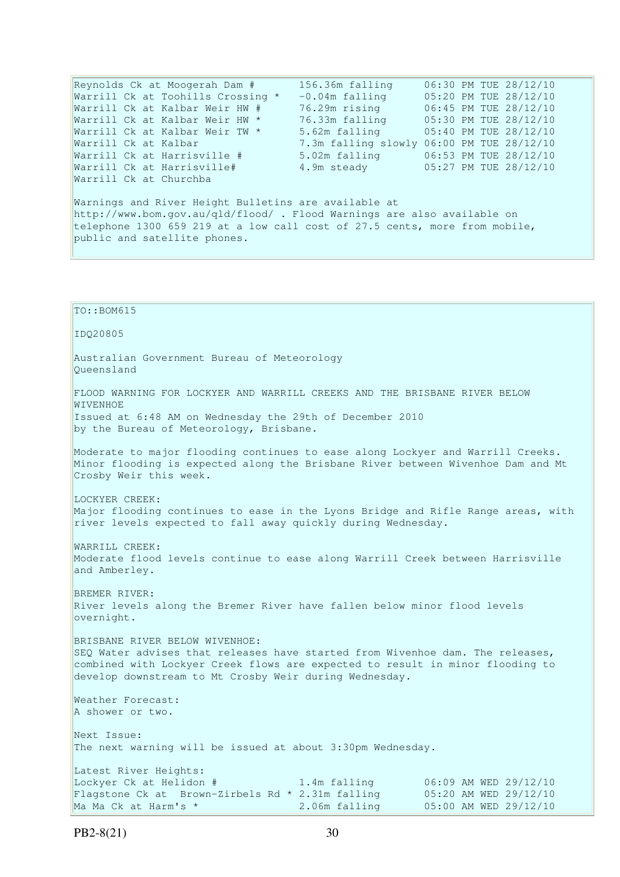```
Reynolds Ck at Moogerah Dam #       156.36m falling     06:30 PM TUE 28/12/10
Warrill Ck at Toohills Crossing *   -0.04m falling      05:20 PM TUE 28/12/10
Warrill Ck at Kalbar Weir HW #      76.29m rising       06:45 PM TUE 28/12/10
Warrill Ck at Kalbar Weir HW *      76.33m falling      05:30 PM TUE 28/12/10
Warrill Ck at Kalbar Weir TW *      5.62m falling       05:40 PM TUE 28/12/10
Warrill Ck at Kalbar                7.3m falling slowly 06:00 PM TUE 28/12/10
Warrill Ck at Harrisville #         5.02m falling       06:53 PM TUE 28/12/10
Warrill Ck at Harrisville#          4.9m steady         05:27 PM TUE 28/12/10
Warrill Ck at Churchba
```

Warnings and River Height Bulletins are available at http://www.bom.gov.au/qld/flood/ . Flood Warnings are also available on telephone 1300 659 219 at a low call cost of 27.5 cents, more from mobile, public and satellite phones.

TO::BOM615

IDQ20805

Australian Government Bureau of Meteorology
Queensland

FLOOD WARNING FOR LOCKYER AND WARRILL CREEKS AND THE BRISBANE RIVER BELOW WIVENHOE
Issued at 6:48 AM on Wednesday the 29th of December 2010
by the Bureau of Meteorology, Brisbane.

Moderate to major flooding continues to ease along Lockyer and Warrill Creeks. Minor flooding is expected along the Brisbane River between Wivenhoe Dam and Mt Crosby Weir this week.

LOCKYER CREEK:
Major flooding continues to ease in the Lyons Bridge and Rifle Range areas, with river levels expected to fall away quickly during Wednesday.

WARRILL CREEK:
Moderate flood levels continue to ease along Warrill Creek between Harrisville and Amberley.

BREMER RIVER:
River levels along the Bremer River have fallen below minor flood levels overnight.

BRISBANE RIVER BELOW WIVENHOE:
SEQ Water advises that releases have started from Wivenhoe dam. The releases, combined with Lockyer Creek flows are expected to result in minor flooding to develop downstream to Mt Crosby Weir during Wednesday.

Weather Forecast:
A shower or two.

Next Issue:
The next warning will be issued at about 3:30pm Wednesday.

Latest River Heights:

```
Lockyer Ck at Helidon #             1.4m falling        06:09 AM WED 29/12/10
Flagstone Ck at  Brown-Zirbels Rd * 2.31m falling       05:20 AM WED 29/12/10
Ma Ma Ck at Harm's *                2.06m falling       05:00 AM WED 29/12/10
```

PB2-8(21)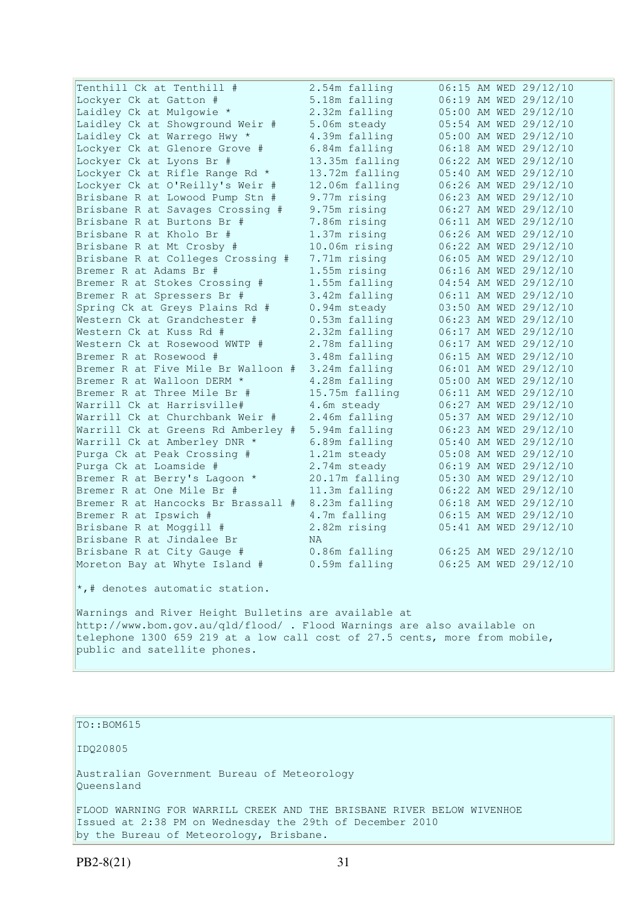```
Tenthill Ck at Tenthill #          2.54m falling       06:15 AM WED 29/12/10
Lockyer Ck at Gatton #             5.18m falling       06:19 AM WED 29/12/10
Laidley Ck at Mulgowie *           2.32m falling       05:00 AM WED 29/12/10
Laidley Ck at Showground Weir #    5.06m steady        05:54 AM WED 29/12/10
Laidley Ck at Warrego Hwy *        4.39m falling       05:00 AM WED 29/12/10
Lockyer Ck at Glenore Grove #      6.84m falling       06:18 AM WED 29/12/10
Lockyer Ck at Lyons Br #           13.35m falling      06:22 AM WED 29/12/10
Lockyer Ck at Rifle Range Rd *     13.72m falling      05:40 AM WED 29/12/10
Lockyer Ck at O'Reilly's Weir #    12.06m falling      06:26 AM WED 29/12/10
Brisbane R at Lowood Pump Stn #    9.77m rising        06:23 AM WED 29/12/10
Brisbane R at Savages Crossing #   9.75m rising        06:27 AM WED 29/12/10
Brisbane R at Burtons Br #         7.86m rising        06:11 AM WED 29/12/10
Brisbane R at Kholo Br #           1.37m rising        06:26 AM WED 29/12/10
Brisbane R at Mt Crosby #          10.06m rising       06:22 AM WED 29/12/10
Brisbane R at Colleges Crossing #  7.71m rising        06:05 AM WED 29/12/10
Bremer R at Adams Br #             1.55m rising        06:16 AM WED 29/12/10
Bremer R at Stokes Crossing #      1.55m falling       04:54 AM WED 29/12/10
Bremer R at Spressers Br #         3.42m falling       06:11 AM WED 29/12/10
Spring Ck at Greys Plains Rd #     0.94m steady        03:50 AM WED 29/12/10
Western Ck at Grandchester #       0.53m falling       06:23 AM WED 29/12/10
Western Ck at Kuss Rd #            2.32m falling       06:17 AM WED 29/12/10
Western Ck at Rosewood WWTP #      2.78m falling       06:17 AM WED 29/12/10
Bremer R at Rosewood #             3.48m falling       06:15 AM WED 29/12/10
Bremer R at Five Mile Br Walloon # 3.24m falling       06:01 AM WED 29/12/10
Bremer R at Walloon DERM *         4.28m falling       05:00 AM WED 29/12/10
Bremer R at Three Mile Br #        15.75m falling      06:11 AM WED 29/12/10
Warrill Ck at Harrisville#         4.6m steady         06:27 AM WED 29/12/10
Warrill Ck at Churchbank Weir #    2.46m falling       05:37 AM WED 29/12/10
Warrill Ck at Greens Rd Amberley # 5.94m falling       06:23 AM WED 29/12/10
Warrill Ck at Amberley DNR *       6.89m falling       05:40 AM WED 29/12/10
Purga Ck at Peak Crossing #        1.21m steady        05:08 AM WED 29/12/10
Purga Ck at Loamside #             2.74m steady        06:19 AM WED 29/12/10
Bremer R at Berry's Lagoon *       20.17m falling      05:30 AM WED 29/12/10
Bremer R at One Mile Br #          11.3m falling       06:22 AM WED 29/12/10
Bremer R at Hancocks Br Brassall # 8.23m falling       06:18 AM WED 29/12/10
Bremer R at Ipswich #              4.7m falling        06:15 AM WED 29/12/10
Brisbane R at Moggill #            2.82m rising        05:41 AM WED 29/12/10
Brisbane R at Jindalee Br          NA
Brisbane R at City Gauge #         0.86m falling       06:25 AM WED 29/12/10
Moreton Bay at Whyte Island #      0.59m falling       06:25 AM WED 29/12/10

*,# denotes automatic station.

Warnings and River Height Bulletins are available at
http://www.bom.gov.au/qld/flood/ . Flood Warnings are also available on
telephone 1300 659 219 at a low call cost of 27.5 cents, more from mobile,
public and satellite phones.
```

```
TO::BOM615

IDQ20805

Australian Government Bureau of Meteorology
Queensland

FLOOD WARNING FOR WARRILL CREEK AND THE BRISBANE RIVER BELOW WIVENHOE
Issued at 2:38 PM on Wednesday the 29th of December 2010
by the Bureau of Meteorology, Brisbane.
```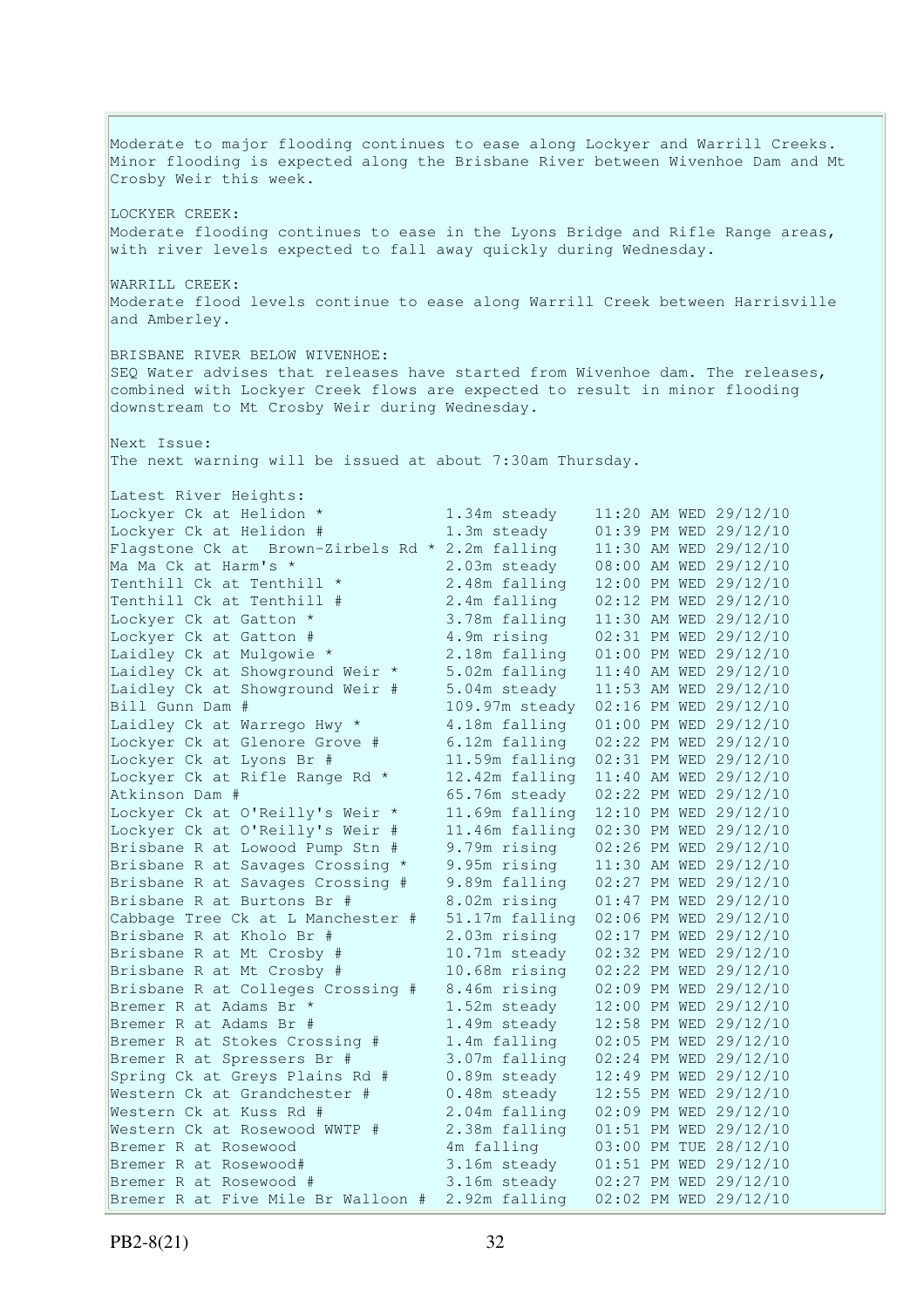Moderate to major flooding continues to ease along Lockyer and Warrill Creeks. Minor flooding is expected along the Brisbane River between Wivenhoe Dam and Mt Crosby Weir this week.

LOCKYER CREEK:
Moderate flooding continues to ease in the Lyons Bridge and Rifle Range areas, with river levels expected to fall away quickly during Wednesday.

WARRILL CREEK:
Moderate flood levels continue to ease along Warrill Creek between Harrisville and Amberley.

BRISBANE RIVER BELOW WIVENHOE:
SEQ Water advises that releases have started from Wivenhoe dam. The releases, combined with Lockyer Creek flows are expected to result in minor flooding downstream to Mt Crosby Weir during Wednesday.

Next Issue:
The next warning will be issued at about 7:30am Thursday.

Latest River Heights:

| Location | Height | Time |
|---|---|---|
| Lockyer Ck at Helidon * | 1.34m steady | 11:20 AM WED 29/12/10 |
| Lockyer Ck at Helidon # | 1.3m steady | 01:39 PM WED 29/12/10 |
| Flagstone Ck at Brown-Zirbels Rd * | 2.2m falling | 11:30 AM WED 29/12/10 |
| Ma Ma Ck at Harm's * | 2.03m steady | 08:00 AM WED 29/12/10 |
| Tenthill Ck at Tenthill * | 2.48m falling | 12:00 PM WED 29/12/10 |
| Tenthill Ck at Tenthill # | 2.4m falling | 02:12 PM WED 29/12/10 |
| Lockyer Ck at Gatton * | 3.78m falling | 11:30 AM WED 29/12/10 |
| Lockyer Ck at Gatton # | 4.9m rising | 02:31 PM WED 29/12/10 |
| Laidley Ck at Mulgowie * | 2.18m falling | 01:00 PM WED 29/12/10 |
| Laidley Ck at Showground Weir * | 5.02m falling | 11:40 AM WED 29/12/10 |
| Laidley Ck at Showground Weir # | 5.04m steady | 11:53 AM WED 29/12/10 |
| Bill Gunn Dam # | 109.97m steady | 02:16 PM WED 29/12/10 |
| Laidley Ck at Warrego Hwy * | 4.18m falling | 01:00 PM WED 29/12/10 |
| Lockyer Ck at Glenore Grove # | 6.12m falling | 02:22 PM WED 29/12/10 |
| Lockyer Ck at Lyons Br # | 11.59m falling | 02:31 PM WED 29/12/10 |
| Lockyer Ck at Rifle Range Rd * | 12.42m falling | 11:40 AM WED 29/12/10 |
| Atkinson Dam # | 65.76m steady | 02:22 PM WED 29/12/10 |
| Lockyer Ck at O'Reilly's Weir * | 11.69m falling | 12:10 PM WED 29/12/10 |
| Lockyer Ck at O'Reilly's Weir # | 11.46m falling | 02:30 PM WED 29/12/10 |
| Brisbane R at Lowood Pump Stn # | 9.79m rising | 02:26 PM WED 29/12/10 |
| Brisbane R at Savages Crossing * | 9.95m rising | 11:30 AM WED 29/12/10 |
| Brisbane R at Savages Crossing # | 9.89m falling | 02:27 PM WED 29/12/10 |
| Brisbane R at Burtons Br # | 8.02m rising | 01:47 PM WED 29/12/10 |
| Cabbage Tree Ck at L Manchester # | 51.17m falling | 02:06 PM WED 29/12/10 |
| Brisbane R at Kholo Br # | 2.03m rising | 02:17 PM WED 29/12/10 |
| Brisbane R at Mt Crosby # | 10.71m steady | 02:32 PM WED 29/12/10 |
| Brisbane R at Mt Crosby # | 10.68m rising | 02:22 PM WED 29/12/10 |
| Brisbane R at Colleges Crossing # | 8.46m rising | 02:09 PM WED 29/12/10 |
| Bremer R at Adams Br * | 1.52m steady | 12:00 PM WED 29/12/10 |
| Bremer R at Adams Br # | 1.49m steady | 12:58 PM WED 29/12/10 |
| Bremer R at Stokes Crossing # | 1.4m falling | 02:05 PM WED 29/12/10 |
| Bremer R at Spressers Br # | 3.07m falling | 02:24 PM WED 29/12/10 |
| Spring Ck at Greys Plains Rd # | 0.89m steady | 12:49 PM WED 29/12/10 |
| Western Ck at Grandchester # | 0.48m steady | 12:55 PM WED 29/12/10 |
| Western Ck at Kuss Rd # | 2.04m falling | 02:09 PM WED 29/12/10 |
| Western Ck at Rosewood WWTP # | 2.38m falling | 01:51 PM WED 29/12/10 |
| Bremer R at Rosewood | 4m falling | 03:00 PM TUE 28/12/10 |
| Bremer R at Rosewood# | 3.16m steady | 01:51 PM WED 29/12/10 |
| Bremer R at Rosewood # | 3.16m steady | 02:27 PM WED 29/12/10 |
| Bremer R at Five Mile Br Walloon # | 2.92m falling | 02:02 PM WED 29/12/10 |

PB2-8(21)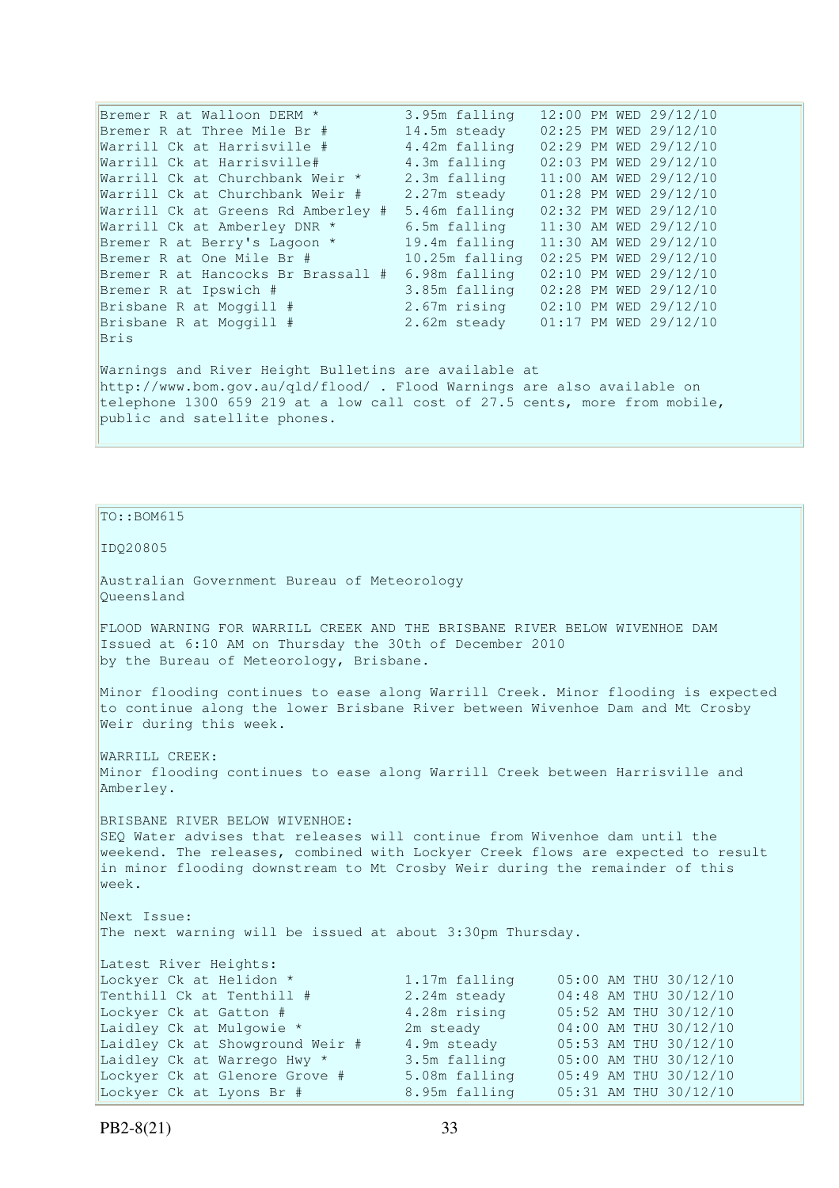| | | |
|---|---|---|
| Bremer R at Walloon DERM * | 3.95m falling | 12:00 PM WED 29/12/10 |
| Bremer R at Three Mile Br # | 14.5m steady | 02:25 PM WED 29/12/10 |
| Warrill Ck at Harrisville # | 4.42m falling | 02:29 PM WED 29/12/10 |
| Warrill Ck at Harrisville# | 4.3m falling | 02:03 PM WED 29/12/10 |
| Warrill Ck at Churchbank Weir * | 2.3m falling | 11:00 AM WED 29/12/10 |
| Warrill Ck at Churchbank Weir # | 2.27m steady | 01:28 PM WED 29/12/10 |
| Warrill Ck at Greens Rd Amberley # | 5.46m falling | 02:32 PM WED 29/12/10 |
| Warrill Ck at Amberley DNR * | 6.5m falling | 11:30 AM WED 29/12/10 |
| Bremer R at Berry's Lagoon * | 19.4m falling | 11:30 AM WED 29/12/10 |
| Bremer R at One Mile Br # | 10.25m falling | 02:25 PM WED 29/12/10 |
| Bremer R at Hancocks Br Brassall # | 6.98m falling | 02:10 PM WED 29/12/10 |
| Bremer R at Ipswich # | 3.85m falling | 02:28 PM WED 29/12/10 |
| Brisbane R at Moggill # | 2.67m rising | 02:10 PM WED 29/12/10 |
| Brisbane R at Moggill # | 2.62m steady | 01:17 PM WED 29/12/10 |

Bris

Warnings and River Height Bulletins are available at http://www.bom.gov.au/qld/flood/ . Flood Warnings are also available on telephone 1300 659 219 at a low call cost of 27.5 cents, more from mobile, public and satellite phones.

TO::BOM615

IDQ20805

Australian Government Bureau of Meteorology
Queensland

FLOOD WARNING FOR WARRILL CREEK AND THE BRISBANE RIVER BELOW WIVENHOE DAM
Issued at 6:10 AM on Thursday the 30th of December 2010
by the Bureau of Meteorology, Brisbane.

Minor flooding continues to ease along Warrill Creek. Minor flooding is expected to continue along the lower Brisbane River between Wivenhoe Dam and Mt Crosby Weir during this week.

WARRILL CREEK:
Minor flooding continues to ease along Warrill Creek between Harrisville and Amberley.

BRISBANE RIVER BELOW WIVENHOE:
SEQ Water advises that releases will continue from Wivenhoe dam until the weekend. The releases, combined with Lockyer Creek flows are expected to result in minor flooding downstream to Mt Crosby Weir during the remainder of this week.

Next Issue:
The next warning will be issued at about 3:30pm Thursday.

Latest River Heights:

| | | |
|---|---|---|
| Lockyer Ck at Helidon * | 1.17m falling | 05:00 AM THU 30/12/10 |
| Tenthill Ck at Tenthill # | 2.24m steady | 04:48 AM THU 30/12/10 |
| Lockyer Ck at Gatton # | 4.28m rising | 05:52 AM THU 30/12/10 |
| Laidley Ck at Mulgowie * | 2m steady | 04:00 AM THU 30/12/10 |
| Laidley Ck at Showground Weir # | 4.9m steady | 05:53 AM THU 30/12/10 |
| Laidley Ck at Warrego Hwy * | 3.5m falling | 05:00 AM THU 30/12/10 |
| Lockyer Ck at Glenore Grove # | 5.08m falling | 05:49 AM THU 30/12/10 |
| Lockyer Ck at Lyons Br # | 8.95m falling | 05:31 AM THU 30/12/10 |

PB2-8(21)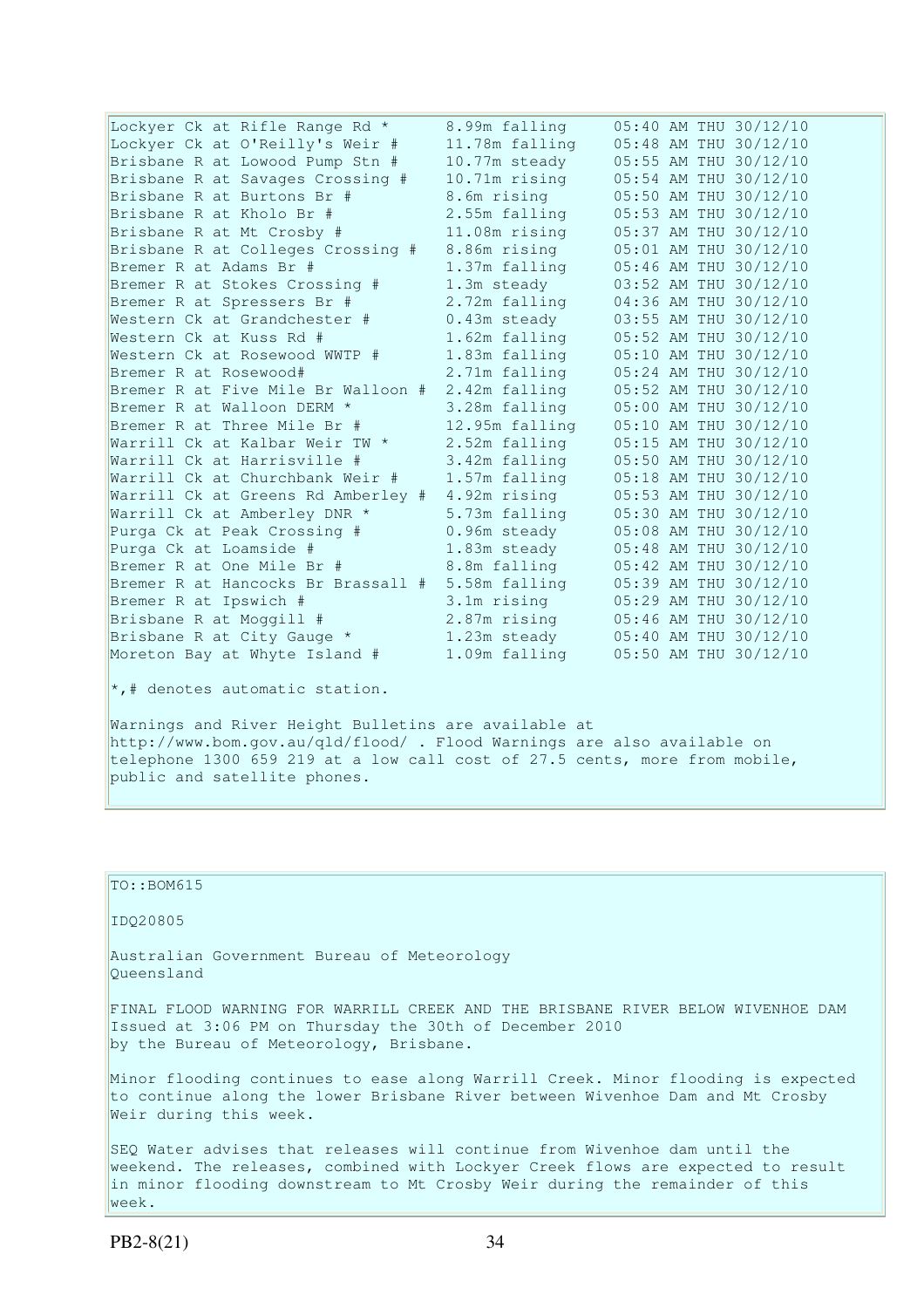```
Lockyer Ck at Rifle Range Rd *      8.99m falling     05:40 AM THU 30/12/10
Lockyer Ck at O'Reilly's Weir #     11.78m falling    05:48 AM THU 30/12/10
Brisbane R at Lowood Pump Stn #     10.77m steady     05:55 AM THU 30/12/10
Brisbane R at Savages Crossing #    10.71m rising     05:54 AM THU 30/12/10
Brisbane R at Burtons Br #          8.6m rising       05:50 AM THU 30/12/10
Brisbane R at Kholo Br #            2.55m falling     05:53 AM THU 30/12/10
Brisbane R at Mt Crosby #           11.08m rising     05:37 AM THU 30/12/10
Brisbane R at Colleges Crossing #   8.86m rising      05:01 AM THU 30/12/10
Bremer R at Adams Br #              1.37m falling     05:46 AM THU 30/12/10
Bremer R at Stokes Crossing #       1.3m steady       03:52 AM THU 30/12/10
Bremer R at Spressers Br #          2.72m falling     04:36 AM THU 30/12/10
Western Ck at Grandchester #        0.43m steady      03:55 AM THU 30/12/10
Western Ck at Kuss Rd #             1.62m falling     05:52 AM THU 30/12/10
Western Ck at Rosewood WWTP #       1.83m falling     05:10 AM THU 30/12/10
Bremer R at Rosewood#               2.71m falling     05:24 AM THU 30/12/10
Bremer R at Five Mile Br Walloon #  2.42m falling     05:52 AM THU 30/12/10
Bremer R at Walloon DERM *          3.28m falling     05:00 AM THU 30/12/10
Bremer R at Three Mile Br #         12.95m falling    05:10 AM THU 30/12/10
Warrill Ck at Kalbar Weir TW *      2.52m falling     05:15 AM THU 30/12/10
Warrill Ck at Harrisville #         3.42m falling     05:50 AM THU 30/12/10
Warrill Ck at Churchbank Weir #     1.57m falling     05:18 AM THU 30/12/10
Warrill Ck at Greens Rd Amberley #  4.92m rising      05:53 AM THU 30/12/10
Warrill Ck at Amberley DNR *        5.73m falling     05:30 AM THU 30/12/10
Purga Ck at Peak Crossing #         0.96m steady      05:08 AM THU 30/12/10
Purga Ck at Loamside #              1.83m steady      05:48 AM THU 30/12/10
Bremer R at One Mile Br #           8.8m falling      05:42 AM THU 30/12/10
Bremer R at Hancocks Br Brassall #  5.58m falling     05:39 AM THU 30/12/10
Bremer R at Ipswich #               3.1m rising       05:29 AM THU 30/12/10
Brisbane R at Moggill #             2.87m rising      05:46 AM THU 30/12/10
Brisbane R at City Gauge *          1.23m steady      05:40 AM THU 30/12/10
Moreton Bay at Whyte Island #       1.09m falling     05:50 AM THU 30/12/10
```

*,# denotes automatic station.

Warnings and River Height Bulletins are available at http://www.bom.gov.au/qld/flood/ . Flood Warnings are also available on telephone 1300 659 219 at a low call cost of 27.5 cents, more from mobile, public and satellite phones.

TO::BOM615

IDQ20805

Australian Government Bureau of Meteorology
Queensland

FINAL FLOOD WARNING FOR WARRILL CREEK AND THE BRISBANE RIVER BELOW WIVENHOE DAM
Issued at 3:06 PM on Thursday the 30th of December 2010
by the Bureau of Meteorology, Brisbane.

Minor flooding continues to ease along Warrill Creek. Minor flooding is expected to continue along the lower Brisbane River between Wivenhoe Dam and Mt Crosby Weir during this week.

SEQ Water advises that releases will continue from Wivenhoe dam until the weekend. The releases, combined with Lockyer Creek flows are expected to result in minor flooding downstream to Mt Crosby Weir during the remainder of this week.

PB2-8(21)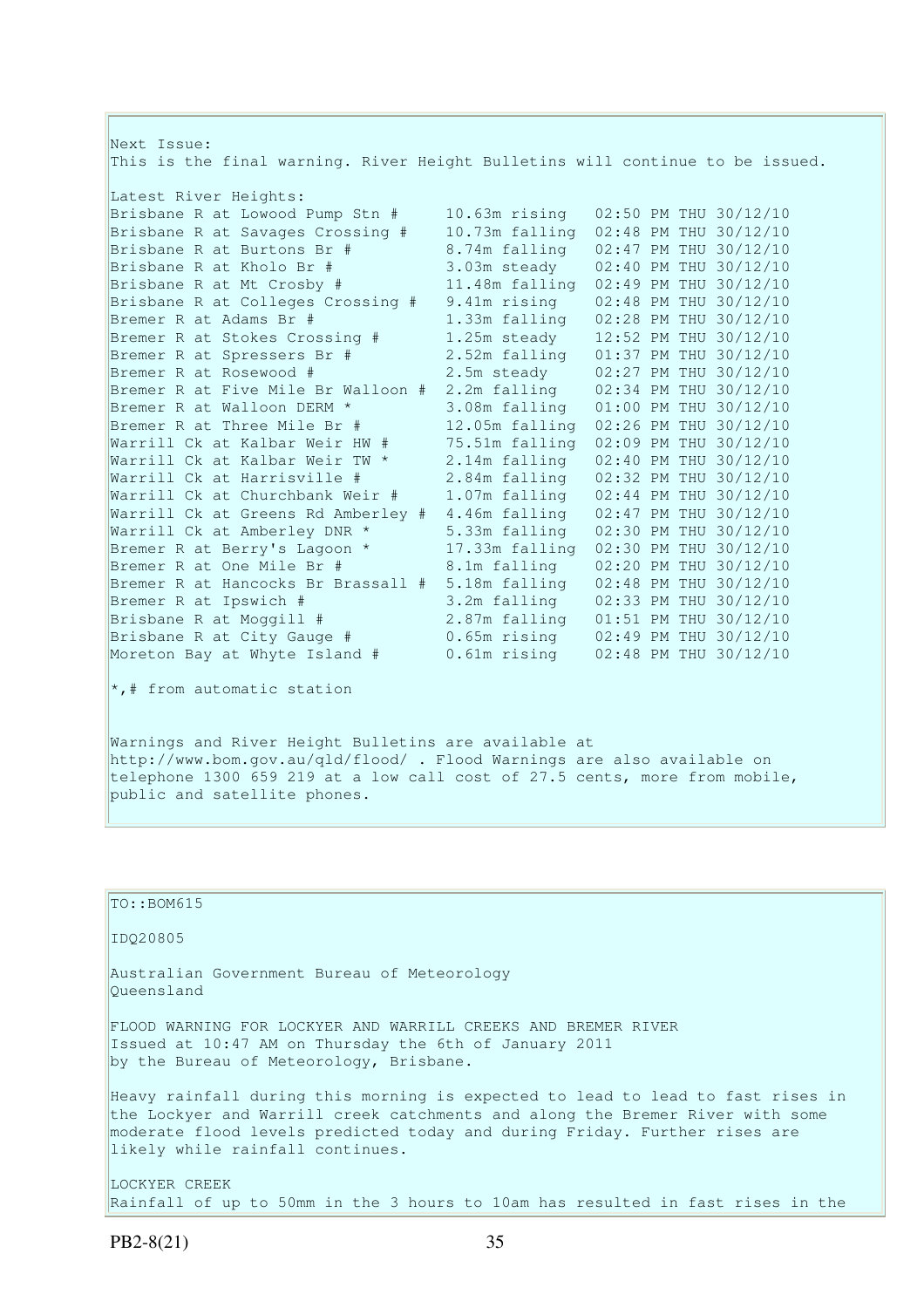Next Issue:
This is the final warning. River Height Bulletins will continue to be issued.

Latest River Heights:

| Location | Height | Time |
|---|---|---|
| Brisbane R at Lowood Pump Stn # | 10.63m rising | 02:50 PM THU 30/12/10 |
| Brisbane R at Savages Crossing # | 10.73m falling | 02:48 PM THU 30/12/10 |
| Brisbane R at Burtons Br # | 8.74m falling | 02:47 PM THU 30/12/10 |
| Brisbane R at Kholo Br # | 3.03m steady | 02:40 PM THU 30/12/10 |
| Brisbane R at Mt Crosby # | 11.48m falling | 02:49 PM THU 30/12/10 |
| Brisbane R at Colleges Crossing # | 9.41m rising | 02:48 PM THU 30/12/10 |
| Bremer R at Adams Br # | 1.33m falling | 02:28 PM THU 30/12/10 |
| Bremer R at Stokes Crossing # | 1.25m steady | 12:52 PM THU 30/12/10 |
| Bremer R at Spressers Br # | 2.52m falling | 01:37 PM THU 30/12/10 |
| Bremer R at Rosewood # | 2.5m steady | 02:27 PM THU 30/12/10 |
| Bremer R at Five Mile Br Walloon # | 2.2m falling | 02:34 PM THU 30/12/10 |
| Bremer R at Walloon DERM * | 3.08m falling | 01:00 PM THU 30/12/10 |
| Bremer R at Three Mile Br # | 12.05m falling | 02:26 PM THU 30/12/10 |
| Warrill Ck at Kalbar Weir HW # | 75.51m falling | 02:09 PM THU 30/12/10 |
| Warrill Ck at Kalbar Weir TW * | 2.14m falling | 02:40 PM THU 30/12/10 |
| Warrill Ck at Harrisville # | 2.84m falling | 02:32 PM THU 30/12/10 |
| Warrill Ck at Churchbank Weir # | 1.07m falling | 02:44 PM THU 30/12/10 |
| Warrill Ck at Greens Rd Amberley # | 4.46m falling | 02:47 PM THU 30/12/10 |
| Warrill Ck at Amberley DNR * | 5.33m falling | 02:30 PM THU 30/12/10 |
| Bremer R at Berry's Lagoon * | 17.33m falling | 02:30 PM THU 30/12/10 |
| Bremer R at One Mile Br # | 8.1m falling | 02:20 PM THU 30/12/10 |
| Bremer R at Hancocks Br Brassall # | 5.18m falling | 02:48 PM THU 30/12/10 |
| Bremer R at Ipswich # | 3.2m falling | 02:33 PM THU 30/12/10 |
| Brisbane R at Moggill # | 2.87m falling | 01:51 PM THU 30/12/10 |
| Brisbane R at City Gauge # | 0.65m rising | 02:49 PM THU 30/12/10 |
| Moreton Bay at Whyte Island # | 0.61m rising | 02:48 PM THU 30/12/10 |

*,# from automatic station

Warnings and River Height Bulletins are available at http://www.bom.gov.au/qld/flood/ . Flood Warnings are also available on telephone 1300 659 219 at a low call cost of 27.5 cents, more from mobile, public and satellite phones.

TO::BOM615

IDQ20805

Australian Government Bureau of Meteorology
Queensland

FLOOD WARNING FOR LOCKYER AND WARRILL CREEKS AND BREMER RIVER
Issued at 10:47 AM on Thursday the 6th of January 2011
by the Bureau of Meteorology, Brisbane.

Heavy rainfall during this morning is expected to lead to lead to fast rises in the Lockyer and Warrill creek catchments and along the Bremer River with some moderate flood levels predicted today and during Friday. Further rises are likely while rainfall continues.

LOCKYER CREEK
Rainfall of up to 50mm in the 3 hours to 10am has resulted in fast rises in the

PB2-8(21)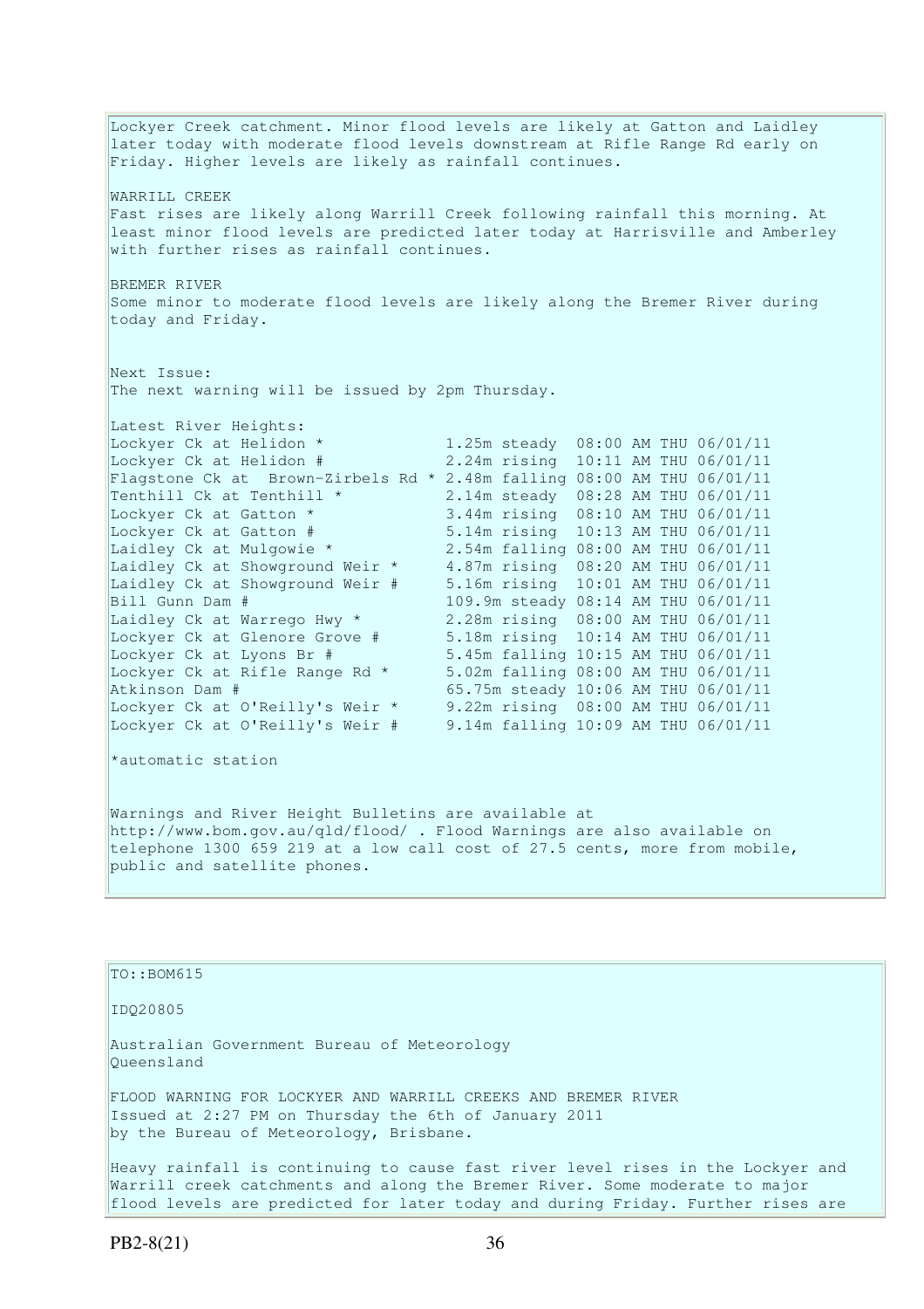Lockyer Creek catchment. Minor flood levels are likely at Gatton and Laidley later today with moderate flood levels downstream at Rifle Range Rd early on Friday. Higher levels are likely as rainfall continues.

WARRILL CREEK
Fast rises are likely along Warrill Creek following rainfall this morning. At least minor flood levels are predicted later today at Harrisville and Amberley with further rises as rainfall continues.

BREMER RIVER
Some minor to moderate flood levels are likely along the Bremer River during today and Friday.

Next Issue:
The next warning will be issued by 2pm Thursday.

Latest River Heights:

```
Lockyer Ck at Helidon *             1.25m steady  08:00 AM THU 06/01/11
Lockyer Ck at Helidon #             2.24m rising  10:11 AM THU 06/01/11
Flagstone Ck at  Brown-Zirbels Rd * 2.48m falling 08:00 AM THU 06/01/11
Tenthill Ck at Tenthill *           2.14m steady  08:28 AM THU 06/01/11
Lockyer Ck at Gatton *              3.44m rising  08:10 AM THU 06/01/11
Lockyer Ck at Gatton #              5.14m rising  10:13 AM THU 06/01/11
Laidley Ck at Mulgowie *            2.54m falling 08:00 AM THU 06/01/11
Laidley Ck at Showground Weir *     4.87m rising  08:20 AM THU 06/01/11
Laidley Ck at Showground Weir #     5.16m rising  10:01 AM THU 06/01/11
Bill Gunn Dam #                     109.9m steady 08:14 AM THU 06/01/11
Laidley Ck at Warrego Hwy *         2.28m rising  08:00 AM THU 06/01/11
Lockyer Ck at Glenore Grove #       5.18m rising  10:14 AM THU 06/01/11
Lockyer Ck at Lyons Br #            5.45m falling 10:15 AM THU 06/01/11
Lockyer Ck at Rifle Range Rd *      5.02m falling 08:00 AM THU 06/01/11
Atkinson Dam #                      65.75m steady 10:06 AM THU 06/01/11
Lockyer Ck at O'Reilly's Weir *     9.22m rising  08:00 AM THU 06/01/11
Lockyer Ck at O'Reilly's Weir #     9.14m falling 10:09 AM THU 06/01/11
```

*automatic station

Warnings and River Height Bulletins are available at http://www.bom.gov.au/qld/flood/ . Flood Warnings are also available on telephone 1300 659 219 at a low call cost of 27.5 cents, more from mobile, public and satellite phones.

---

TO::BOM615

IDQ20805

Australian Government Bureau of Meteorology
Queensland

FLOOD WARNING FOR LOCKYER AND WARRILL CREEKS AND BREMER RIVER
Issued at 2:27 PM on Thursday the 6th of January 2011
by the Bureau of Meteorology, Brisbane.

Heavy rainfall is continuing to cause fast river level rises in the Lockyer and Warrill creek catchments and along the Bremer River. Some moderate to major flood levels are predicted for later today and during Friday. Further rises are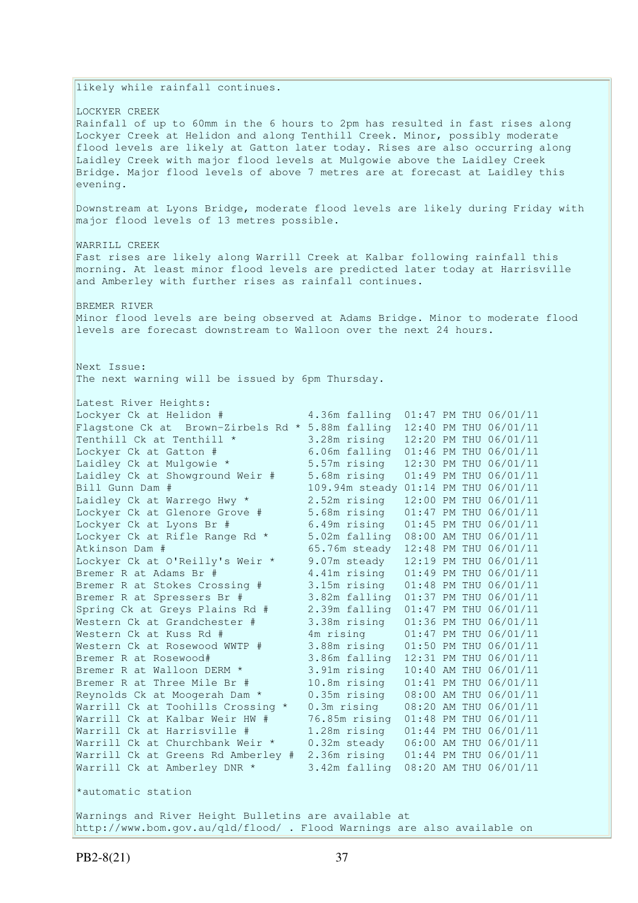likely while rainfall continues.

LOCKYER CREEK

Rainfall of up to 60mm in the 6 hours to 2pm has resulted in fast rises along Lockyer Creek at Helidon and along Tenthill Creek. Minor, possibly moderate flood levels are likely at Gatton later today. Rises are also occurring along Laidley Creek with major flood levels at Mulgowie above the Laidley Creek Bridge. Major flood levels of above 7 metres are at forecast at Laidley this evening.

Downstream at Lyons Bridge, moderate flood levels are likely during Friday with major flood levels of 13 metres possible.

WARRILL CREEK

Fast rises are likely along Warrill Creek at Kalbar following rainfall this morning. At least minor flood levels are predicted later today at Harrisville and Amberley with further rises as rainfall continues.

BREMER RIVER

Minor flood levels are being observed at Adams Bridge. Minor to moderate flood levels are forecast downstream to Walloon over the next 24 hours.

Next Issue:
The next warning will be issued by 6pm Thursday.

Latest River Heights:

| Station | Height | Trend | Time |
|---|---|---|---|
| Lockyer Ck at Helidon # | 4.36m | falling | 01:47 PM THU 06/01/11 |
| Flagstone Ck at Brown-Zirbels Rd * | 5.88m | falling | 12:40 PM THU 06/01/11 |
| Tenthill Ck at Tenthill * | 3.28m | rising | 12:20 PM THU 06/01/11 |
| Lockyer Ck at Gatton # | 6.06m | falling | 01:46 PM THU 06/01/11 |
| Laidley Ck at Mulgowie * | 5.57m | rising | 12:30 PM THU 06/01/11 |
| Laidley Ck at Showground Weir # | 5.68m | rising | 01:49 PM THU 06/01/11 |
| Bill Gunn Dam # | 109.94m | steady | 01:14 PM THU 06/01/11 |
| Laidley Ck at Warrego Hwy * | 2.52m | rising | 12:00 PM THU 06/01/11 |
| Lockyer Ck at Glenore Grove # | 5.68m | rising | 01:47 PM THU 06/01/11 |
| Lockyer Ck at Lyons Br # | 6.49m | rising | 01:45 PM THU 06/01/11 |
| Lockyer Ck at Rifle Range Rd * | 5.02m | falling | 08:00 AM THU 06/01/11 |
| Atkinson Dam # | 65.76m | steady | 12:48 PM THU 06/01/11 |
| Lockyer Ck at O'Reilly's Weir * | 9.07m | steady | 12:19 PM THU 06/01/11 |
| Bremer R at Adams Br # | 4.41m | rising | 01:49 PM THU 06/01/11 |
| Bremer R at Stokes Crossing # | 3.15m | rising | 01:48 PM THU 06/01/11 |
| Bremer R at Spressers Br # | 3.82m | falling | 01:37 PM THU 06/01/11 |
| Spring Ck at Greys Plains Rd # | 2.39m | falling | 01:47 PM THU 06/01/11 |
| Western Ck at Grandchester # | 3.38m | rising | 01:36 PM THU 06/01/11 |
| Western Ck at Kuss Rd # | 4m | rising | 01:47 PM THU 06/01/11 |
| Western Ck at Rosewood WWTP # | 3.88m | rising | 01:50 PM THU 06/01/11 |
| Bremer R at Rosewood# | 3.86m | falling | 12:31 PM THU 06/01/11 |
| Bremer R at Walloon DERM * | 3.91m | rising | 10:40 AM THU 06/01/11 |
| Bremer R at Three Mile Br # | 10.8m | rising | 01:41 PM THU 06/01/11 |
| Reynolds Ck at Moogerah Dam * | 0.35m | rising | 08:00 AM THU 06/01/11 |
| Warrill Ck at Toohills Crossing * | 0.3m | rising | 08:20 AM THU 06/01/11 |
| Warrill Ck at Kalbar Weir HW # | 76.85m | rising | 01:48 PM THU 06/01/11 |
| Warrill Ck at Harrisville # | 1.28m | rising | 01:44 PM THU 06/01/11 |
| Warrill Ck at Churchbank Weir * | 0.32m | steady | 06:00 AM THU 06/01/11 |
| Warrill Ck at Greens Rd Amberley # | 2.36m | rising | 01:44 PM THU 06/01/11 |
| Warrill Ck at Amberley DNR * | 3.42m | falling | 08:20 AM THU 06/01/11 |

*automatic station

Warnings and River Height Bulletins are available at http://www.bom.gov.au/qld/flood/ . Flood Warnings are also available on

PB2-8(21)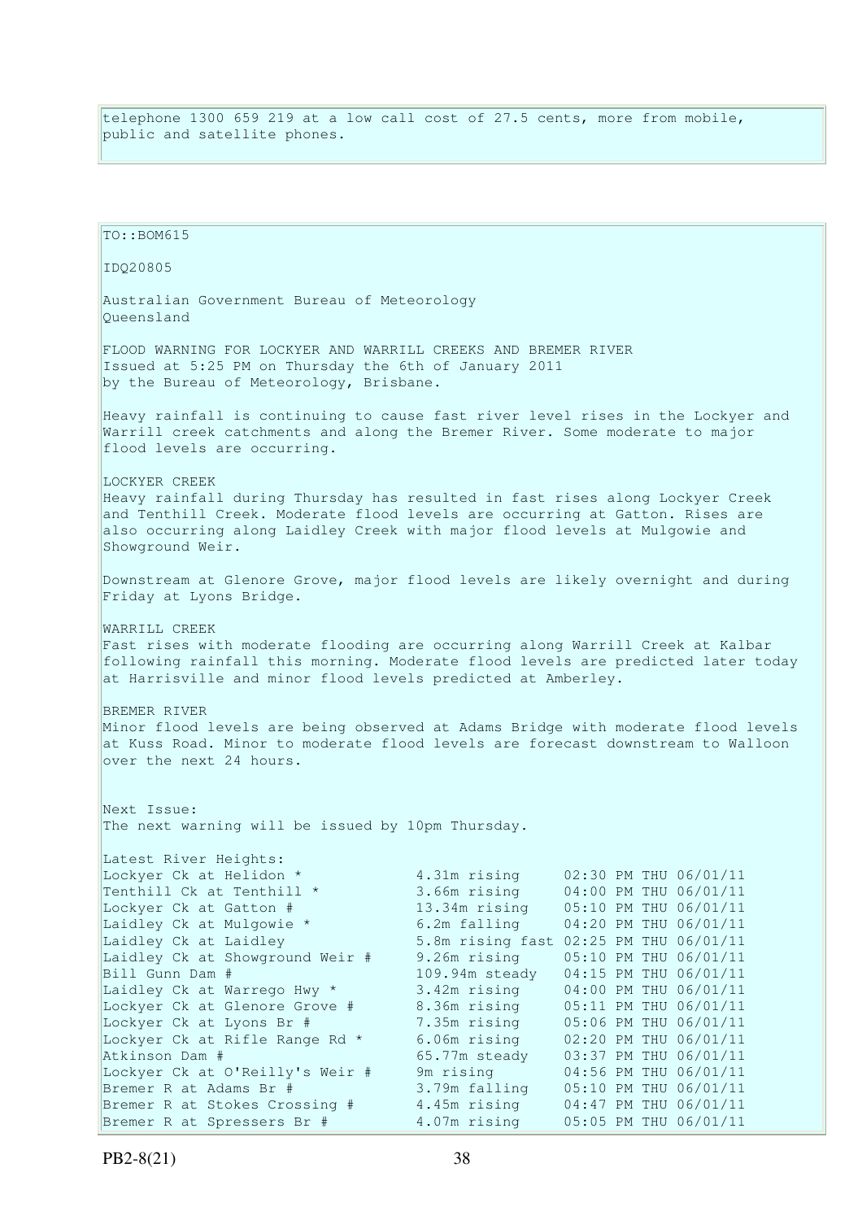telephone 1300 659 219 at a low call cost of 27.5 cents, more from mobile, public and satellite phones.

TO::BOM615

IDQ20805

Australian Government Bureau of Meteorology
Queensland

FLOOD WARNING FOR LOCKYER AND WARRILL CREEKS AND BREMER RIVER
Issued at 5:25 PM on Thursday the 6th of January 2011
by the Bureau of Meteorology, Brisbane.

Heavy rainfall is continuing to cause fast river level rises in the Lockyer and Warrill creek catchments and along the Bremer River. Some moderate to major flood levels are occurring.

LOCKYER CREEK
Heavy rainfall during Thursday has resulted in fast rises along Lockyer Creek and Tenthill Creek. Moderate flood levels are occurring at Gatton. Rises are also occurring along Laidley Creek with major flood levels at Mulgowie and Showground Weir.

Downstream at Glenore Grove, major flood levels are likely overnight and during Friday at Lyons Bridge.

WARRILL CREEK
Fast rises with moderate flooding are occurring along Warrill Creek at Kalbar following rainfall this morning. Moderate flood levels are predicted later today at Harrisville and minor flood levels predicted at Amberley.

BREMER RIVER
Minor flood levels are being observed at Adams Bridge with moderate flood levels at Kuss Road. Minor to moderate flood levels are forecast downstream to Walloon over the next 24 hours.

Next Issue:
The next warning will be issued by 10pm Thursday.

Latest River Heights:

| | | |
|---|---|---|
| Lockyer Ck at Helidon * | 4.31m rising | 02:30 PM THU 06/01/11 |
| Tenthill Ck at Tenthill * | 3.66m rising | 04:00 PM THU 06/01/11 |
| Lockyer Ck at Gatton # | 13.34m rising | 05:10 PM THU 06/01/11 |
| Laidley Ck at Mulgowie * | 6.2m falling | 04:20 PM THU 06/01/11 |
| Laidley Ck at Laidley | 5.8m rising fast | 02:25 PM THU 06/01/11 |
| Laidley Ck at Showground Weir # | 9.26m rising | 05:10 PM THU 06/01/11 |
| Bill Gunn Dam # | 109.94m steady | 04:15 PM THU 06/01/11 |
| Laidley Ck at Warrego Hwy * | 3.42m rising | 04:00 PM THU 06/01/11 |
| Lockyer Ck at Glenore Grove # | 8.36m rising | 05:11 PM THU 06/01/11 |
| Lockyer Ck at Lyons Br # | 7.35m rising | 05:06 PM THU 06/01/11 |
| Lockyer Ck at Rifle Range Rd * | 6.06m rising | 02:20 PM THU 06/01/11 |
| Atkinson Dam # | 65.77m steady | 03:37 PM THU 06/01/11 |
| Lockyer Ck at O'Reilly's Weir # | 9m rising | 04:56 PM THU 06/01/11 |
| Bremer R at Adams Br # | 3.79m falling | 05:10 PM THU 06/01/11 |
| Bremer R at Stokes Crossing # | 4.45m rising | 04:47 PM THU 06/01/11 |
| Bremer R at Spressers Br # | 4.07m rising | 05:05 PM THU 06/01/11 |

PB2-8(21)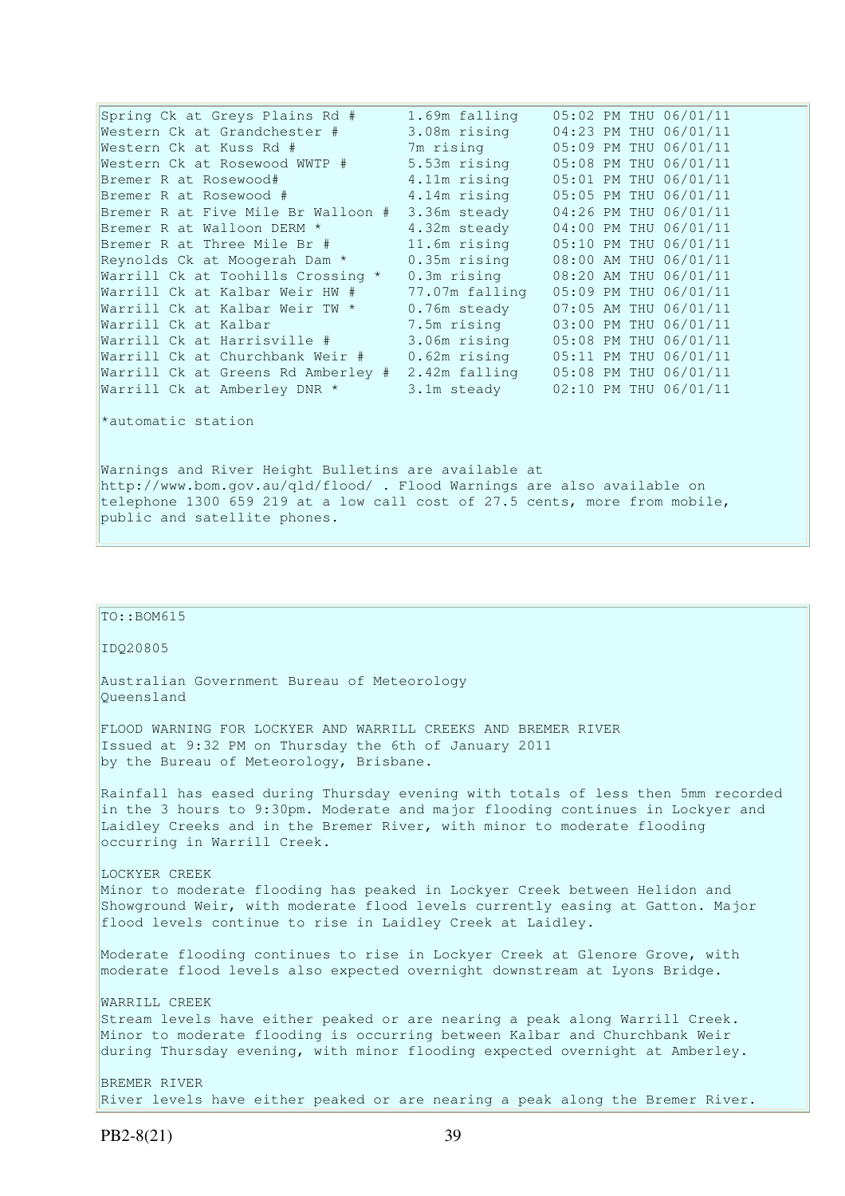| | | |
|---|---|---|
| Spring Ck at Greys Plains Rd # | 1.69m falling | 05:02 PM THU 06/01/11 |
| Western Ck at Grandchester # | 3.08m rising | 04:23 PM THU 06/01/11 |
| Western Ck at Kuss Rd # | 7m rising | 05:09 PM THU 06/01/11 |
| Western Ck at Rosewood WWTP # | 5.53m rising | 05:08 PM THU 06/01/11 |
| Bremer R at Rosewood# | 4.11m rising | 05:01 PM THU 06/01/11 |
| Bremer R at Rosewood # | 4.14m rising | 05:05 PM THU 06/01/11 |
| Bremer R at Five Mile Br Walloon # | 3.36m steady | 04:26 PM THU 06/01/11 |
| Bremer R at Walloon DERM * | 4.32m steady | 04:00 PM THU 06/01/11 |
| Bremer R at Three Mile Br # | 11.6m rising | 05:10 PM THU 06/01/11 |
| Reynolds Ck at Moogerah Dam * | 0.35m rising | 08:00 AM THU 06/01/11 |
| Warrill Ck at Toohills Crossing * | 0.3m rising | 08:20 AM THU 06/01/11 |
| Warrill Ck at Kalbar Weir HW # | 77.07m falling | 05:09 PM THU 06/01/11 |
| Warrill Ck at Kalbar Weir TW * | 0.76m steady | 07:05 AM THU 06/01/11 |
| Warrill Ck at Kalbar | 7.5m rising | 03:00 PM THU 06/01/11 |
| Warrill Ck at Harrisville # | 3.06m rising | 05:08 PM THU 06/01/11 |
| Warrill Ck at Churchbank Weir # | 0.62m rising | 05:11 PM THU 06/01/11 |
| Warrill Ck at Greens Rd Amberley # | 2.42m falling | 05:08 PM THU 06/01/11 |
| Warrill Ck at Amberley DNR * | 3.1m steady | 02:10 PM THU 06/01/11 |

*automatic station

Warnings and River Height Bulletins are available at http://www.bom.gov.au/qld/flood/ . Flood Warnings are also available on telephone 1300 659 219 at a low call cost of 27.5 cents, more from mobile, public and satellite phones.

TO::BOM615

IDQ20805

Australian Government Bureau of Meteorology
Queensland

FLOOD WARNING FOR LOCKYER AND WARRILL CREEKS AND BREMER RIVER
Issued at 9:32 PM on Thursday the 6th of January 2011
by the Bureau of Meteorology, Brisbane.

Rainfall has eased during Thursday evening with totals of less then 5mm recorded in the 3 hours to 9:30pm. Moderate and major flooding continues in Lockyer and Laidley Creeks and in the Bremer River, with minor to moderate flooding occurring in Warrill Creek.

LOCKYER CREEK
Minor to moderate flooding has peaked in Lockyer Creek between Helidon and Showground Weir, with moderate flood levels currently easing at Gatton. Major flood levels continue to rise in Laidley Creek at Laidley.

Moderate flooding continues to rise in Lockyer Creek at Glenore Grove, with moderate flood levels also expected overnight downstream at Lyons Bridge.

WARRILL CREEK
Stream levels have either peaked or are nearing a peak along Warrill Creek. Minor to moderate flooding is occurring between Kalbar and Churchbank Weir during Thursday evening, with minor flooding expected overnight at Amberley.

BREMER RIVER
River levels have either peaked or are nearing a peak along the Bremer River.

PB2-8(21)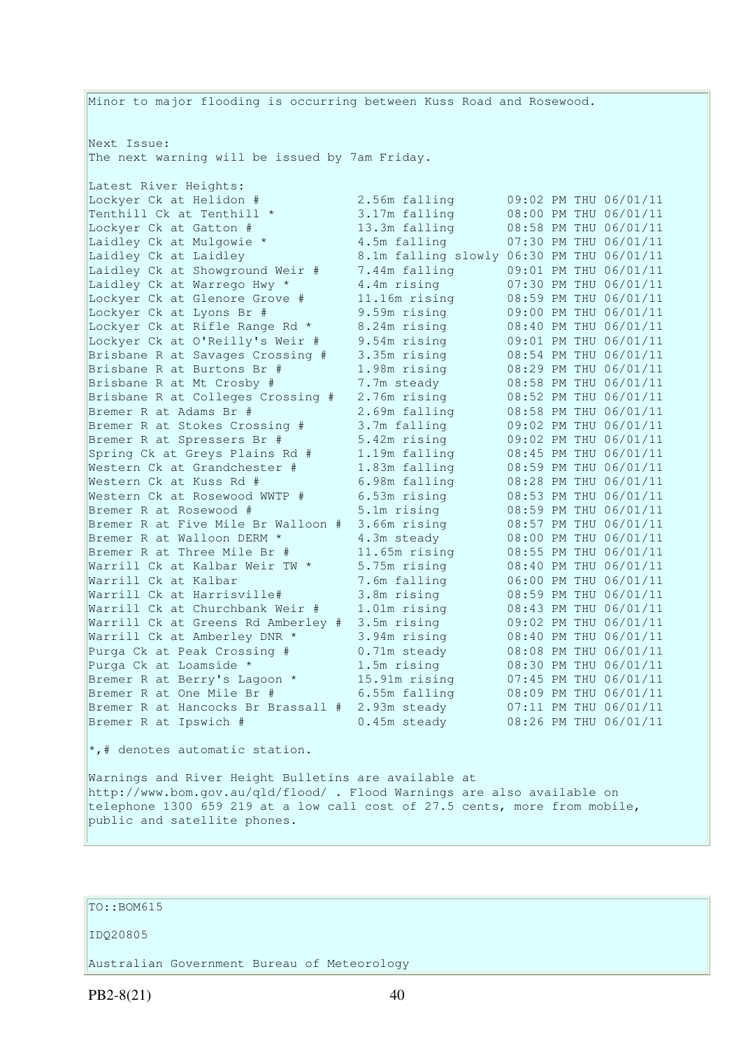Minor to major flooding is occurring between Kuss Road and Rosewood.

Next Issue:
The next warning will be issued by 7am Friday.

Latest River Heights:

| Location | Height | Time |
|---|---|---|
| Lockyer Ck at Helidon # | 2.56m falling | 09:02 PM THU 06/01/11 |
| Tenthill Ck at Tenthill * | 3.17m falling | 08:00 PM THU 06/01/11 |
| Lockyer Ck at Gatton # | 13.3m falling | 08:58 PM THU 06/01/11 |
| Laidley Ck at Mulgowie * | 4.5m falling | 07:30 PM THU 06/01/11 |
| Laidley Ck at Laidley | 8.1m falling slowly | 06:30 PM THU 06/01/11 |
| Laidley Ck at Showground Weir # | 7.44m falling | 09:01 PM THU 06/01/11 |
| Laidley Ck at Warrego Hwy * | 4.4m rising | 07:30 PM THU 06/01/11 |
| Lockyer Ck at Glenore Grove # | 11.16m rising | 08:59 PM THU 06/01/11 |
| Lockyer Ck at Lyons Br # | 9.59m rising | 09:00 PM THU 06/01/11 |
| Lockyer Ck at Rifle Range Rd * | 8.24m rising | 08:40 PM THU 06/01/11 |
| Lockyer Ck at O'Reilly's Weir # | 9.54m rising | 09:01 PM THU 06/01/11 |
| Brisbane R at Savages Crossing # | 3.35m rising | 08:54 PM THU 06/01/11 |
| Brisbane R at Burtons Br # | 1.98m rising | 08:29 PM THU 06/01/11 |
| Brisbane R at Mt Crosby # | 7.7m steady | 08:58 PM THU 06/01/11 |
| Brisbane R at Colleges Crossing # | 2.76m rising | 08:52 PM THU 06/01/11 |
| Bremer R at Adams Br # | 2.69m falling | 08:58 PM THU 06/01/11 |
| Bremer R at Stokes Crossing # | 3.7m falling | 09:02 PM THU 06/01/11 |
| Bremer R at Spressers Br # | 5.42m rising | 09:02 PM THU 06/01/11 |
| Spring Ck at Greys Plains Rd # | 1.19m falling | 08:45 PM THU 06/01/11 |
| Western Ck at Grandchester # | 1.83m falling | 08:59 PM THU 06/01/11 |
| Western Ck at Kuss Rd # | 6.98m falling | 08:28 PM THU 06/01/11 |
| Western Ck at Rosewood WWTP # | 6.53m rising | 08:53 PM THU 06/01/11 |
| Bremer R at Rosewood # | 5.1m rising | 08:59 PM THU 06/01/11 |
| Bremer R at Five Mile Br Walloon # | 3.66m rising | 08:57 PM THU 06/01/11 |
| Bremer R at Walloon DERM * | 4.3m steady | 08:00 PM THU 06/01/11 |
| Bremer R at Three Mile Br # | 11.65m rising | 08:55 PM THU 06/01/11 |
| Warrill Ck at Kalbar Weir TW * | 5.75m rising | 08:40 PM THU 06/01/11 |
| Warrill Ck at Kalbar | 7.6m falling | 06:00 PM THU 06/01/11 |
| Warrill Ck at Harrisville# | 3.8m rising | 08:59 PM THU 06/01/11 |
| Warrill Ck at Churchbank Weir # | 1.01m rising | 08:43 PM THU 06/01/11 |
| Warrill Ck at Greens Rd Amberley # | 3.5m rising | 09:02 PM THU 06/01/11 |
| Warrill Ck at Amberley DNR * | 3.94m rising | 08:40 PM THU 06/01/11 |
| Purga Ck at Peak Crossing # | 0.71m steady | 08:08 PM THU 06/01/11 |
| Purga Ck at Loamside * | 1.5m rising | 08:30 PM THU 06/01/11 |
| Bremer R at Berry's Lagoon * | 15.91m rising | 07:45 PM THU 06/01/11 |
| Bremer R at One Mile Br # | 6.55m falling | 08:09 PM THU 06/01/11 |
| Bremer R at Hancocks Br Brassall # | 2.93m steady | 07:11 PM THU 06/01/11 |
| Bremer R at Ipswich # | 0.45m steady | 08:26 PM THU 06/01/11 |

*,# denotes automatic station.

Warnings and River Height Bulletins are available at http://www.bom.gov.au/qld/flood/ . Flood Warnings are also available on telephone 1300 659 219 at a low call cost of 27.5 cents, more from mobile, public and satellite phones.

TO::BOM615

IDQ20805

Australian Government Bureau of Meteorology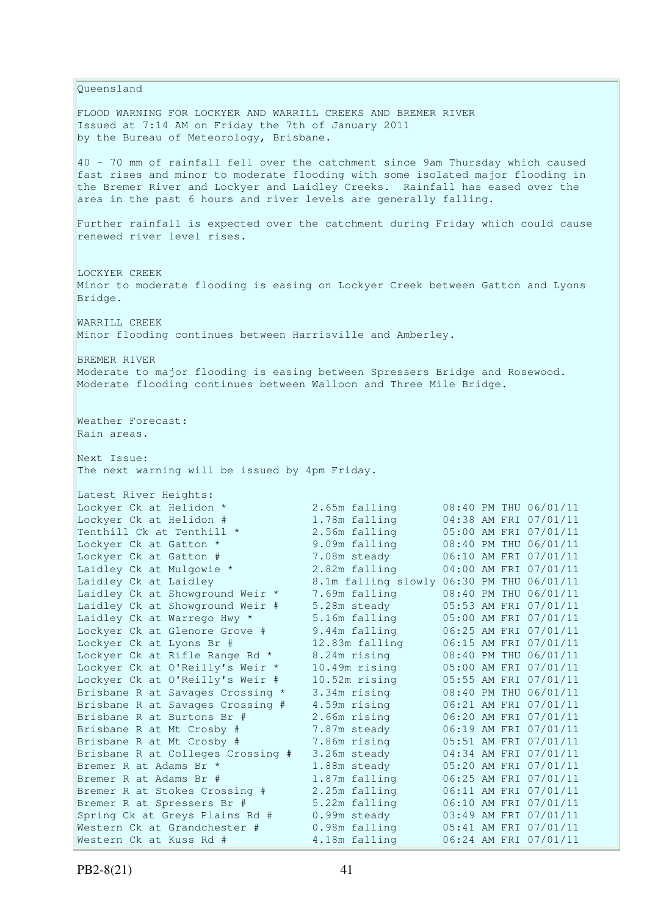Queensland

FLOOD WARNING FOR LOCKYER AND WARRILL CREEKS AND BREMER RIVER
Issued at 7:14 AM on Friday the 7th of January 2011
by the Bureau of Meteorology, Brisbane.

40 - 70 mm of rainfall fell over the catchment since 9am Thursday which caused fast rises and minor to moderate flooding with some isolated major flooding in the Bremer River and Lockyer and Laidley Creeks. Rainfall has eased over the area in the past 6 hours and river levels are generally falling.

Further rainfall is expected over the catchment during Friday which could cause renewed river level rises.

LOCKYER CREEK
Minor to moderate flooding is easing on Lockyer Creek between Gatton and Lyons Bridge.

WARRILL CREEK
Minor flooding continues between Harrisville and Amberley.

BREMER RIVER
Moderate to major flooding is easing between Spressers Bridge and Rosewood.
Moderate flooding continues between Walloon and Three Mile Bridge.

Weather Forecast:
Rain areas.

Next Issue:
The next warning will be issued by 4pm Friday.

Latest River Heights:

| Location | Height | Time |
|---|---|---|
| Lockyer Ck at Helidon * | 2.65m falling | 08:40 PM THU 06/01/11 |
| Lockyer Ck at Helidon # | 1.78m falling | 04:38 AM FRI 07/01/11 |
| Tenthill Ck at Tenthill * | 2.56m falling | 05:00 AM FRI 07/01/11 |
| Lockyer Ck at Gatton * | 9.09m falling | 08:40 PM THU 06/01/11 |
| Lockyer Ck at Gatton # | 7.08m steady | 06:10 AM FRI 07/01/11 |
| Laidley Ck at Mulgowie * | 2.82m falling | 04:00 AM FRI 07/01/11 |
| Laidley Ck at Laidley | 8.1m falling slowly | 06:30 PM THU 06/01/11 |
| Laidley Ck at Showground Weir * | 7.69m falling | 08:40 PM THU 06/01/11 |
| Laidley Ck at Showground Weir # | 5.28m steady | 05:53 AM FRI 07/01/11 |
| Laidley Ck at Warrego Hwy * | 5.16m falling | 05:00 AM FRI 07/01/11 |
| Lockyer Ck at Glenore Grove # | 9.44m falling | 06:25 AM FRI 07/01/11 |
| Lockyer Ck at Lyons Br # | 12.83m falling | 06:15 AM FRI 07/01/11 |
| Lockyer Ck at Rifle Range Rd * | 8.24m rising | 08:40 PM THU 06/01/11 |
| Lockyer Ck at O'Reilly's Weir * | 10.49m rising | 05:00 AM FRI 07/01/11 |
| Lockyer Ck at O'Reilly's Weir # | 10.52m rising | 05:55 AM FRI 07/01/11 |
| Brisbane R at Savages Crossing * | 3.34m rising | 08:40 PM THU 06/01/11 |
| Brisbane R at Savages Crossing # | 4.59m rising | 06:21 AM FRI 07/01/11 |
| Brisbane R at Burtons Br # | 2.66m rising | 06:20 AM FRI 07/01/11 |
| Brisbane R at Mt Crosby # | 7.87m steady | 06:19 AM FRI 07/01/11 |
| Brisbane R at Mt Crosby # | 7.86m rising | 05:51 AM FRI 07/01/11 |
| Brisbane R at Colleges Crossing # | 3.26m steady | 04:34 AM FRI 07/01/11 |
| Bremer R at Adams Br * | 1.88m steady | 05:20 AM FRI 07/01/11 |
| Bremer R at Adams Br # | 1.87m falling | 06:25 AM FRI 07/01/11 |
| Bremer R at Stokes Crossing # | 2.25m falling | 06:11 AM FRI 07/01/11 |
| Bremer R at Spressers Br # | 5.22m falling | 06:10 AM FRI 07/01/11 |
| Spring Ck at Greys Plains Rd # | 0.99m steady | 03:49 AM FRI 07/01/11 |
| Western Ck at Grandchester # | 0.98m falling | 05:41 AM FRI 07/01/11 |
| Western Ck at Kuss Rd # | 4.18m falling | 06:24 AM FRI 07/01/11 |

PB2-8(21)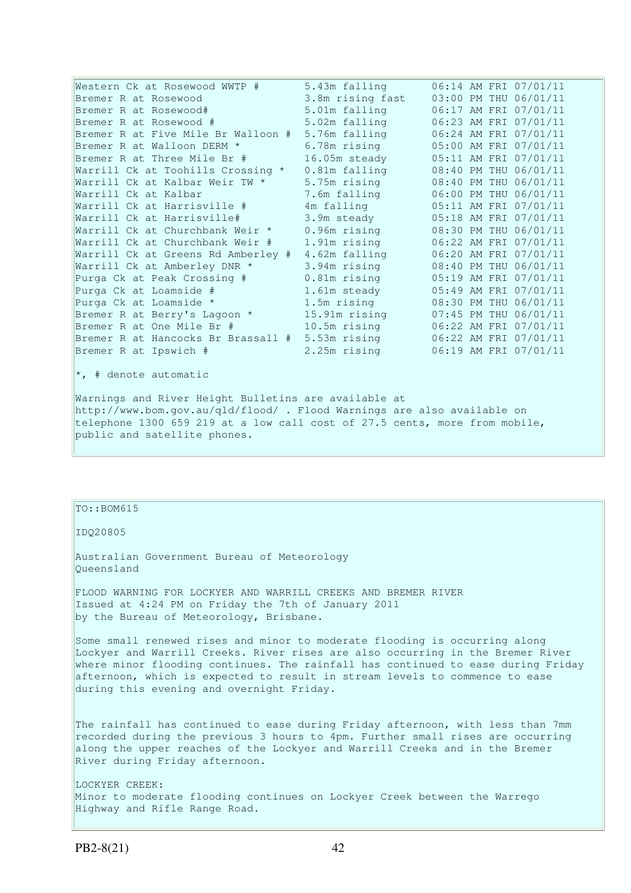| | | |
|---|---|---|
| Western Ck at Rosewood WWTP # | 5.43m falling | 06:14 AM FRI 07/01/11 |
| Bremer R at Rosewood | 3.8m rising fast | 03:00 PM THU 06/01/11 |
| Bremer R at Rosewood# | 5.01m falling | 06:17 AM FRI 07/01/11 |
| Bremer R at Rosewood # | 5.02m falling | 06:23 AM FRI 07/01/11 |
| Bremer R at Five Mile Br Walloon # | 5.76m falling | 06:24 AM FRI 07/01/11 |
| Bremer R at Walloon DERM * | 6.78m rising | 05:00 AM FRI 07/01/11 |
| Bremer R at Three Mile Br # | 16.05m steady | 05:11 AM FRI 07/01/11 |
| Warrill Ck at Toohills Crossing * | 0.81m falling | 08:40 PM THU 06/01/11 |
| Warrill Ck at Kalbar Weir TW * | 5.75m rising | 08:40 PM THU 06/01/11 |
| Warrill Ck at Kalbar | 7.6m falling | 06:00 PM THU 06/01/11 |
| Warrill Ck at Harrisville # | 4m falling | 05:11 AM FRI 07/01/11 |
| Warrill Ck at Harrisville# | 3.9m steady | 05:18 AM FRI 07/01/11 |
| Warrill Ck at Churchbank Weir * | 0.96m rising | 08:30 PM THU 06/01/11 |
| Warrill Ck at Churchbank Weir # | 1.91m rising | 06:22 AM FRI 07/01/11 |
| Warrill Ck at Greens Rd Amberley # | 4.62m falling | 06:20 AM FRI 07/01/11 |
| Warrill Ck at Amberley DNR * | 3.94m rising | 08:40 PM THU 06/01/11 |
| Purga Ck at Peak Crossing # | 0.81m rising | 05:19 AM FRI 07/01/11 |
| Purga Ck at Loamside # | 1.61m steady | 05:49 AM FRI 07/01/11 |
| Purga Ck at Loamside * | 1.5m rising | 08:30 PM THU 06/01/11 |
| Bremer R at Berry's Lagoon * | 15.91m rising | 07:45 PM THU 06/01/11 |
| Bremer R at One Mile Br # | 10.5m rising | 06:22 AM FRI 07/01/11 |
| Bremer R at Hancocks Br Brassall # | 5.53m rising | 06:22 AM FRI 07/01/11 |
| Bremer R at Ipswich # | 2.25m rising | 06:19 AM FRI 07/01/11 |

*, # denote automatic

Warnings and River Height Bulletins are available at http://www.bom.gov.au/qld/flood/ . Flood Warnings are also available on telephone 1300 659 219 at a low call cost of 27.5 cents, more from mobile, public and satellite phones.

TO::BOM615

IDQ20805

Australian Government Bureau of Meteorology
Queensland

FLOOD WARNING FOR LOCKYER AND WARRILL CREEKS AND BREMER RIVER
Issued at 4:24 PM on Friday the 7th of January 2011
by the Bureau of Meteorology, Brisbane.

Some small renewed rises and minor to moderate flooding is occurring along Lockyer and Warrill Creeks. River rises are also occurring in the Bremer River where minor flooding continues. The rainfall has continued to ease during Friday afternoon, which is expected to result in stream levels to commence to ease during this evening and overnight Friday.

The rainfall has continued to ease during Friday afternoon, with less than 7mm recorded during the previous 3 hours to 4pm. Further small rises are occurring along the upper reaches of the Lockyer and Warrill Creeks and in the Bremer River during Friday afternoon.

LOCKYER CREEK:
Minor to moderate flooding continues on Lockyer Creek between the Warrego Highway and Rifle Range Road.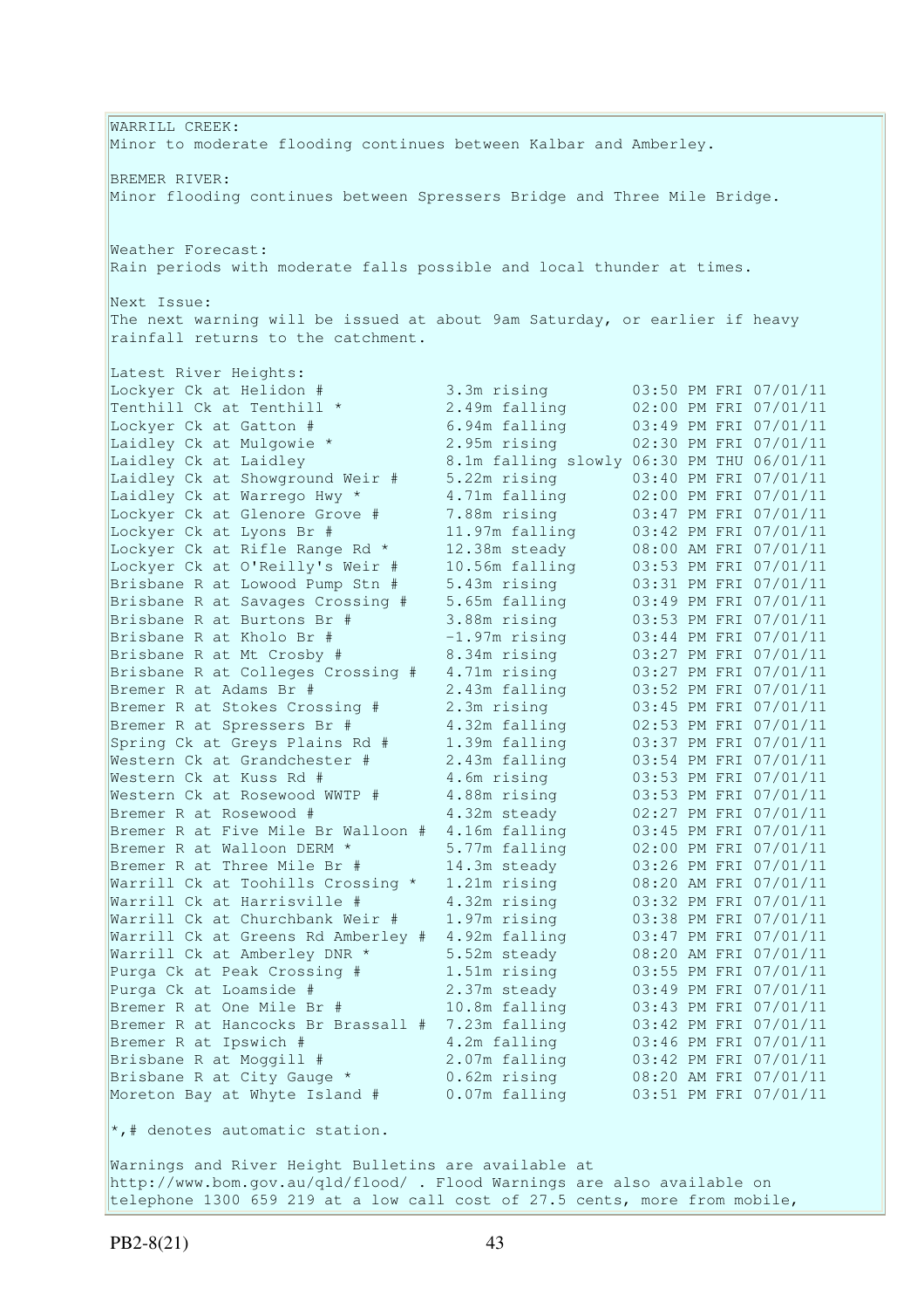WARRILL CREEK:
Minor to moderate flooding continues between Kalbar and Amberley.

BREMER RIVER:
Minor flooding continues between Spressers Bridge and Three Mile Bridge.

Weather Forecast:
Rain periods with moderate falls possible and local thunder at times.

Next Issue:
The next warning will be issued at about 9am Saturday, or earlier if heavy rainfall returns to the catchment.

Latest River Heights:

| Station | Height | Time |
|---|---|---|
| Lockyer Ck at Helidon # | 3.3m rising | 03:50 PM FRI 07/01/11 |
| Tenthill Ck at Tenthill * | 2.49m falling | 02:00 PM FRI 07/01/11 |
| Lockyer Ck at Gatton # | 6.94m falling | 03:49 PM FRI 07/01/11 |
| Laidley Ck at Mulgowie * | 2.95m rising | 02:30 PM FRI 07/01/11 |
| Laidley Ck at Laidley | 8.1m falling slowly | 06:30 PM THU 06/01/11 |
| Laidley Ck at Showground Weir # | 5.22m rising | 03:40 PM FRI 07/01/11 |
| Laidley Ck at Warrego Hwy * | 4.71m falling | 02:00 PM FRI 07/01/11 |
| Lockyer Ck at Glenore Grove # | 7.88m rising | 03:47 PM FRI 07/01/11 |
| Lockyer Ck at Lyons Br # | 11.97m falling | 03:42 PM FRI 07/01/11 |
| Lockyer Ck at Rifle Range Rd * | 12.38m steady | 08:00 AM FRI 07/01/11 |
| Lockyer Ck at O'Reilly's Weir # | 10.56m falling | 03:53 PM FRI 07/01/11 |
| Brisbane R at Lowood Pump Stn # | 5.43m rising | 03:31 PM FRI 07/01/11 |
| Brisbane R at Savages Crossing # | 5.65m falling | 03:49 PM FRI 07/01/11 |
| Brisbane R at Burtons Br # | 3.88m rising | 03:53 PM FRI 07/01/11 |
| Brisbane R at Kholo Br # | -1.97m rising | 03:44 PM FRI 07/01/11 |
| Brisbane R at Mt Crosby # | 8.34m rising | 03:27 PM FRI 07/01/11 |
| Brisbane R at Colleges Crossing # | 4.71m rising | 03:27 PM FRI 07/01/11 |
| Bremer R at Adams Br # | 2.43m falling | 03:52 PM FRI 07/01/11 |
| Bremer R at Stokes Crossing # | 2.3m rising | 03:45 PM FRI 07/01/11 |
| Bremer R at Spressers Br # | 4.32m falling | 02:53 PM FRI 07/01/11 |
| Spring Ck at Greys Plains Rd # | 1.39m falling | 03:37 PM FRI 07/01/11 |
| Western Ck at Grandchester # | 2.43m falling | 03:54 PM FRI 07/01/11 |
| Western Ck at Kuss Rd # | 4.6m rising | 03:53 PM FRI 07/01/11 |
| Western Ck at Rosewood WWTP # | 4.88m rising | 03:53 PM FRI 07/01/11 |
| Bremer R at Rosewood # | 4.32m steady | 02:27 PM FRI 07/01/11 |
| Bremer R at Five Mile Br Walloon # | 4.16m falling | 03:45 PM FRI 07/01/11 |
| Bremer R at Walloon DERM * | 5.77m falling | 02:00 PM FRI 07/01/11 |
| Bremer R at Three Mile Br # | 14.3m steady | 03:26 PM FRI 07/01/11 |
| Warrill Ck at Toohills Crossing * | 1.21m rising | 08:20 AM FRI 07/01/11 |
| Warrill Ck at Harrisville # | 4.32m rising | 03:32 PM FRI 07/01/11 |
| Warrill Ck at Churchbank Weir # | 1.97m rising | 03:38 PM FRI 07/01/11 |
| Warrill Ck at Greens Rd Amberley # | 4.92m falling | 03:47 PM FRI 07/01/11 |
| Warrill Ck at Amberley DNR * | 5.52m steady | 08:20 AM FRI 07/01/11 |
| Purga Ck at Peak Crossing # | 1.51m rising | 03:55 PM FRI 07/01/11 |
| Purga Ck at Loamside # | 2.37m steady | 03:49 PM FRI 07/01/11 |
| Bremer R at One Mile Br # | 10.8m falling | 03:43 PM FRI 07/01/11 |
| Bremer R at Hancocks Br Brassall # | 7.23m falling | 03:42 PM FRI 07/01/11 |
| Bremer R at Ipswich # | 4.2m falling | 03:46 PM FRI 07/01/11 |
| Brisbane R at Moggill # | 2.07m falling | 03:42 PM FRI 07/01/11 |
| Brisbane R at City Gauge * | 0.62m rising | 08:20 AM FRI 07/01/11 |
| Moreton Bay at Whyte Island # | 0.07m falling | 03:51 PM FRI 07/01/11 |

*,# denotes automatic station.

Warnings and River Height Bulletins are available at http://www.bom.gov.au/qld/flood/ . Flood Warnings are also available on telephone 1300 659 219 at a low call cost of 27.5 cents, more from mobile,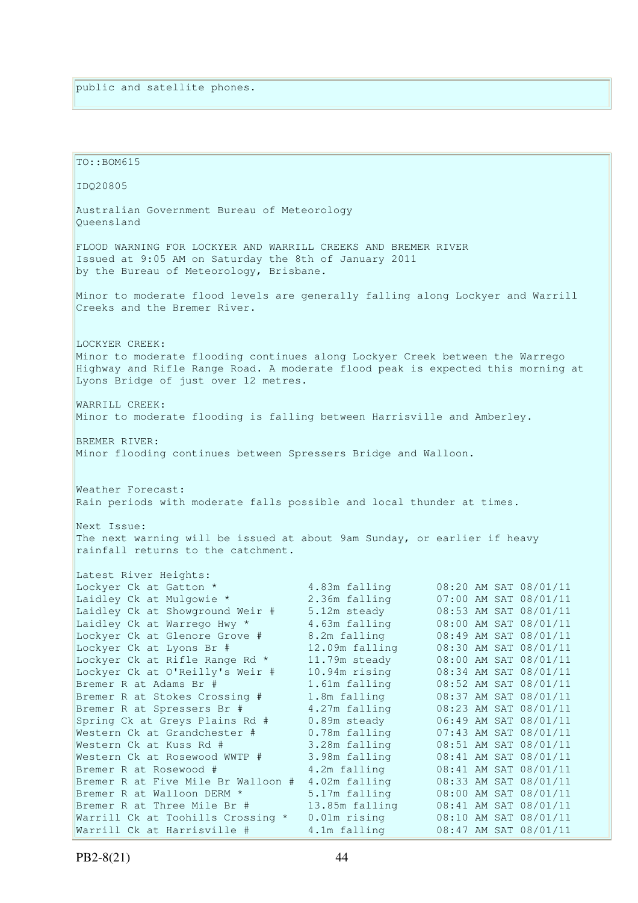public and satellite phones.

TO::BOM615

IDQ20805

Australian Government Bureau of Meteorology
Queensland

FLOOD WARNING FOR LOCKYER AND WARRILL CREEKS AND BREMER RIVER
Issued at 9:05 AM on Saturday the 8th of January 2011
by the Bureau of Meteorology, Brisbane.

Minor to moderate flood levels are generally falling along Lockyer and Warrill Creeks and the Bremer River.

LOCKYER CREEK:
Minor to moderate flooding continues along Lockyer Creek between the Warrego Highway and Rifle Range Road. A moderate flood peak is expected this morning at Lyons Bridge of just over 12 metres.

WARRILL CREEK:
Minor to moderate flooding is falling between Harrisville and Amberley.

BREMER RIVER:
Minor flooding continues between Spressers Bridge and Walloon.

Weather Forecast:
Rain periods with moderate falls possible and local thunder at times.

Next Issue:
The next warning will be issued at about 9am Sunday, or earlier if heavy rainfall returns to the catchment.

Latest River Heights:

```
Lockyer Ck at Gatton *              4.83m falling       08:20 AM SAT 08/01/11
Laidley Ck at Mulgowie *            2.36m falling       07:00 AM SAT 08/01/11
Laidley Ck at Showground Weir #     5.12m steady        08:53 AM SAT 08/01/11
Laidley Ck at Warrego Hwy *         4.63m falling       08:00 AM SAT 08/01/11
Lockyer Ck at Glenore Grove #       8.2m falling        08:49 AM SAT 08/01/11
Lockyer Ck at Lyons Br #            12.09m falling      08:30 AM SAT 08/01/11
Lockyer Ck at Rifle Range Rd *      11.79m steady       08:00 AM SAT 08/01/11
Lockyer Ck at O'Reilly's Weir #     10.94m rising       08:34 AM SAT 08/01/11
Bremer R at Adams Br #              1.61m falling       08:52 AM SAT 08/01/11
Bremer R at Stokes Crossing #       1.8m falling        08:37 AM SAT 08/01/11
Bremer R at Spressers Br #          4.27m falling       08:23 AM SAT 08/01/11
Spring Ck at Greys Plains Rd #      0.89m steady        06:49 AM SAT 08/01/11
Western Ck at Grandchester #        0.78m falling       07:43 AM SAT 08/01/11
Western Ck at Kuss Rd #             3.28m falling       08:51 AM SAT 08/01/11
Western Ck at Rosewood WWTP #       3.98m falling       08:41 AM SAT 08/01/11
Bremer R at Rosewood #              4.2m falling        08:41 AM SAT 08/01/11
Bremer R at Five Mile Br Walloon #  4.02m falling       08:33 AM SAT 08/01/11
Bremer R at Walloon DERM *          5.17m falling       08:00 AM SAT 08/01/11
Bremer R at Three Mile Br #         13.85m falling      08:41 AM SAT 08/01/11
Warrill Ck at Toohills Crossing *   0.01m rising        08:10 AM SAT 08/01/11
Warrill Ck at Harrisville #         4.1m falling        08:47 AM SAT 08/01/11
```

PB2-8(21)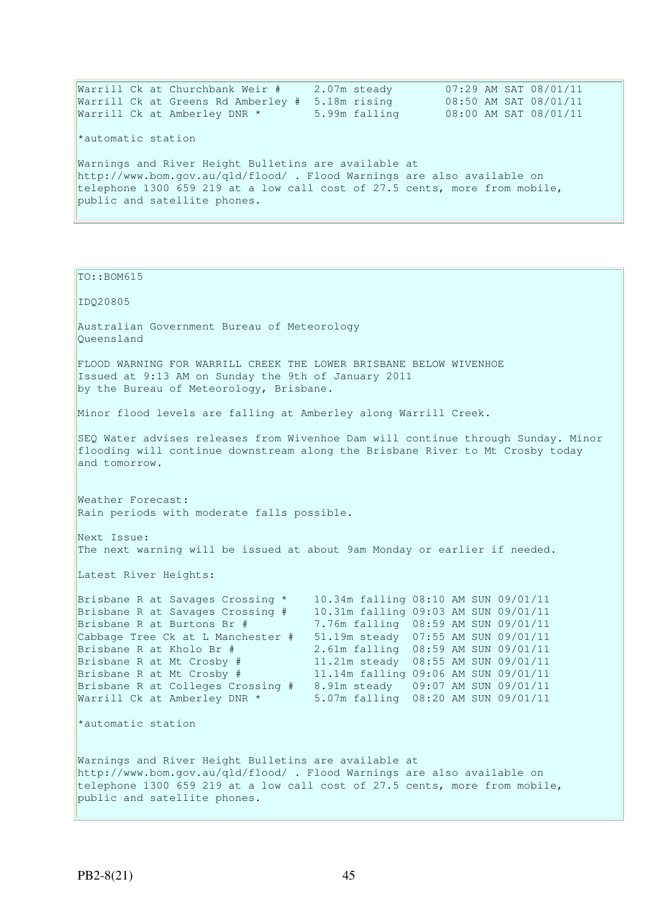```
Warrill Ck at Churchbank Weir #     2.07m steady        07:29 AM SAT 08/01/11
Warrill Ck at Greens Rd Amberley #  5.18m rising        08:50 AM SAT 08/01/11
Warrill Ck at Amberley DNR *        5.99m falling       08:00 AM SAT 08/01/11
```

*automatic station

Warnings and River Height Bulletins are available at http://www.bom.gov.au/qld/flood/ . Flood Warnings are also available on telephone 1300 659 219 at a low call cost of 27.5 cents, more from mobile, public and satellite phones.

TO::BOM615

IDQ20805

Australian Government Bureau of Meteorology
Queensland

FLOOD WARNING FOR WARRILL CREEK THE LOWER BRISBANE BELOW WIVENHOE
Issued at 9:13 AM on Sunday the 9th of January 2011
by the Bureau of Meteorology, Brisbane.

Minor flood levels are falling at Amberley along Warrill Creek.

SEQ Water advises releases from Wivenhoe Dam will continue through Sunday. Minor flooding will continue downstream along the Brisbane River to Mt Crosby today and tomorrow.

Weather Forecast:
Rain periods with moderate falls possible.

Next Issue:
The next warning will be issued at about 9am Monday or earlier if needed.

Latest River Heights:

```
Brisbane R at Savages Crossing *    10.34m falling 08:10 AM SUN 09/01/11
Brisbane R at Savages Crossing #    10.31m falling 09:03 AM SUN 09/01/11
Brisbane R at Burtons Br #          7.76m falling  08:59 AM SUN 09/01/11
Cabbage Tree Ck at L Manchester #   51.19m steady  07:55 AM SUN 09/01/11
Brisbane R at Kholo Br #            2.61m falling  08:59 AM SUN 09/01/11
Brisbane R at Mt Crosby #           11.21m steady  08:55 AM SUN 09/01/11
Brisbane R at Mt Crosby #           11.14m falling 09:06 AM SUN 09/01/11
Brisbane R at Colleges Crossing #   8.91m steady   09:07 AM SUN 09/01/11
Warrill Ck at Amberley DNR *        5.07m falling  08:20 AM SUN 09/01/11
```

*automatic station

Warnings and River Height Bulletins are available at http://www.bom.gov.au/qld/flood/ . Flood Warnings are also available on telephone 1300 659 219 at a low call cost of 27.5 cents, more from mobile, public and satellite phones.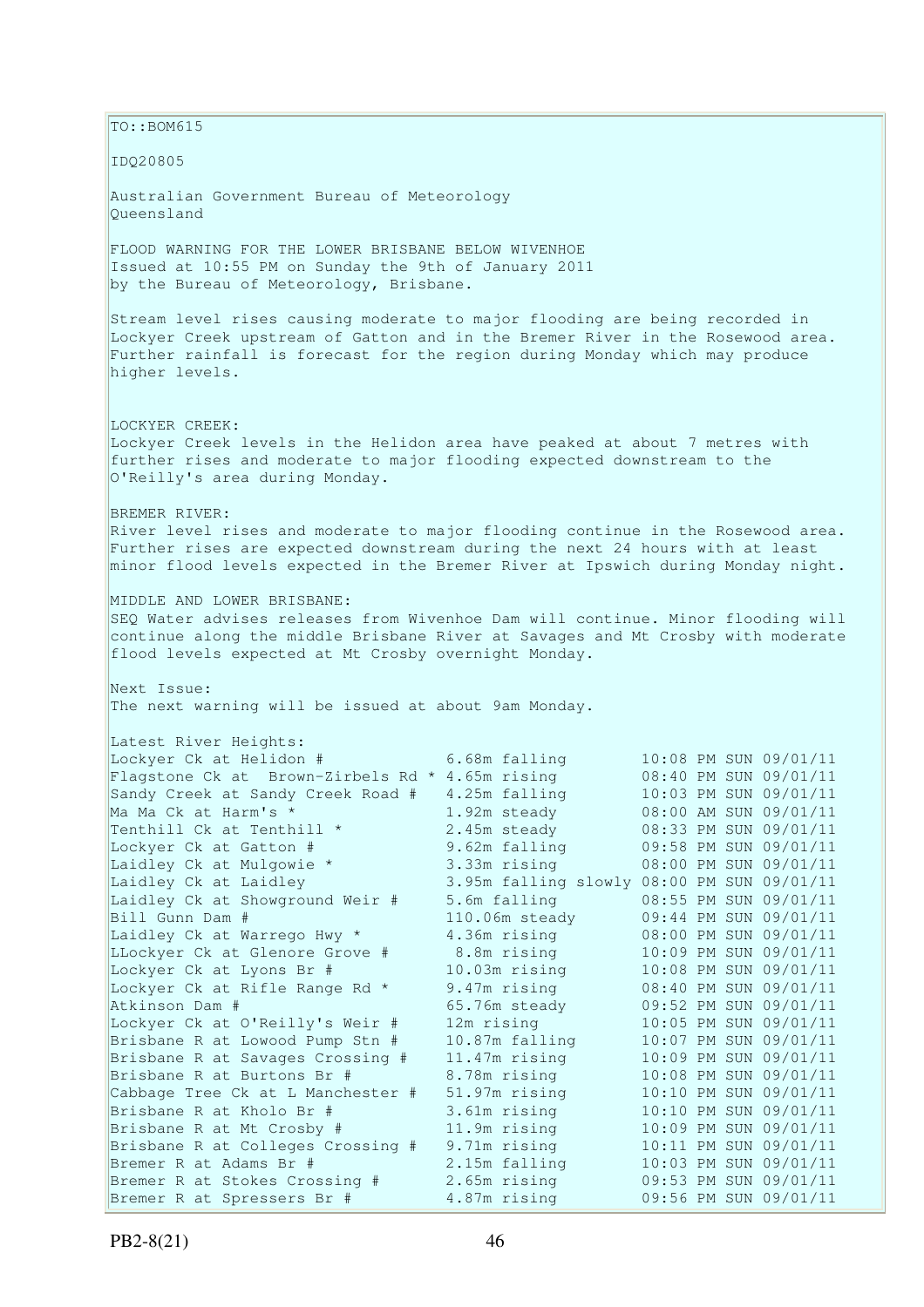TO::BOM615

IDQ20805

Australian Government Bureau of Meteorology
Queensland

FLOOD WARNING FOR THE LOWER BRISBANE BELOW WIVENHOE
Issued at 10:55 PM on Sunday the 9th of January 2011
by the Bureau of Meteorology, Brisbane.

Stream level rises causing moderate to major flooding are being recorded in Lockyer Creek upstream of Gatton and in the Bremer River in the Rosewood area. Further rainfall is forecast for the region during Monday which may produce higher levels.

LOCKYER CREEK:
Lockyer Creek levels in the Helidon area have peaked at about 7 metres with further rises and moderate to major flooding expected downstream to the O'Reilly's area during Monday.

BREMER RIVER:
River level rises and moderate to major flooding continue in the Rosewood area. Further rises are expected downstream during the next 24 hours with at least minor flood levels expected in the Bremer River at Ipswich during Monday night.

MIDDLE AND LOWER BRISBANE:
SEQ Water advises releases from Wivenhoe Dam will continue. Minor flooding will continue along the middle Brisbane River at Savages and Mt Crosby with moderate flood levels expected at Mt Crosby overnight Monday.

Next Issue:
The next warning will be issued at about 9am Monday.

Latest River Heights:

| Location | Height | Time |
|---|---|---|
| Lockyer Ck at Helidon # | 6.68m falling | 10:08 PM SUN 09/01/11 |
| Flagstone Ck at Brown-Zirbels Rd * | 4.65m rising | 08:40 PM SUN 09/01/11 |
| Sandy Creek at Sandy Creek Road # | 4.25m falling | 10:03 PM SUN 09/01/11 |
| Ma Ma Ck at Harm's * | 1.92m steady | 08:00 AM SUN 09/01/11 |
| Tenthill Ck at Tenthill * | 2.45m steady | 08:33 PM SUN 09/01/11 |
| Lockyer Ck at Gatton # | 9.62m falling | 09:58 PM SUN 09/01/11 |
| Laidley Ck at Mulgowie * | 3.33m rising | 08:00 PM SUN 09/01/11 |
| Laidley Ck at Laidley | 3.95m falling slowly | 08:00 PM SUN 09/01/11 |
| Laidley Ck at Showground Weir # | 5.6m falling | 08:55 PM SUN 09/01/11 |
| Bill Gunn Dam # | 110.06m steady | 09:44 PM SUN 09/01/11 |
| Laidley Ck at Warrego Hwy * | 4.36m rising | 08:00 PM SUN 09/01/11 |
| LLockyer Ck at Glenore Grove # | 8.8m rising | 10:09 PM SUN 09/01/11 |
| Lockyer Ck at Lyons Br # | 10.03m rising | 10:08 PM SUN 09/01/11 |
| Lockyer Ck at Rifle Range Rd * | 9.47m rising | 08:40 PM SUN 09/01/11 |
| Atkinson Dam # | 65.76m steady | 09:52 PM SUN 09/01/11 |
| Lockyer Ck at O'Reilly's Weir # | 12m rising | 10:05 PM SUN 09/01/11 |
| Brisbane R at Lowood Pump Stn # | 10.87m falling | 10:07 PM SUN 09/01/11 |
| Brisbane R at Savages Crossing # | 11.47m rising | 10:09 PM SUN 09/01/11 |
| Brisbane R at Burtons Br # | 8.78m rising | 10:08 PM SUN 09/01/11 |
| Cabbage Tree Ck at L Manchester # | 51.97m rising | 10:10 PM SUN 09/01/11 |
| Brisbane R at Kholo Br # | 3.61m rising | 10:10 PM SUN 09/01/11 |
| Brisbane R at Mt Crosby # | 11.9m rising | 10:09 PM SUN 09/01/11 |
| Brisbane R at Colleges Crossing # | 9.71m rising | 10:11 PM SUN 09/01/11 |
| Bremer R at Adams Br # | 2.15m falling | 10:03 PM SUN 09/01/11 |
| Bremer R at Stokes Crossing # | 2.65m rising | 09:53 PM SUN 09/01/11 |
| Bremer R at Spressers Br # | 4.87m rising | 09:56 PM SUN 09/01/11 |

PB2-8(21)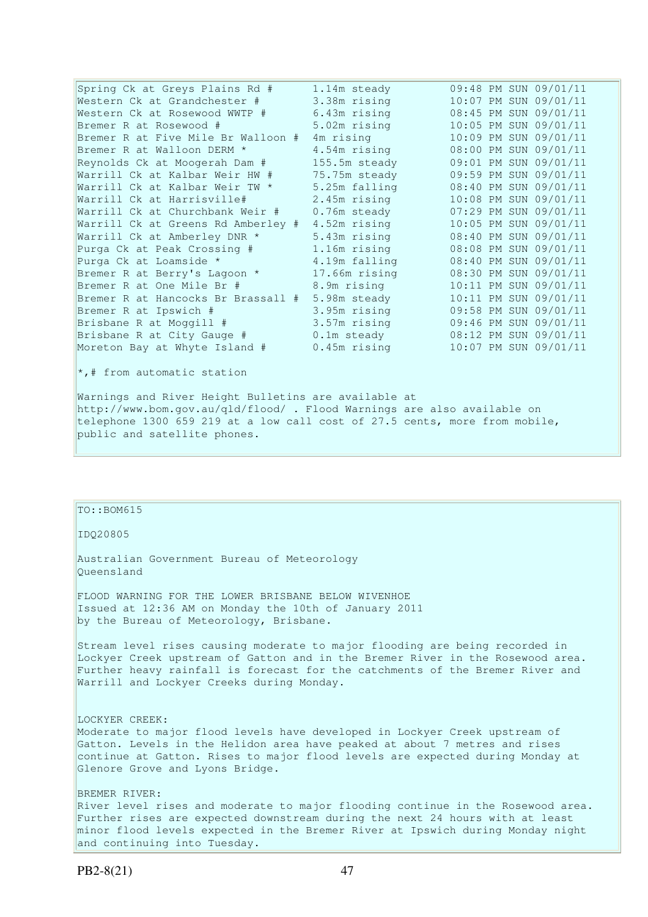| | | |
|---|---|---|
| Spring Ck at Greys Plains Rd # | 1.14m steady | 09:48 PM SUN 09/01/11 |
| Western Ck at Grandchester # | 3.38m rising | 10:07 PM SUN 09/01/11 |
| Western Ck at Rosewood WWTP # | 6.43m rising | 08:45 PM SUN 09/01/11 |
| Bremer R at Rosewood # | 5.02m rising | 10:05 PM SUN 09/01/11 |
| Bremer R at Five Mile Br Walloon # | 4m rising | 10:09 PM SUN 09/01/11 |
| Bremer R at Walloon DERM * | 4.54m rising | 08:00 PM SUN 09/01/11 |
| Reynolds Ck at Moogerah Dam # | 155.5m steady | 09:01 PM SUN 09/01/11 |
| Warrill Ck at Kalbar Weir HW # | 75.75m steady | 09:59 PM SUN 09/01/11 |
| Warrill Ck at Kalbar Weir TW * | 5.25m falling | 08:40 PM SUN 09/01/11 |
| Warrill Ck at Harrisville# | 2.45m rising | 10:08 PM SUN 09/01/11 |
| Warrill Ck at Churchbank Weir # | 0.76m steady | 07:29 PM SUN 09/01/11 |
| Warrill Ck at Greens Rd Amberley # | 4.52m rising | 10:05 PM SUN 09/01/11 |
| Warrill Ck at Amberley DNR * | 5.43m rising | 08:40 PM SUN 09/01/11 |
| Purga Ck at Peak Crossing # | 1.16m rising | 08:08 PM SUN 09/01/11 |
| Purga Ck at Loamside * | 4.19m falling | 08:40 PM SUN 09/01/11 |
| Bremer R at Berry's Lagoon * | 17.66m rising | 08:30 PM SUN 09/01/11 |
| Bremer R at One Mile Br # | 8.9m rising | 10:11 PM SUN 09/01/11 |
| Bremer R at Hancocks Br Brassall # | 5.98m steady | 10:11 PM SUN 09/01/11 |
| Bremer R at Ipswich # | 3.95m rising | 09:58 PM SUN 09/01/11 |
| Brisbane R at Moggill # | 3.57m rising | 09:46 PM SUN 09/01/11 |
| Brisbane R at City Gauge # | 0.1m steady | 08:12 PM SUN 09/01/11 |
| Moreton Bay at Whyte Island # | 0.45m rising | 10:07 PM SUN 09/01/11 |

*,# from automatic station

Warnings and River Height Bulletins are available at http://www.bom.gov.au/qld/flood/ . Flood Warnings are also available on telephone 1300 659 219 at a low call cost of 27.5 cents, more from mobile, public and satellite phones.

TO::BOM615

IDQ20805

Australian Government Bureau of Meteorology
Queensland

FLOOD WARNING FOR THE LOWER BRISBANE BELOW WIVENHOE
Issued at 12:36 AM on Monday the 10th of January 2011
by the Bureau of Meteorology, Brisbane.

Stream level rises causing moderate to major flooding are being recorded in Lockyer Creek upstream of Gatton and in the Bremer River in the Rosewood area. Further heavy rainfall is forecast for the catchments of the Bremer River and Warrill and Lockyer Creeks during Monday.

LOCKYER CREEK:
Moderate to major flood levels have developed in Lockyer Creek upstream of Gatton. Levels in the Helidon area have peaked at about 7 metres and rises continue at Gatton. Rises to major flood levels are expected during Monday at Glenore Grove and Lyons Bridge.

BREMER RIVER:
River level rises and moderate to major flooding continue in the Rosewood area. Further rises are expected downstream during the next 24 hours with at least minor flood levels expected in the Bremer River at Ipswich during Monday night and continuing into Tuesday.

PB2-8(21)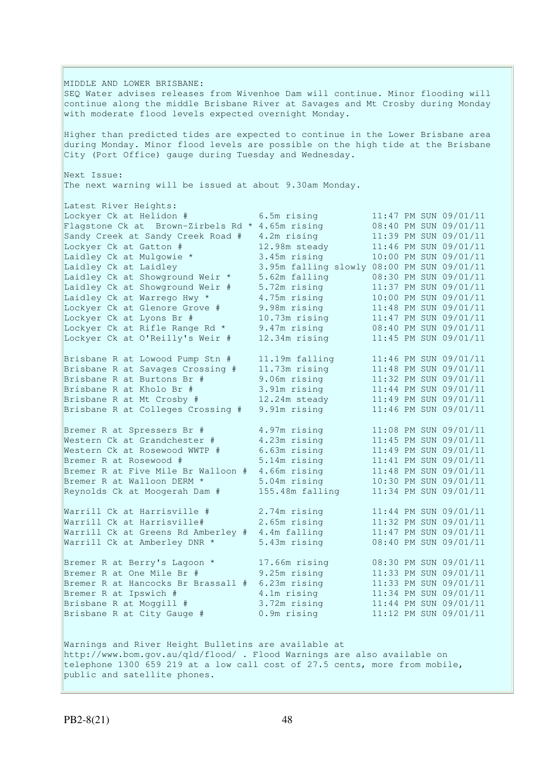MIDDLE AND LOWER BRISBANE:
SEQ Water advises releases from Wivenhoe Dam will continue. Minor flooding will continue along the middle Brisbane River at Savages and Mt Crosby during Monday with moderate flood levels expected overnight Monday.

Higher than predicted tides are expected to continue in the Lower Brisbane area during Monday. Minor flood levels are possible on the high tide at the Brisbane City (Port Office) gauge during Tuesday and Wednesday.

Next Issue:
The next warning will be issued at about 9.30am Monday.

Latest River Heights:

```
Lockyer Ck at Helidon #            6.5m rising          11:47 PM SUN 09/01/11
Flagstone Ck at  Brown-Zirbels Rd * 4.65m rising        08:40 PM SUN 09/01/11
Sandy Creek at Sandy Creek Road #   4.2m rising         11:39 PM SUN 09/01/11
Lockyer Ck at Gatton #             12.98m steady        11:46 PM SUN 09/01/11
Laidley Ck at Mulgowie *            3.45m rising        10:00 PM SUN 09/01/11
Laidley Ck at Laidley               3.95m falling slowly 08:00 PM SUN 09/01/11
Laidley Ck at Showground Weir *     5.62m falling       08:30 PM SUN 09/01/11
Laidley Ck at Showground Weir #     5.72m rising        11:37 PM SUN 09/01/11
Laidley Ck at Warrego Hwy *         4.75m rising        10:00 PM SUN 09/01/11
Lockyer Ck at Glenore Grove #       9.98m rising        11:48 PM SUN 09/01/11
Lockyer Ck at Lyons Br #           10.73m rising        11:47 PM SUN 09/01/11
Lockyer Ck at Rifle Range Rd *      9.47m rising        08:40 PM SUN 09/01/11
Lockyer Ck at O'Reilly's Weir #    12.34m rising        11:45 PM SUN 09/01/11

Brisbane R at Lowood Pump Stn #    11.19m falling       11:46 PM SUN 09/01/11
Brisbane R at Savages Crossing #   11.73m rising        11:48 PM SUN 09/01/11
Brisbane R at Burtons Br #          9.06m rising        11:32 PM SUN 09/01/11
Brisbane R at Kholo Br #            3.91m rising        11:44 PM SUN 09/01/11
Brisbane R at Mt Crosby #          12.24m steady        11:49 PM SUN 09/01/11
Brisbane R at Colleges Crossing #   9.91m rising        11:46 PM SUN 09/01/11

Bremer R at Spressers Br #          4.97m rising        11:08 PM SUN 09/01/11
Western Ck at Grandchester #        4.23m rising        11:45 PM SUN 09/01/11
Western Ck at Rosewood WWTP #       6.63m rising        11:49 PM SUN 09/01/11
Bremer R at Rosewood #              5.14m rising        11:41 PM SUN 09/01/11
Bremer R at Five Mile Br Walloon #  4.66m rising        11:48 PM SUN 09/01/11
Bremer R at Walloon DERM *          5.04m rising        10:30 PM SUN 09/01/11
Reynolds Ck at Moogerah Dam #     155.48m falling       11:34 PM SUN 09/01/11

Warrill Ck at Harrisville #         2.74m rising        11:44 PM SUN 09/01/11
Warrill Ck at Harrisville#          2.65m rising        11:32 PM SUN 09/01/11
Warrill Ck at Greens Rd Amberley #  4.4m falling        11:47 PM SUN 09/01/11
Warrill Ck at Amberley DNR *        5.43m rising        08:40 PM SUN 09/01/11

Bremer R at Berry's Lagoon *       17.66m rising        08:30 PM SUN 09/01/11
Bremer R at One Mile Br #           9.25m rising        11:33 PM SUN 09/01/11
Bremer R at Hancocks Br Brassall #  6.23m rising        11:33 PM SUN 09/01/11
Bremer R at Ipswich #               4.1m rising         11:34 PM SUN 09/01/11
Brisbane R at Moggill #             3.72m rising        11:44 PM SUN 09/01/11
Brisbane R at City Gauge #          0.9m rising         11:12 PM SUN 09/01/11
```

Warnings and River Height Bulletins are available at http://www.bom.gov.au/qld/flood/ . Flood Warnings are also available on telephone 1300 659 219 at a low call cost of 27.5 cents, more from mobile, public and satellite phones.

PB2-8(21)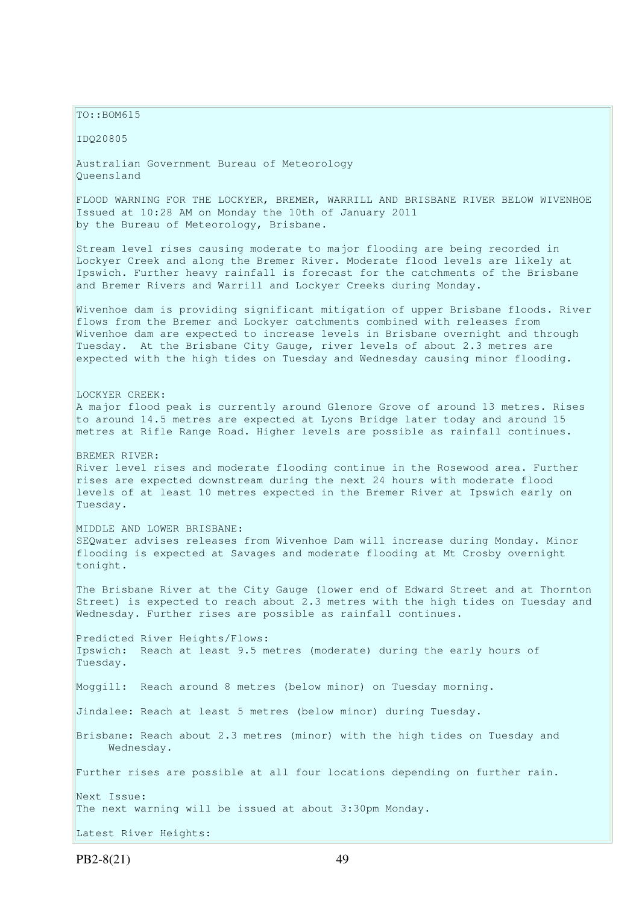TO::BOM615

IDQ20805

Australian Government Bureau of Meteorology
Queensland

FLOOD WARNING FOR THE LOCKYER, BREMER, WARRILL AND BRISBANE RIVER BELOW WIVENHOE
Issued at 10:28 AM on Monday the 10th of January 2011
by the Bureau of Meteorology, Brisbane.

Stream level rises causing moderate to major flooding are being recorded in Lockyer Creek and along the Bremer River. Moderate flood levels are likely at Ipswich. Further heavy rainfall is forecast for the catchments of the Brisbane and Bremer Rivers and Warrill and Lockyer Creeks during Monday.

Wivenhoe dam is providing significant mitigation of upper Brisbane floods. River flows from the Bremer and Lockyer catchments combined with releases from Wivenhoe dam are expected to increase levels in Brisbane overnight and through Tuesday. At the Brisbane City Gauge, river levels of about 2.3 metres are expected with the high tides on Tuesday and Wednesday causing minor flooding.

LOCKYER CREEK:
A major flood peak is currently around Glenore Grove of around 13 metres. Rises to around 14.5 metres are expected at Lyons Bridge later today and around 15 metres at Rifle Range Road. Higher levels are possible as rainfall continues.

BREMER RIVER:
River level rises and moderate flooding continue in the Rosewood area. Further rises are expected downstream during the next 24 hours with moderate flood levels of at least 10 metres expected in the Bremer River at Ipswich early on Tuesday.

MIDDLE AND LOWER BRISBANE:
SEQwater advises releases from Wivenhoe Dam will increase during Monday. Minor flooding is expected at Savages and moderate flooding at Mt Crosby overnight tonight.

The Brisbane River at the City Gauge (lower end of Edward Street and at Thornton Street) is expected to reach about 2.3 metres with the high tides on Tuesday and Wednesday. Further rises are possible as rainfall continues.

Predicted River Heights/Flows:
Ipswich: Reach at least 9.5 metres (moderate) during the early hours of Tuesday.

Moggill: Reach around 8 metres (below minor) on Tuesday morning.

Jindalee: Reach at least 5 metres (below minor) during Tuesday.

Brisbane: Reach about 2.3 metres (minor) with the high tides on Tuesday and Wednesday.

Further rises are possible at all four locations depending on further rain.

Next Issue:
The next warning will be issued at about 3:30pm Monday.

Latest River Heights: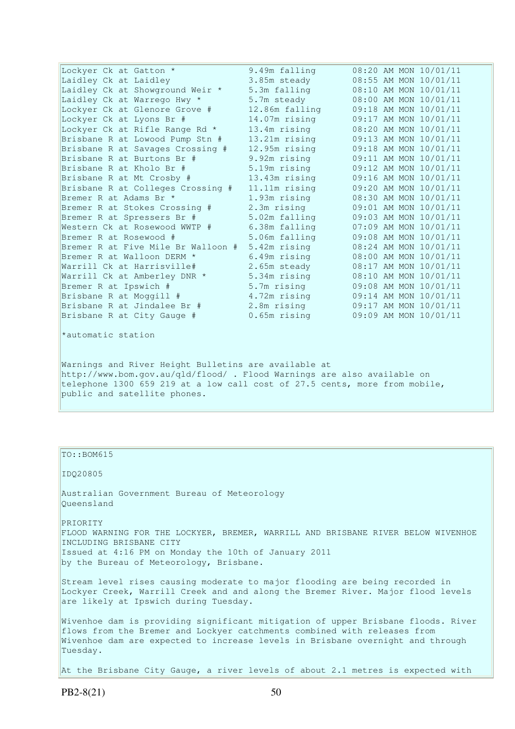| Station | Height | Time |
|---|---|---|
| Lockyer Ck at Gatton * | 9.49m falling | 08:20 AM MON 10/01/11 |
| Laidley Ck at Laidley | 3.85m steady | 08:55 AM MON 10/01/11 |
| Laidley Ck at Showground Weir * | 5.3m falling | 08:10 AM MON 10/01/11 |
| Laidley Ck at Warrego Hwy * | 5.7m steady | 08:00 AM MON 10/01/11 |
| Lockyer Ck at Glenore Grove # | 12.86m falling | 09:18 AM MON 10/01/11 |
| Lockyer Ck at Lyons Br # | 14.07m rising | 09:17 AM MON 10/01/11 |
| Lockyer Ck at Rifle Range Rd * | 13.4m rising | 08:20 AM MON 10/01/11 |
| Brisbane R at Lowood Pump Stn # | 13.21m rising | 09:13 AM MON 10/01/11 |
| Brisbane R at Savages Crossing # | 12.95m rising | 09:18 AM MON 10/01/11 |
| Brisbane R at Burtons Br # | 9.92m rising | 09:11 AM MON 10/01/11 |
| Brisbane R at Kholo Br # | 5.19m rising | 09:12 AM MON 10/01/11 |
| Brisbane R at Mt Crosby # | 13.43m rising | 09:16 AM MON 10/01/11 |
| Brisbane R at Colleges Crossing # | 11.11m rising | 09:20 AM MON 10/01/11 |
| Bremer R at Adams Br * | 1.93m rising | 08:30 AM MON 10/01/11 |
| Bremer R at Stokes Crossing # | 2.3m rising | 09:01 AM MON 10/01/11 |
| Bremer R at Spressers Br # | 5.02m falling | 09:03 AM MON 10/01/11 |
| Western Ck at Rosewood WWTP # | 6.38m falling | 07:09 AM MON 10/01/11 |
| Bremer R at Rosewood # | 5.06m falling | 09:08 AM MON 10/01/11 |
| Bremer R at Five Mile Br Walloon # | 5.42m rising | 08:24 AM MON 10/01/11 |
| Bremer R at Walloon DERM * | 6.49m rising | 08:00 AM MON 10/01/11 |
| Warrill Ck at Harrisville# | 2.65m steady | 08:17 AM MON 10/01/11 |
| Warrill Ck at Amberley DNR * | 5.34m rising | 08:10 AM MON 10/01/11 |
| Bremer R at Ipswich # | 5.7m rising | 09:08 AM MON 10/01/11 |
| Brisbane R at Moggill # | 4.72m rising | 09:14 AM MON 10/01/11 |
| Brisbane R at Jindalee Br # | 2.8m rising | 09:17 AM MON 10/01/11 |
| Brisbane R at City Gauge # | 0.65m rising | 09:09 AM MON 10/01/11 |

*automatic station

Warnings and River Height Bulletins are available at http://www.bom.gov.au/qld/flood/ . Flood Warnings are also available on telephone 1300 659 219 at a low call cost of 27.5 cents, more from mobile, public and satellite phones.

TO::BOM615

IDQ20805

Australian Government Bureau of Meteorology
Queensland

PRIORITY
FLOOD WARNING FOR THE LOCKYER, BREMER, WARRILL AND BRISBANE RIVER BELOW WIVENHOE INCLUDING BRISBANE CITY
Issued at 4:16 PM on Monday the 10th of January 2011
by the Bureau of Meteorology, Brisbane.

Stream level rises causing moderate to major flooding are being recorded in Lockyer Creek, Warrill Creek and and along the Bremer River. Major flood levels are likely at Ipswich during Tuesday.

Wivenhoe dam is providing significant mitigation of upper Brisbane floods. River flows from the Bremer and Lockyer catchments combined with releases from Wivenhoe dam are expected to increase levels in Brisbane overnight and through Tuesday.

At the Brisbane City Gauge, a river levels of about 2.1 metres is expected with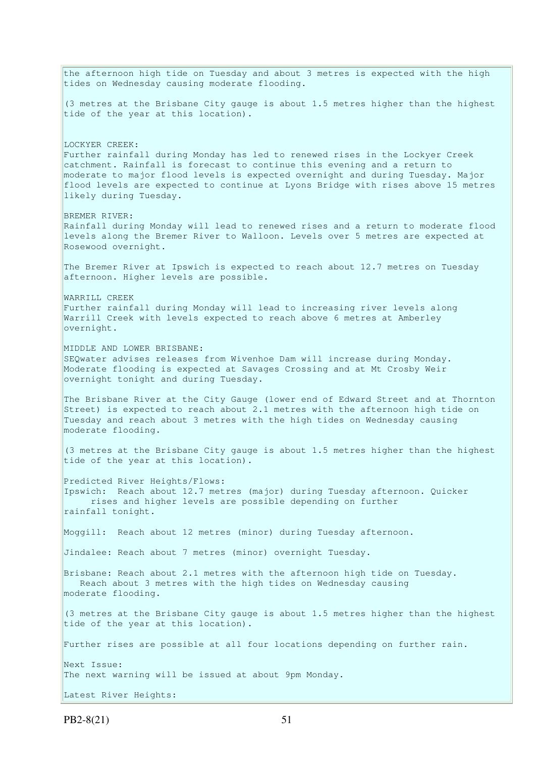the afternoon high tide on Tuesday and about 3 metres is expected with the high tides on Wednesday causing moderate flooding.

(3 metres at the Brisbane City gauge is about 1.5 metres higher than the highest tide of the year at this location).

LOCKYER CREEK:
Further rainfall during Monday has led to renewed rises in the Lockyer Creek catchment. Rainfall is forecast to continue this evening and a return to moderate to major flood levels is expected overnight and during Tuesday. Major flood levels are expected to continue at Lyons Bridge with rises above 15 metres likely during Tuesday.

BREMER RIVER:
Rainfall during Monday will lead to renewed rises and a return to moderate flood levels along the Bremer River to Walloon. Levels over 5 metres are expected at Rosewood overnight.

The Bremer River at Ipswich is expected to reach about 12.7 metres on Tuesday afternoon. Higher levels are possible.

WARRILL CREEK
Further rainfall during Monday will lead to increasing river levels along Warrill Creek with levels expected to reach above 6 metres at Amberley overnight.

MIDDLE AND LOWER BRISBANE:
SEQwater advises releases from Wivenhoe Dam will increase during Monday. Moderate flooding is expected at Savages Crossing and at Mt Crosby Weir overnight tonight and during Tuesday.

The Brisbane River at the City Gauge (lower end of Edward Street and at Thornton Street) is expected to reach about 2.1 metres with the afternoon high tide on Tuesday and reach about 3 metres with the high tides on Wednesday causing moderate flooding.

(3 metres at the Brisbane City gauge is about 1.5 metres higher than the highest tide of the year at this location).

Predicted River Heights/Flows:
Ipswich: Reach about 12.7 metres (major) during Tuesday afternoon. Quicker rises and higher levels are possible depending on further rainfall tonight.

Moggill: Reach about 12 metres (minor) during Tuesday afternoon.

Jindalee: Reach about 7 metres (minor) overnight Tuesday.

Brisbane: Reach about 2.1 metres with the afternoon high tide on Tuesday. Reach about 3 metres with the high tides on Wednesday causing moderate flooding.

(3 metres at the Brisbane City gauge is about 1.5 metres higher than the highest tide of the year at this location).

Further rises are possible at all four locations depending on further rain.

Next Issue:
The next warning will be issued at about 9pm Monday.

Latest River Heights: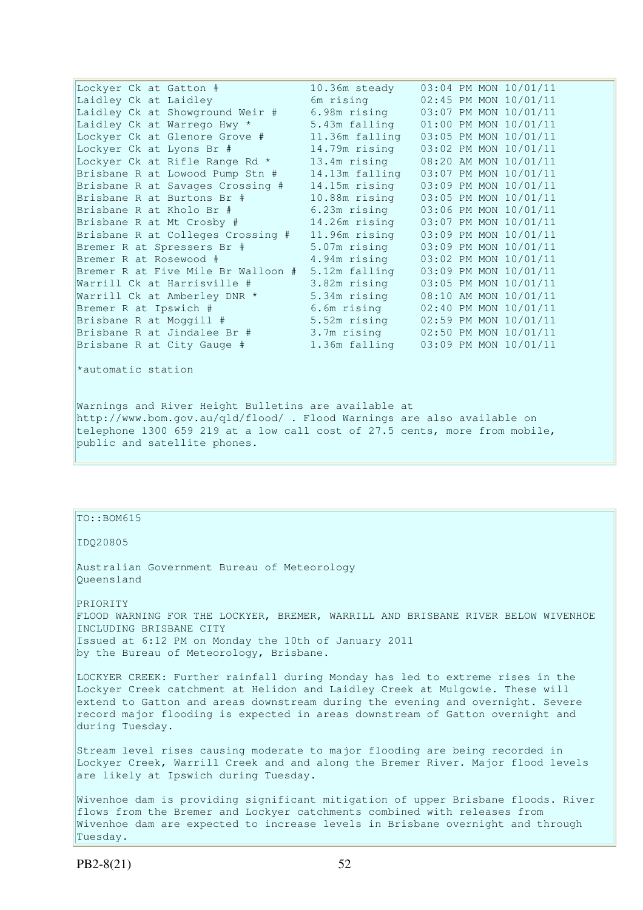| | | |
|---|---|---|
| Lockyer Ck at Gatton # | 10.36m steady | 03:04 PM MON 10/01/11 |
| Laidley Ck at Laidley | 6m rising | 02:45 PM MON 10/01/11 |
| Laidley Ck at Showground Weir # | 6.98m rising | 03:07 PM MON 10/01/11 |
| Laidley Ck at Warrego Hwy * | 5.43m falling | 01:00 PM MON 10/01/11 |
| Lockyer Ck at Glenore Grove # | 11.36m falling | 03:05 PM MON 10/01/11 |
| Lockyer Ck at Lyons Br # | 14.79m rising | 03:02 PM MON 10/01/11 |
| Lockyer Ck at Rifle Range Rd * | 13.4m rising | 08:20 AM MON 10/01/11 |
| Brisbane R at Lowood Pump Stn # | 14.13m falling | 03:07 PM MON 10/01/11 |
| Brisbane R at Savages Crossing # | 14.15m rising | 03:09 PM MON 10/01/11 |
| Brisbane R at Burtons Br # | 10.88m rising | 03:05 PM MON 10/01/11 |
| Brisbane R at Kholo Br # | 6.23m rising | 03:06 PM MON 10/01/11 |
| Brisbane R at Mt Crosby # | 14.26m rising | 03:07 PM MON 10/01/11 |
| Brisbane R at Colleges Crossing # | 11.96m rising | 03:09 PM MON 10/01/11 |
| Bremer R at Spressers Br # | 5.07m rising | 03:09 PM MON 10/01/11 |
| Bremer R at Rosewood # | 4.94m rising | 03:02 PM MON 10/01/11 |
| Bremer R at Five Mile Br Walloon # | 5.12m falling | 03:09 PM MON 10/01/11 |
| Warrill Ck at Harrisville # | 3.82m rising | 03:05 PM MON 10/01/11 |
| Warrill Ck at Amberley DNR * | 5.34m rising | 08:10 AM MON 10/01/11 |
| Bremer R at Ipswich # | 6.6m rising | 02:40 PM MON 10/01/11 |
| Brisbane R at Moggill # | 5.52m rising | 02:59 PM MON 10/01/11 |
| Brisbane R at Jindalee Br # | 3.7m rising | 02:50 PM MON 10/01/11 |
| Brisbane R at City Gauge # | 1.36m falling | 03:09 PM MON 10/01/11 |

*automatic station

Warnings and River Height Bulletins are available at http://www.bom.gov.au/qld/flood/ . Flood Warnings are also available on telephone 1300 659 219 at a low call cost of 27.5 cents, more from mobile, public and satellite phones.

TO::BOM615

IDQ20805

Australian Government Bureau of Meteorology
Queensland

PRIORITY
FLOOD WARNING FOR THE LOCKYER, BREMER, WARRILL AND BRISBANE RIVER BELOW WIVENHOE INCLUDING BRISBANE CITY
Issued at 6:12 PM on Monday the 10th of January 2011
by the Bureau of Meteorology, Brisbane.

LOCKYER CREEK: Further rainfall during Monday has led to extreme rises in the Lockyer Creek catchment at Helidon and Laidley Creek at Mulgowie. These will extend to Gatton and areas downstream during the evening and overnight. Severe record major flooding is expected in areas downstream of Gatton overnight and during Tuesday.

Stream level rises causing moderate to major flooding are being recorded in Lockyer Creek, Warrill Creek and and along the Bremer River. Major flood levels are likely at Ipswich during Tuesday.

Wivenhoe dam is providing significant mitigation of upper Brisbane floods. River flows from the Bremer and Lockyer catchments combined with releases from Wivenhoe dam are expected to increase levels in Brisbane overnight and through Tuesday.

PB2-8(21)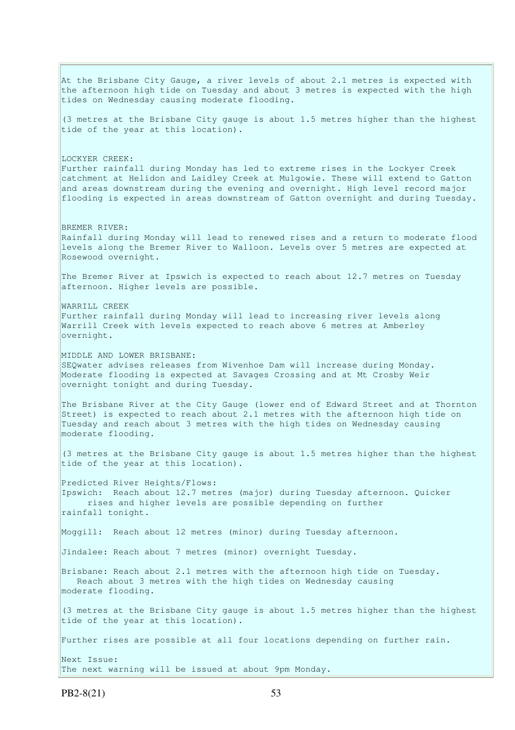At the Brisbane City Gauge, a river levels of about 2.1 metres is expected with the afternoon high tide on Tuesday and about 3 metres is expected with the high tides on Wednesday causing moderate flooding.

(3 metres at the Brisbane City gauge is about 1.5 metres higher than the highest tide of the year at this location).

LOCKYER CREEK:
Further rainfall during Monday has led to extreme rises in the Lockyer Creek catchment at Helidon and Laidley Creek at Mulgowie. These will extend to Gatton and areas downstream during the evening and overnight. High level record major flooding is expected in areas downstream of Gatton overnight and during Tuesday.

BREMER RIVER:
Rainfall during Monday will lead to renewed rises and a return to moderate flood levels along the Bremer River to Walloon. Levels over 5 metres are expected at Rosewood overnight.

The Bremer River at Ipswich is expected to reach about 12.7 metres on Tuesday afternoon. Higher levels are possible.

WARRILL CREEK
Further rainfall during Monday will lead to increasing river levels along Warrill Creek with levels expected to reach above 6 metres at Amberley overnight.

MIDDLE AND LOWER BRISBANE:
SEQwater advises releases from Wivenhoe Dam will increase during Monday. Moderate flooding is expected at Savages Crossing and at Mt Crosby Weir overnight tonight and during Tuesday.

The Brisbane River at the City Gauge (lower end of Edward Street and at Thornton Street) is expected to reach about 2.1 metres with the afternoon high tide on Tuesday and reach about 3 metres with the high tides on Wednesday causing moderate flooding.

(3 metres at the Brisbane City gauge is about 1.5 metres higher than the highest tide of the year at this location).

Predicted River Heights/Flows:
Ipswich: Reach about 12.7 metres (major) during Tuesday afternoon. Quicker rises and higher levels are possible depending on further rainfall tonight.

Moggill: Reach about 12 metres (minor) during Tuesday afternoon.

Jindalee: Reach about 7 metres (minor) overnight Tuesday.

Brisbane: Reach about 2.1 metres with the afternoon high tide on Tuesday. Reach about 3 metres with the high tides on Wednesday causing moderate flooding.

(3 metres at the Brisbane City gauge is about 1.5 metres higher than the highest tide of the year at this location).

Further rises are possible at all four locations depending on further rain.

Next Issue:
The next warning will be issued at about 9pm Monday.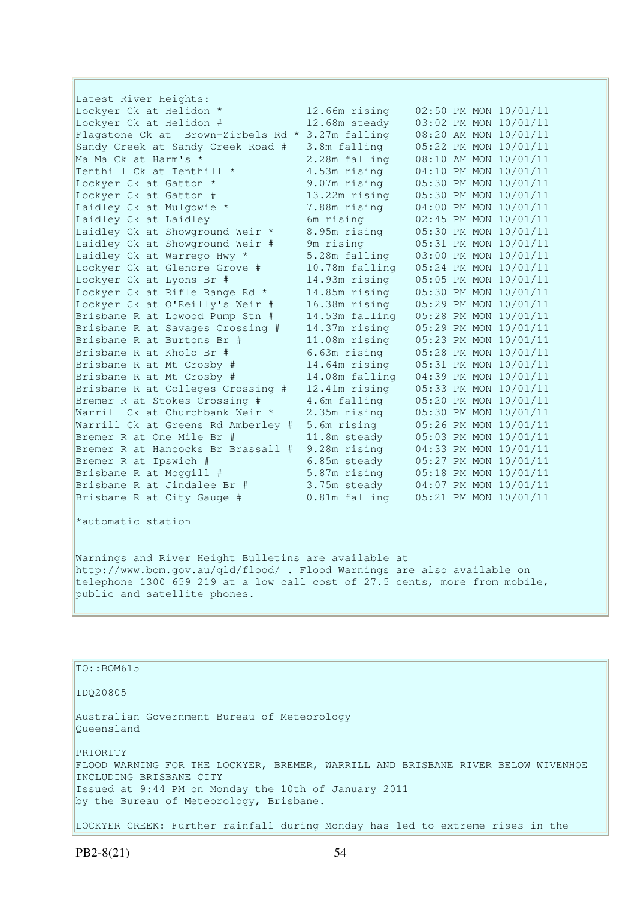Latest River Heights:

| Station | Height | Time |
|---|---|---|
| Lockyer Ck at Helidon * | 12.66m rising | 02:50 PM MON 10/01/11 |
| Lockyer Ck at Helidon # | 12.68m steady | 03:02 PM MON 10/01/11 |
| Flagstone Ck at Brown-Zirbels Rd * | 3.27m falling | 08:20 AM MON 10/01/11 |
| Sandy Creek at Sandy Creek Road # | 3.8m falling | 05:22 PM MON 10/01/11 |
| Ma Ma Ck at Harm's * | 2.28m falling | 08:10 AM MON 10/01/11 |
| Tenthill Ck at Tenthill * | 4.53m rising | 04:10 PM MON 10/01/11 |
| Lockyer Ck at Gatton * | 9.07m rising | 05:30 PM MON 10/01/11 |
| Lockyer Ck at Gatton # | 13.22m rising | 05:30 PM MON 10/01/11 |
| Laidley Ck at Mulgowie * | 7.88m rising | 04:00 PM MON 10/01/11 |
| Laidley Ck at Laidley | 6m rising | 02:45 PM MON 10/01/11 |
| Laidley Ck at Showground Weir * | 8.95m rising | 05:30 PM MON 10/01/11 |
| Laidley Ck at Showground Weir # | 9m rising | 05:31 PM MON 10/01/11 |
| Laidley Ck at Warrego Hwy * | 5.28m falling | 03:00 PM MON 10/01/11 |
| Lockyer Ck at Glenore Grove # | 10.78m falling | 05:24 PM MON 10/01/11 |
| Lockyer Ck at Lyons Br # | 14.93m rising | 05:05 PM MON 10/01/11 |
| Lockyer Ck at Rifle Range Rd * | 14.85m rising | 05:30 PM MON 10/01/11 |
| Lockyer Ck at O'Reilly's Weir # | 16.38m rising | 05:29 PM MON 10/01/11 |
| Brisbane R at Lowood Pump Stn # | 14.53m falling | 05:28 PM MON 10/01/11 |
| Brisbane R at Savages Crossing # | 14.37m rising | 05:29 PM MON 10/01/11 |
| Brisbane R at Burtons Br # | 11.08m rising | 05:23 PM MON 10/01/11 |
| Brisbane R at Kholo Br # | 6.63m rising | 05:28 PM MON 10/01/11 |
| Brisbane R at Mt Crosby # | 14.64m rising | 05:31 PM MON 10/01/11 |
| Brisbane R at Mt Crosby # | 14.08m falling | 04:39 PM MON 10/01/11 |
| Brisbane R at Colleges Crossing # | 12.41m rising | 05:33 PM MON 10/01/11 |
| Bremer R at Stokes Crossing # | 4.6m falling | 05:20 PM MON 10/01/11 |
| Warrill Ck at Churchbank Weir * | 2.35m rising | 05:30 PM MON 10/01/11 |
| Warrill Ck at Greens Rd Amberley # | 5.6m rising | 05:26 PM MON 10/01/11 |
| Bremer R at One Mile Br # | 11.8m steady | 05:03 PM MON 10/01/11 |
| Bremer R at Hancocks Br Brassall # | 9.28m rising | 04:33 PM MON 10/01/11 |
| Bremer R at Ipswich # | 6.85m steady | 05:27 PM MON 10/01/11 |
| Brisbane R at Moggill # | 5.87m rising | 05:18 PM MON 10/01/11 |
| Brisbane R at Jindalee Br # | 3.75m steady | 04:07 PM MON 10/01/11 |
| Brisbane R at City Gauge # | 0.81m falling | 05:21 PM MON 10/01/11 |

*automatic station

Warnings and River Height Bulletins are available at http://www.bom.gov.au/qld/flood/ . Flood Warnings are also available on telephone 1300 659 219 at a low call cost of 27.5 cents, more from mobile, public and satellite phones.

TO::BOM615

IDQ20805

Australian Government Bureau of Meteorology
Queensland

PRIORITY
FLOOD WARNING FOR THE LOCKYER, BREMER, WARRILL AND BRISBANE RIVER BELOW WIVENHOE INCLUDING BRISBANE CITY
Issued at 9:44 PM on Monday the 10th of January 2011
by the Bureau of Meteorology, Brisbane.

LOCKYER CREEK: Further rainfall during Monday has led to extreme rises in the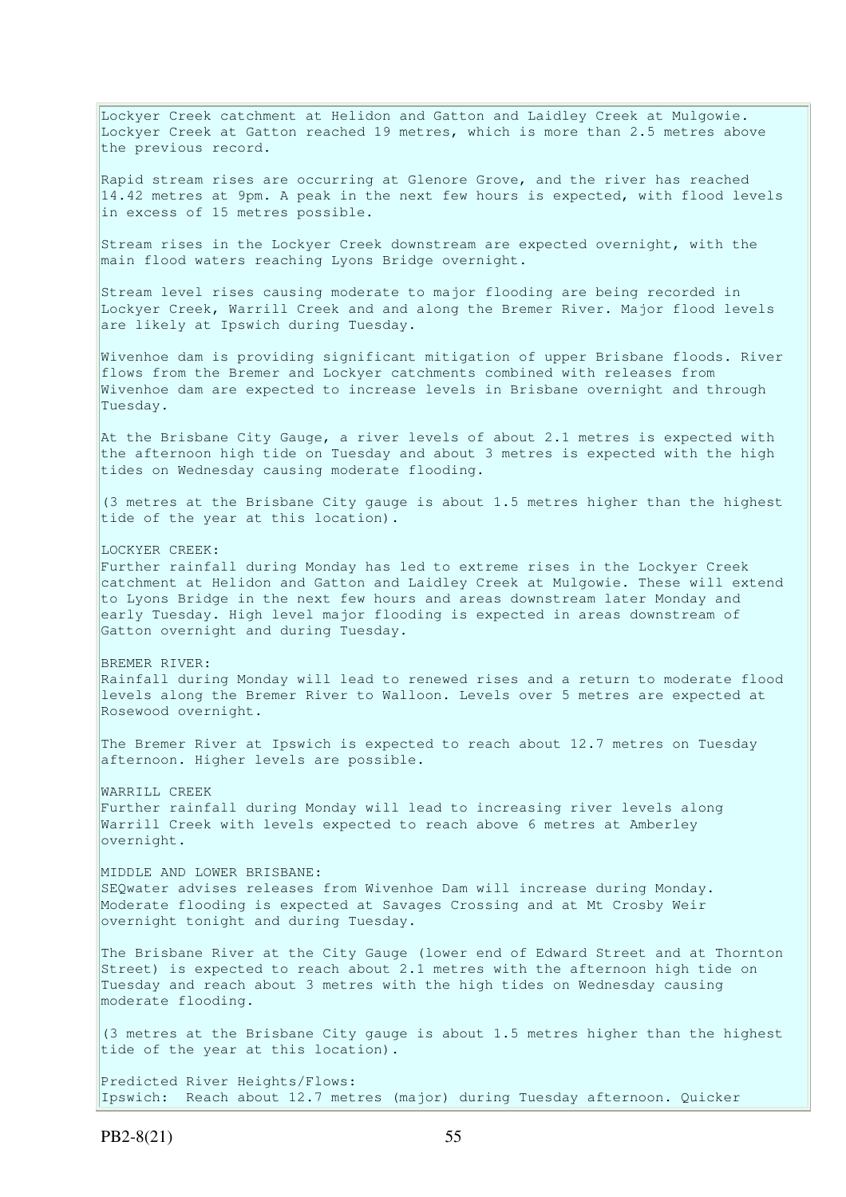Lockyer Creek catchment at Helidon and Gatton and Laidley Creek at Mulgowie. Lockyer Creek at Gatton reached 19 metres, which is more than 2.5 metres above the previous record.

Rapid stream rises are occurring at Glenore Grove, and the river has reached 14.42 metres at 9pm. A peak in the next few hours is expected, with flood levels in excess of 15 metres possible.

Stream rises in the Lockyer Creek downstream are expected overnight, with the main flood waters reaching Lyons Bridge overnight.

Stream level rises causing moderate to major flooding are being recorded in Lockyer Creek, Warrill Creek and and along the Bremer River. Major flood levels are likely at Ipswich during Tuesday.

Wivenhoe dam is providing significant mitigation of upper Brisbane floods. River flows from the Bremer and Lockyer catchments combined with releases from Wivenhoe dam are expected to increase levels in Brisbane overnight and through Tuesday.

At the Brisbane City Gauge, a river levels of about 2.1 metres is expected with the afternoon high tide on Tuesday and about 3 metres is expected with the high tides on Wednesday causing moderate flooding.

(3 metres at the Brisbane City gauge is about 1.5 metres higher than the highest tide of the year at this location).

LOCKYER CREEK:
Further rainfall during Monday has led to extreme rises in the Lockyer Creek catchment at Helidon and Gatton and Laidley Creek at Mulgowie. These will extend to Lyons Bridge in the next few hours and areas downstream later Monday and early Tuesday. High level major flooding is expected in areas downstream of Gatton overnight and during Tuesday.

BREMER RIVER:
Rainfall during Monday will lead to renewed rises and a return to moderate flood levels along the Bremer River to Walloon. Levels over 5 metres are expected at Rosewood overnight.

The Bremer River at Ipswich is expected to reach about 12.7 metres on Tuesday afternoon. Higher levels are possible.

WARRILL CREEK
Further rainfall during Monday will lead to increasing river levels along Warrill Creek with levels expected to reach above 6 metres at Amberley overnight.

MIDDLE AND LOWER BRISBANE:
SEQwater advises releases from Wivenhoe Dam will increase during Monday. Moderate flooding is expected at Savages Crossing and at Mt Crosby Weir overnight tonight and during Tuesday.

The Brisbane River at the City Gauge (lower end of Edward Street and at Thornton Street) is expected to reach about 2.1 metres with the afternoon high tide on Tuesday and reach about 3 metres with the high tides on Wednesday causing moderate flooding.

(3 metres at the Brisbane City gauge is about 1.5 metres higher than the highest tide of the year at this location).

Predicted River Heights/Flows:
Ipswich: Reach about 12.7 metres (major) during Tuesday afternoon. Quicker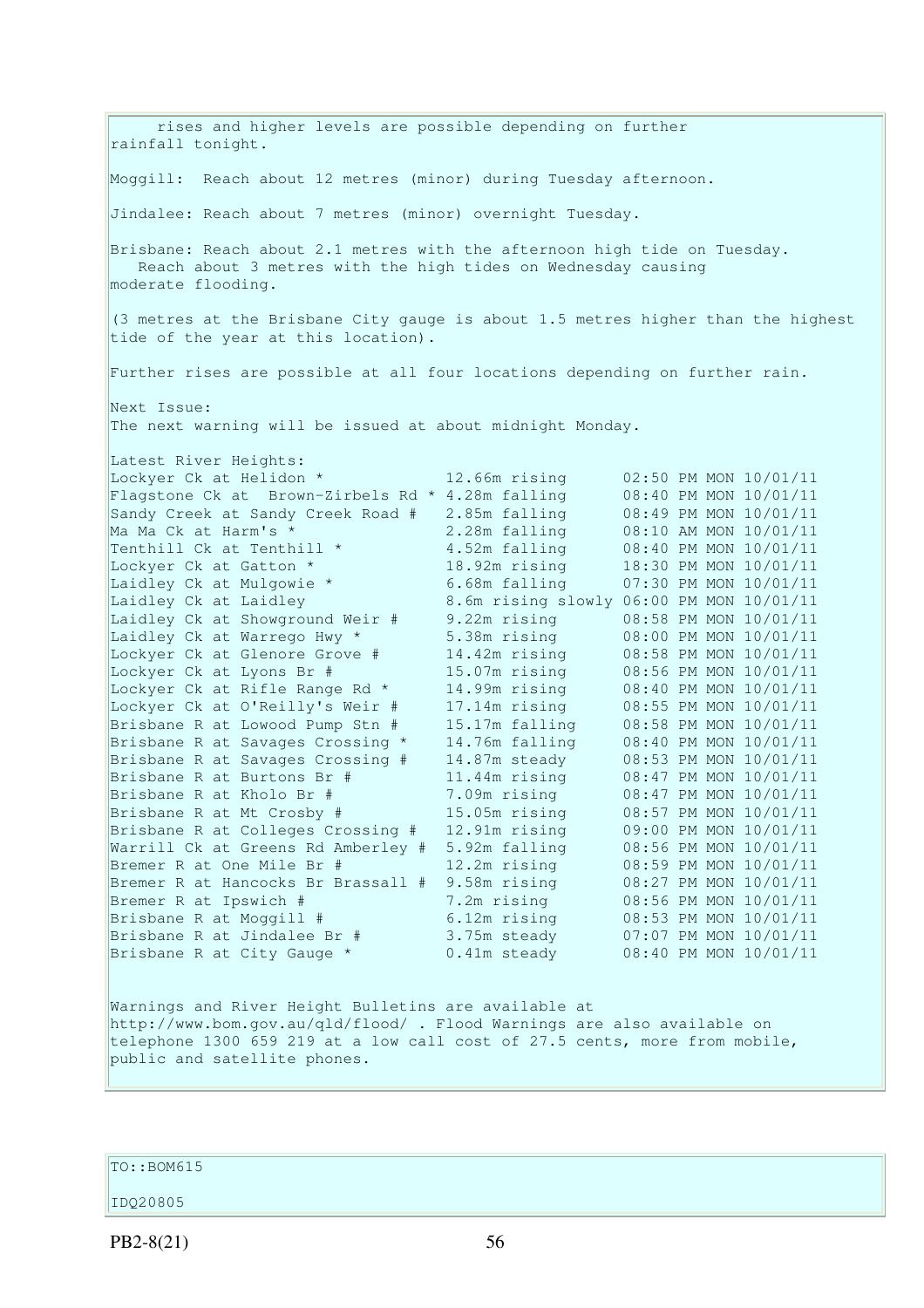rises and higher levels are possible depending on further rainfall tonight.

Moggill: Reach about 12 metres (minor) during Tuesday afternoon.

Jindalee: Reach about 7 metres (minor) overnight Tuesday.

Brisbane: Reach about 2.1 metres with the afternoon high tide on Tuesday. Reach about 3 metres with the high tides on Wednesday causing moderate flooding.

(3 metres at the Brisbane City gauge is about 1.5 metres higher than the highest tide of the year at this location).

Further rises are possible at all four locations depending on further rain.

Next Issue:
The next warning will be issued at about midnight Monday.

Latest River Heights:

| Location | Height | Time |
|---|---|---|
| Lockyer Ck at Helidon * | 12.66m rising | 02:50 PM MON 10/01/11 |
| Flagstone Ck at Brown-Zirbels Rd * | 4.28m falling | 08:40 PM MON 10/01/11 |
| Sandy Creek at Sandy Creek Road # | 2.85m falling | 08:49 PM MON 10/01/11 |
| Ma Ma Ck at Harm's * | 2.28m falling | 08:10 AM MON 10/01/11 |
| Tenthill Ck at Tenthill * | 4.52m falling | 08:40 PM MON 10/01/11 |
| Lockyer Ck at Gatton * | 18.92m rising | 18:30 PM MON 10/01/11 |
| Laidley Ck at Mulgowie * | 6.68m falling | 07:30 PM MON 10/01/11 |
| Laidley Ck at Laidley | 8.6m rising slowly | 06:00 PM MON 10/01/11 |
| Laidley Ck at Showground Weir # | 9.22m rising | 08:58 PM MON 10/01/11 |
| Laidley Ck at Warrego Hwy * | 5.38m rising | 08:00 PM MON 10/01/11 |
| Lockyer Ck at Glenore Grove # | 14.42m rising | 08:58 PM MON 10/01/11 |
| Lockyer Ck at Lyons Br # | 15.07m rising | 08:56 PM MON 10/01/11 |
| Lockyer Ck at Rifle Range Rd * | 14.99m rising | 08:40 PM MON 10/01/11 |
| Lockyer Ck at O'Reilly's Weir # | 17.14m rising | 08:55 PM MON 10/01/11 |
| Brisbane R at Lowood Pump Stn # | 15.17m falling | 08:58 PM MON 10/01/11 |
| Brisbane R at Savages Crossing * | 14.76m falling | 08:40 PM MON 10/01/11 |
| Brisbane R at Savages Crossing # | 14.87m steady | 08:53 PM MON 10/01/11 |
| Brisbane R at Burtons Br # | 11.44m rising | 08:47 PM MON 10/01/11 |
| Brisbane R at Kholo Br # | 7.09m rising | 08:47 PM MON 10/01/11 |
| Brisbane R at Mt Crosby # | 15.05m rising | 08:57 PM MON 10/01/11 |
| Brisbane R at Colleges Crossing # | 12.91m rising | 09:00 PM MON 10/01/11 |
| Warrill Ck at Greens Rd Amberley # | 5.92m falling | 08:56 PM MON 10/01/11 |
| Bremer R at One Mile Br # | 12.2m rising | 08:59 PM MON 10/01/11 |
| Bremer R at Hancocks Br Brassall # | 9.58m rising | 08:27 PM MON 10/01/11 |
| Bremer R at Ipswich # | 7.2m rising | 08:56 PM MON 10/01/11 |
| Brisbane R at Moggill # | 6.12m rising | 08:53 PM MON 10/01/11 |
| Brisbane R at Jindalee Br # | 3.75m steady | 07:07 PM MON 10/01/11 |
| Brisbane R at City Gauge * | 0.41m steady | 08:40 PM MON 10/01/11 |

Warnings and River Height Bulletins are available at http://www.bom.gov.au/qld/flood/ . Flood Warnings are also available on telephone 1300 659 219 at a low call cost of 27.5 cents, more from mobile, public and satellite phones.

TO::BOM615

IDQ20805

PB2-8(21)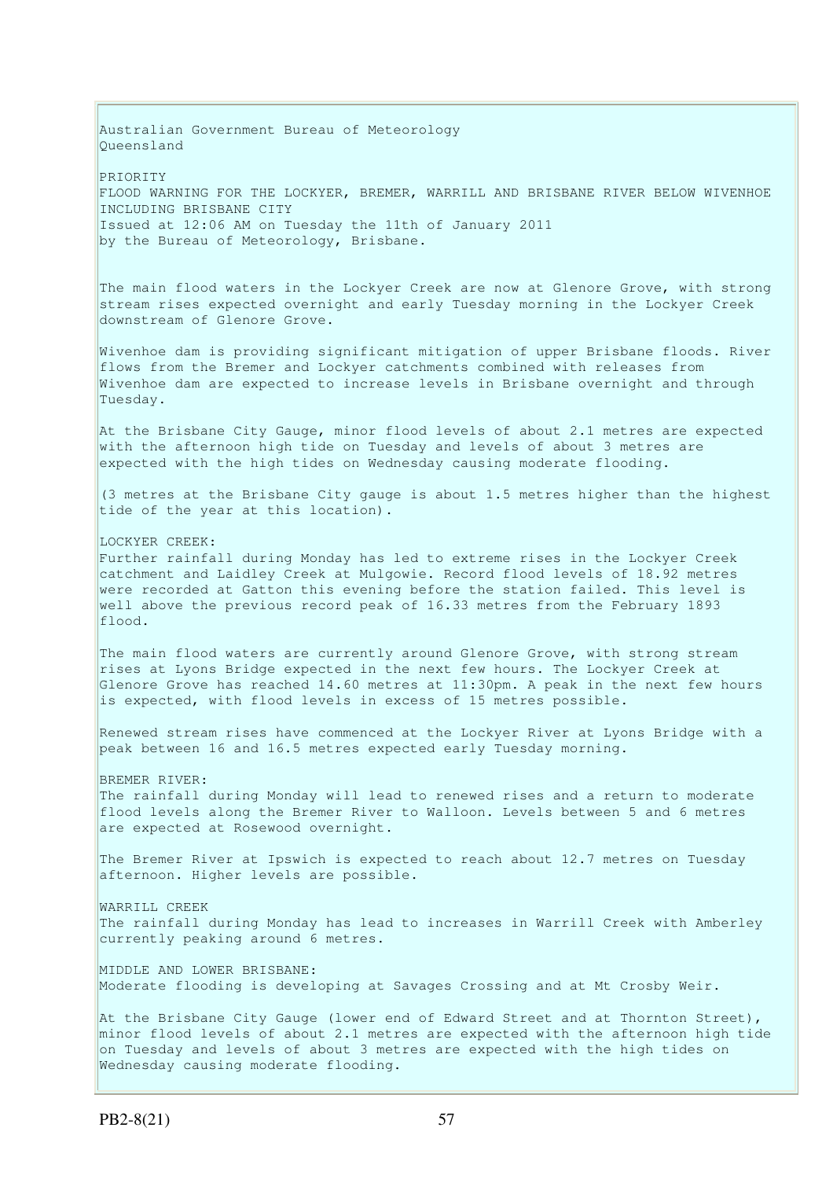Australian Government Bureau of Meteorology
Queensland

PRIORITY
FLOOD WARNING FOR THE LOCKYER, BREMER, WARRILL AND BRISBANE RIVER BELOW WIVENHOE INCLUDING BRISBANE CITY
Issued at 12:06 AM on Tuesday the 11th of January 2011
by the Bureau of Meteorology, Brisbane.

The main flood waters in the Lockyer Creek are now at Glenore Grove, with strong stream rises expected overnight and early Tuesday morning in the Lockyer Creek downstream of Glenore Grove.

Wivenhoe dam is providing significant mitigation of upper Brisbane floods. River flows from the Bremer and Lockyer catchments combined with releases from Wivenhoe dam are expected to increase levels in Brisbane overnight and through Tuesday.

At the Brisbane City Gauge, minor flood levels of about 2.1 metres are expected with the afternoon high tide on Tuesday and levels of about 3 metres are expected with the high tides on Wednesday causing moderate flooding.

(3 metres at the Brisbane City gauge is about 1.5 metres higher than the highest tide of the year at this location).

LOCKYER CREEK:
Further rainfall during Monday has led to extreme rises in the Lockyer Creek catchment and Laidley Creek at Mulgowie. Record flood levels of 18.92 metres were recorded at Gatton this evening before the station failed. This level is well above the previous record peak of 16.33 metres from the February 1893 flood.

The main flood waters are currently around Glenore Grove, with strong stream rises at Lyons Bridge expected in the next few hours. The Lockyer Creek at Glenore Grove has reached 14.60 metres at 11:30pm. A peak in the next few hours is expected, with flood levels in excess of 15 metres possible.

Renewed stream rises have commenced at the Lockyer River at Lyons Bridge with a peak between 16 and 16.5 metres expected early Tuesday morning.

BREMER RIVER:
The rainfall during Monday will lead to renewed rises and a return to moderate flood levels along the Bremer River to Walloon. Levels between 5 and 6 metres are expected at Rosewood overnight.

The Bremer River at Ipswich is expected to reach about 12.7 metres on Tuesday afternoon. Higher levels are possible.

WARRILL CREEK
The rainfall during Monday has lead to increases in Warrill Creek with Amberley currently peaking around 6 metres.

MIDDLE AND LOWER BRISBANE:
Moderate flooding is developing at Savages Crossing and at Mt Crosby Weir.

At the Brisbane City Gauge (lower end of Edward Street and at Thornton Street), minor flood levels of about 2.1 metres are expected with the afternoon high tide on Tuesday and levels of about 3 metres are expected with the high tides on Wednesday causing moderate flooding.

PB2-8(21)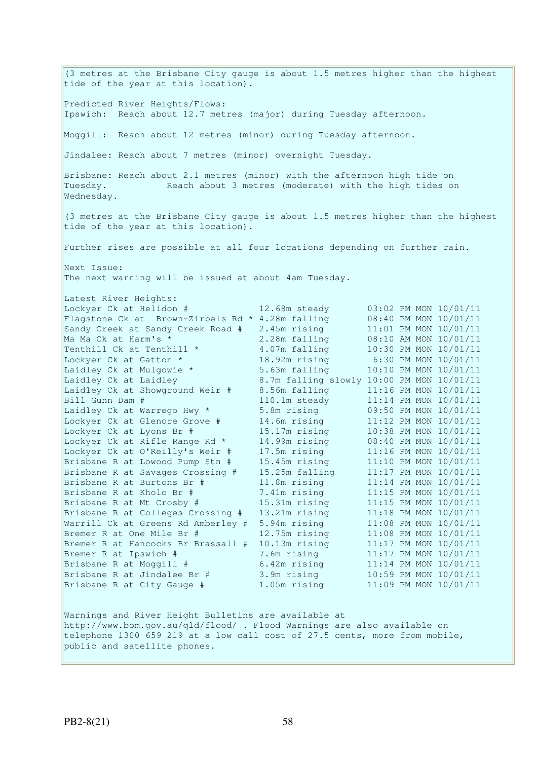(3 metres at the Brisbane City gauge is about 1.5 metres higher than the highest tide of the year at this location).

Predicted River Heights/Flows:
Ipswich: Reach about 12.7 metres (major) during Tuesday afternoon.

Moggill: Reach about 12 metres (minor) during Tuesday afternoon.

Jindalee: Reach about 7 metres (minor) overnight Tuesday.

Brisbane: Reach about 2.1 metres (minor) with the afternoon high tide on Tuesday. Reach about 3 metres (moderate) with the high tides on Wednesday.

(3 metres at the Brisbane City gauge is about 1.5 metres higher than the highest tide of the year at this location).

Further rises are possible at all four locations depending on further rain.

Next Issue:
The next warning will be issued at about 4am Tuesday.

Latest River Heights:

| | | |
|---|---|---|
| Lockyer Ck at Helidon # | 12.68m steady | 03:02 PM MON 10/01/11 |
| Flagstone Ck at Brown-Zirbels Rd * | 4.28m falling | 08:40 PM MON 10/01/11 |
| Sandy Creek at Sandy Creek Road # | 2.45m rising | 11:01 PM MON 10/01/11 |
| Ma Ma Ck at Harm's * | 2.28m falling | 08:10 AM MON 10/01/11 |
| Tenthill Ck at Tenthill * | 4.07m falling | 10:30 PM MON 10/01/11 |
| Lockyer Ck at Gatton * | 18.92m rising | 6:30 PM MON 10/01/11 |
| Laidley Ck at Mulgowie * | 5.63m falling | 10:10 PM MON 10/01/11 |
| Laidley Ck at Laidley | 8.7m falling slowly | 10:00 PM MON 10/01/11 |
| Laidley Ck at Showground Weir # | 8.56m falling | 11:16 PM MON 10/01/11 |
| Bill Gunn Dam # | 110.1m steady | 11:14 PM MON 10/01/11 |
| Laidley Ck at Warrego Hwy * | 5.8m rising | 09:50 PM MON 10/01/11 |
| Lockyer Ck at Glenore Grove # | 14.6m rising | 11:12 PM MON 10/01/11 |
| Lockyer Ck at Lyons Br # | 15.17m rising | 10:38 PM MON 10/01/11 |
| Lockyer Ck at Rifle Range Rd * | 14.99m rising | 08:40 PM MON 10/01/11 |
| Lockyer Ck at O'Reilly's Weir # | 17.5m rising | 11:16 PM MON 10/01/11 |
| Brisbane R at Lowood Pump Stn # | 15.45m rising | 11:10 PM MON 10/01/11 |
| Brisbane R at Savages Crossing # | 15.25m falling | 11:17 PM MON 10/01/11 |
| Brisbane R at Burtons Br # | 11.8m rising | 11:14 PM MON 10/01/11 |
| Brisbane R at Kholo Br # | 7.41m rising | 11:15 PM MON 10/01/11 |
| Brisbane R at Mt Crosby # | 15.31m rising | 11:15 PM MON 10/01/11 |
| Brisbane R at Colleges Crossing # | 13.21m rising | 11:18 PM MON 10/01/11 |
| Warrill Ck at Greens Rd Amberley # | 5.94m rising | 11:08 PM MON 10/01/11 |
| Bremer R at One Mile Br # | 12.75m rising | 11:08 PM MON 10/01/11 |
| Bremer R at Hancocks Br Brassall # | 10.13m rising | 11:17 PM MON 10/01/11 |
| Bremer R at Ipswich # | 7.6m rising | 11:17 PM MON 10/01/11 |
| Brisbane R at Moggill # | 6.42m rising | 11:14 PM MON 10/01/11 |
| Brisbane R at Jindalee Br # | 3.9m rising | 10:59 PM MON 10/01/11 |
| Brisbane R at City Gauge # | 1.05m rising | 11:09 PM MON 10/01/11 |

Warnings and River Height Bulletins are available at http://www.bom.gov.au/qld/flood/ . Flood Warnings are also available on telephone 1300 659 219 at a low call cost of 27.5 cents, more from mobile, public and satellite phones.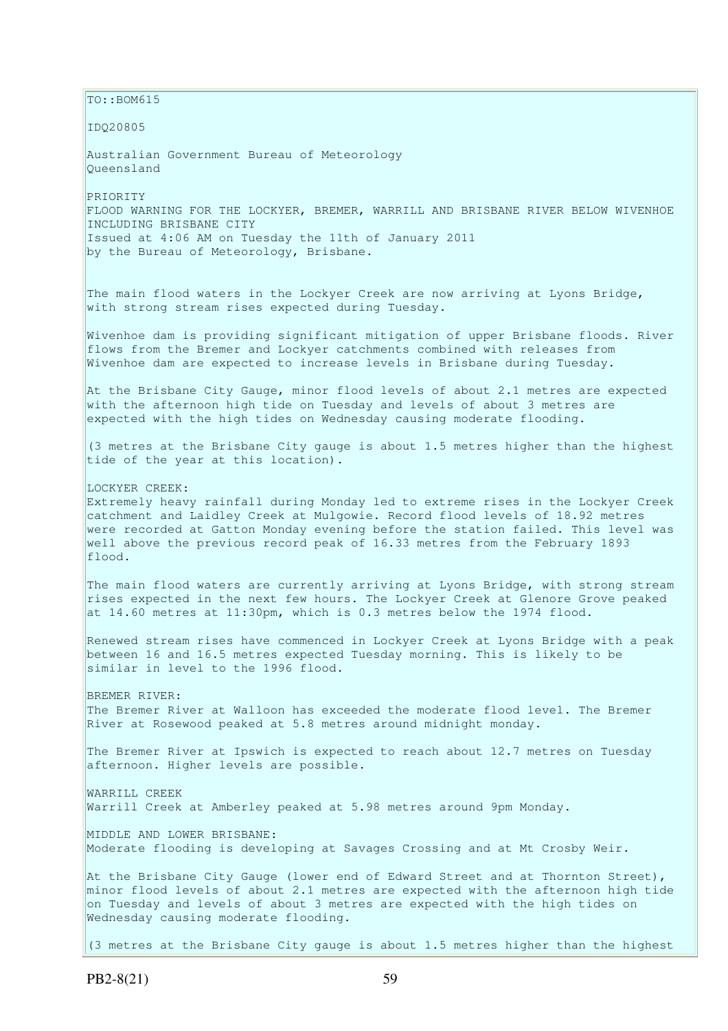TO::BOM615

IDQ20805

Australian Government Bureau of Meteorology
Queensland

PRIORITY
FLOOD WARNING FOR THE LOCKYER, BREMER, WARRILL AND BRISBANE RIVER BELOW WIVENHOE INCLUDING BRISBANE CITY
Issued at 4:06 AM on Tuesday the 11th of January 2011
by the Bureau of Meteorology, Brisbane.

The main flood waters in the Lockyer Creek are now arriving at Lyons Bridge, with strong stream rises expected during Tuesday.

Wivenhoe dam is providing significant mitigation of upper Brisbane floods. River flows from the Bremer and Lockyer catchments combined with releases from Wivenhoe dam are expected to increase levels in Brisbane during Tuesday.

At the Brisbane City Gauge, minor flood levels of about 2.1 metres are expected with the afternoon high tide on Tuesday and levels of about 3 metres are expected with the high tides on Wednesday causing moderate flooding.

(3 metres at the Brisbane City gauge is about 1.5 metres higher than the highest tide of the year at this location).

LOCKYER CREEK:
Extremely heavy rainfall during Monday led to extreme rises in the Lockyer Creek catchment and Laidley Creek at Mulgowie. Record flood levels of 18.92 metres were recorded at Gatton Monday evening before the station failed. This level was well above the previous record peak of 16.33 metres from the February 1893 flood.

The main flood waters are currently arriving at Lyons Bridge, with strong stream rises expected in the next few hours. The Lockyer Creek at Glenore Grove peaked at 14.60 metres at 11:30pm, which is 0.3 metres below the 1974 flood.

Renewed stream rises have commenced in Lockyer Creek at Lyons Bridge with a peak between 16 and 16.5 metres expected Tuesday morning. This is likely to be similar in level to the 1996 flood.

BREMER RIVER:
The Bremer River at Walloon has exceeded the moderate flood level. The Bremer River at Rosewood peaked at 5.8 metres around midnight monday.

The Bremer River at Ipswich is expected to reach about 12.7 metres on Tuesday afternoon. Higher levels are possible.

WARRILL CREEK
Warrill Creek at Amberley peaked at 5.98 metres around 9pm Monday.

MIDDLE AND LOWER BRISBANE:
Moderate flooding is developing at Savages Crossing and at Mt Crosby Weir.

At the Brisbane City Gauge (lower end of Edward Street and at Thornton Street), minor flood levels of about 2.1 metres are expected with the afternoon high tide on Tuesday and levels of about 3 metres are expected with the high tides on Wednesday causing moderate flooding.

(3 metres at the Brisbane City gauge is about 1.5 metres higher than the highest

PB2-8(21)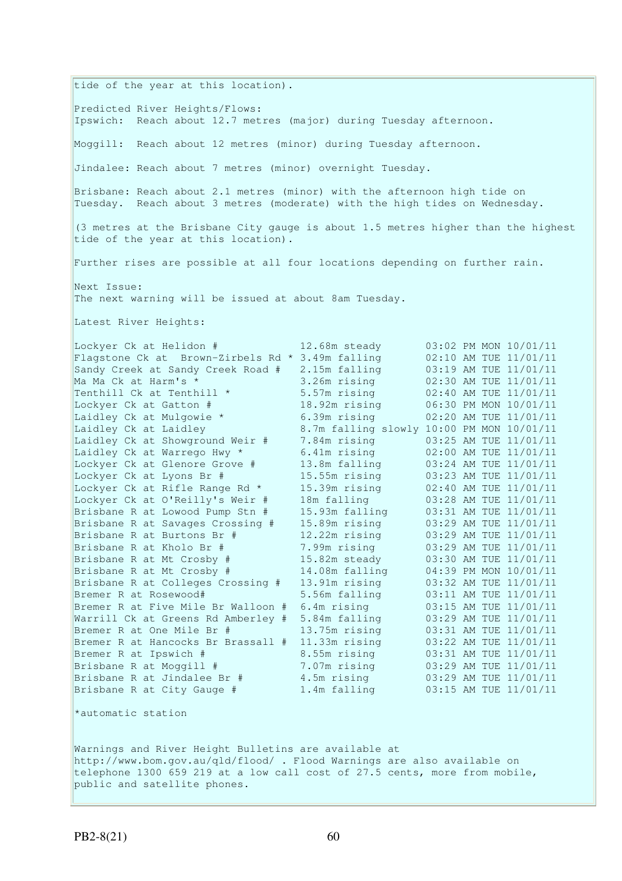tide of the year at this location).

Predicted River Heights/Flows:
Ipswich: Reach about 12.7 metres (major) during Tuesday afternoon.

Moggill: Reach about 12 metres (minor) during Tuesday afternoon.

Jindalee: Reach about 7 metres (minor) overnight Tuesday.

Brisbane: Reach about 2.1 metres (minor) with the afternoon high tide on Tuesday. Reach about 3 metres (moderate) with the high tides on Wednesday.

(3 metres at the Brisbane City gauge is about 1.5 metres higher than the highest tide of the year at this location).

Further rises are possible at all four locations depending on further rain.

Next Issue:
The next warning will be issued at about 8am Tuesday.

Latest River Heights:

| Location | Height | Time |
|---|---|---|
| Lockyer Ck at Helidon # | 12.68m steady | 03:02 PM MON 10/01/11 |
| Flagstone Ck at Brown-Zirbels Rd * | 3.49m falling | 02:10 AM TUE 11/01/11 |
| Sandy Creek at Sandy Creek Road # | 2.15m falling | 03:19 AM TUE 11/01/11 |
| Ma Ma Ck at Harm's * | 3.26m rising | 02:30 AM TUE 11/01/11 |
| Tenthill Ck at Tenthill * | 5.57m rising | 02:40 AM TUE 11/01/11 |
| Lockyer Ck at Gatton # | 18.92m rising | 06:30 PM MON 10/01/11 |
| Laidley Ck at Mulgowie * | 6.39m rising | 02:20 AM TUE 11/01/11 |
| Laidley Ck at Laidley | 8.7m falling slowly | 10:00 PM MON 10/01/11 |
| Laidley Ck at Showground Weir # | 7.84m rising | 03:25 AM TUE 11/01/11 |
| Laidley Ck at Warrego Hwy * | 6.41m rising | 02:00 AM TUE 11/01/11 |
| Lockyer Ck at Glenore Grove # | 13.8m falling | 03:24 AM TUE 11/01/11 |
| Lockyer Ck at Lyons Br # | 15.55m rising | 03:23 AM TUE 11/01/11 |
| Lockyer Ck at Rifle Range Rd * | 15.39m rising | 02:40 AM TUE 11/01/11 |
| Lockyer Ck at O'Reilly's Weir # | 18m falling | 03:28 AM TUE 11/01/11 |
| Brisbane R at Lowood Pump Stn # | 15.93m falling | 03:31 AM TUE 11/01/11 |
| Brisbane R at Savages Crossing # | 15.89m rising | 03:29 AM TUE 11/01/11 |
| Brisbane R at Burtons Br # | 12.22m rising | 03:29 AM TUE 11/01/11 |
| Brisbane R at Kholo Br # | 7.99m rising | 03:29 AM TUE 11/01/11 |
| Brisbane R at Mt Crosby # | 15.82m steady | 03:30 AM TUE 11/01/11 |
| Brisbane R at Mt Crosby # | 14.08m falling | 04:39 PM MON 10/01/11 |
| Brisbane R at Colleges Crossing # | 13.91m rising | 03:32 AM TUE 11/01/11 |
| Bremer R at Rosewood# | 5.56m falling | 03:11 AM TUE 11/01/11 |
| Bremer R at Five Mile Br Walloon # | 6.4m rising | 03:15 AM TUE 11/01/11 |
| Warrill Ck at Greens Rd Amberley # | 5.84m falling | 03:29 AM TUE 11/01/11 |
| Bremer R at One Mile Br # | 13.75m rising | 03:31 AM TUE 11/01/11 |
| Bremer R at Hancocks Br Brassall # | 11.33m rising | 03:22 AM TUE 11/01/11 |
| Bremer R at Ipswich # | 8.55m rising | 03:31 AM TUE 11/01/11 |
| Brisbane R at Moggill # | 7.07m rising | 03:29 AM TUE 11/01/11 |
| Brisbane R at Jindalee Br # | 4.5m rising | 03:29 AM TUE 11/01/11 |
| Brisbane R at City Gauge # | 1.4m falling | 03:15 AM TUE 11/01/11 |

*automatic station

Warnings and River Height Bulletins are available at http://www.bom.gov.au/qld/flood/ . Flood Warnings are also available on telephone 1300 659 219 at a low call cost of 27.5 cents, more from mobile, public and satellite phones.

PB2-8(21)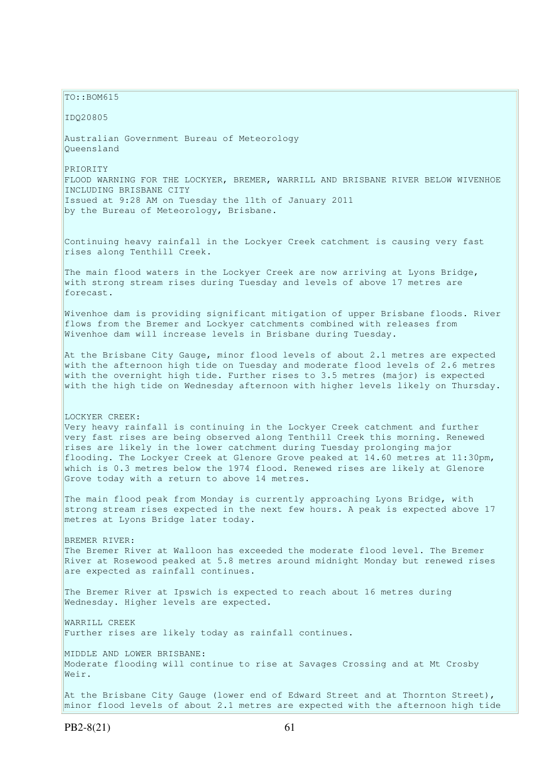TO::BOM615

IDQ20805

Australian Government Bureau of Meteorology
Queensland

PRIORITY
FLOOD WARNING FOR THE LOCKYER, BREMER, WARRILL AND BRISBANE RIVER BELOW WIVENHOE INCLUDING BRISBANE CITY
Issued at 9:28 AM on Tuesday the 11th of January 2011
by the Bureau of Meteorology, Brisbane.

Continuing heavy rainfall in the Lockyer Creek catchment is causing very fast rises along Tenthill Creek.

The main flood waters in the Lockyer Creek are now arriving at Lyons Bridge, with strong stream rises during Tuesday and levels of above 17 metres are forecast.

Wivenhoe dam is providing significant mitigation of upper Brisbane floods. River flows from the Bremer and Lockyer catchments combined with releases from Wivenhoe dam will increase levels in Brisbane during Tuesday.

At the Brisbane City Gauge, minor flood levels of about 2.1 metres are expected with the afternoon high tide on Tuesday and moderate flood levels of 2.6 metres with the overnight high tide. Further rises to 3.5 metres (major) is expected with the high tide on Wednesday afternoon with higher levels likely on Thursday.

LOCKYER CREEK:
Very heavy rainfall is continuing in the Lockyer Creek catchment and further very fast rises are being observed along Tenthill Creek this morning. Renewed rises are likely in the lower catchment during Tuesday prolonging major flooding. The Lockyer Creek at Glenore Grove peaked at 14.60 metres at 11:30pm, which is 0.3 metres below the 1974 flood. Renewed rises are likely at Glenore Grove today with a return to above 14 metres.

The main flood peak from Monday is currently approaching Lyons Bridge, with strong stream rises expected in the next few hours. A peak is expected above 17 metres at Lyons Bridge later today.

BREMER RIVER:
The Bremer River at Walloon has exceeded the moderate flood level. The Bremer River at Rosewood peaked at 5.8 metres around midnight Monday but renewed rises are expected as rainfall continues.

The Bremer River at Ipswich is expected to reach about 16 metres during Wednesday. Higher levels are expected.

WARRILL CREEK
Further rises are likely today as rainfall continues.

MIDDLE AND LOWER BRISBANE:
Moderate flooding will continue to rise at Savages Crossing and at Mt Crosby Weir.

At the Brisbane City Gauge (lower end of Edward Street and at Thornton Street), minor flood levels of about 2.1 metres are expected with the afternoon high tide

PB2-8(21)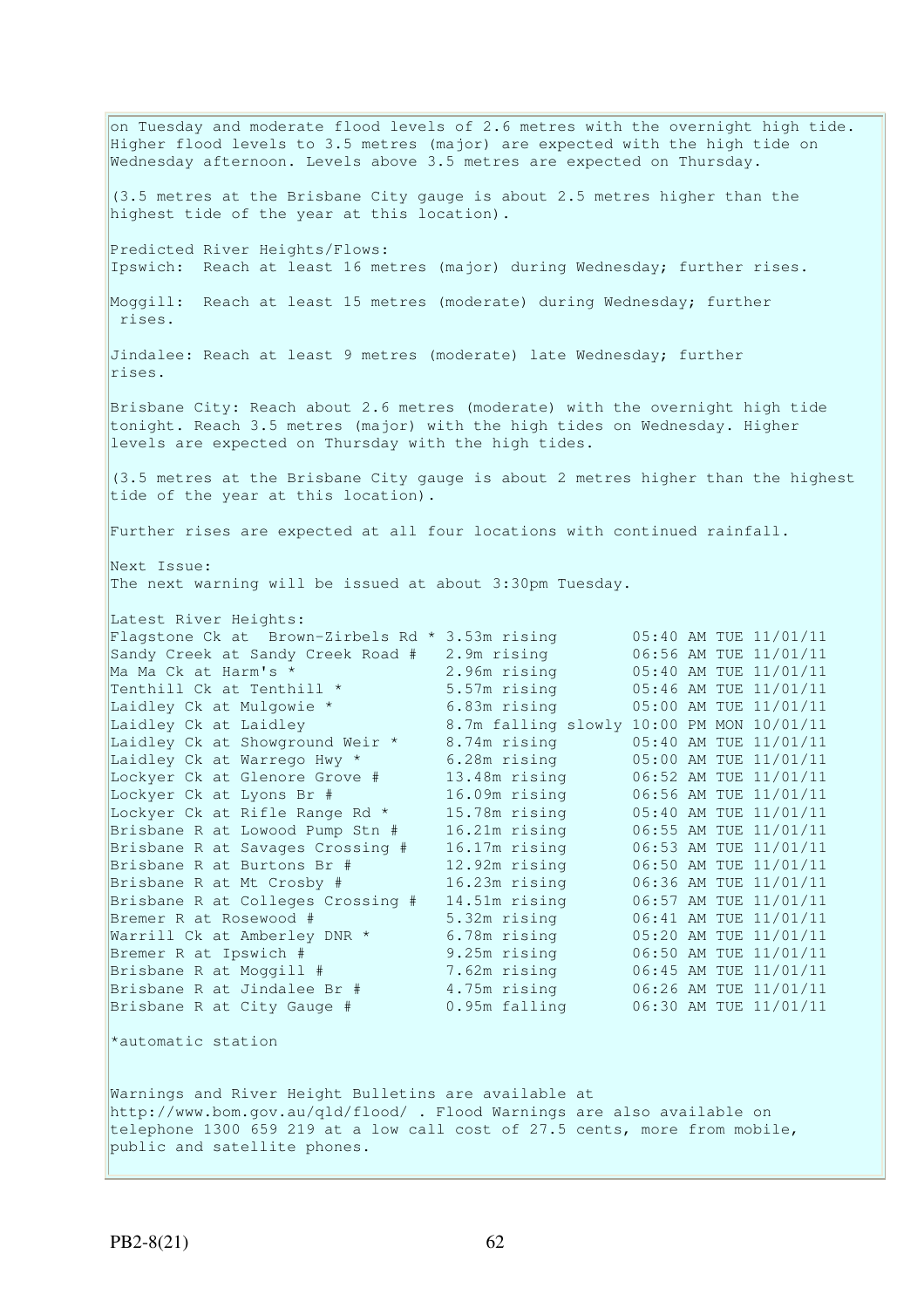on Tuesday and moderate flood levels of 2.6 metres with the overnight high tide. Higher flood levels to 3.5 metres (major) are expected with the high tide on Wednesday afternoon. Levels above 3.5 metres are expected on Thursday.

(3.5 metres at the Brisbane City gauge is about 2.5 metres higher than the highest tide of the year at this location).

Predicted River Heights/Flows:
Ipswich: Reach at least 16 metres (major) during Wednesday; further rises.

Moggill: Reach at least 15 metres (moderate) during Wednesday; further rises.

Jindalee: Reach at least 9 metres (moderate) late Wednesday; further rises.

Brisbane City: Reach about 2.6 metres (moderate) with the overnight high tide tonight. Reach 3.5 metres (major) with the high tides on Wednesday. Higher levels are expected on Thursday with the high tides.

(3.5 metres at the Brisbane City gauge is about 2 metres higher than the highest tide of the year at this location).

Further rises are expected at all four locations with continued rainfall.

Next Issue:
The next warning will be issued at about 3:30pm Tuesday.

Latest River Heights:

| Location | Height | Time |
|---|---|---|
| Flagstone Ck at Brown-Zirbels Rd * | 3.53m rising | 05:40 AM TUE 11/01/11 |
| Sandy Creek at Sandy Creek Road # | 2.9m rising | 06:56 AM TUE 11/01/11 |
| Ma Ma Ck at Harm's * | 2.96m rising | 05:40 AM TUE 11/01/11 |
| Tenthill Ck at Tenthill * | 5.57m rising | 05:46 AM TUE 11/01/11 |
| Laidley Ck at Mulgowie * | 6.83m rising | 05:00 AM TUE 11/01/11 |
| Laidley Ck at Laidley | 8.7m falling slowly | 10:00 PM MON 10/01/11 |
| Laidley Ck at Showground Weir * | 8.74m rising | 05:40 AM TUE 11/01/11 |
| Laidley Ck at Warrego Hwy * | 6.28m rising | 05:00 AM TUE 11/01/11 |
| Lockyer Ck at Glenore Grove # | 13.48m rising | 06:52 AM TUE 11/01/11 |
| Lockyer Ck at Lyons Br # | 16.09m rising | 06:56 AM TUE 11/01/11 |
| Lockyer Ck at Rifle Range Rd * | 15.78m rising | 05:40 AM TUE 11/01/11 |
| Brisbane R at Lowood Pump Stn # | 16.21m rising | 06:55 AM TUE 11/01/11 |
| Brisbane R at Savages Crossing # | 16.17m rising | 06:53 AM TUE 11/01/11 |
| Brisbane R at Burtons Br # | 12.92m rising | 06:50 AM TUE 11/01/11 |
| Brisbane R at Mt Crosby # | 16.23m rising | 06:36 AM TUE 11/01/11 |
| Brisbane R at Colleges Crossing # | 14.51m rising | 06:57 AM TUE 11/01/11 |
| Bremer R at Rosewood # | 5.32m rising | 06:41 AM TUE 11/01/11 |
| Warrill Ck at Amberley DNR * | 6.78m rising | 05:20 AM TUE 11/01/11 |
| Bremer R at Ipswich # | 9.25m rising | 06:50 AM TUE 11/01/11 |
| Brisbane R at Moggill # | 7.62m rising | 06:45 AM TUE 11/01/11 |
| Brisbane R at Jindalee Br # | 4.75m rising | 06:26 AM TUE 11/01/11 |
| Brisbane R at City Gauge # | 0.95m falling | 06:30 AM TUE 11/01/11 |

*automatic station

Warnings and River Height Bulletins are available at http://www.bom.gov.au/qld/flood/ . Flood Warnings are also available on telephone 1300 659 219 at a low call cost of 27.5 cents, more from mobile, public and satellite phones.

PB2-8(21)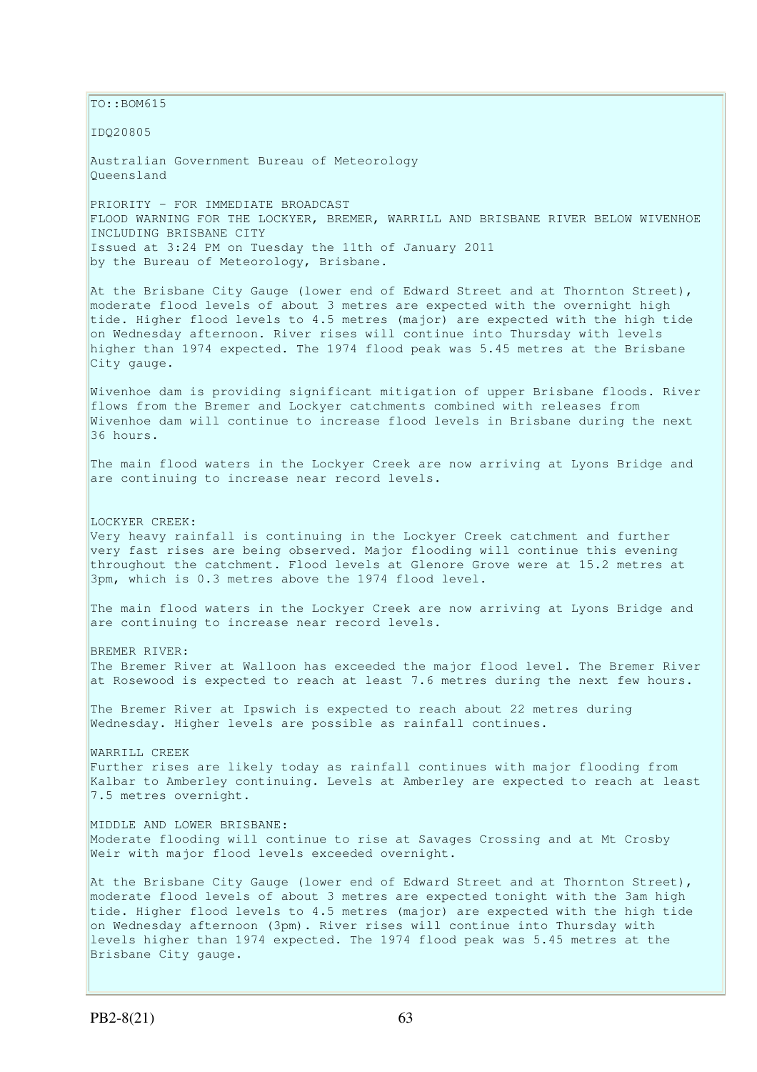TO::BOM615

IDQ20805

Australian Government Bureau of Meteorology
Queensland

PRIORITY - FOR IMMEDIATE BROADCAST
FLOOD WARNING FOR THE LOCKYER, BREMER, WARRILL AND BRISBANE RIVER BELOW WIVENHOE INCLUDING BRISBANE CITY
Issued at 3:24 PM on Tuesday the 11th of January 2011
by the Bureau of Meteorology, Brisbane.

At the Brisbane City Gauge (lower end of Edward Street and at Thornton Street), moderate flood levels of about 3 metres are expected with the overnight high tide. Higher flood levels to 4.5 metres (major) are expected with the high tide on Wednesday afternoon. River rises will continue into Thursday with levels higher than 1974 expected. The 1974 flood peak was 5.45 metres at the Brisbane City gauge.

Wivenhoe dam is providing significant mitigation of upper Brisbane floods. River flows from the Bremer and Lockyer catchments combined with releases from Wivenhoe dam will continue to increase flood levels in Brisbane during the next 36 hours.

The main flood waters in the Lockyer Creek are now arriving at Lyons Bridge and are continuing to increase near record levels.

LOCKYER CREEK:
Very heavy rainfall is continuing in the Lockyer Creek catchment and further very fast rises are being observed. Major flooding will continue this evening throughout the catchment. Flood levels at Glenore Grove were at 15.2 metres at 3pm, which is 0.3 metres above the 1974 flood level.

The main flood waters in the Lockyer Creek are now arriving at Lyons Bridge and are continuing to increase near record levels.

BREMER RIVER:
The Bremer River at Walloon has exceeded the major flood level. The Bremer River at Rosewood is expected to reach at least 7.6 metres during the next few hours.

The Bremer River at Ipswich is expected to reach about 22 metres during Wednesday. Higher levels are possible as rainfall continues.

WARRILL CREEK
Further rises are likely today as rainfall continues with major flooding from Kalbar to Amberley continuing. Levels at Amberley are expected to reach at least 7.5 metres overnight.

MIDDLE AND LOWER BRISBANE:
Moderate flooding will continue to rise at Savages Crossing and at Mt Crosby Weir with major flood levels exceeded overnight.

At the Brisbane City Gauge (lower end of Edward Street and at Thornton Street), moderate flood levels of about 3 metres are expected tonight with the 3am high tide. Higher flood levels to 4.5 metres (major) are expected with the high tide on Wednesday afternoon (3pm). River rises will continue into Thursday with levels higher than 1974 expected. The 1974 flood peak was 5.45 metres at the Brisbane City gauge.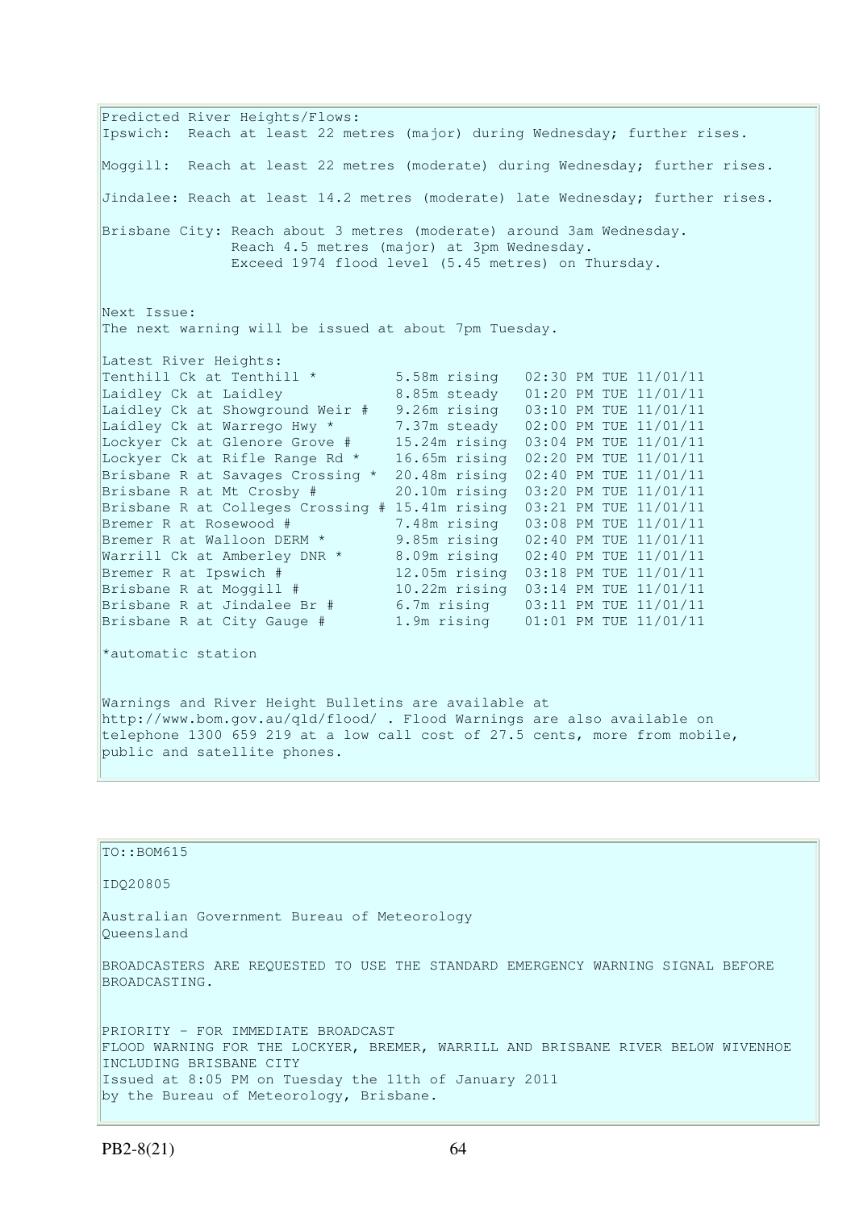Predicted River Heights/Flows:
Ipswich: Reach at least 22 metres (major) during Wednesday; further rises.

Moggill: Reach at least 22 metres (moderate) during Wednesday; further rises.

Jindalee: Reach at least 14.2 metres (moderate) late Wednesday; further rises.

Brisbane City: Reach about 3 metres (moderate) around 3am Wednesday.
Reach 4.5 metres (major) at 3pm Wednesday.
Exceed 1974 flood level (5.45 metres) on Thursday.

Next Issue:
The next warning will be issued at about 7pm Tuesday.

Latest River Heights:

| | | |
|---|---|---|
| Tenthill Ck at Tenthill * | 5.58m rising | 02:30 PM TUE 11/01/11 |
| Laidley Ck at Laidley | 8.85m steady | 01:20 PM TUE 11/01/11 |
| Laidley Ck at Showground Weir # | 9.26m rising | 03:10 PM TUE 11/01/11 |
| Laidley Ck at Warrego Hwy * | 7.37m steady | 02:00 PM TUE 11/01/11 |
| Lockyer Ck at Glenore Grove # | 15.24m rising | 03:04 PM TUE 11/01/11 |
| Lockyer Ck at Rifle Range Rd * | 16.65m rising | 02:20 PM TUE 11/01/11 |
| Brisbane R at Savages Crossing * | 20.48m rising | 02:40 PM TUE 11/01/11 |
| Brisbane R at Mt Crosby # | 20.10m rising | 03:20 PM TUE 11/01/11 |
| Brisbane R at Colleges Crossing # | 15.41m rising | 03:21 PM TUE 11/01/11 |
| Bremer R at Rosewood # | 7.48m rising | 03:08 PM TUE 11/01/11 |
| Bremer R at Walloon DERM * | 9.85m rising | 02:40 PM TUE 11/01/11 |
| Warrill Ck at Amberley DNR * | 8.09m rising | 02:40 PM TUE 11/01/11 |
| Bremer R at Ipswich # | 12.05m rising | 03:18 PM TUE 11/01/11 |
| Brisbane R at Moggill # | 10.22m rising | 03:14 PM TUE 11/01/11 |
| Brisbane R at Jindalee Br # | 6.7m rising | 03:11 PM TUE 11/01/11 |
| Brisbane R at City Gauge # | 1.9m rising | 01:01 PM TUE 11/01/11 |

*automatic station

Warnings and River Height Bulletins are available at http://www.bom.gov.au/qld/flood/ . Flood Warnings are also available on telephone 1300 659 219 at a low call cost of 27.5 cents, more from mobile, public and satellite phones.

---

TO::BOM615

IDQ20805

Australian Government Bureau of Meteorology
Queensland

BROADCASTERS ARE REQUESTED TO USE THE STANDARD EMERGENCY WARNING SIGNAL BEFORE BROADCASTING.

PRIORITY - FOR IMMEDIATE BROADCAST
FLOOD WARNING FOR THE LOCKYER, BREMER, WARRILL AND BRISBANE RIVER BELOW WIVENHOE INCLUDING BRISBANE CITY
Issued at 8:05 PM on Tuesday the 11th of January 2011
by the Bureau of Meteorology, Brisbane.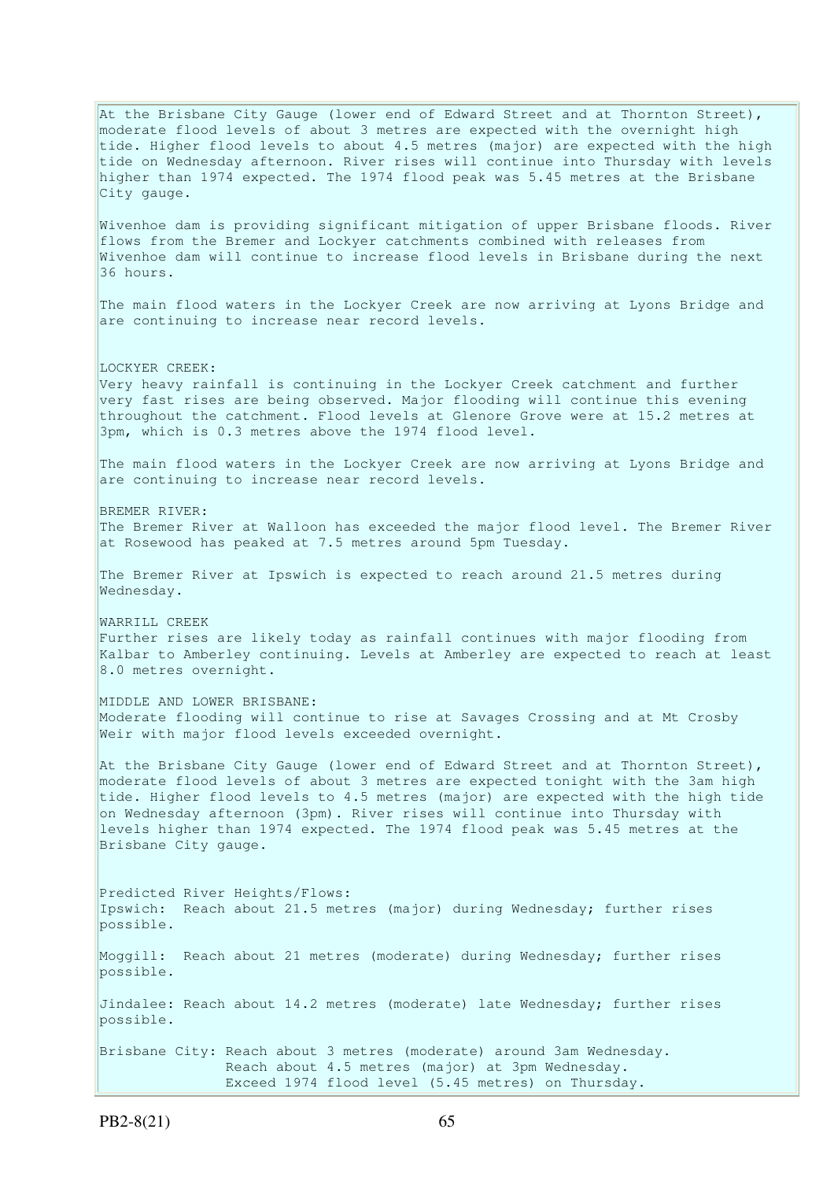At the Brisbane City Gauge (lower end of Edward Street and at Thornton Street), moderate flood levels of about 3 metres are expected with the overnight high tide. Higher flood levels to about 4.5 metres (major) are expected with the high tide on Wednesday afternoon. River rises will continue into Thursday with levels higher than 1974 expected. The 1974 flood peak was 5.45 metres at the Brisbane City gauge.

Wivenhoe dam is providing significant mitigation of upper Brisbane floods. River flows from the Bremer and Lockyer catchments combined with releases from Wivenhoe dam will continue to increase flood levels in Brisbane during the next 36 hours.

The main flood waters in the Lockyer Creek are now arriving at Lyons Bridge and are continuing to increase near record levels.

LOCKYER CREEK:
Very heavy rainfall is continuing in the Lockyer Creek catchment and further very fast rises are being observed. Major flooding will continue this evening throughout the catchment. Flood levels at Glenore Grove were at 15.2 metres at 3pm, which is 0.3 metres above the 1974 flood level.

The main flood waters in the Lockyer Creek are now arriving at Lyons Bridge and are continuing to increase near record levels.

BREMER RIVER:
The Bremer River at Walloon has exceeded the major flood level. The Bremer River at Rosewood has peaked at 7.5 metres around 5pm Tuesday.

The Bremer River at Ipswich is expected to reach around 21.5 metres during Wednesday.

WARRILL CREEK
Further rises are likely today as rainfall continues with major flooding from Kalbar to Amberley continuing. Levels at Amberley are expected to reach at least 8.0 metres overnight.

MIDDLE AND LOWER BRISBANE:
Moderate flooding will continue to rise at Savages Crossing and at Mt Crosby Weir with major flood levels exceeded overnight.

At the Brisbane City Gauge (lower end of Edward Street and at Thornton Street), moderate flood levels of about 3 metres are expected tonight with the 3am high tide. Higher flood levels to 4.5 metres (major) are expected with the high tide on Wednesday afternoon (3pm). River rises will continue into Thursday with levels higher than 1974 expected. The 1974 flood peak was 5.45 metres at the Brisbane City gauge.

Predicted River Heights/Flows:
Ipswich: Reach about 21.5 metres (major) during Wednesday; further rises possible.

Moggill: Reach about 21 metres (moderate) during Wednesday; further rises possible.

Jindalee: Reach about 14.2 metres (moderate) late Wednesday; further rises possible.

Brisbane City: Reach about 3 metres (moderate) around 3am Wednesday.
Reach about 4.5 metres (major) at 3pm Wednesday.
Exceed 1974 flood level (5.45 metres) on Thursday.

PB2-8(21)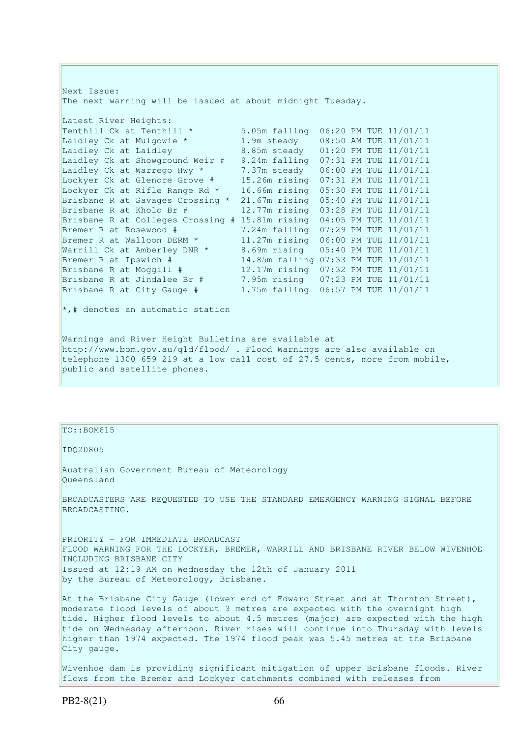Next Issue:
The next warning will be issued at about midnight Tuesday.

Latest River Heights:

| Location | Height | Time |
|---|---|---|
| Tenthill Ck at Tenthill * | 5.05m falling | 06:20 PM TUE 11/01/11 |
| Laidley Ck at Mulgowie * | 1.9m steady | 08:50 AM TUE 11/01/11 |
| Laidley Ck at Laidley | 8.85m steady | 01:20 PM TUE 11/01/11 |
| Laidley Ck at Showground Weir # | 9.24m falling | 07:31 PM TUE 11/01/11 |
| Laidley Ck at Warrego Hwy * | 7.37m steady | 06:00 PM TUE 11/01/11 |
| Lockyer Ck at Glenore Grove # | 15.26m rising | 07:31 PM TUE 11/01/11 |
| Lockyer Ck at Rifle Range Rd * | 16.66m rising | 05:30 PM TUE 11/01/11 |
| Brisbane R at Savages Crossing * | 21.67m rising | 05:40 PM TUE 11/01/11 |
| Brisbane R at Kholo Br # | 12.77m rising | 03:28 PM TUE 11/01/11 |
| Brisbane R at Colleges Crossing # | 15.81m rising | 04:05 PM TUE 11/01/11 |
| Bremer R at Rosewood # | 7.24m falling | 07:29 PM TUE 11/01/11 |
| Bremer R at Walloon DERM * | 11.27m rising | 06:00 PM TUE 11/01/11 |
| Warrill Ck at Amberley DNR * | 8.69m rising | 05:40 PM TUE 11/01/11 |
| Bremer R at Ipswich # | 14.85m falling | 07:33 PM TUE 11/01/11 |
| Brisbane R at Moggill # | 12.17m rising | 07:32 PM TUE 11/01/11 |
| Brisbane R at Jindalee Br # | 7.95m rising | 07:23 PM TUE 11/01/11 |
| Brisbane R at City Gauge # | 1.75m falling | 06:57 PM TUE 11/01/11 |

*,# denotes an automatic station

Warnings and River Height Bulletins are available at http://www.bom.gov.au/qld/flood/ . Flood Warnings are also available on telephone 1300 659 219 at a low call cost of 27.5 cents, more from mobile, public and satellite phones.

---

TO::BOM615

IDQ20805

Australian Government Bureau of Meteorology
Queensland

BROADCASTERS ARE REQUESTED TO USE THE STANDARD EMERGENCY WARNING SIGNAL BEFORE BROADCASTING.

PRIORITY - FOR IMMEDIATE BROADCAST
FLOOD WARNING FOR THE LOCKYER, BREMER, WARRILL AND BRISBANE RIVER BELOW WIVENHOE INCLUDING BRISBANE CITY
Issued at 12:19 AM on Wednesday the 12th of January 2011
by the Bureau of Meteorology, Brisbane.

At the Brisbane City Gauge (lower end of Edward Street and at Thornton Street), moderate flood levels of about 3 metres are expected with the overnight high tide. Higher flood levels to about 4.5 metres (major) are expected with the high tide on Wednesday afternoon. River rises will continue into Thursday with levels higher than 1974 expected. The 1974 flood peak was 5.45 metres at the Brisbane City gauge.

Wivenhoe dam is providing significant mitigation of upper Brisbane floods. River flows from the Bremer and Lockyer catchments combined with releases from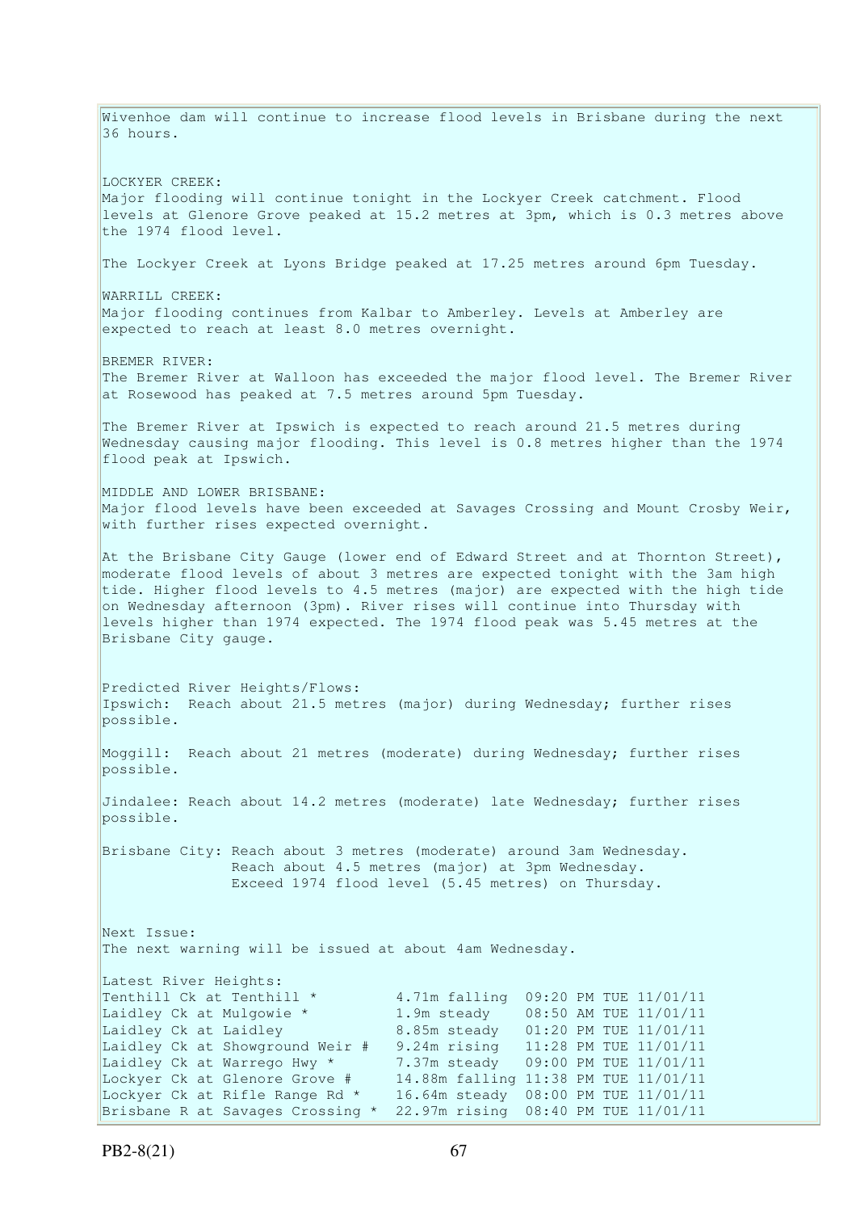Wivenhoe dam will continue to increase flood levels in Brisbane during the next 36 hours.

LOCKYER CREEK:
Major flooding will continue tonight in the Lockyer Creek catchment. Flood levels at Glenore Grove peaked at 15.2 metres at 3pm, which is 0.3 metres above the 1974 flood level.

The Lockyer Creek at Lyons Bridge peaked at 17.25 metres around 6pm Tuesday.

WARRILL CREEK:
Major flooding continues from Kalbar to Amberley. Levels at Amberley are expected to reach at least 8.0 metres overnight.

BREMER RIVER:
The Bremer River at Walloon has exceeded the major flood level. The Bremer River at Rosewood has peaked at 7.5 metres around 5pm Tuesday.

The Bremer River at Ipswich is expected to reach around 21.5 metres during Wednesday causing major flooding. This level is 0.8 metres higher than the 1974 flood peak at Ipswich.

MIDDLE AND LOWER BRISBANE:
Major flood levels have been exceeded at Savages Crossing and Mount Crosby Weir, with further rises expected overnight.

At the Brisbane City Gauge (lower end of Edward Street and at Thornton Street), moderate flood levels of about 3 metres are expected tonight with the 3am high tide. Higher flood levels to 4.5 metres (major) are expected with the high tide on Wednesday afternoon (3pm). River rises will continue into Thursday with levels higher than 1974 expected. The 1974 flood peak was 5.45 metres at the Brisbane City gauge.

Predicted River Heights/Flows:
Ipswich: Reach about 21.5 metres (major) during Wednesday; further rises possible.

Moggill: Reach about 21 metres (moderate) during Wednesday; further rises possible.

Jindalee: Reach about 14.2 metres (moderate) late Wednesday; further rises possible.

Brisbane City: Reach about 3 metres (moderate) around 3am Wednesday.
Reach about 4.5 metres (major) at 3pm Wednesday.
Exceed 1974 flood level (5.45 metres) on Thursday.

Next Issue:
The next warning will be issued at about 4am Wednesday.

Latest River Heights:

```
Tenthill Ck at Tenthill *          4.71m falling  09:20 PM TUE 11/01/11
Laidley Ck at Mulgowie *           1.9m steady    08:50 AM TUE 11/01/11
Laidley Ck at Laidley              8.85m steady   01:20 PM TUE 11/01/11
Laidley Ck at Showground Weir #    9.24m rising   11:28 PM TUE 11/01/11
Laidley Ck at Warrego Hwy *        7.37m steady   09:00 PM TUE 11/01/11
Lockyer Ck at Glenore Grove #      14.88m falling 11:38 PM TUE 11/01/11
Lockyer Ck at Rifle Range Rd *     16.64m steady  08:00 PM TUE 11/01/11
Brisbane R at Savages Crossing *   22.97m rising  08:40 PM TUE 11/01/11
```

PB2-8(21)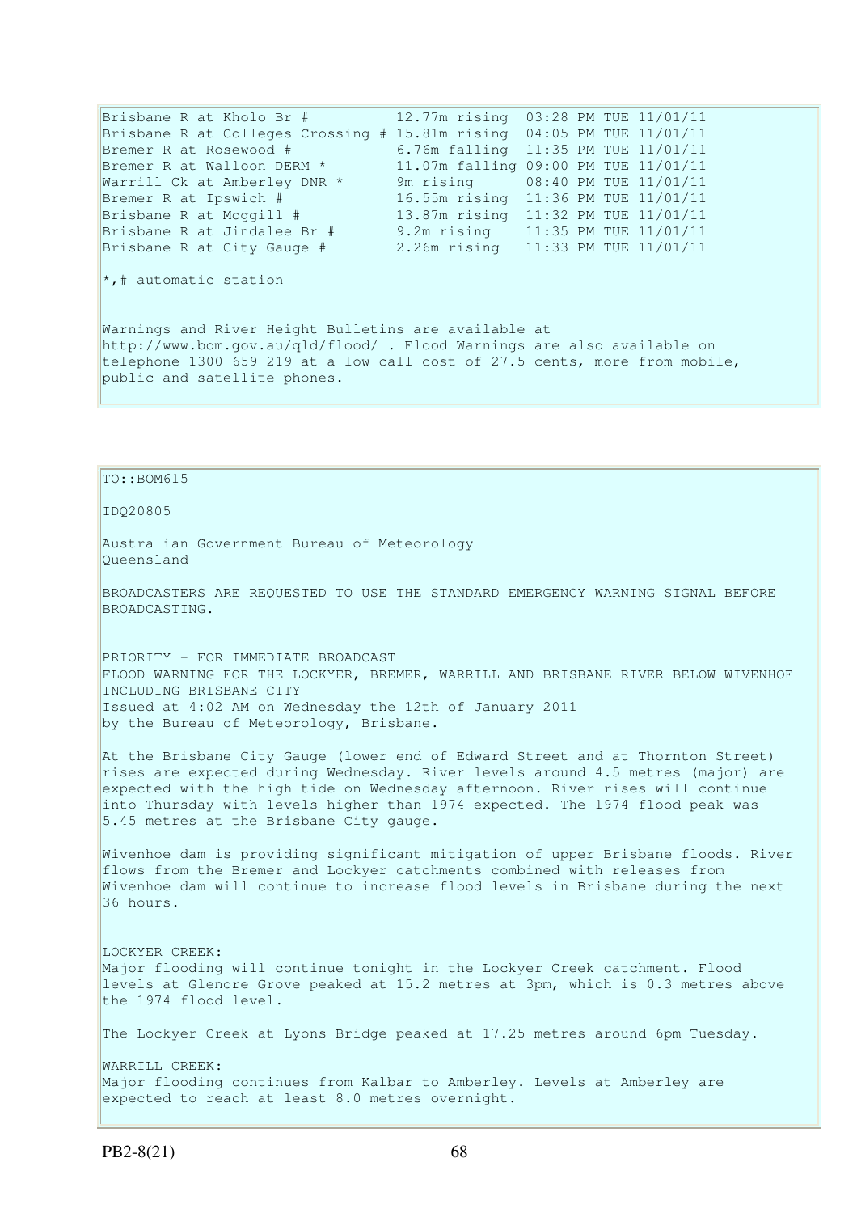| | | |
|---|---|---|
| Brisbane R at Kholo Br # | 12.77m rising | 03:28 PM TUE 11/01/11 |
| Brisbane R at Colleges Crossing # | 15.81m rising | 04:05 PM TUE 11/01/11 |
| Bremer R at Rosewood # | 6.76m falling | 11:35 PM TUE 11/01/11 |
| Bremer R at Walloon DERM * | 11.07m falling | 09:00 PM TUE 11/01/11 |
| Warrill Ck at Amberley DNR * | 9m rising | 08:40 PM TUE 11/01/11 |
| Bremer R at Ipswich # | 16.55m rising | 11:36 PM TUE 11/01/11 |
| Brisbane R at Moggill # | 13.87m rising | 11:32 PM TUE 11/01/11 |
| Brisbane R at Jindalee Br # | 9.2m rising | 11:35 PM TUE 11/01/11 |
| Brisbane R at City Gauge # | 2.26m rising | 11:33 PM TUE 11/01/11 |

*,# automatic station

Warnings and River Height Bulletins are available at http://www.bom.gov.au/qld/flood/ . Flood Warnings are also available on telephone 1300 659 219 at a low call cost of 27.5 cents, more from mobile, public and satellite phones.

TO::BOM615

IDQ20805

Australian Government Bureau of Meteorology
Queensland

BROADCASTERS ARE REQUESTED TO USE THE STANDARD EMERGENCY WARNING SIGNAL BEFORE BROADCASTING.

PRIORITY - FOR IMMEDIATE BROADCAST
FLOOD WARNING FOR THE LOCKYER, BREMER, WARRILL AND BRISBANE RIVER BELOW WIVENHOE INCLUDING BRISBANE CITY
Issued at 4:02 AM on Wednesday the 12th of January 2011
by the Bureau of Meteorology, Brisbane.

At the Brisbane City Gauge (lower end of Edward Street and at Thornton Street) rises are expected during Wednesday. River levels around 4.5 metres (major) are expected with the high tide on Wednesday afternoon. River rises will continue into Thursday with levels higher than 1974 expected. The 1974 flood peak was 5.45 metres at the Brisbane City gauge.

Wivenhoe dam is providing significant mitigation of upper Brisbane floods. River flows from the Bremer and Lockyer catchments combined with releases from Wivenhoe dam will continue to increase flood levels in Brisbane during the next 36 hours.

LOCKYER CREEK:
Major flooding will continue tonight in the Lockyer Creek catchment. Flood levels at Glenore Grove peaked at 15.2 metres at 3pm, which is 0.3 metres above the 1974 flood level.

The Lockyer Creek at Lyons Bridge peaked at 17.25 metres around 6pm Tuesday.

WARRILL CREEK:
Major flooding continues from Kalbar to Amberley. Levels at Amberley are expected to reach at least 8.0 metres overnight.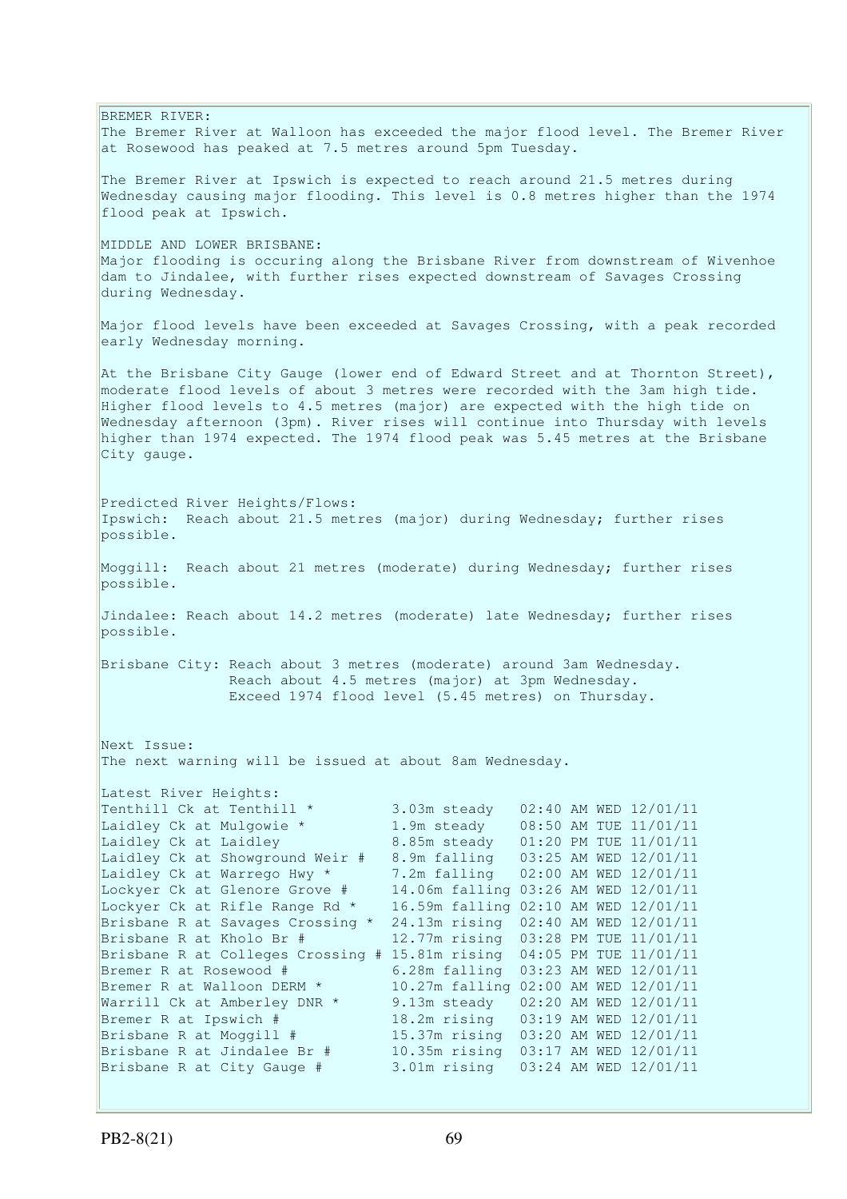BREMER RIVER:
The Bremer River at Walloon has exceeded the major flood level. The Bremer River at Rosewood has peaked at 7.5 metres around 5pm Tuesday.

The Bremer River at Ipswich is expected to reach around 21.5 metres during Wednesday causing major flooding. This level is 0.8 metres higher than the 1974 flood peak at Ipswich.

MIDDLE AND LOWER BRISBANE:
Major flooding is occuring along the Brisbane River from downstream of Wivenhoe dam to Jindalee, with further rises expected downstream of Savages Crossing during Wednesday.

Major flood levels have been exceeded at Savages Crossing, with a peak recorded early Wednesday morning.

At the Brisbane City Gauge (lower end of Edward Street and at Thornton Street), moderate flood levels of about 3 metres were recorded with the 3am high tide. Higher flood levels to 4.5 metres (major) are expected with the high tide on Wednesday afternoon (3pm). River rises will continue into Thursday with levels higher than 1974 expected. The 1974 flood peak was 5.45 metres at the Brisbane City gauge.

Predicted River Heights/Flows:
Ipswich: Reach about 21.5 metres (major) during Wednesday; further rises possible.

Moggill: Reach about 21 metres (moderate) during Wednesday; further rises possible.

Jindalee: Reach about 14.2 metres (moderate) late Wednesday; further rises possible.

Brisbane City: Reach about 3 metres (moderate) around 3am Wednesday.
Reach about 4.5 metres (major) at 3pm Wednesday.
Exceed 1974 flood level (5.45 metres) on Thursday.

Next Issue:
The next warning will be issued at about 8am Wednesday.

Latest River Heights:

```
Tenthill Ck at Tenthill *          3.03m steady   02:40 AM WED 12/01/11
Laidley Ck at Mulgowie *           1.9m steady    08:50 AM TUE 11/01/11
Laidley Ck at Laidley              8.85m steady   01:20 PM TUE 11/01/11
Laidley Ck at Showground Weir #    8.9m falling   03:25 AM WED 12/01/11
Laidley Ck at Warrego Hwy *        7.2m falling   02:00 AM WED 12/01/11
Lockyer Ck at Glenore Grove #      14.06m falling 03:26 AM WED 12/01/11
Lockyer Ck at Rifle Range Rd *     16.59m falling 02:10 AM WED 12/01/11
Brisbane R at Savages Crossing *   24.13m rising  02:40 AM WED 12/01/11
Brisbane R at Kholo Br #           12.77m rising  03:28 PM TUE 11/01/11
Brisbane R at Colleges Crossing #  15.81m rising  04:05 PM TUE 11/01/11
Bremer R at Rosewood #             6.28m falling  03:23 AM WED 12/01/11
Bremer R at Walloon DERM *         10.27m falling 02:00 AM WED 12/01/11
Warrill Ck at Amberley DNR *       9.13m steady   02:20 AM WED 12/01/11
Bremer R at Ipswich #              18.2m rising   03:19 AM WED 12/01/11
Brisbane R at Moggill #            15.37m rising  03:20 AM WED 12/01/11
Brisbane R at Jindalee Br #        10.35m rising  03:17 AM WED 12/01/11
Brisbane R at City Gauge #         3.01m rising   03:24 AM WED 12/01/11
```

PB2-8(21)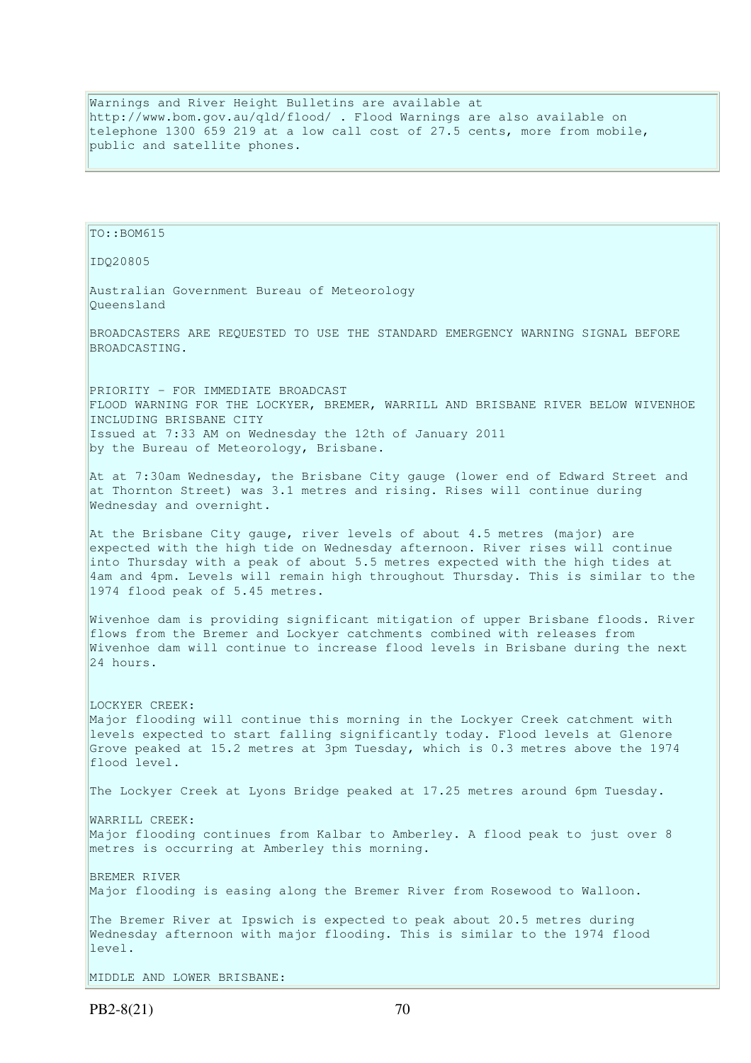Warnings and River Height Bulletins are available at http://www.bom.gov.au/qld/flood/ . Flood Warnings are also available on telephone 1300 659 219 at a low call cost of 27.5 cents, more from mobile, public and satellite phones.

TO::BOM615

IDQ20805

Australian Government Bureau of Meteorology
Queensland

BROADCASTERS ARE REQUESTED TO USE THE STANDARD EMERGENCY WARNING SIGNAL BEFORE BROADCASTING.

PRIORITY - FOR IMMEDIATE BROADCAST
FLOOD WARNING FOR THE LOCKYER, BREMER, WARRILL AND BRISBANE RIVER BELOW WIVENHOE INCLUDING BRISBANE CITY
Issued at 7:33 AM on Wednesday the 12th of January 2011
by the Bureau of Meteorology, Brisbane.

At at 7:30am Wednesday, the Brisbane City gauge (lower end of Edward Street and at Thornton Street) was 3.1 metres and rising. Rises will continue during Wednesday and overnight.

At the Brisbane City gauge, river levels of about 4.5 metres (major) are expected with the high tide on Wednesday afternoon. River rises will continue into Thursday with a peak of about 5.5 metres expected with the high tides at 4am and 4pm. Levels will remain high throughout Thursday. This is similar to the 1974 flood peak of 5.45 metres.

Wivenhoe dam is providing significant mitigation of upper Brisbane floods. River flows from the Bremer and Lockyer catchments combined with releases from Wivenhoe dam will continue to increase flood levels in Brisbane during the next 24 hours.

LOCKYER CREEK:
Major flooding will continue this morning in the Lockyer Creek catchment with levels expected to start falling significantly today. Flood levels at Glenore Grove peaked at 15.2 metres at 3pm Tuesday, which is 0.3 metres above the 1974 flood level.

The Lockyer Creek at Lyons Bridge peaked at 17.25 metres around 6pm Tuesday.

WARRILL CREEK:
Major flooding continues from Kalbar to Amberley. A flood peak to just over 8 metres is occurring at Amberley this morning.

BREMER RIVER
Major flooding is easing along the Bremer River from Rosewood to Walloon.

The Bremer River at Ipswich is expected to peak about 20.5 metres during Wednesday afternoon with major flooding. This is similar to the 1974 flood level.

MIDDLE AND LOWER BRISBANE: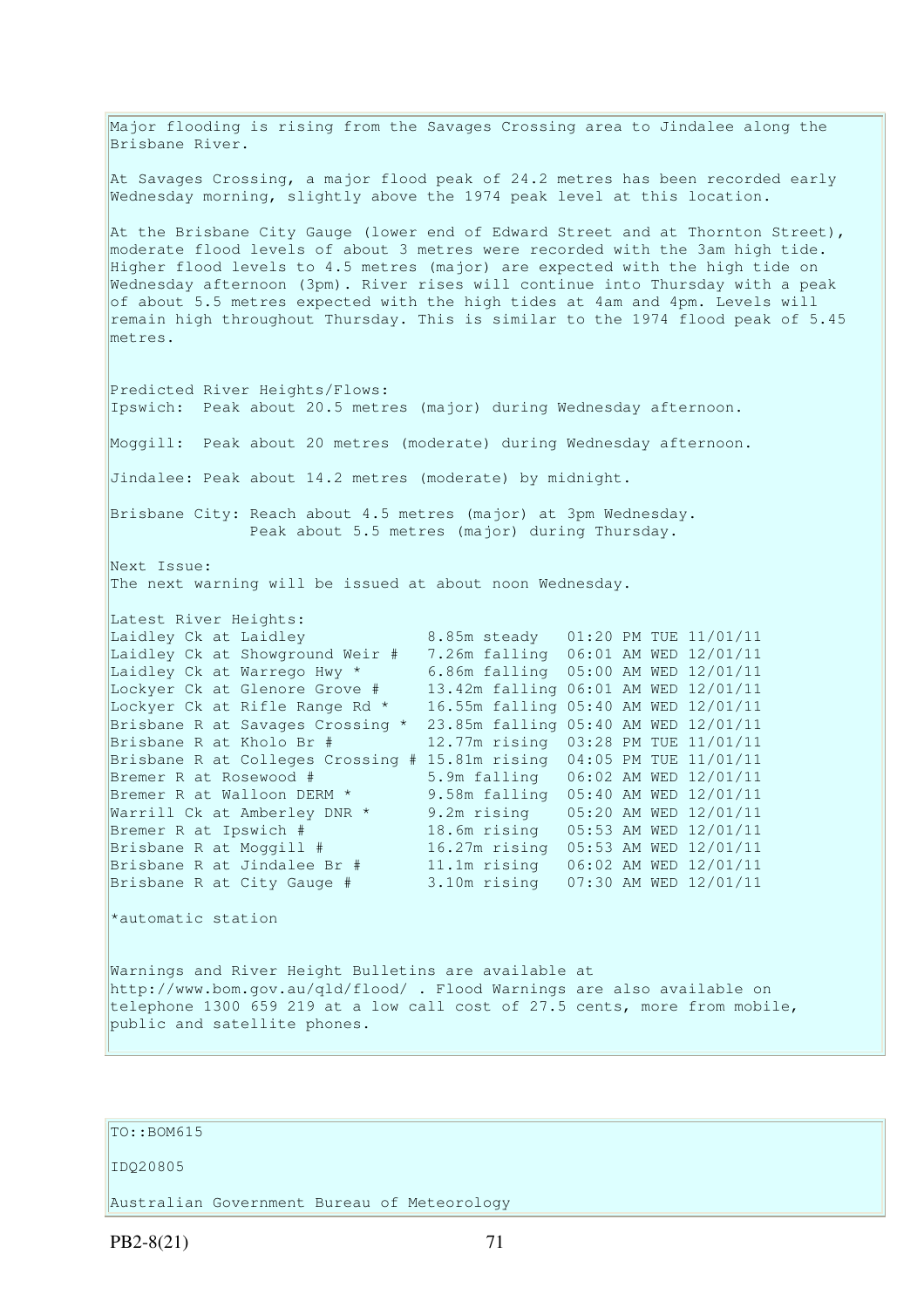Major flooding is rising from the Savages Crossing area to Jindalee along the Brisbane River.

At Savages Crossing, a major flood peak of 24.2 metres has been recorded early Wednesday morning, slightly above the 1974 peak level at this location.

At the Brisbane City Gauge (lower end of Edward Street and at Thornton Street), moderate flood levels of about 3 metres were recorded with the 3am high tide. Higher flood levels to 4.5 metres (major) are expected with the high tide on Wednesday afternoon (3pm). River rises will continue into Thursday with a peak of about 5.5 metres expected with the high tides at 4am and 4pm. Levels will remain high throughout Thursday. This is similar to the 1974 flood peak of 5.45 metres.

Predicted River Heights/Flows:
Ipswich: Peak about 20.5 metres (major) during Wednesday afternoon.

Moggill: Peak about 20 metres (moderate) during Wednesday afternoon.

Jindalee: Peak about 14.2 metres (moderate) by midnight.

Brisbane City: Reach about 4.5 metres (major) at 3pm Wednesday.
Peak about 5.5 metres (major) during Thursday.

Next Issue:
The next warning will be issued at about noon Wednesday.

Latest River Heights:

| | | | |
|---|---|---|---|
| Laidley Ck at Laidley | 8.85m steady | 01:20 PM TUE 11/01/11 |
| Laidley Ck at Showground Weir # | 7.26m falling | 06:01 AM WED 12/01/11 |
| Laidley Ck at Warrego Hwy * | 6.86m falling | 05:00 AM WED 12/01/11 |
| Lockyer Ck at Glenore Grove # | 13.42m falling | 06:01 AM WED 12/01/11 |
| Lockyer Ck at Rifle Range Rd * | 16.55m falling | 05:40 AM WED 12/01/11 |
| Brisbane R at Savages Crossing * | 23.85m falling | 05:40 AM WED 12/01/11 |
| Brisbane R at Kholo Br # | 12.77m rising | 03:28 PM TUE 11/01/11 |
| Brisbane R at Colleges Crossing # | 15.81m rising | 04:05 PM TUE 11/01/11 |
| Bremer R at Rosewood # | 5.9m falling | 06:02 AM WED 12/01/11 |
| Bremer R at Walloon DERM * | 9.58m falling | 05:40 AM WED 12/01/11 |
| Warrill Ck at Amberley DNR * | 9.2m rising | 05:20 AM WED 12/01/11 |
| Bremer R at Ipswich # | 18.6m rising | 05:53 AM WED 12/01/11 |
| Brisbane R at Moggill # | 16.27m rising | 05:53 AM WED 12/01/11 |
| Brisbane R at Jindalee Br # | 11.1m rising | 06:02 AM WED 12/01/11 |
| Brisbane R at City Gauge # | 3.10m rising | 07:30 AM WED 12/01/11 |

*automatic station

Warnings and River Height Bulletins are available at http://www.bom.gov.au/qld/flood/ . Flood Warnings are also available on telephone 1300 659 219 at a low call cost of 27.5 cents, more from mobile, public and satellite phones.

TO::BOM615

IDQ20805

Australian Government Bureau of Meteorology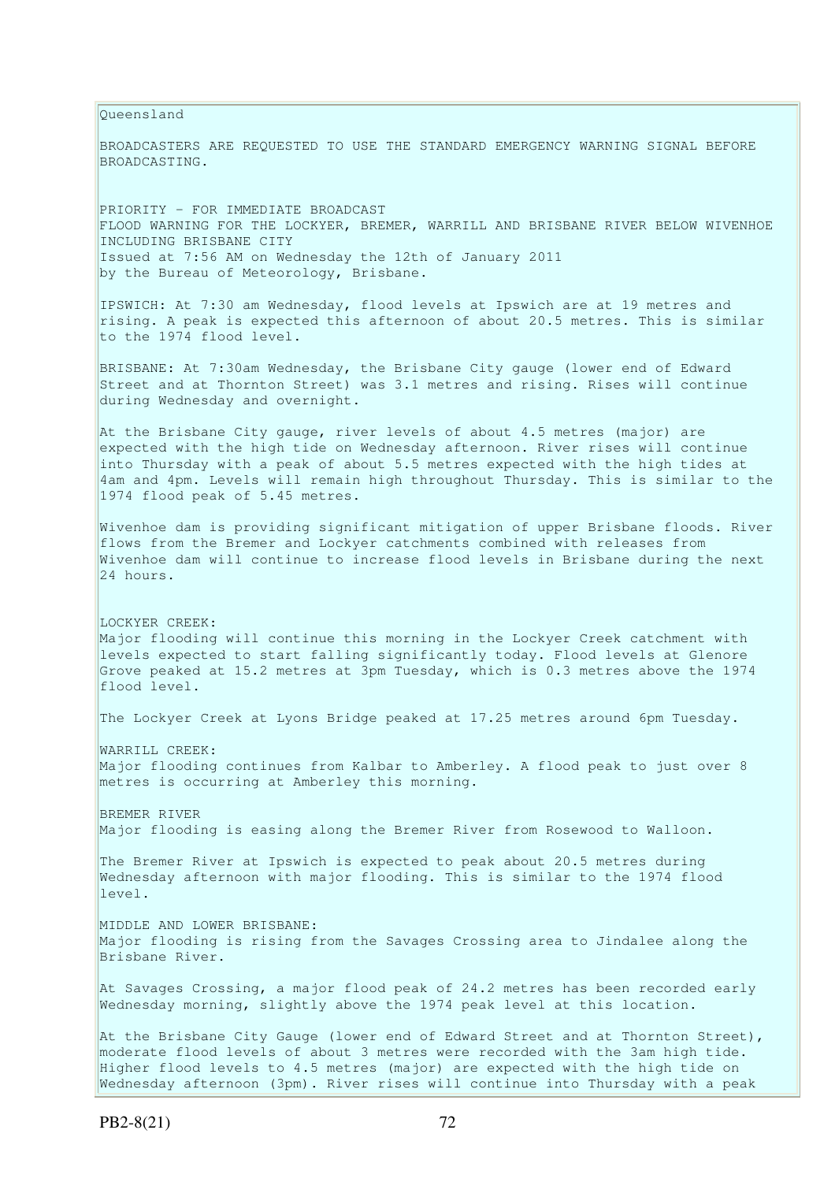Queensland

BROADCASTERS ARE REQUESTED TO USE THE STANDARD EMERGENCY WARNING SIGNAL BEFORE BROADCASTING.

PRIORITY - FOR IMMEDIATE BROADCAST
FLOOD WARNING FOR THE LOCKYER, BREMER, WARRILL AND BRISBANE RIVER BELOW WIVENHOE INCLUDING BRISBANE CITY
Issued at 7:56 AM on Wednesday the 12th of January 2011
by the Bureau of Meteorology, Brisbane.

IPSWICH: At 7:30 am Wednesday, flood levels at Ipswich are at 19 metres and rising. A peak is expected this afternoon of about 20.5 metres. This is similar to the 1974 flood level.

BRISBANE: At 7:30am Wednesday, the Brisbane City gauge (lower end of Edward Street and at Thornton Street) was 3.1 metres and rising. Rises will continue during Wednesday and overnight.

At the Brisbane City gauge, river levels of about 4.5 metres (major) are expected with the high tide on Wednesday afternoon. River rises will continue into Thursday with a peak of about 5.5 metres expected with the high tides at 4am and 4pm. Levels will remain high throughout Thursday. This is similar to the 1974 flood peak of 5.45 metres.

Wivenhoe dam is providing significant mitigation of upper Brisbane floods. River flows from the Bremer and Lockyer catchments combined with releases from Wivenhoe dam will continue to increase flood levels in Brisbane during the next 24 hours.

LOCKYER CREEK:
Major flooding will continue this morning in the Lockyer Creek catchment with levels expected to start falling significantly today. Flood levels at Glenore Grove peaked at 15.2 metres at 3pm Tuesday, which is 0.3 metres above the 1974 flood level.

The Lockyer Creek at Lyons Bridge peaked at 17.25 metres around 6pm Tuesday.

WARRILL CREEK:
Major flooding continues from Kalbar to Amberley. A flood peak to just over 8 metres is occurring at Amberley this morning.

BREMER RIVER
Major flooding is easing along the Bremer River from Rosewood to Walloon.

The Bremer River at Ipswich is expected to peak about 20.5 metres during Wednesday afternoon with major flooding. This is similar to the 1974 flood level.

MIDDLE AND LOWER BRISBANE:
Major flooding is rising from the Savages Crossing area to Jindalee along the Brisbane River.

At Savages Crossing, a major flood peak of 24.2 metres has been recorded early Wednesday morning, slightly above the 1974 peak level at this location.

At the Brisbane City Gauge (lower end of Edward Street and at Thornton Street), moderate flood levels of about 3 metres were recorded with the 3am high tide. Higher flood levels to 4.5 metres (major) are expected with the high tide on Wednesday afternoon (3pm). River rises will continue into Thursday with a peak

PB2-8(21)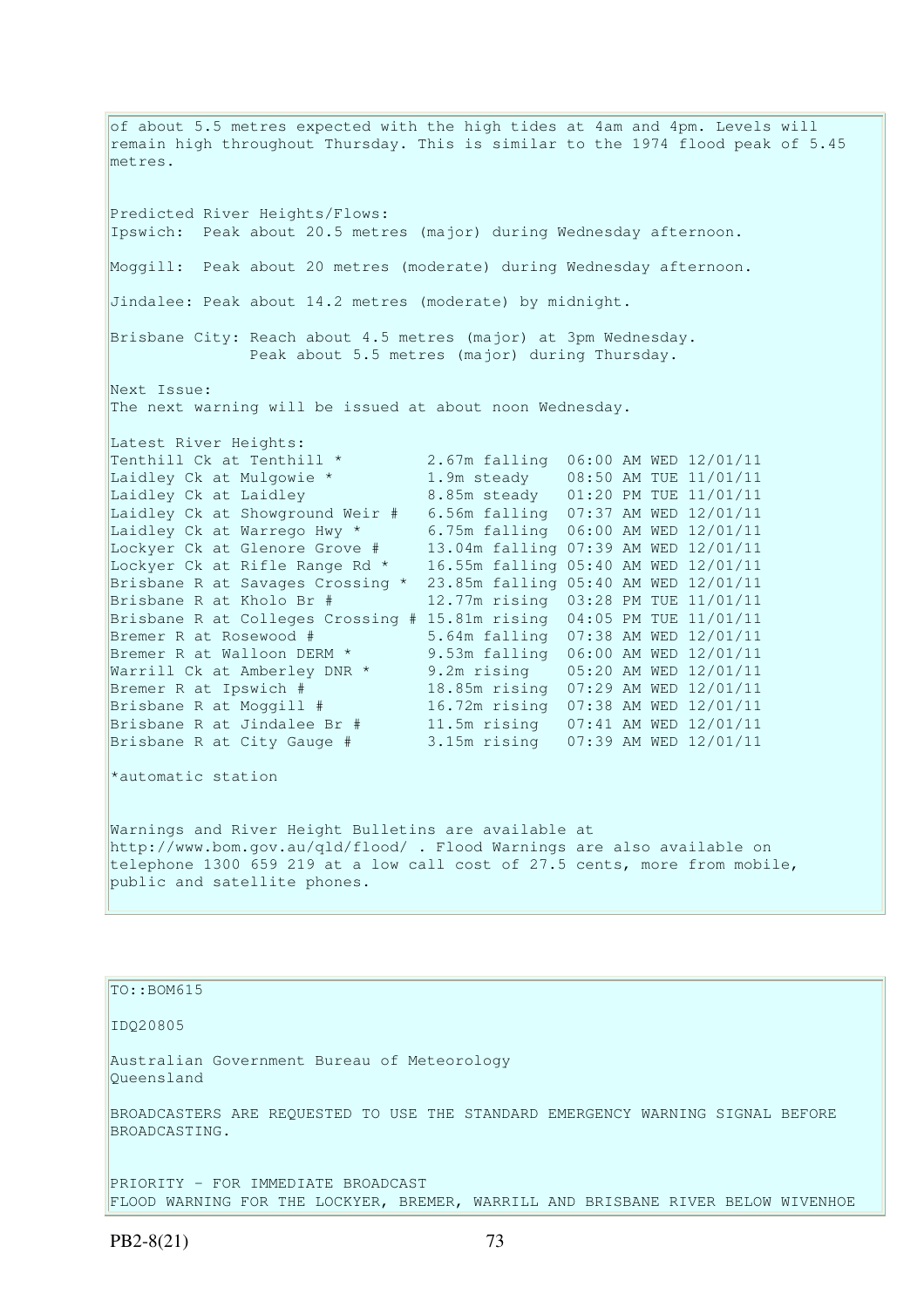of about 5.5 metres expected with the high tides at 4am and 4pm. Levels will remain high throughout Thursday. This is similar to the 1974 flood peak of 5.45 metres.

Predicted River Heights/Flows:
Ipswich: Peak about 20.5 metres (major) during Wednesday afternoon.

Moggill: Peak about 20 metres (moderate) during Wednesday afternoon.

Jindalee: Peak about 14.2 metres (moderate) by midnight.

Brisbane City: Reach about 4.5 metres (major) at 3pm Wednesday.
Peak about 5.5 metres (major) during Thursday.

Next Issue:
The next warning will be issued at about noon Wednesday.

Latest River Heights:

| | | |
|---|---|---|
| Tenthill Ck at Tenthill * | 2.67m falling | 06:00 AM WED 12/01/11 |
| Laidley Ck at Mulgowie * | 1.9m steady | 08:50 AM TUE 11/01/11 |
| Laidley Ck at Laidley | 8.85m steady | 01:20 PM TUE 11/01/11 |
| Laidley Ck at Showground Weir # | 6.56m falling | 07:37 AM WED 12/01/11 |
| Laidley Ck at Warrego Hwy * | 6.75m falling | 06:00 AM WED 12/01/11 |
| Lockyer Ck at Glenore Grove # | 13.04m falling | 07:39 AM WED 12/01/11 |
| Lockyer Ck at Rifle Range Rd * | 16.55m falling | 05:40 AM WED 12/01/11 |
| Brisbane R at Savages Crossing * | 23.85m falling | 05:40 AM WED 12/01/11 |
| Brisbane R at Kholo Br # | 12.77m rising | 03:28 PM TUE 11/01/11 |
| Brisbane R at Colleges Crossing # | 15.81m rising | 04:05 PM TUE 11/01/11 |
| Bremer R at Rosewood # | 5.64m falling | 07:38 AM WED 12/01/11 |
| Bremer R at Walloon DERM * | 9.53m falling | 06:00 AM WED 12/01/11 |
| Warrill Ck at Amberley DNR * | 9.2m rising | 05:20 AM WED 12/01/11 |
| Bremer R at Ipswich # | 18.85m rising | 07:29 AM WED 12/01/11 |
| Brisbane R at Moggill # | 16.72m rising | 07:38 AM WED 12/01/11 |
| Brisbane R at Jindalee Br # | 11.5m rising | 07:41 AM WED 12/01/11 |
| Brisbane R at City Gauge # | 3.15m rising | 07:39 AM WED 12/01/11 |

*automatic station

Warnings and River Height Bulletins are available at http://www.bom.gov.au/qld/flood/ . Flood Warnings are also available on telephone 1300 659 219 at a low call cost of 27.5 cents, more from mobile, public and satellite phones.

TO::BOM615

IDQ20805

Australian Government Bureau of Meteorology
Queensland

BROADCASTERS ARE REQUESTED TO USE THE STANDARD EMERGENCY WARNING SIGNAL BEFORE BROADCASTING.

PRIORITY - FOR IMMEDIATE BROADCAST
FLOOD WARNING FOR THE LOCKYER, BREMER, WARRILL AND BRISBANE RIVER BELOW WIVENHOE

PB2-8(21)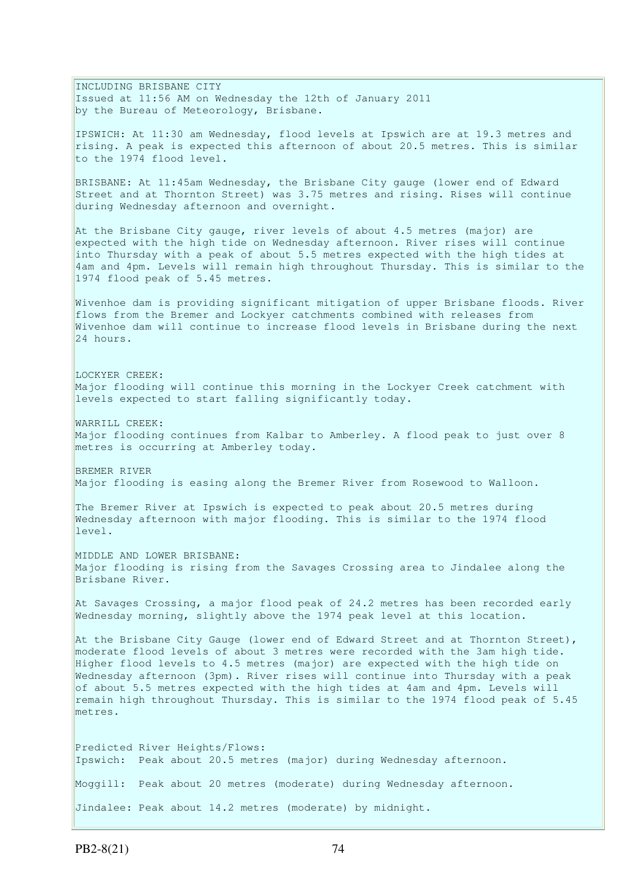INCLUDING BRISBANE CITY
Issued at 11:56 AM on Wednesday the 12th of January 2011
by the Bureau of Meteorology, Brisbane.

IPSWICH: At 11:30 am Wednesday, flood levels at Ipswich are at 19.3 metres and rising. A peak is expected this afternoon of about 20.5 metres. This is similar to the 1974 flood level.

BRISBANE: At 11:45am Wednesday, the Brisbane City gauge (lower end of Edward Street and at Thornton Street) was 3.75 metres and rising. Rises will continue during Wednesday afternoon and overnight.

At the Brisbane City gauge, river levels of about 4.5 metres (major) are expected with the high tide on Wednesday afternoon. River rises will continue into Thursday with a peak of about 5.5 metres expected with the high tides at 4am and 4pm. Levels will remain high throughout Thursday. This is similar to the 1974 flood peak of 5.45 metres.

Wivenhoe dam is providing significant mitigation of upper Brisbane floods. River flows from the Bremer and Lockyer catchments combined with releases from Wivenhoe dam will continue to increase flood levels in Brisbane during the next 24 hours.

LOCKYER CREEK:
Major flooding will continue this morning in the Lockyer Creek catchment with levels expected to start falling significantly today.

WARRILL CREEK:
Major flooding continues from Kalbar to Amberley. A flood peak to just over 8 metres is occurring at Amberley today.

BREMER RIVER
Major flooding is easing along the Bremer River from Rosewood to Walloon.

The Bremer River at Ipswich is expected to peak about 20.5 metres during Wednesday afternoon with major flooding. This is similar to the 1974 flood level.

MIDDLE AND LOWER BRISBANE:
Major flooding is rising from the Savages Crossing area to Jindalee along the Brisbane River.

At Savages Crossing, a major flood peak of 24.2 metres has been recorded early Wednesday morning, slightly above the 1974 peak level at this location.

At the Brisbane City Gauge (lower end of Edward Street and at Thornton Street), moderate flood levels of about 3 metres were recorded with the 3am high tide. Higher flood levels to 4.5 metres (major) are expected with the high tide on Wednesday afternoon (3pm). River rises will continue into Thursday with a peak of about 5.5 metres expected with the high tides at 4am and 4pm. Levels will remain high throughout Thursday. This is similar to the 1974 flood peak of 5.45 metres.

Predicted River Heights/Flows:
Ipswich: Peak about 20.5 metres (major) during Wednesday afternoon.

Moggill: Peak about 20 metres (moderate) during Wednesday afternoon.

Jindalee: Peak about 14.2 metres (moderate) by midnight.

PB2-8(21)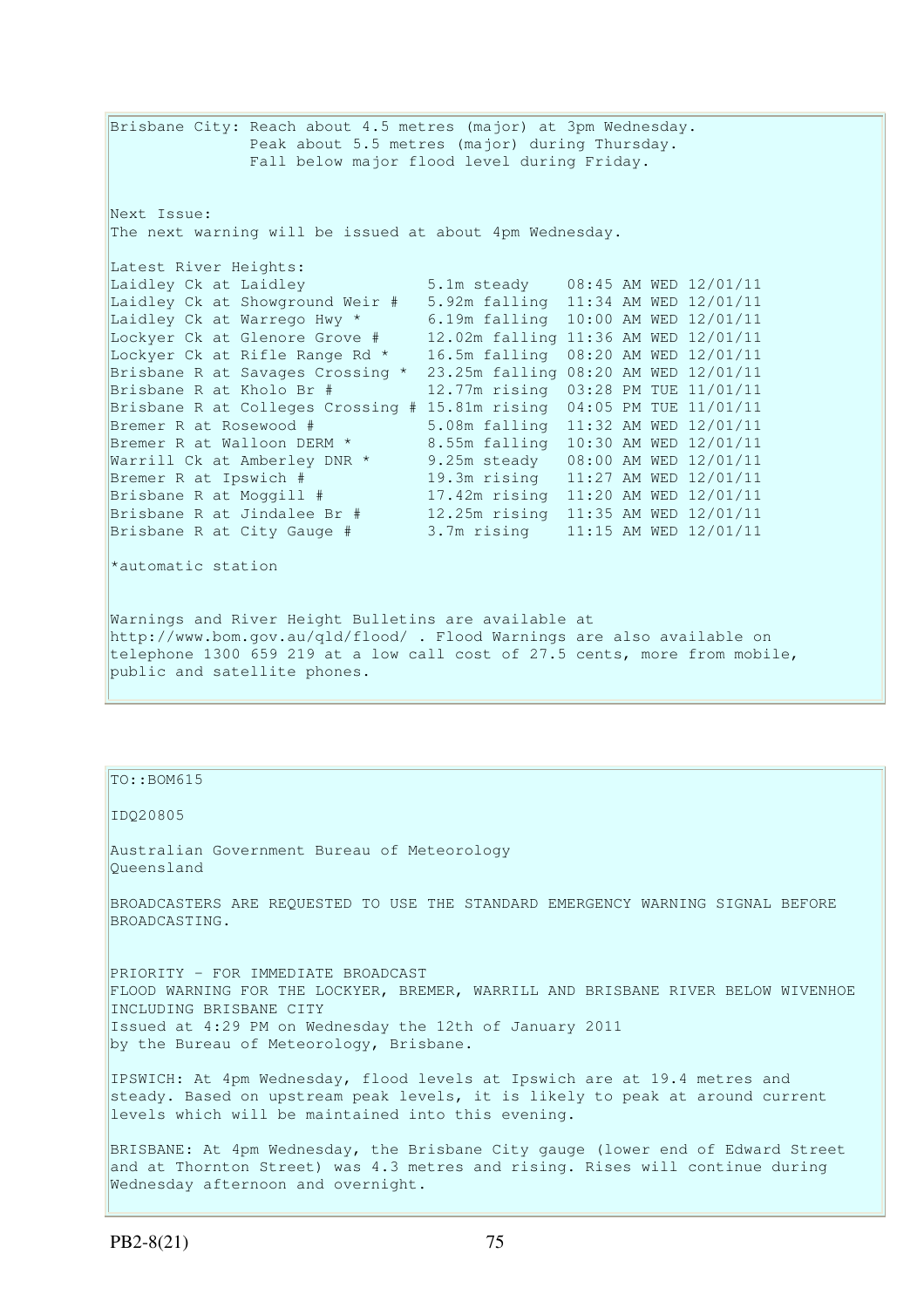Brisbane City: Reach about 4.5 metres (major) at 3pm Wednesday.
Peak about 5.5 metres (major) during Thursday.
Fall below major flood level during Friday.

Next Issue:
The next warning will be issued at about 4pm Wednesday.

Latest River Heights:

| | | |
|---|---|---|
| Laidley Ck at Laidley | 5.1m steady | 08:45 AM WED 12/01/11 |
| Laidley Ck at Showground Weir # | 5.92m falling | 11:34 AM WED 12/01/11 |
| Laidley Ck at Warrego Hwy * | 6.19m falling | 10:00 AM WED 12/01/11 |
| Lockyer Ck at Glenore Grove # | 12.02m falling | 11:36 AM WED 12/01/11 |
| Lockyer Ck at Rifle Range Rd * | 16.5m falling | 08:20 AM WED 12/01/11 |
| Brisbane R at Savages Crossing * | 23.25m falling | 08:20 AM WED 12/01/11 |
| Brisbane R at Kholo Br # | 12.77m rising | 03:28 PM TUE 11/01/11 |
| Brisbane R at Colleges Crossing # | 15.81m rising | 04:05 PM TUE 11/01/11 |
| Bremer R at Rosewood # | 5.08m falling | 11:32 AM WED 12/01/11 |
| Bremer R at Walloon DERM * | 8.55m falling | 10:30 AM WED 12/01/11 |
| Warrill Ck at Amberley DNR * | 9.25m steady | 08:00 AM WED 12/01/11 |
| Bremer R at Ipswich # | 19.3m rising | 11:27 AM WED 12/01/11 |
| Brisbane R at Moggill # | 17.42m rising | 11:20 AM WED 12/01/11 |
| Brisbane R at Jindalee Br # | 12.25m rising | 11:35 AM WED 12/01/11 |
| Brisbane R at City Gauge # | 3.7m rising | 11:15 AM WED 12/01/11 |

*automatic station

Warnings and River Height Bulletins are available at http://www.bom.gov.au/qld/flood/ . Flood Warnings are also available on telephone 1300 659 219 at a low call cost of 27.5 cents, more from mobile, public and satellite phones.

TO::BOM615

IDQ20805

Australian Government Bureau of Meteorology
Queensland

BROADCASTERS ARE REQUESTED TO USE THE STANDARD EMERGENCY WARNING SIGNAL BEFORE BROADCASTING.

PRIORITY - FOR IMMEDIATE BROADCAST
FLOOD WARNING FOR THE LOCKYER, BREMER, WARRILL AND BRISBANE RIVER BELOW WIVENHOE INCLUDING BRISBANE CITY
Issued at 4:29 PM on Wednesday the 12th of January 2011
by the Bureau of Meteorology, Brisbane.

IPSWICH: At 4pm Wednesday, flood levels at Ipswich are at 19.4 metres and steady. Based on upstream peak levels, it is likely to peak at around current levels which will be maintained into this evening.

BRISBANE: At 4pm Wednesday, the Brisbane City gauge (lower end of Edward Street and at Thornton Street) was 4.3 metres and rising. Rises will continue during Wednesday afternoon and overnight.

PB2-8(21)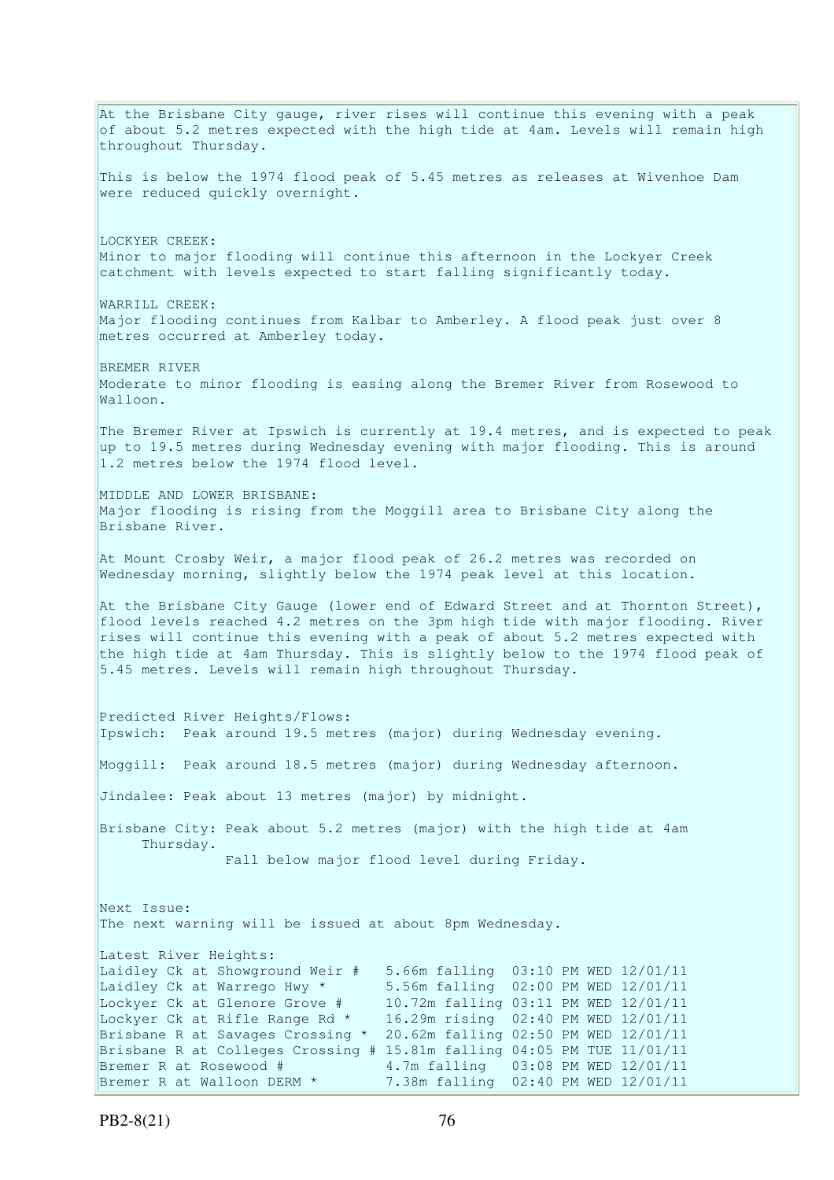At the Brisbane City gauge, river rises will continue this evening with a peak of about 5.2 metres expected with the high tide at 4am. Levels will remain high throughout Thursday.

This is below the 1974 flood peak of 5.45 metres as releases at Wivenhoe Dam were reduced quickly overnight.

LOCKYER CREEK:
Minor to major flooding will continue this afternoon in the Lockyer Creek catchment with levels expected to start falling significantly today.

WARRILL CREEK:
Major flooding continues from Kalbar to Amberley. A flood peak just over 8 metres occurred at Amberley today.

BREMER RIVER
Moderate to minor flooding is easing along the Bremer River from Rosewood to Walloon.

The Bremer River at Ipswich is currently at 19.4 metres, and is expected to peak up to 19.5 metres during Wednesday evening with major flooding. This is around 1.2 metres below the 1974 flood level.

MIDDLE AND LOWER BRISBANE:
Major flooding is rising from the Moggill area to Brisbane City along the Brisbane River.

At Mount Crosby Weir, a major flood peak of 26.2 metres was recorded on Wednesday morning, slightly below the 1974 peak level at this location.

At the Brisbane City Gauge (lower end of Edward Street and at Thornton Street), flood levels reached 4.2 metres on the 3pm high tide with major flooding. River rises will continue this evening with a peak of about 5.2 metres expected with the high tide at 4am Thursday. This is slightly below to the 1974 flood peak of 5.45 metres. Levels will remain high throughout Thursday.

Predicted River Heights/Flows:
Ipswich: Peak around 19.5 metres (major) during Wednesday evening.

Moggill: Peak around 18.5 metres (major) during Wednesday afternoon.

Jindalee: Peak about 13 metres (major) by midnight.

Brisbane City: Peak about 5.2 metres (major) with the high tide at 4am Thursday.
Fall below major flood level during Friday.

Next Issue:
The next warning will be issued at about 8pm Wednesday.

Latest River Heights:

```
Laidley Ck at Showground Weir #   5.66m falling  03:10 PM WED 12/01/11
Laidley Ck at Warrego Hwy *       5.56m falling  02:00 PM WED 12/01/11
Lockyer Ck at Glenore Grove #     10.72m falling 03:11 PM WED 12/01/11
Lockyer Ck at Rifle Range Rd *    16.29m rising  02:40 PM WED 12/01/11
Brisbane R at Savages Crossing *  20.62m falling 02:50 PM WED 12/01/11
Brisbane R at Colleges Crossing # 15.81m falling 04:05 PM TUE 11/01/11
Bremer R at Rosewood #            4.7m falling   03:08 PM WED 12/01/11
Bremer R at Walloon DERM *        7.38m falling  02:40 PM WED 12/01/11
```

PB2-8(21)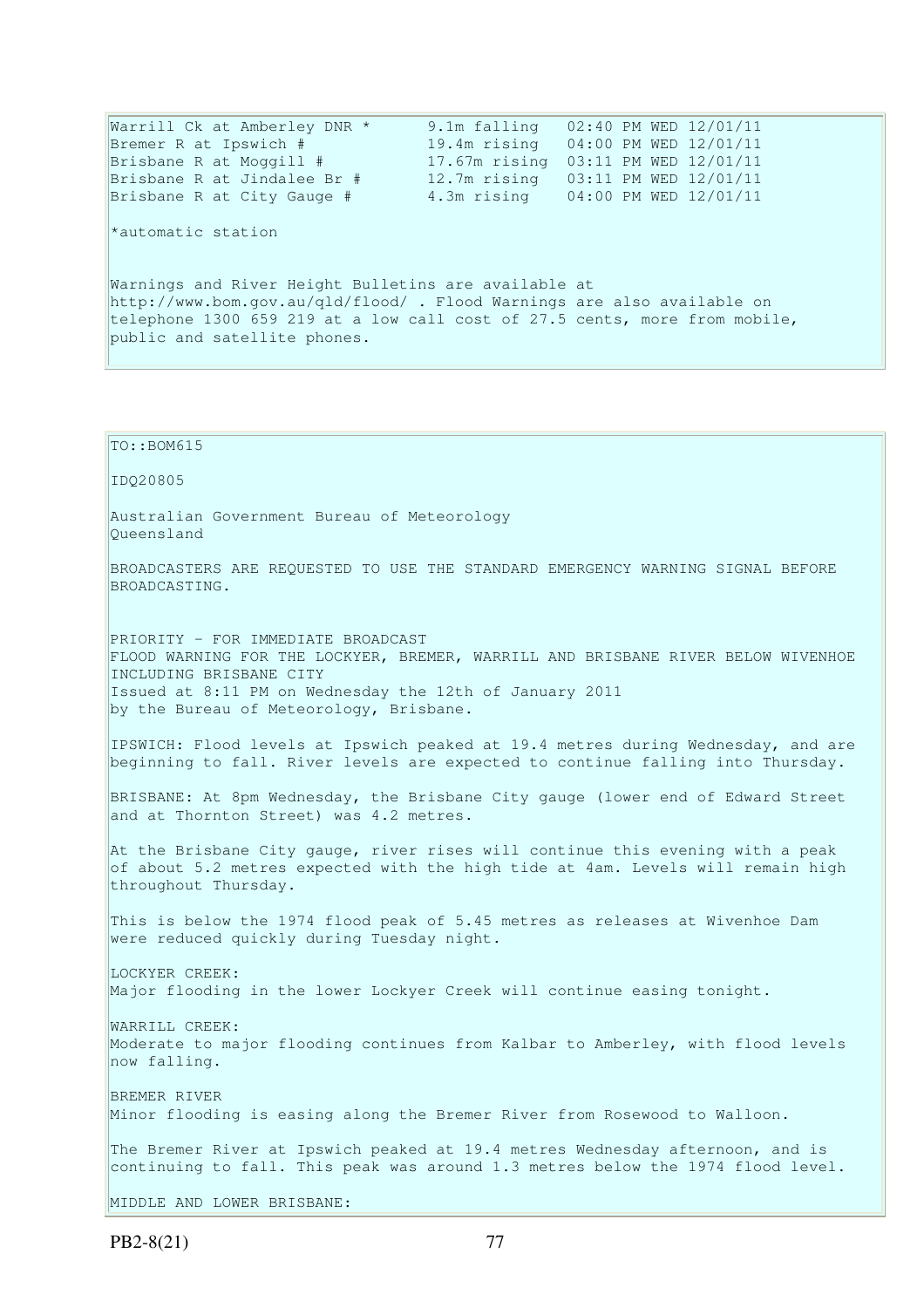```
Warrill Ck at Amberley DNR *      9.1m falling   02:40 PM WED 12/01/11
Bremer R at Ipswich #             19.4m rising   04:00 PM WED 12/01/11
Brisbane R at Moggill #           17.67m rising  03:11 PM WED 12/01/11
Brisbane R at Jindalee Br #       12.7m rising   03:11 PM WED 12/01/11
Brisbane R at City Gauge #        4.3m rising    04:00 PM WED 12/01/11
```

*automatic station

Warnings and River Height Bulletins are available at http://www.bom.gov.au/qld/flood/ . Flood Warnings are also available on telephone 1300 659 219 at a low call cost of 27.5 cents, more from mobile, public and satellite phones.

---

TO::BOM615

IDQ20805

Australian Government Bureau of Meteorology
Queensland

BROADCASTERS ARE REQUESTED TO USE THE STANDARD EMERGENCY WARNING SIGNAL BEFORE BROADCASTING.

PRIORITY - FOR IMMEDIATE BROADCAST
FLOOD WARNING FOR THE LOCKYER, BREMER, WARRILL AND BRISBANE RIVER BELOW WIVENHOE INCLUDING BRISBANE CITY
Issued at 8:11 PM on Wednesday the 12th of January 2011
by the Bureau of Meteorology, Brisbane.

IPSWICH: Flood levels at Ipswich peaked at 19.4 metres during Wednesday, and are beginning to fall. River levels are expected to continue falling into Thursday.

BRISBANE: At 8pm Wednesday, the Brisbane City gauge (lower end of Edward Street and at Thornton Street) was 4.2 metres.

At the Brisbane City gauge, river rises will continue this evening with a peak of about 5.2 metres expected with the high tide at 4am. Levels will remain high throughout Thursday.

This is below the 1974 flood peak of 5.45 metres as releases at Wivenhoe Dam were reduced quickly during Tuesday night.

LOCKYER CREEK:
Major flooding in the lower Lockyer Creek will continue easing tonight.

WARRILL CREEK:
Moderate to major flooding continues from Kalbar to Amberley, with flood levels now falling.

BREMER RIVER
Minor flooding is easing along the Bremer River from Rosewood to Walloon.

The Bremer River at Ipswich peaked at 19.4 metres Wednesday afternoon, and is continuing to fall. This peak was around 1.3 metres below the 1974 flood level.

MIDDLE AND LOWER BRISBANE: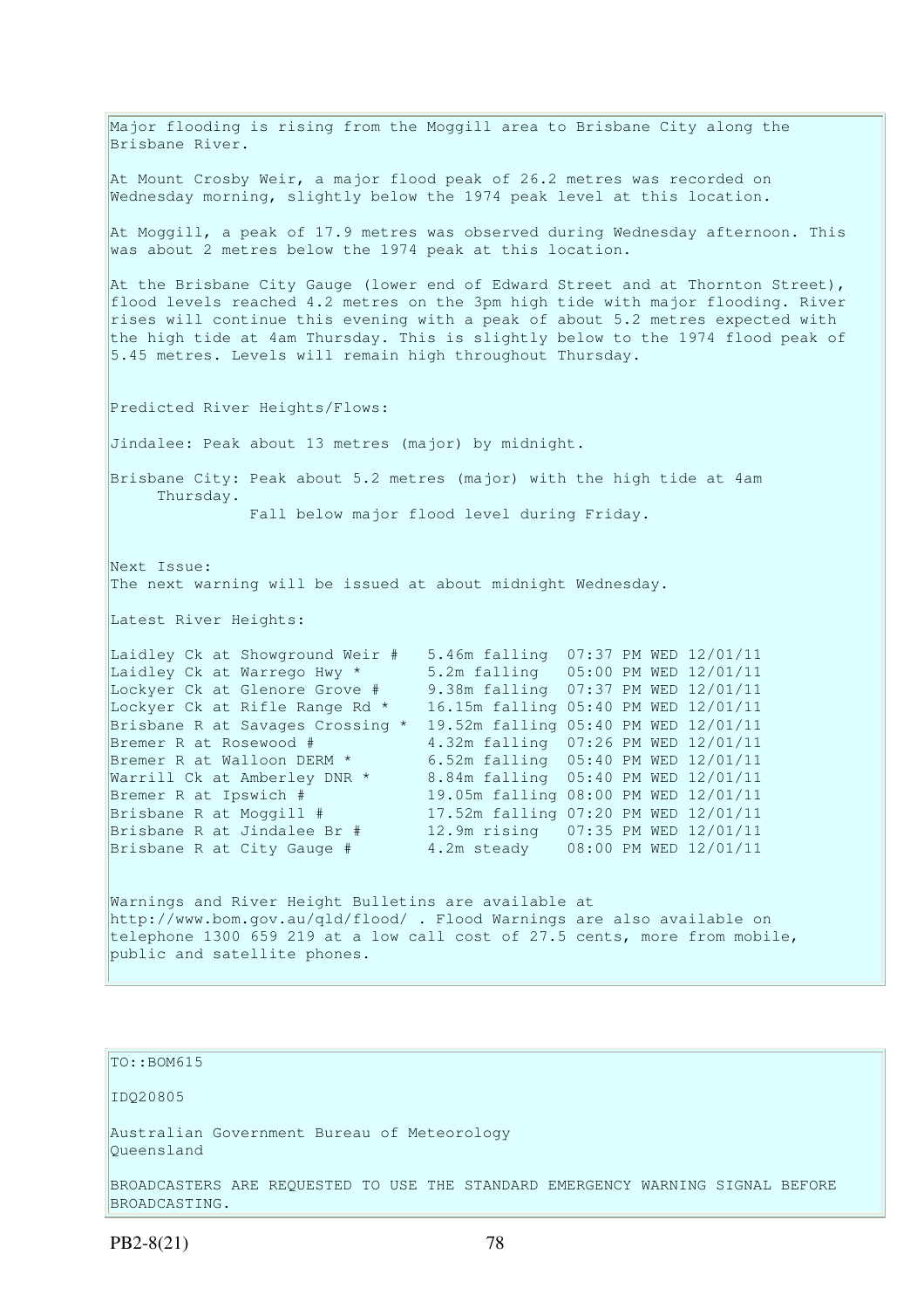Major flooding is rising from the Moggill area to Brisbane City along the Brisbane River.

At Mount Crosby Weir, a major flood peak of 26.2 metres was recorded on Wednesday morning, slightly below the 1974 peak level at this location.

At Moggill, a peak of 17.9 metres was observed during Wednesday afternoon. This was about 2 metres below the 1974 peak at this location.

At the Brisbane City Gauge (lower end of Edward Street and at Thornton Street), flood levels reached 4.2 metres on the 3pm high tide with major flooding. River rises will continue this evening with a peak of about 5.2 metres expected with the high tide at 4am Thursday. This is slightly below to the 1974 flood peak of 5.45 metres. Levels will remain high throughout Thursday.

Predicted River Heights/Flows:

Jindalee: Peak about 13 metres (major) by midnight.

Brisbane City: Peak about 5.2 metres (major) with the high tide at 4am Thursday.
Fall below major flood level during Friday.

Next Issue:
The next warning will be issued at about midnight Wednesday.

Latest River Heights:

```
Laidley Ck at Showground Weir #   5.46m falling  07:37 PM WED 12/01/11
Laidley Ck at Warrego Hwy *       5.2m falling   05:00 PM WED 12/01/11
Lockyer Ck at Glenore Grove #     9.38m falling  07:37 PM WED 12/01/11
Lockyer Ck at Rifle Range Rd *    16.15m falling 05:40 PM WED 12/01/11
Brisbane R at Savages Crossing *  19.52m falling 05:40 PM WED 12/01/11
Bremer R at Rosewood #            4.32m falling  07:26 PM WED 12/01/11
Bremer R at Walloon DERM *        6.52m falling  05:40 PM WED 12/01/11
Warrill Ck at Amberley DNR *      8.84m falling  05:40 PM WED 12/01/11
Bremer R at Ipswich #             19.05m falling 08:00 PM WED 12/01/11
Brisbane R at Moggill #           17.52m falling 07:20 PM WED 12/01/11
Brisbane R at Jindalee Br #       12.9m rising   07:35 PM WED 12/01/11
Brisbane R at City Gauge #        4.2m steady    08:00 PM WED 12/01/11
```

Warnings and River Height Bulletins are available at http://www.bom.gov.au/qld/flood/ . Flood Warnings are also available on telephone 1300 659 219 at a low call cost of 27.5 cents, more from mobile, public and satellite phones.

TO::BOM615

IDQ20805

Australian Government Bureau of Meteorology
Queensland

BROADCASTERS ARE REQUESTED TO USE THE STANDARD EMERGENCY WARNING SIGNAL BEFORE BROADCASTING.

PB2-8(21)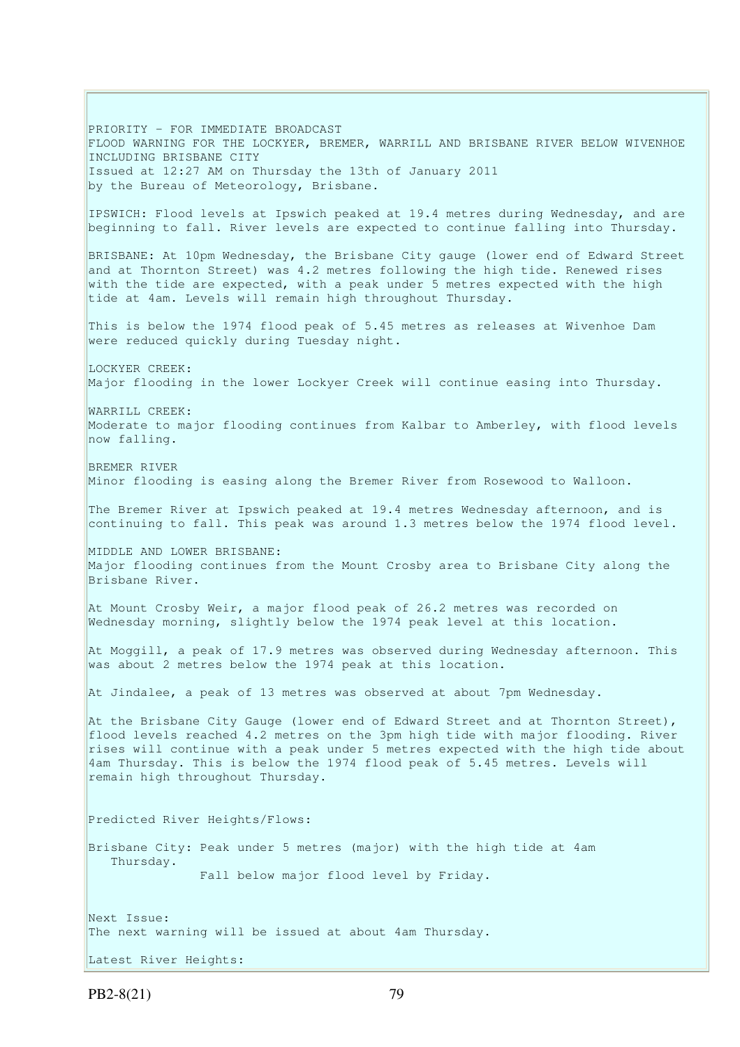PRIORITY - FOR IMMEDIATE BROADCAST
FLOOD WARNING FOR THE LOCKYER, BREMER, WARRILL AND BRISBANE RIVER BELOW WIVENHOE INCLUDING BRISBANE CITY
Issued at 12:27 AM on Thursday the 13th of January 2011
by the Bureau of Meteorology, Brisbane.

IPSWICH: Flood levels at Ipswich peaked at 19.4 metres during Wednesday, and are beginning to fall. River levels are expected to continue falling into Thursday.

BRISBANE: At 10pm Wednesday, the Brisbane City gauge (lower end of Edward Street and at Thornton Street) was 4.2 metres following the high tide. Renewed rises with the tide are expected, with a peak under 5 metres expected with the high tide at 4am. Levels will remain high throughout Thursday.

This is below the 1974 flood peak of 5.45 metres as releases at Wivenhoe Dam were reduced quickly during Tuesday night.

LOCKYER CREEK:
Major flooding in the lower Lockyer Creek will continue easing into Thursday.

WARRILL CREEK:
Moderate to major flooding continues from Kalbar to Amberley, with flood levels now falling.

BREMER RIVER
Minor flooding is easing along the Bremer River from Rosewood to Walloon.

The Bremer River at Ipswich peaked at 19.4 metres Wednesday afternoon, and is continuing to fall. This peak was around 1.3 metres below the 1974 flood level.

MIDDLE AND LOWER BRISBANE:
Major flooding continues from the Mount Crosby area to Brisbane City along the Brisbane River.

At Mount Crosby Weir, a major flood peak of 26.2 metres was recorded on Wednesday morning, slightly below the 1974 peak level at this location.

At Moggill, a peak of 17.9 metres was observed during Wednesday afternoon. This was about 2 metres below the 1974 peak at this location.

At Jindalee, a peak of 13 metres was observed at about 7pm Wednesday.

At the Brisbane City Gauge (lower end of Edward Street and at Thornton Street), flood levels reached 4.2 metres on the 3pm high tide with major flooding. River rises will continue with a peak under 5 metres expected with the high tide about 4am Thursday. This is below the 1974 flood peak of 5.45 metres. Levels will remain high throughout Thursday.

Predicted River Heights/Flows:

Brisbane City: Peak under 5 metres (major) with the high tide at 4am Thursday.
Fall below major flood level by Friday.

Next Issue:
The next warning will be issued at about 4am Thursday.

Latest River Heights: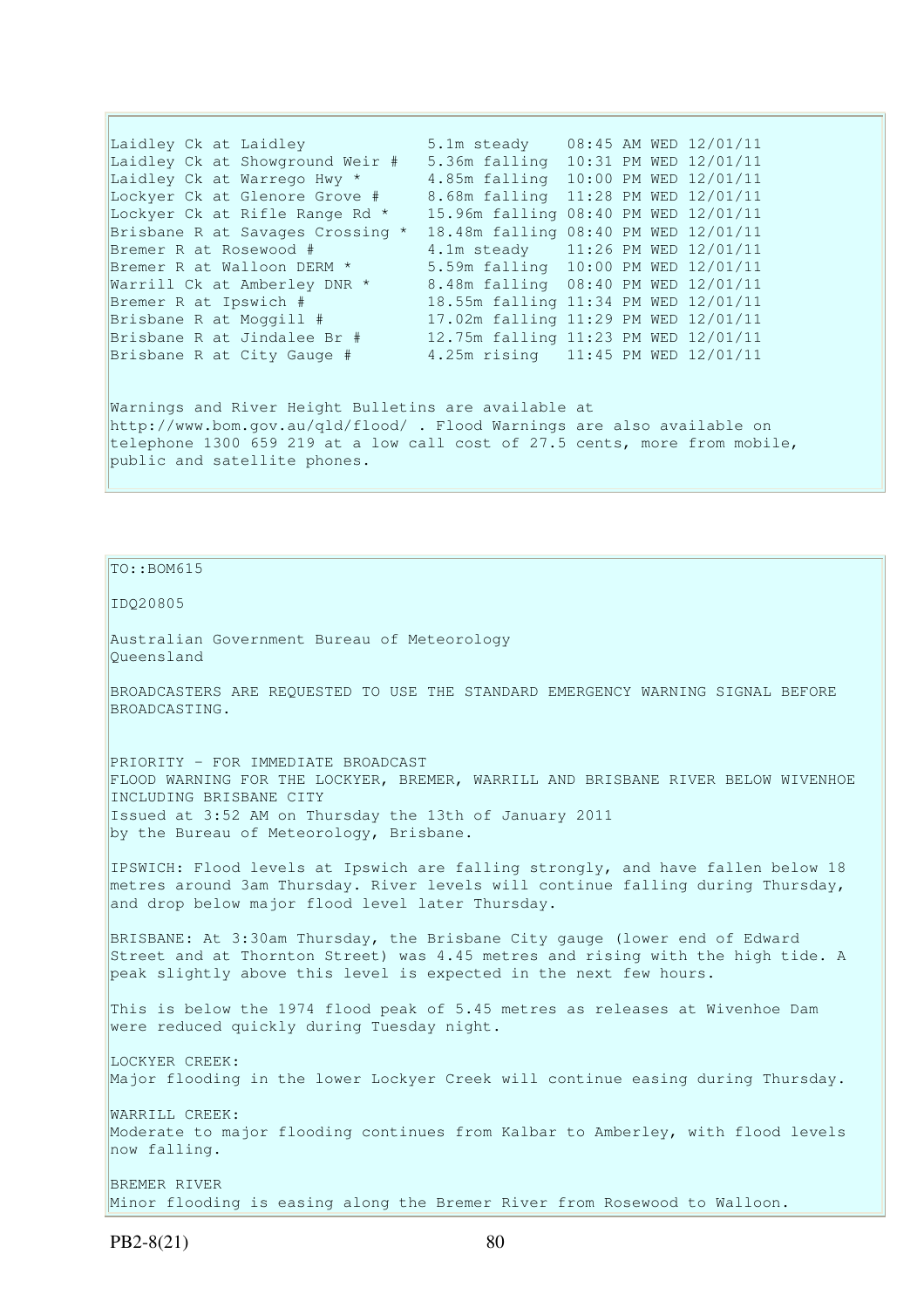```
Laidley Ck at Laidley             5.1m steady    08:45 AM WED 12/01/11
Laidley Ck at Showground Weir #   5.36m falling  10:31 PM WED 12/01/11
Laidley Ck at Warrego Hwy *       4.85m falling  10:00 PM WED 12/01/11
Lockyer Ck at Glenore Grove #     8.68m falling  11:28 PM WED 12/01/11
Lockyer Ck at Rifle Range Rd *    15.96m falling 08:40 PM WED 12/01/11
Brisbane R at Savages Crossing *  18.48m falling 08:40 PM WED 12/01/11
Bremer R at Rosewood #            4.1m steady    11:26 PM WED 12/01/11
Bremer R at Walloon DERM *        5.59m falling  10:00 PM WED 12/01/11
Warrill Ck at Amberley DNR *      8.48m falling  08:40 PM WED 12/01/11
Bremer R at Ipswich #             18.55m falling 11:34 PM WED 12/01/11
Brisbane R at Moggill #           17.02m falling 11:29 PM WED 12/01/11
Brisbane R at Jindalee Br #       12.75m falling 11:23 PM WED 12/01/11
Brisbane R at City Gauge #        4.25m rising   11:45 PM WED 12/01/11
```

Warnings and River Height Bulletins are available at http://www.bom.gov.au/qld/flood/ . Flood Warnings are also available on telephone 1300 659 219 at a low call cost of 27.5 cents, more from mobile, public and satellite phones.

TO::BOM615

IDQ20805

Australian Government Bureau of Meteorology
Queensland

BROADCASTERS ARE REQUESTED TO USE THE STANDARD EMERGENCY WARNING SIGNAL BEFORE BROADCASTING.

PRIORITY - FOR IMMEDIATE BROADCAST
FLOOD WARNING FOR THE LOCKYER, BREMER, WARRILL AND BRISBANE RIVER BELOW WIVENHOE INCLUDING BRISBANE CITY
Issued at 3:52 AM on Thursday the 13th of January 2011
by the Bureau of Meteorology, Brisbane.

IPSWICH: Flood levels at Ipswich are falling strongly, and have fallen below 18 metres around 3am Thursday. River levels will continue falling during Thursday, and drop below major flood level later Thursday.

BRISBANE: At 3:30am Thursday, the Brisbane City gauge (lower end of Edward Street and at Thornton Street) was 4.45 metres and rising with the high tide. A peak slightly above this level is expected in the next few hours.

This is below the 1974 flood peak of 5.45 metres as releases at Wivenhoe Dam were reduced quickly during Tuesday night.

LOCKYER CREEK:
Major flooding in the lower Lockyer Creek will continue easing during Thursday.

WARRILL CREEK:
Moderate to major flooding continues from Kalbar to Amberley, with flood levels now falling.

BREMER RIVER
Minor flooding is easing along the Bremer River from Rosewood to Walloon.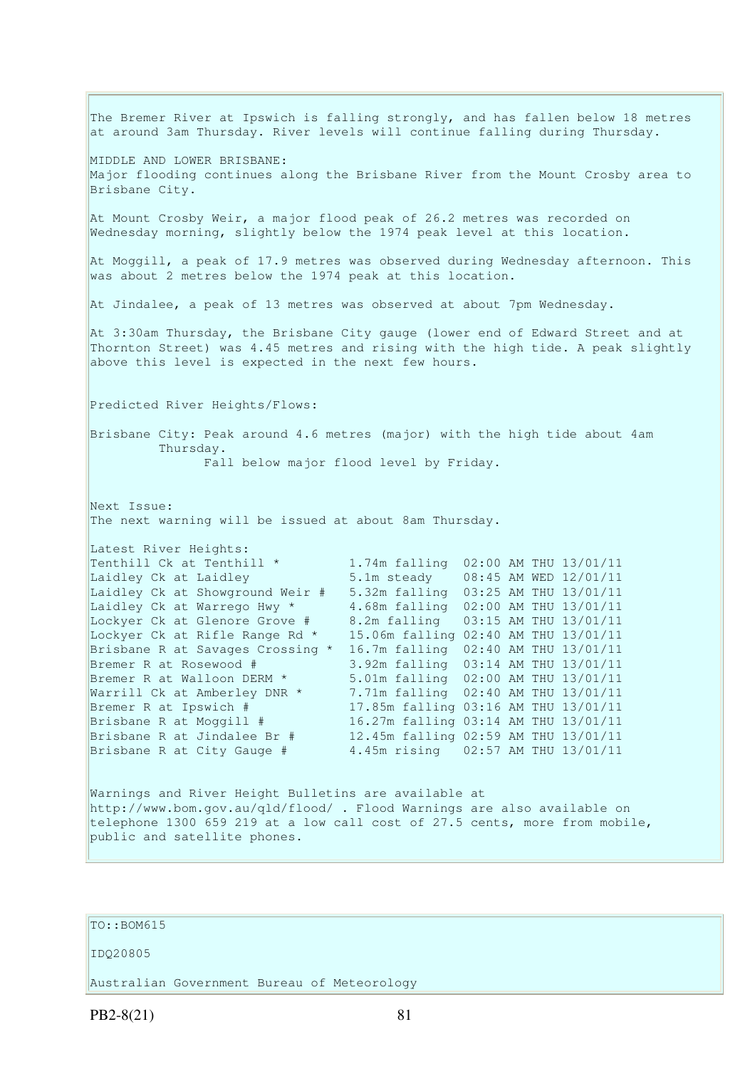The Bremer River at Ipswich is falling strongly, and has fallen below 18 metres at around 3am Thursday. River levels will continue falling during Thursday.

MIDDLE AND LOWER BRISBANE:
Major flooding continues along the Brisbane River from the Mount Crosby area to Brisbane City.

At Mount Crosby Weir, a major flood peak of 26.2 metres was recorded on Wednesday morning, slightly below the 1974 peak level at this location.

At Moggill, a peak of 17.9 metres was observed during Wednesday afternoon. This was about 2 metres below the 1974 peak at this location.

At Jindalee, a peak of 13 metres was observed at about 7pm Wednesday.

At 3:30am Thursday, the Brisbane City gauge (lower end of Edward Street and at Thornton Street) was 4.45 metres and rising with the high tide. A peak slightly above this level is expected in the next few hours.

Predicted River Heights/Flows:

Brisbane City: Peak around 4.6 metres (major) with the high tide about 4am Thursday.
Fall below major flood level by Friday.

Next Issue:
The next warning will be issued at about 8am Thursday.

Latest River Heights:

| | | | |
|---|---|---|---|
| Tenthill Ck at Tenthill * | 1.74m falling | 02:00 AM THU 13/01/11 |
| Laidley Ck at Laidley | 5.1m steady | 08:45 AM WED 12/01/11 |
| Laidley Ck at Showground Weir # | 5.32m falling | 03:25 AM THU 13/01/11 |
| Laidley Ck at Warrego Hwy * | 4.68m falling | 02:00 AM THU 13/01/11 |
| Lockyer Ck at Glenore Grove # | 8.2m falling | 03:15 AM THU 13/01/11 |
| Lockyer Ck at Rifle Range Rd * | 15.06m falling | 02:40 AM THU 13/01/11 |
| Brisbane R at Savages Crossing * | 16.7m falling | 02:40 AM THU 13/01/11 |
| Bremer R at Rosewood # | 3.92m falling | 03:14 AM THU 13/01/11 |
| Bremer R at Walloon DERM * | 5.01m falling | 02:00 AM THU 13/01/11 |
| Warrill Ck at Amberley DNR * | 7.71m falling | 02:40 AM THU 13/01/11 |
| Bremer R at Ipswich # | 17.85m falling | 03:16 AM THU 13/01/11 |
| Brisbane R at Moggill # | 16.27m falling | 03:14 AM THU 13/01/11 |
| Brisbane R at Jindalee Br # | 12.45m falling | 02:59 AM THU 13/01/11 |
| Brisbane R at City Gauge # | 4.45m rising | 02:57 AM THU 13/01/11 |

Warnings and River Height Bulletins are available at http://www.bom.gov.au/qld/flood/ . Flood Warnings are also available on telephone 1300 659 219 at a low call cost of 27.5 cents, more from mobile, public and satellite phones.

TO::BOM615

IDQ20805

Australian Government Bureau of Meteorology

PB2-8(21)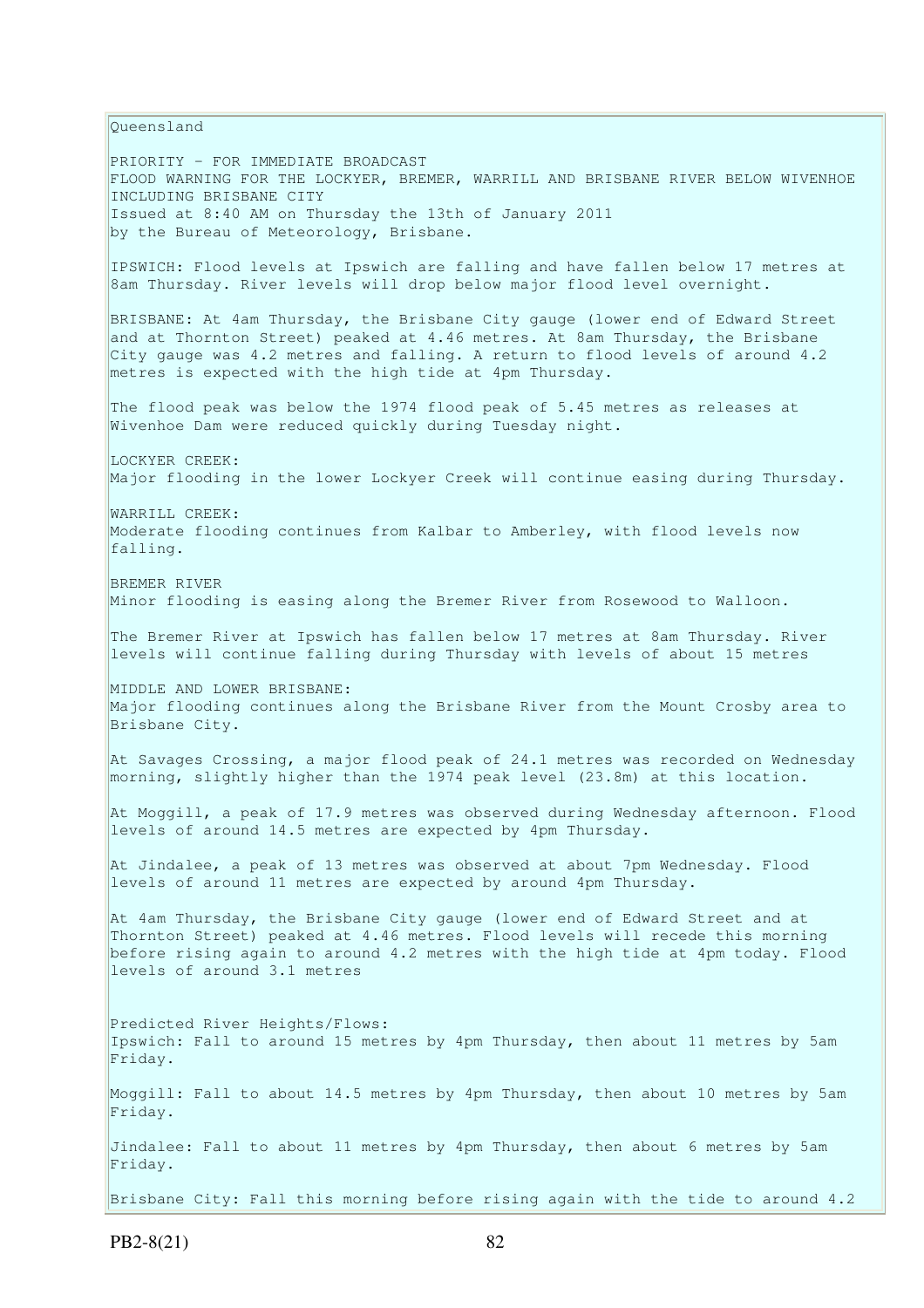Queensland

PRIORITY - FOR IMMEDIATE BROADCAST
FLOOD WARNING FOR THE LOCKYER, BREMER, WARRILL AND BRISBANE RIVER BELOW WIVENHOE INCLUDING BRISBANE CITY
Issued at 8:40 AM on Thursday the 13th of January 2011
by the Bureau of Meteorology, Brisbane.

IPSWICH: Flood levels at Ipswich are falling and have fallen below 17 metres at 8am Thursday. River levels will drop below major flood level overnight.

BRISBANE: At 4am Thursday, the Brisbane City gauge (lower end of Edward Street and at Thornton Street) peaked at 4.46 metres. At 8am Thursday, the Brisbane City gauge was 4.2 metres and falling. A return to flood levels of around 4.2 metres is expected with the high tide at 4pm Thursday.

The flood peak was below the 1974 flood peak of 5.45 metres as releases at Wivenhoe Dam were reduced quickly during Tuesday night.

LOCKYER CREEK:
Major flooding in the lower Lockyer Creek will continue easing during Thursday.

WARRILL CREEK:
Moderate flooding continues from Kalbar to Amberley, with flood levels now falling.

BREMER RIVER
Minor flooding is easing along the Bremer River from Rosewood to Walloon.

The Bremer River at Ipswich has fallen below 17 metres at 8am Thursday. River levels will continue falling during Thursday with levels of about 15 metres

MIDDLE AND LOWER BRISBANE:
Major flooding continues along the Brisbane River from the Mount Crosby area to Brisbane City.

At Savages Crossing, a major flood peak of 24.1 metres was recorded on Wednesday morning, slightly higher than the 1974 peak level (23.8m) at this location.

At Moggill, a peak of 17.9 metres was observed during Wednesday afternoon. Flood levels of around 14.5 metres are expected by 4pm Thursday.

At Jindalee, a peak of 13 metres was observed at about 7pm Wednesday. Flood levels of around 11 metres are expected by around 4pm Thursday.

At 4am Thursday, the Brisbane City gauge (lower end of Edward Street and at Thornton Street) peaked at 4.46 metres. Flood levels will recede this morning before rising again to around 4.2 metres with the high tide at 4pm today. Flood levels of around 3.1 metres

Predicted River Heights/Flows:
Ipswich: Fall to around 15 metres by 4pm Thursday, then about 11 metres by 5am Friday.

Moggill: Fall to about 14.5 metres by 4pm Thursday, then about 10 metres by 5am Friday.

Jindalee: Fall to about 11 metres by 4pm Thursday, then about 6 metres by 5am Friday.

Brisbane City: Fall this morning before rising again with the tide to around 4.2

PB2-8(21)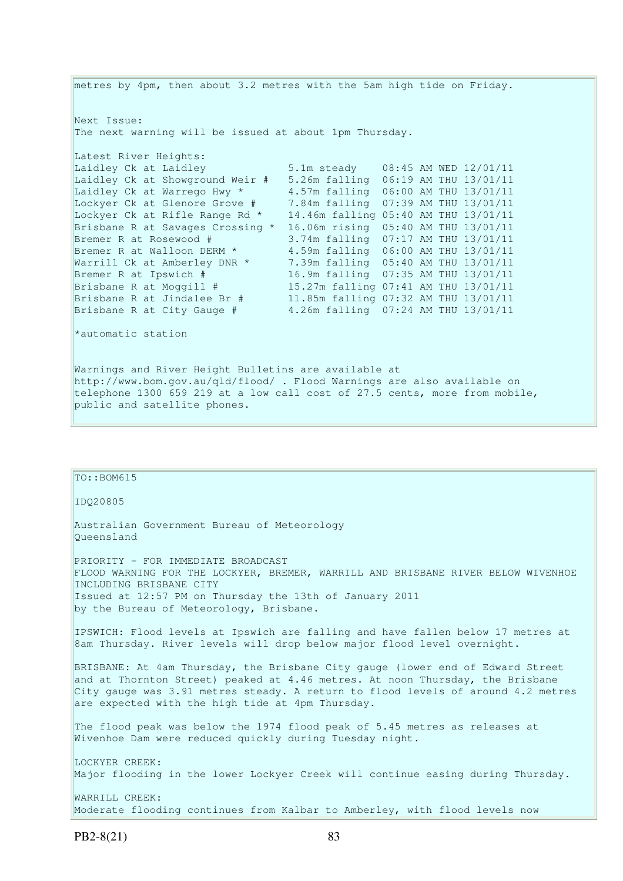metres by 4pm, then about 3.2 metres with the 5am high tide on Friday.

Next Issue:
The next warning will be issued at about 1pm Thursday.

Latest River Heights:

| Location | Height | Time |
|---|---|---|
| Laidley Ck at Laidley | 5.1m steady | 08:45 AM WED 12/01/11 |
| Laidley Ck at Showground Weir # | 5.26m falling | 06:19 AM THU 13/01/11 |
| Laidley Ck at Warrego Hwy * | 4.57m falling | 06:00 AM THU 13/01/11 |
| Lockyer Ck at Glenore Grove # | 7.84m falling | 07:39 AM THU 13/01/11 |
| Lockyer Ck at Rifle Range Rd * | 14.46m falling | 05:40 AM THU 13/01/11 |
| Brisbane R at Savages Crossing * | 16.06m rising | 05:40 AM THU 13/01/11 |
| Bremer R at Rosewood # | 3.74m falling | 07:17 AM THU 13/01/11 |
| Bremer R at Walloon DERM * | 4.59m falling | 06:00 AM THU 13/01/11 |
| Warrill Ck at Amberley DNR * | 7.39m falling | 05:40 AM THU 13/01/11 |
| Bremer R at Ipswich # | 16.9m falling | 07:35 AM THU 13/01/11 |
| Brisbane R at Moggill # | 15.27m falling | 07:41 AM THU 13/01/11 |
| Brisbane R at Jindalee Br # | 11.85m falling | 07:32 AM THU 13/01/11 |
| Brisbane R at City Gauge # | 4.26m falling | 07:24 AM THU 13/01/11 |

*automatic station

Warnings and River Height Bulletins are available at http://www.bom.gov.au/qld/flood/ . Flood Warnings are also available on telephone 1300 659 219 at a low call cost of 27.5 cents, more from mobile, public and satellite phones.

---

TO::BOM615

IDQ20805

Australian Government Bureau of Meteorology
Queensland

PRIORITY - FOR IMMEDIATE BROADCAST
FLOOD WARNING FOR THE LOCKYER, BREMER, WARRILL AND BRISBANE RIVER BELOW WIVENHOE INCLUDING BRISBANE CITY
Issued at 12:57 PM on Thursday the 13th of January 2011
by the Bureau of Meteorology, Brisbane.

IPSWICH: Flood levels at Ipswich are falling and have fallen below 17 metres at 8am Thursday. River levels will drop below major flood level overnight.

BRISBANE: At 4am Thursday, the Brisbane City gauge (lower end of Edward Street and at Thornton Street) peaked at 4.46 metres. At noon Thursday, the Brisbane City gauge was 3.91 metres steady. A return to flood levels of around 4.2 metres are expected with the high tide at 4pm Thursday.

The flood peak was below the 1974 flood peak of 5.45 metres as releases at Wivenhoe Dam were reduced quickly during Tuesday night.

LOCKYER CREEK:
Major flooding in the lower Lockyer Creek will continue easing during Thursday.

WARRILL CREEK:
Moderate flooding continues from Kalbar to Amberley, with flood levels now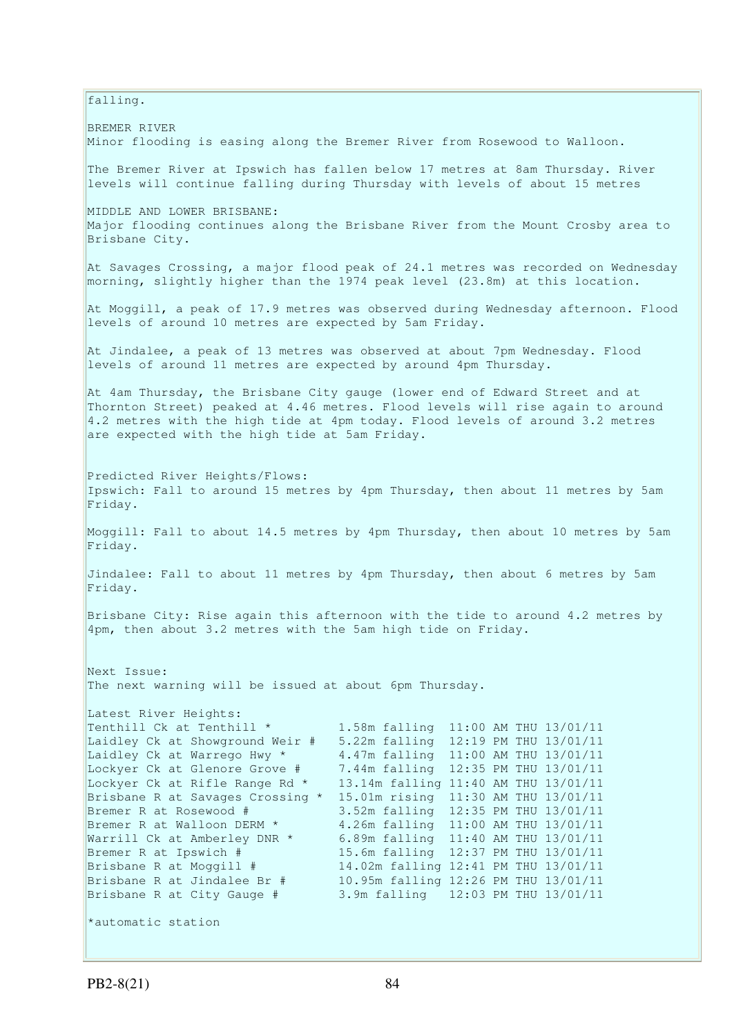falling.

BREMER RIVER
Minor flooding is easing along the Bremer River from Rosewood to Walloon.

The Bremer River at Ipswich has fallen below 17 metres at 8am Thursday. River levels will continue falling during Thursday with levels of about 15 metres

MIDDLE AND LOWER BRISBANE:
Major flooding continues along the Brisbane River from the Mount Crosby area to Brisbane City.

At Savages Crossing, a major flood peak of 24.1 metres was recorded on Wednesday morning, slightly higher than the 1974 peak level (23.8m) at this location.

At Moggill, a peak of 17.9 metres was observed during Wednesday afternoon. Flood levels of around 10 metres are expected by 5am Friday.

At Jindalee, a peak of 13 metres was observed at about 7pm Wednesday. Flood levels of around 11 metres are expected by around 4pm Thursday.

At 4am Thursday, the Brisbane City gauge (lower end of Edward Street and at Thornton Street) peaked at 4.46 metres. Flood levels will rise again to around 4.2 metres with the high tide at 4pm today. Flood levels of around 3.2 metres are expected with the high tide at 5am Friday.

Predicted River Heights/Flows:
Ipswich: Fall to around 15 metres by 4pm Thursday, then about 11 metres by 5am Friday.

Moggill: Fall to about 14.5 metres by 4pm Thursday, then about 10 metres by 5am Friday.

Jindalee: Fall to about 11 metres by 4pm Thursday, then about 6 metres by 5am Friday.

Brisbane City: Rise again this afternoon with the tide to around 4.2 metres by 4pm, then about 3.2 metres with the 5am high tide on Friday.

Next Issue:
The next warning will be issued at about 6pm Thursday.

Latest River Heights:

```
Tenthill Ck at Tenthill *          1.58m falling  11:00 AM THU 13/01/11
Laidley Ck at Showground Weir #    5.22m falling  12:19 PM THU 13/01/11
Laidley Ck at Warrego Hwy *        4.47m falling  11:00 AM THU 13/01/11
Lockyer Ck at Glenore Grove #      7.44m falling  12:35 PM THU 13/01/11
Lockyer Ck at Rifle Range Rd *     13.14m falling 11:40 AM THU 13/01/11
Brisbane R at Savages Crossing *   15.01m rising  11:30 AM THU 13/01/11
Bremer R at Rosewood #             3.52m falling  12:35 PM THU 13/01/11
Bremer R at Walloon DERM *         4.26m falling  11:00 AM THU 13/01/11
Warrill Ck at Amberley DNR *       6.89m falling  11:40 AM THU 13/01/11
Bremer R at Ipswich #              15.6m falling  12:37 PM THU 13/01/11
Brisbane R at Moggill #            14.02m falling 12:41 PM THU 13/01/11
Brisbane R at Jindalee Br #        10.95m falling 12:26 PM THU 13/01/11
Brisbane R at City Gauge #         3.9m falling   12:03 PM THU 13/01/11
```

*automatic station

PB2-8(21)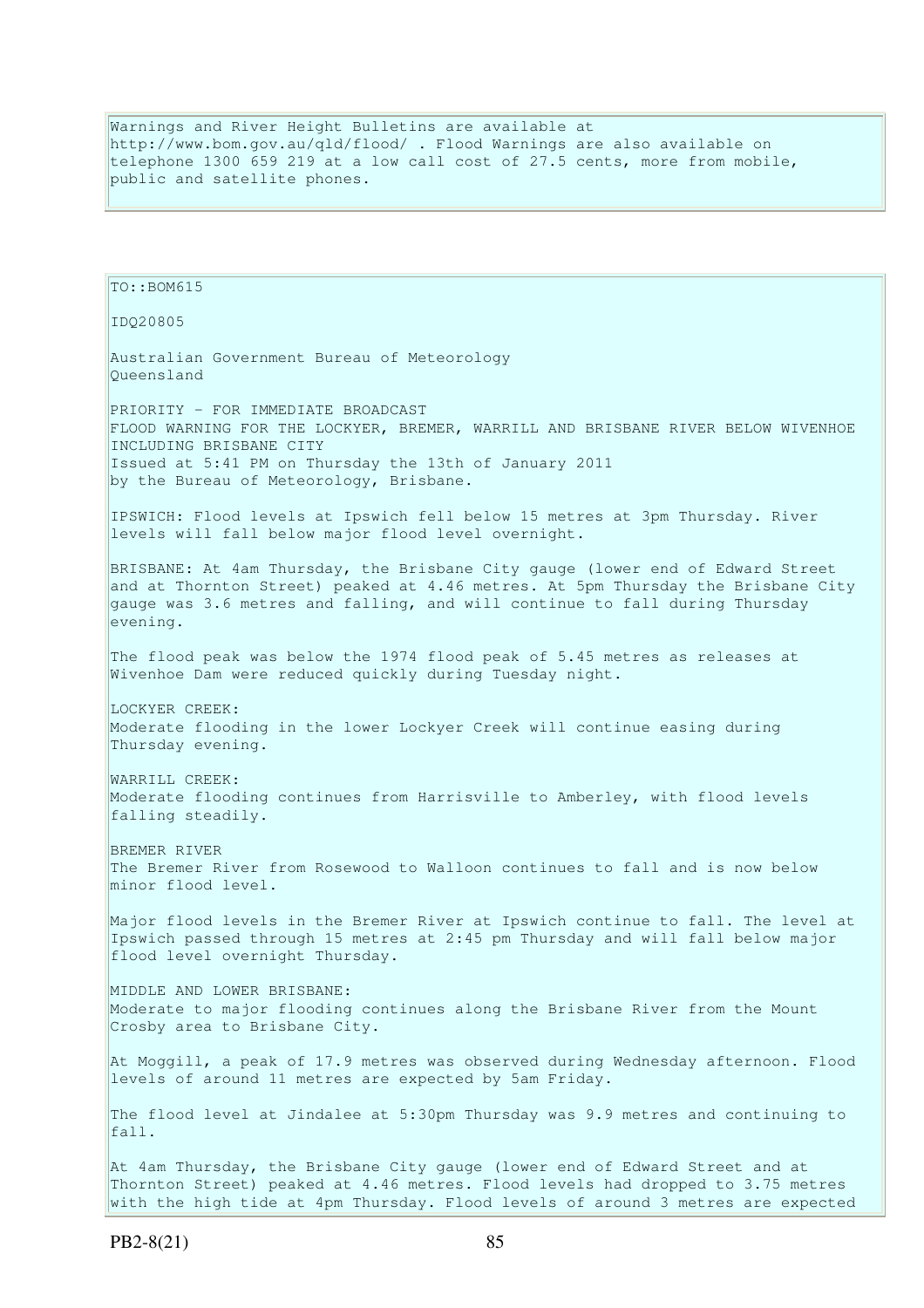Warnings and River Height Bulletins are available at http://www.bom.gov.au/qld/flood/ . Flood Warnings are also available on telephone 1300 659 219 at a low call cost of 27.5 cents, more from mobile, public and satellite phones.

TO::BOM615

IDQ20805

Australian Government Bureau of Meteorology
Queensland

PRIORITY - FOR IMMEDIATE BROADCAST
FLOOD WARNING FOR THE LOCKYER, BREMER, WARRILL AND BRISBANE RIVER BELOW WIVENHOE INCLUDING BRISBANE CITY
Issued at 5:41 PM on Thursday the 13th of January 2011
by the Bureau of Meteorology, Brisbane.

IPSWICH: Flood levels at Ipswich fell below 15 metres at 3pm Thursday. River levels will fall below major flood level overnight.

BRISBANE: At 4am Thursday, the Brisbane City gauge (lower end of Edward Street and at Thornton Street) peaked at 4.46 metres. At 5pm Thursday the Brisbane City gauge was 3.6 metres and falling, and will continue to fall during Thursday evening.

The flood peak was below the 1974 flood peak of 5.45 metres as releases at Wivenhoe Dam were reduced quickly during Tuesday night.

LOCKYER CREEK:
Moderate flooding in the lower Lockyer Creek will continue easing during Thursday evening.

WARRILL CREEK:
Moderate flooding continues from Harrisville to Amberley, with flood levels falling steadily.

BREMER RIVER
The Bremer River from Rosewood to Walloon continues to fall and is now below minor flood level.

Major flood levels in the Bremer River at Ipswich continue to fall. The level at Ipswich passed through 15 metres at 2:45 pm Thursday and will fall below major flood level overnight Thursday.

MIDDLE AND LOWER BRISBANE:
Moderate to major flooding continues along the Brisbane River from the Mount Crosby area to Brisbane City.

At Moggill, a peak of 17.9 metres was observed during Wednesday afternoon. Flood levels of around 11 metres are expected by 5am Friday.

The flood level at Jindalee at 5:30pm Thursday was 9.9 metres and continuing to fall.

At 4am Thursday, the Brisbane City gauge (lower end of Edward Street and at Thornton Street) peaked at 4.46 metres. Flood levels had dropped to 3.75 metres with the high tide at 4pm Thursday. Flood levels of around 3 metres are expected

PB2-8(21)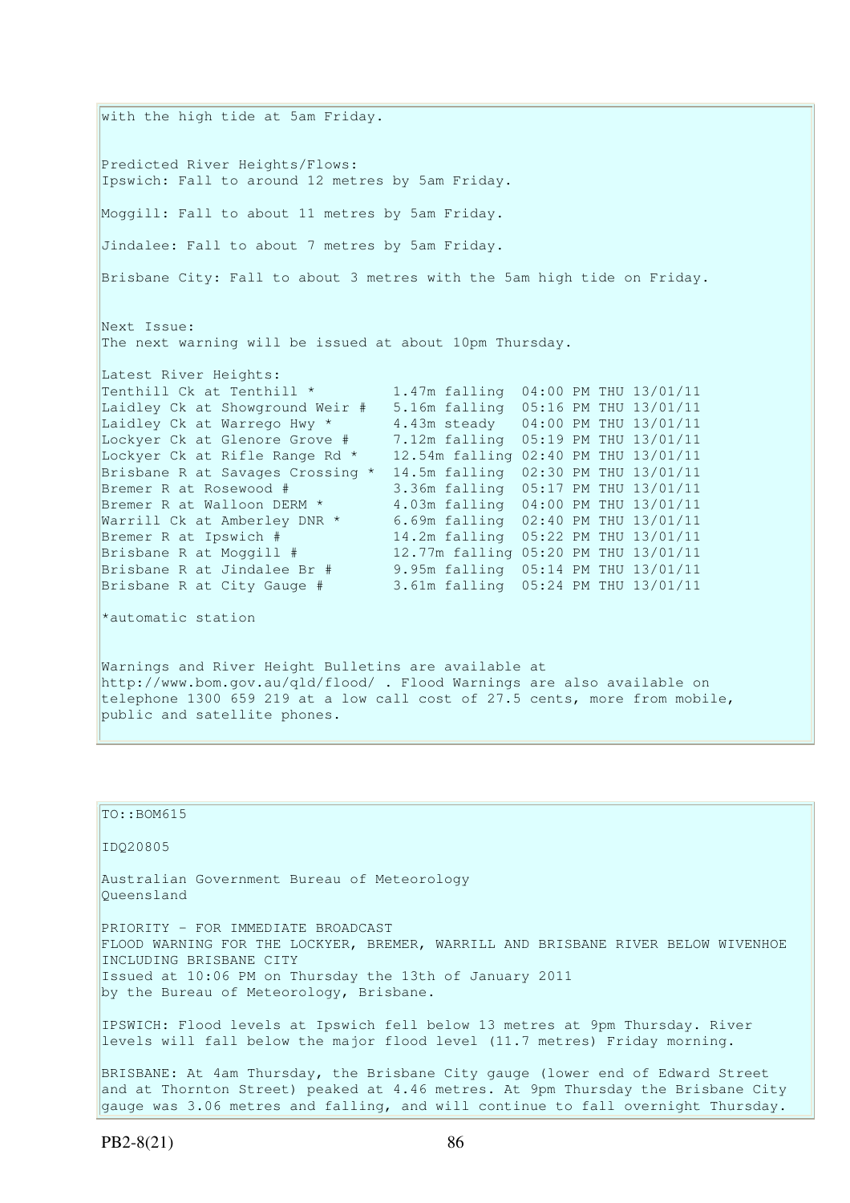with the high tide at 5am Friday.

Predicted River Heights/Flows:
Ipswich: Fall to around 12 metres by 5am Friday.

Moggill: Fall to about 11 metres by 5am Friday.

Jindalee: Fall to about 7 metres by 5am Friday.

Brisbane City: Fall to about 3 metres with the 5am high tide on Friday.

Next Issue:
The next warning will be issued at about 10pm Thursday.

Latest River Heights:

```
Tenthill Ck at Tenthill *         1.47m falling  04:00 PM THU 13/01/11
Laidley Ck at Showground Weir #   5.16m falling  05:16 PM THU 13/01/11
Laidley Ck at Warrego Hwy *       4.43m steady   04:00 PM THU 13/01/11
Lockyer Ck at Glenore Grove #     7.12m falling  05:19 PM THU 13/01/11
Lockyer Ck at Rifle Range Rd *    12.54m falling 02:40 PM THU 13/01/11
Brisbane R at Savages Crossing *  14.5m falling  02:30 PM THU 13/01/11
Bremer R at Rosewood #            3.36m falling  05:17 PM THU 13/01/11
Bremer R at Walloon DERM *        4.03m falling  04:00 PM THU 13/01/11
Warrill Ck at Amberley DNR *      6.69m falling  02:40 PM THU 13/01/11
Bremer R at Ipswich #             14.2m falling  05:22 PM THU 13/01/11
Brisbane R at Moggill #           12.77m falling 05:20 PM THU 13/01/11
Brisbane R at Jindalee Br #       9.95m falling  05:14 PM THU 13/01/11
Brisbane R at City Gauge #        3.61m falling  05:24 PM THU 13/01/11
```

*automatic station

Warnings and River Height Bulletins are available at http://www.bom.gov.au/qld/flood/ . Flood Warnings are also available on telephone 1300 659 219 at a low call cost of 27.5 cents, more from mobile, public and satellite phones.

---

TO::BOM615

IDQ20805

Australian Government Bureau of Meteorology
Queensland

PRIORITY - FOR IMMEDIATE BROADCAST
FLOOD WARNING FOR THE LOCKYER, BREMER, WARRILL AND BRISBANE RIVER BELOW WIVENHOE INCLUDING BRISBANE CITY
Issued at 10:06 PM on Thursday the 13th of January 2011
by the Bureau of Meteorology, Brisbane.

IPSWICH: Flood levels at Ipswich fell below 13 metres at 9pm Thursday. River levels will fall below the major flood level (11.7 metres) Friday morning.

BRISBANE: At 4am Thursday, the Brisbane City gauge (lower end of Edward Street and at Thornton Street) peaked at 4.46 metres. At 9pm Thursday the Brisbane City gauge was 3.06 metres and falling, and will continue to fall overnight Thursday.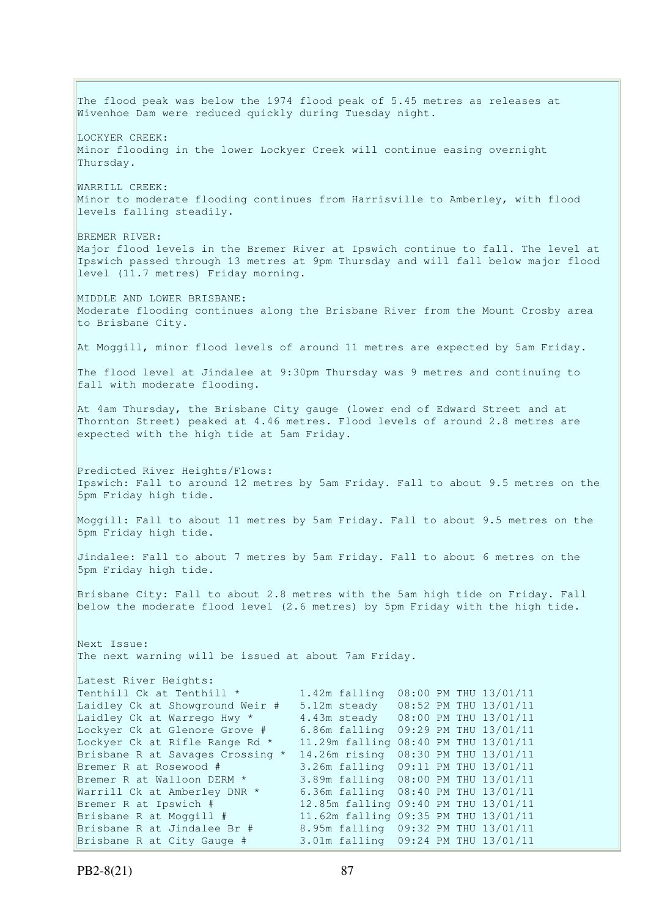The flood peak was below the 1974 flood peak of 5.45 metres as releases at Wivenhoe Dam were reduced quickly during Tuesday night.

LOCKYER CREEK:
Minor flooding in the lower Lockyer Creek will continue easing overnight Thursday.

WARRILL CREEK:
Minor to moderate flooding continues from Harrisville to Amberley, with flood levels falling steadily.

BREMER RIVER:
Major flood levels in the Bremer River at Ipswich continue to fall. The level at Ipswich passed through 13 metres at 9pm Thursday and will fall below major flood level (11.7 metres) Friday morning.

MIDDLE AND LOWER BRISBANE:
Moderate flooding continues along the Brisbane River from the Mount Crosby area to Brisbane City.

At Moggill, minor flood levels of around 11 metres are expected by 5am Friday.

The flood level at Jindalee at 9:30pm Thursday was 9 metres and continuing to fall with moderate flooding.

At 4am Thursday, the Brisbane City gauge (lower end of Edward Street and at Thornton Street) peaked at 4.46 metres. Flood levels of around 2.8 metres are expected with the high tide at 5am Friday.

Predicted River Heights/Flows:
Ipswich: Fall to around 12 metres by 5am Friday. Fall to about 9.5 metres on the 5pm Friday high tide.

Moggill: Fall to about 11 metres by 5am Friday. Fall to about 9.5 metres on the 5pm Friday high tide.

Jindalee: Fall to about 7 metres by 5am Friday. Fall to about 6 metres on the 5pm Friday high tide.

Brisbane City: Fall to about 2.8 metres with the 5am high tide on Friday. Fall below the moderate flood level (2.6 metres) by 5pm Friday with the high tide.

Next Issue:
The next warning will be issued at about 7am Friday.

Latest River Heights:

```
Tenthill Ck at Tenthill *         1.42m falling  08:00 PM THU 13/01/11
Laidley Ck at Showground Weir #   5.12m steady   08:52 PM THU 13/01/11
Laidley Ck at Warrego Hwy *       4.43m steady   08:00 PM THU 13/01/11
Lockyer Ck at Glenore Grove #     6.86m falling  09:29 PM THU 13/01/11
Lockyer Ck at Rifle Range Rd *    11.29m falling 08:40 PM THU 13/01/11
Brisbane R at Savages Crossing *  14.26m rising  08:30 PM THU 13/01/11
Bremer R at Rosewood #            3.26m falling  09:11 PM THU 13/01/11
Bremer R at Walloon DERM *        3.89m falling  08:00 PM THU 13/01/11
Warrill Ck at Amberley DNR *      6.36m falling  08:40 PM THU 13/01/11
Bremer R at Ipswich #             12.85m falling 09:40 PM THU 13/01/11
Brisbane R at Moggill #           11.62m falling 09:35 PM THU 13/01/11
Brisbane R at Jindalee Br #       8.95m falling  09:32 PM THU 13/01/11
Brisbane R at City Gauge #        3.01m falling  09:24 PM THU 13/01/11
```

PB2-8(21)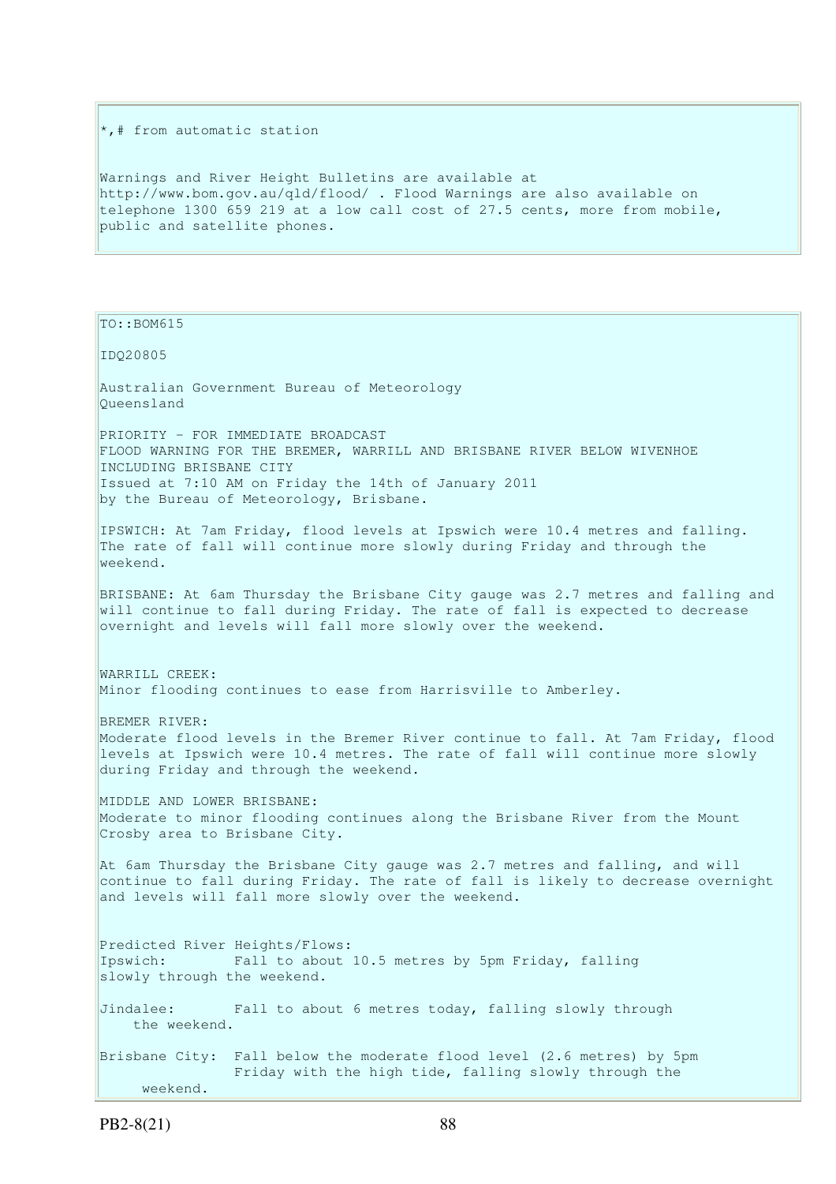*,# from automatic station

Warnings and River Height Bulletins are available at http://www.bom.gov.au/qld/flood/ . Flood Warnings are also available on telephone 1300 659 219 at a low call cost of 27.5 cents, more from mobile, public and satellite phones.

TO::BOM615

IDQ20805

Australian Government Bureau of Meteorology
Queensland

PRIORITY - FOR IMMEDIATE BROADCAST
FLOOD WARNING FOR THE BREMER, WARRILL AND BRISBANE RIVER BELOW WIVENHOE INCLUDING BRISBANE CITY
Issued at 7:10 AM on Friday the 14th of January 2011
by the Bureau of Meteorology, Brisbane.

IPSWICH: At 7am Friday, flood levels at Ipswich were 10.4 metres and falling. The rate of fall will continue more slowly during Friday and through the weekend.

BRISBANE: At 6am Thursday the Brisbane City gauge was 2.7 metres and falling and will continue to fall during Friday. The rate of fall is expected to decrease overnight and levels will fall more slowly over the weekend.

WARRILL CREEK:
Minor flooding continues to ease from Harrisville to Amberley.

BREMER RIVER:
Moderate flood levels in the Bremer River continue to fall. At 7am Friday, flood levels at Ipswich were 10.4 metres. The rate of fall will continue more slowly during Friday and through the weekend.

MIDDLE AND LOWER BRISBANE:
Moderate to minor flooding continues along the Brisbane River from the Mount Crosby area to Brisbane City.

At 6am Thursday the Brisbane City gauge was 2.7 metres and falling, and will continue to fall during Friday. The rate of fall is likely to decrease overnight and levels will fall more slowly over the weekend.

Predicted River Heights/Flows:
Ipswich: Fall to about 10.5 metres by 5pm Friday, falling slowly through the weekend.

Jindalee: Fall to about 6 metres today, falling slowly through the weekend.

Brisbane City: Fall below the moderate flood level (2.6 metres) by 5pm Friday with the high tide, falling slowly through the weekend.

PB2-8(21)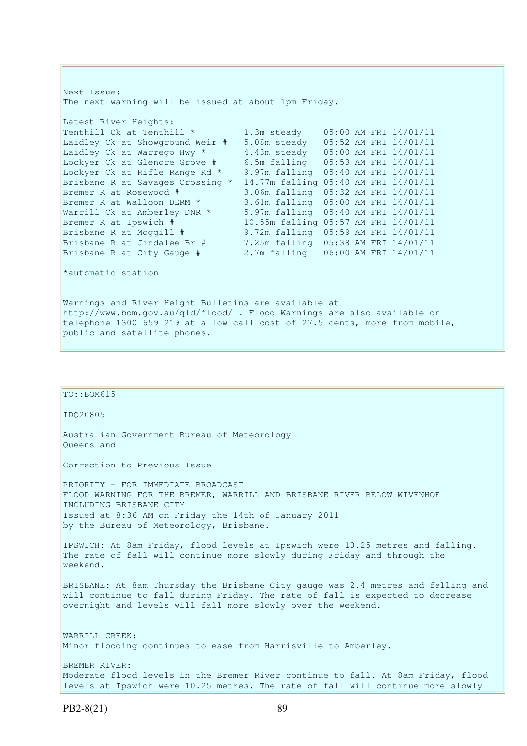Next Issue:
The next warning will be issued at about 1pm Friday.

Latest River Heights:

| | | |
|---|---|---|
| Tenthill Ck at Tenthill * | 1.3m steady | 05:00 AM FRI 14/01/11 |
| Laidley Ck at Showground Weir # | 5.08m steady | 05:52 AM FRI 14/01/11 |
| Laidley Ck at Warrego Hwy * | 4.43m steady | 05:00 AM FRI 14/01/11 |
| Lockyer Ck at Glenore Grove # | 6.5m falling | 05:53 AM FRI 14/01/11 |
| Lockyer Ck at Rifle Range Rd * | 9.97m falling | 05:40 AM FRI 14/01/11 |
| Brisbane R at Savages Crossing * | 14.77m falling | 05:40 AM FRI 14/01/11 |
| Bremer R at Rosewood # | 3.06m falling | 05:32 AM FRI 14/01/11 |
| Bremer R at Walloon DERM * | 3.61m falling | 05:00 AM FRI 14/01/11 |
| Warrill Ck at Amberley DNR * | 5.97m falling | 05:40 AM FRI 14/01/11 |
| Bremer R at Ipswich # | 10.55m falling | 05:57 AM FRI 14/01/11 |
| Brisbane R at Moggill # | 9.72m falling | 05:59 AM FRI 14/01/11 |
| Brisbane R at Jindalee Br # | 7.25m falling | 05:38 AM FRI 14/01/11 |
| Brisbane R at City Gauge # | 2.7m falling | 06:00 AM FRI 14/01/11 |

*automatic station

Warnings and River Height Bulletins are available at http://www.bom.gov.au/qld/flood/ . Flood Warnings are also available on telephone 1300 659 219 at a low call cost of 27.5 cents, more from mobile, public and satellite phones.

---

TO::BOM615

IDQ20805

Australian Government Bureau of Meteorology
Queensland

Correction to Previous Issue

PRIORITY - FOR IMMEDIATE BROADCAST
FLOOD WARNING FOR THE BREMER, WARRILL AND BRISBANE RIVER BELOW WIVENHOE INCLUDING BRISBANE CITY
Issued at 8:36 AM on Friday the 14th of January 2011
by the Bureau of Meteorology, Brisbane.

IPSWICH: At 8am Friday, flood levels at Ipswich were 10.25 metres and falling. The rate of fall will continue more slowly during Friday and through the weekend.

BRISBANE: At 8am Thursday the Brisbane City gauge was 2.4 metres and falling and will continue to fall during Friday. The rate of fall is expected to decrease overnight and levels will fall more slowly over the weekend.

WARRILL CREEK:
Minor flooding continues to ease from Harrisville to Amberley.

BREMER RIVER:
Moderate flood levels in the Bremer River continue to fall. At 8am Friday, flood levels at Ipswich were 10.25 metres. The rate of fall will continue more slowly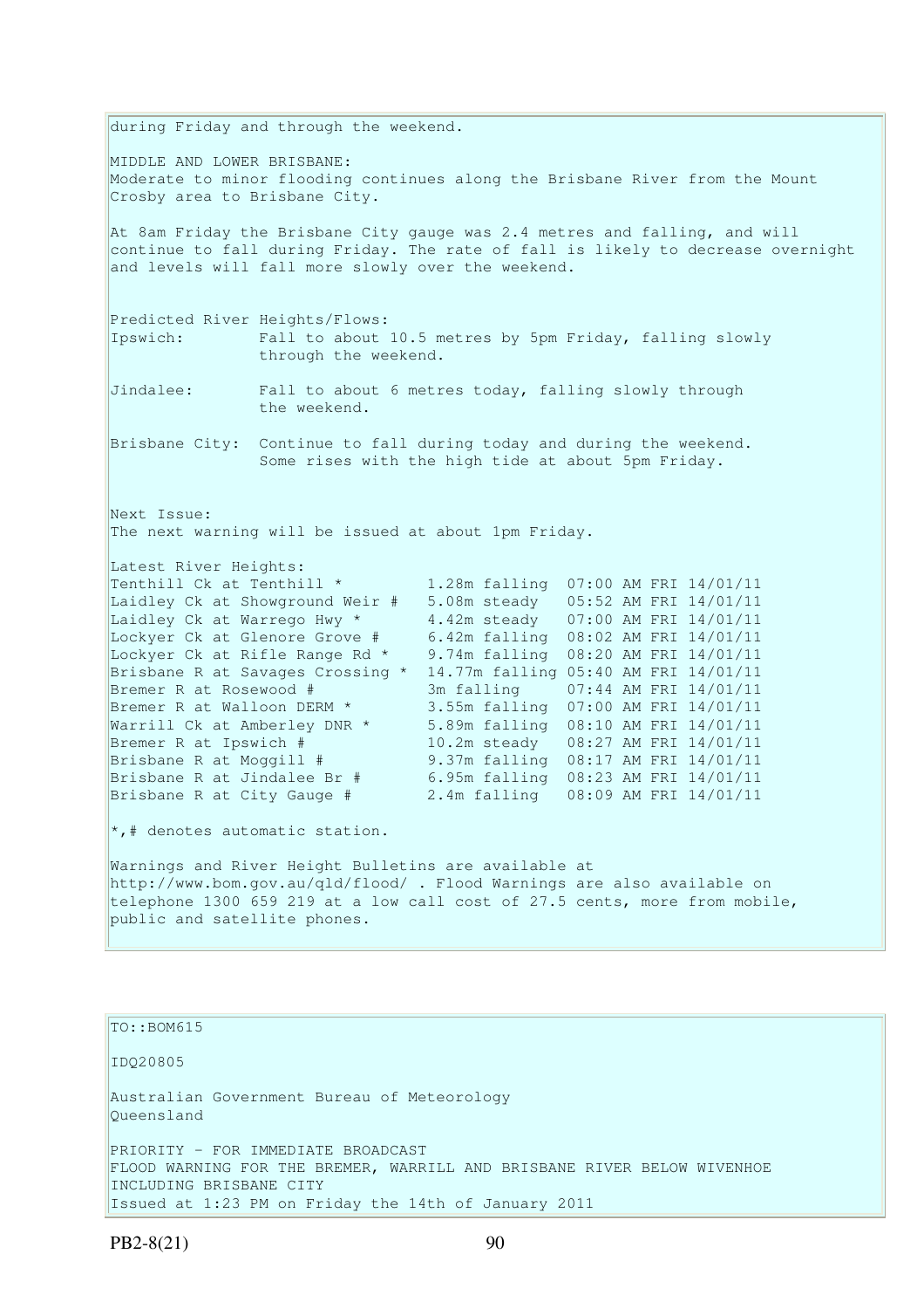during Friday and through the weekend.

MIDDLE AND LOWER BRISBANE:
Moderate to minor flooding continues along the Brisbane River from the Mount Crosby area to Brisbane City.

At 8am Friday the Brisbane City gauge was 2.4 metres and falling, and will continue to fall during Friday. The rate of fall is likely to decrease overnight and levels will fall more slowly over the weekend.

Predicted River Heights/Flows:

Ipswich: Fall to about 10.5 metres by 5pm Friday, falling slowly through the weekend.

Jindalee: Fall to about 6 metres today, falling slowly through the weekend.

Brisbane City: Continue to fall during today and during the weekend. Some rises with the high tide at about 5pm Friday.

Next Issue:
The next warning will be issued at about 1pm Friday.

Latest River Heights:

```
Tenthill Ck at Tenthill *         1.28m falling  07:00 AM FRI 14/01/11
Laidley Ck at Showground Weir #   5.08m steady   05:52 AM FRI 14/01/11
Laidley Ck at Warrego Hwy *       4.42m steady   07:00 AM FRI 14/01/11
Lockyer Ck at Glenore Grove #     6.42m falling  08:02 AM FRI 14/01/11
Lockyer Ck at Rifle Range Rd *    9.74m falling  08:20 AM FRI 14/01/11
Brisbane R at Savages Crossing *  14.77m falling 05:40 AM FRI 14/01/11
Bremer R at Rosewood #            3m falling     07:44 AM FRI 14/01/11
Bremer R at Walloon DERM *        3.55m falling  07:00 AM FRI 14/01/11
Warrill Ck at Amberley DNR *      5.89m falling  08:10 AM FRI 14/01/11
Bremer R at Ipswich #             10.2m steady   08:27 AM FRI 14/01/11
Brisbane R at Moggill #           9.37m falling  08:17 AM FRI 14/01/11
Brisbane R at Jindalee Br #       6.95m falling  08:23 AM FRI 14/01/11
Brisbane R at City Gauge #        2.4m falling   08:09 AM FRI 14/01/11
```

*,# denotes automatic station.

Warnings and River Height Bulletins are available at http://www.bom.gov.au/qld/flood/ . Flood Warnings are also available on telephone 1300 659 219 at a low call cost of 27.5 cents, more from mobile, public and satellite phones.

---

TO::BOM615

IDQ20805

Australian Government Bureau of Meteorology
Queensland

PRIORITY - FOR IMMEDIATE BROADCAST
FLOOD WARNING FOR THE BREMER, WARRILL AND BRISBANE RIVER BELOW WIVENHOE INCLUDING BRISBANE CITY
Issued at 1:23 PM on Friday the 14th of January 2011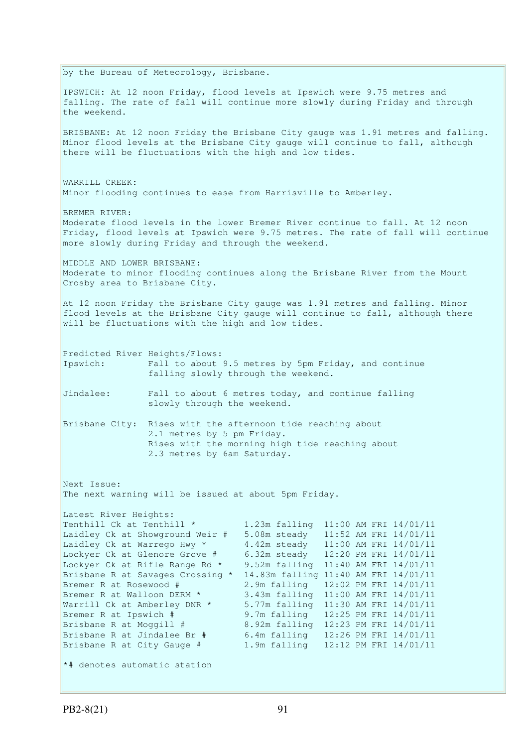by the Bureau of Meteorology, Brisbane.

IPSWICH: At 12 noon Friday, flood levels at Ipswich were 9.75 metres and falling. The rate of fall will continue more slowly during Friday and through the weekend.

BRISBANE: At 12 noon Friday the Brisbane City gauge was 1.91 metres and falling. Minor flood levels at the Brisbane City gauge will continue to fall, although there will be fluctuations with the high and low tides.

WARRILL CREEK:
Minor flooding continues to ease from Harrisville to Amberley.

BREMER RIVER:
Moderate flood levels in the lower Bremer River continue to fall. At 12 noon Friday, flood levels at Ipswich were 9.75 metres. The rate of fall will continue more slowly during Friday and through the weekend.

MIDDLE AND LOWER BRISBANE:
Moderate to minor flooding continues along the Brisbane River from the Mount Crosby area to Brisbane City.

At 12 noon Friday the Brisbane City gauge was 1.91 metres and falling. Minor flood levels at the Brisbane City gauge will continue to fall, although there will be fluctuations with the high and low tides.

Predicted River Heights/Flows:

| | |
|---|---|
| Ipswich: | Fall to about 9.5 metres by 5pm Friday, and continue falling slowly through the weekend. |
| Jindalee: | Fall to about 6 metres today, and continue falling slowly through the weekend. |
| Brisbane City: | Rises with the afternoon tide reaching about 2.1 metres by 5 pm Friday. Rises with the morning high tide reaching about 2.3 metres by 6am Saturday. |

Next Issue:
The next warning will be issued at about 5pm Friday.

Latest River Heights:

| Station | Height | Time |
|---|---|---|
| Tenthill Ck at Tenthill * | 1.23m falling | 11:00 AM FRI 14/01/11 |
| Laidley Ck at Showground Weir # | 5.08m steady | 11:52 AM FRI 14/01/11 |
| Laidley Ck at Warrego Hwy * | 4.42m steady | 11:00 AM FRI 14/01/11 |
| Lockyer Ck at Glenore Grove # | 6.32m steady | 12:20 PM FRI 14/01/11 |
| Lockyer Ck at Rifle Range Rd * | 9.52m falling | 11:40 AM FRI 14/01/11 |
| Brisbane R at Savages Crossing * | 14.83m falling | 11:40 AM FRI 14/01/11 |
| Bremer R at Rosewood # | 2.9m falling | 12:02 PM FRI 14/01/11 |
| Bremer R at Walloon DERM * | 3.43m falling | 11:00 AM FRI 14/01/11 |
| Warrill Ck at Amberley DNR * | 5.77m falling | 11:30 AM FRI 14/01/11 |
| Bremer R at Ipswich # | 9.7m falling | 12:25 PM FRI 14/01/11 |
| Brisbane R at Moggill # | 8.92m falling | 12:23 PM FRI 14/01/11 |
| Brisbane R at Jindalee Br # | 6.4m falling | 12:26 PM FRI 14/01/11 |
| Brisbane R at City Gauge # | 1.9m falling | 12:12 PM FRI 14/01/11 |

*# denotes automatic station

PB2-8(21)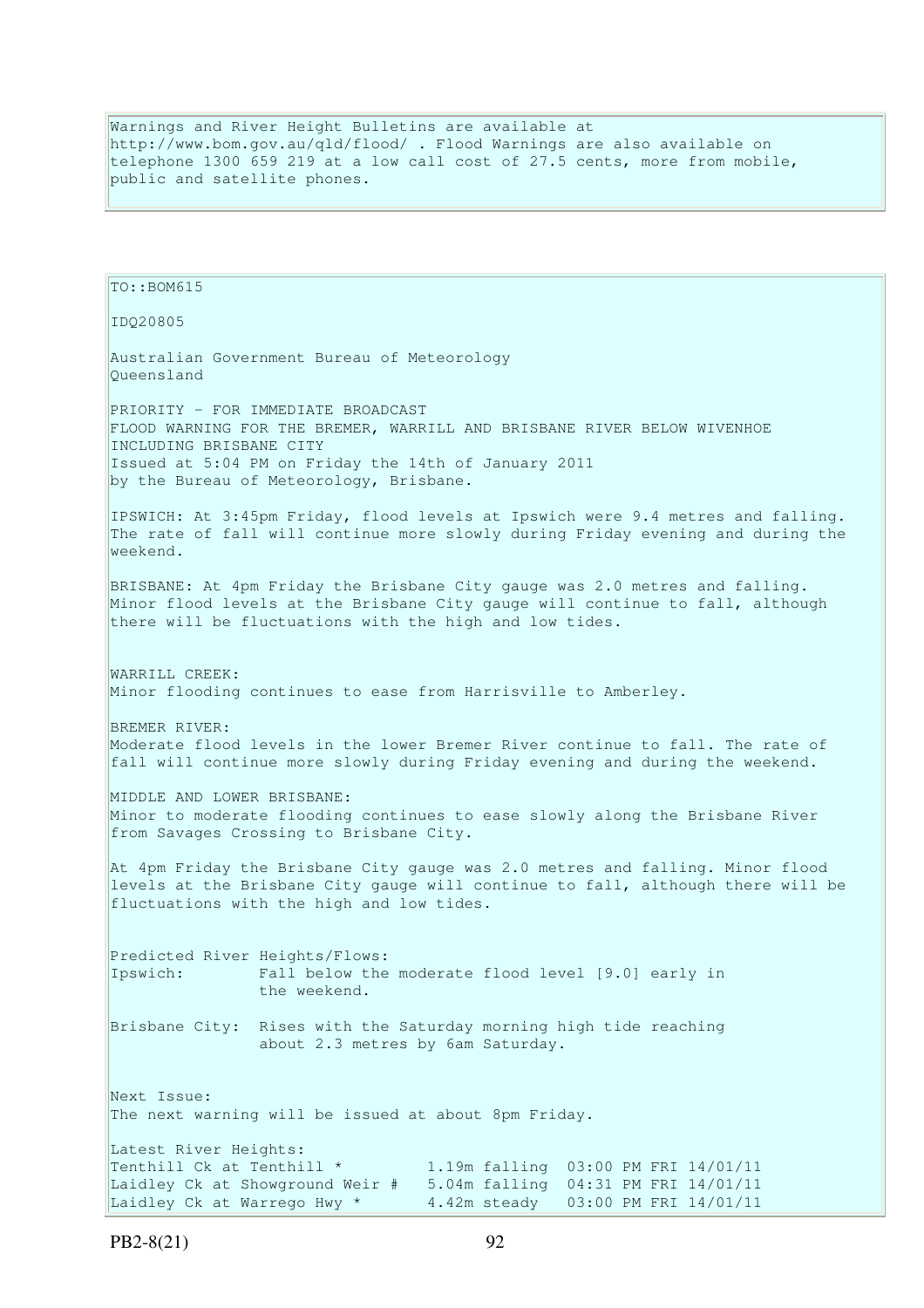Warnings and River Height Bulletins are available at http://www.bom.gov.au/qld/flood/ . Flood Warnings are also available on telephone 1300 659 219 at a low call cost of 27.5 cents, more from mobile, public and satellite phones.

TO::BOM615

IDQ20805

Australian Government Bureau of Meteorology
Queensland

PRIORITY - FOR IMMEDIATE BROADCAST
FLOOD WARNING FOR THE BREMER, WARRILL AND BRISBANE RIVER BELOW WIVENHOE INCLUDING BRISBANE CITY
Issued at 5:04 PM on Friday the 14th of January 2011
by the Bureau of Meteorology, Brisbane.

IPSWICH: At 3:45pm Friday, flood levels at Ipswich were 9.4 metres and falling. The rate of fall will continue more slowly during Friday evening and during the weekend.

BRISBANE: At 4pm Friday the Brisbane City gauge was 2.0 metres and falling. Minor flood levels at the Brisbane City gauge will continue to fall, although there will be fluctuations with the high and low tides.

WARRILL CREEK:
Minor flooding continues to ease from Harrisville to Amberley.

BREMER RIVER:
Moderate flood levels in the lower Bremer River continue to fall. The rate of fall will continue more slowly during Friday evening and during the weekend.

MIDDLE AND LOWER BRISBANE:
Minor to moderate flooding continues to ease slowly along the Brisbane River from Savages Crossing to Brisbane City.

At 4pm Friday the Brisbane City gauge was 2.0 metres and falling. Minor flood levels at the Brisbane City gauge will continue to fall, although there will be fluctuations with the high and low tides.

Predicted River Heights/Flows:
Ipswich: Fall below the moderate flood level [9.0] early in the weekend.

Brisbane City: Rises with the Saturday morning high tide reaching about 2.3 metres by 6am Saturday.

Next Issue:
The next warning will be issued at about 8pm Friday.

Latest River Heights:

```
Tenthill Ck at Tenthill *         1.19m falling  03:00 PM FRI 14/01/11
Laidley Ck at Showground Weir #   5.04m falling  04:31 PM FRI 14/01/11
Laidley Ck at Warrego Hwy *       4.42m steady   03:00 PM FRI 14/01/11
```

PB2-8(21)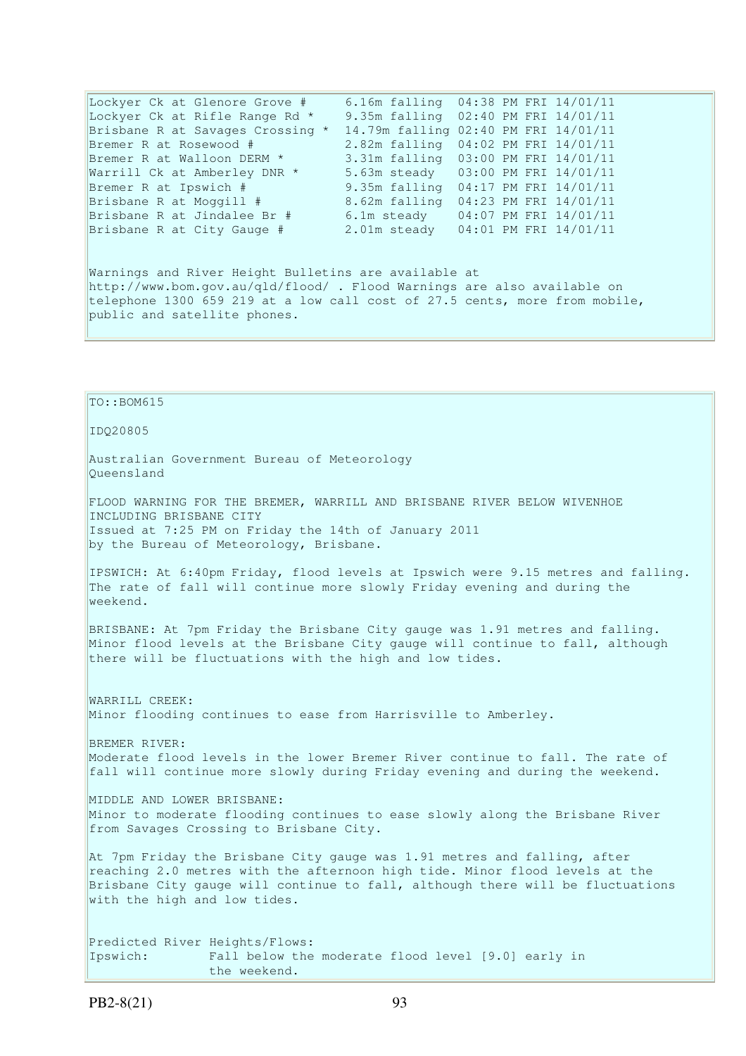```
Lockyer Ck at Glenore Grove #     6.16m falling  04:38 PM FRI 14/01/11
Lockyer Ck at Rifle Range Rd *    9.35m falling  02:40 PM FRI 14/01/11
Brisbane R at Savages Crossing *  14.79m falling 02:40 PM FRI 14/01/11
Bremer R at Rosewood #            2.82m falling  04:02 PM FRI 14/01/11
Bremer R at Walloon DERM *        3.31m falling  03:00 PM FRI 14/01/11
Warrill Ck at Amberley DNR *      5.63m steady   03:00 PM FRI 14/01/11
Bremer R at Ipswich #             9.35m falling  04:17 PM FRI 14/01/11
Brisbane R at Moggill #           8.62m falling  04:23 PM FRI 14/01/11
Brisbane R at Jindalee Br #       6.1m steady    04:07 PM FRI 14/01/11
Brisbane R at City Gauge #        2.01m steady   04:01 PM FRI 14/01/11
```

Warnings and River Height Bulletins are available at http://www.bom.gov.au/qld/flood/ . Flood Warnings are also available on telephone 1300 659 219 at a low call cost of 27.5 cents, more from mobile, public and satellite phones.

TO::BOM615

IDQ20805

Australian Government Bureau of Meteorology
Queensland

FLOOD WARNING FOR THE BREMER, WARRILL AND BRISBANE RIVER BELOW WIVENHOE INCLUDING BRISBANE CITY
Issued at 7:25 PM on Friday the 14th of January 2011
by the Bureau of Meteorology, Brisbane.

IPSWICH: At 6:40pm Friday, flood levels at Ipswich were 9.15 metres and falling. The rate of fall will continue more slowly Friday evening and during the weekend.

BRISBANE: At 7pm Friday the Brisbane City gauge was 1.91 metres and falling. Minor flood levels at the Brisbane City gauge will continue to fall, although there will be fluctuations with the high and low tides.

WARRILL CREEK:
Minor flooding continues to ease from Harrisville to Amberley.

BREMER RIVER:
Moderate flood levels in the lower Bremer River continue to fall. The rate of fall will continue more slowly during Friday evening and during the weekend.

MIDDLE AND LOWER BRISBANE:
Minor to moderate flooding continues to ease slowly along the Brisbane River from Savages Crossing to Brisbane City.

At 7pm Friday the Brisbane City gauge was 1.91 metres and falling, after reaching 2.0 metres with the afternoon high tide. Minor flood levels at the Brisbane City gauge will continue to fall, although there will be fluctuations with the high and low tides.

```
Predicted River Heights/Flows:
Ipswich:        Fall below the moderate flood level [9.0] early in
                the weekend.
```

PB2-8(21)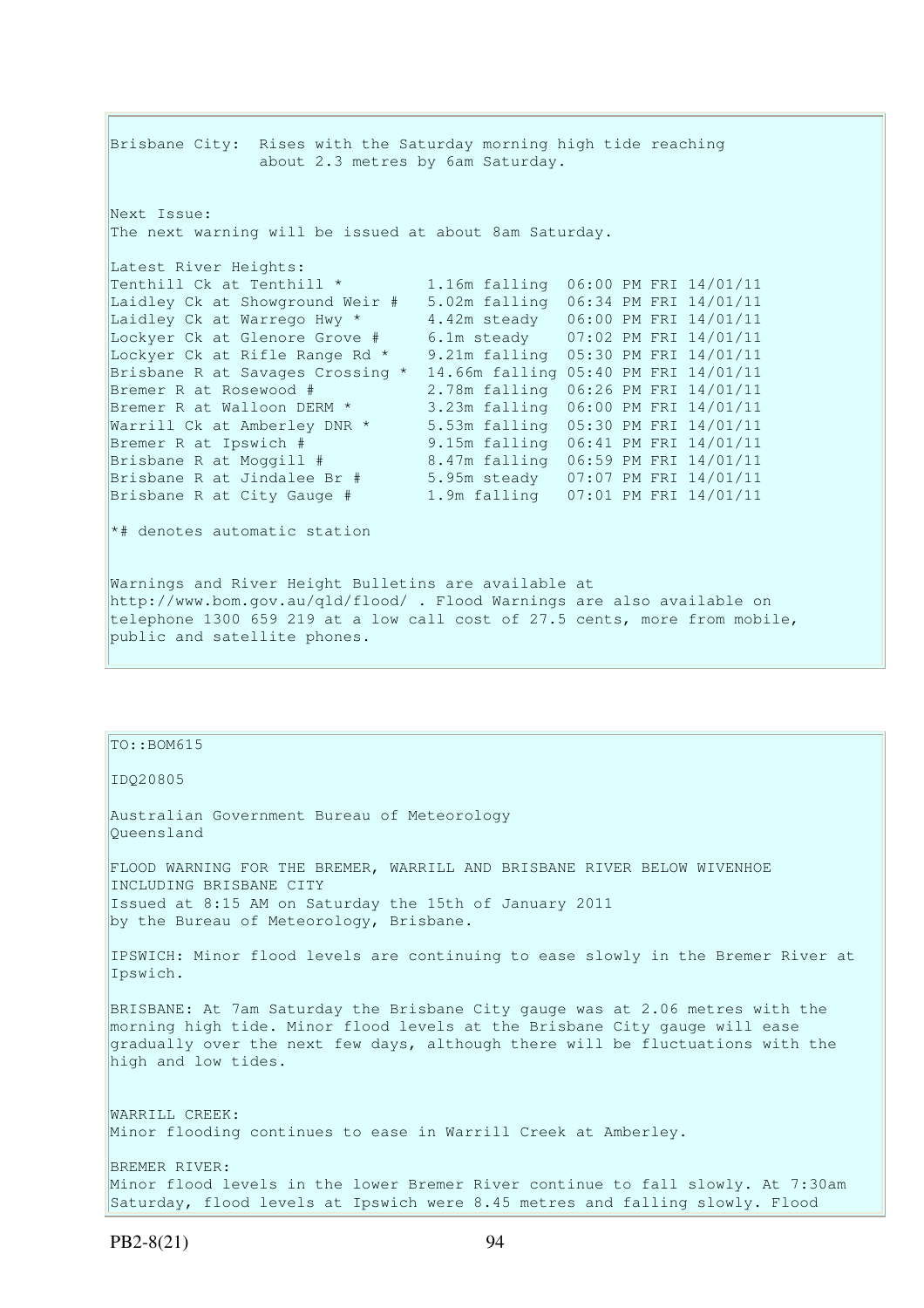Brisbane City: Rises with the Saturday morning high tide reaching about 2.3 metres by 6am Saturday.

Next Issue:
The next warning will be issued at about 8am Saturday.

Latest River Heights:

| | | |
|---|---|---|
| Tenthill Ck at Tenthill * | 1.16m falling | 06:00 PM FRI 14/01/11 |
| Laidley Ck at Showground Weir # | 5.02m falling | 06:34 PM FRI 14/01/11 |
| Laidley Ck at Warrego Hwy * | 4.42m steady | 06:00 PM FRI 14/01/11 |
| Lockyer Ck at Glenore Grove # | 6.1m steady | 07:02 PM FRI 14/01/11 |
| Lockyer Ck at Rifle Range Rd * | 9.21m falling | 05:30 PM FRI 14/01/11 |
| Brisbane R at Savages Crossing * | 14.66m falling | 05:40 PM FRI 14/01/11 |
| Bremer R at Rosewood # | 2.78m falling | 06:26 PM FRI 14/01/11 |
| Bremer R at Walloon DERM * | 3.23m falling | 06:00 PM FRI 14/01/11 |
| Warrill Ck at Amberley DNR * | 5.53m falling | 05:30 PM FRI 14/01/11 |
| Bremer R at Ipswich # | 9.15m falling | 06:41 PM FRI 14/01/11 |
| Brisbane R at Moggill # | 8.47m falling | 06:59 PM FRI 14/01/11 |
| Brisbane R at Jindalee Br # | 5.95m steady | 07:07 PM FRI 14/01/11 |
| Brisbane R at City Gauge # | 1.9m falling | 07:01 PM FRI 14/01/11 |

*# denotes automatic station

Warnings and River Height Bulletins are available at http://www.bom.gov.au/qld/flood/ . Flood Warnings are also available on telephone 1300 659 219 at a low call cost of 27.5 cents, more from mobile, public and satellite phones.

---

TO::BOM615

IDQ20805

Australian Government Bureau of Meteorology
Queensland

FLOOD WARNING FOR THE BREMER, WARRILL AND BRISBANE RIVER BELOW WIVENHOE INCLUDING BRISBANE CITY
Issued at 8:15 AM on Saturday the 15th of January 2011
by the Bureau of Meteorology, Brisbane.

IPSWICH: Minor flood levels are continuing to ease slowly in the Bremer River at Ipswich.

BRISBANE: At 7am Saturday the Brisbane City gauge was at 2.06 metres with the morning high tide. Minor flood levels at the Brisbane City gauge will ease gradually over the next few days, although there will be fluctuations with the high and low tides.

WARRILL CREEK:
Minor flooding continues to ease in Warrill Creek at Amberley.

BREMER RIVER:
Minor flood levels in the lower Bremer River continue to fall slowly. At 7:30am Saturday, flood levels at Ipswich were 8.45 metres and falling slowly. Flood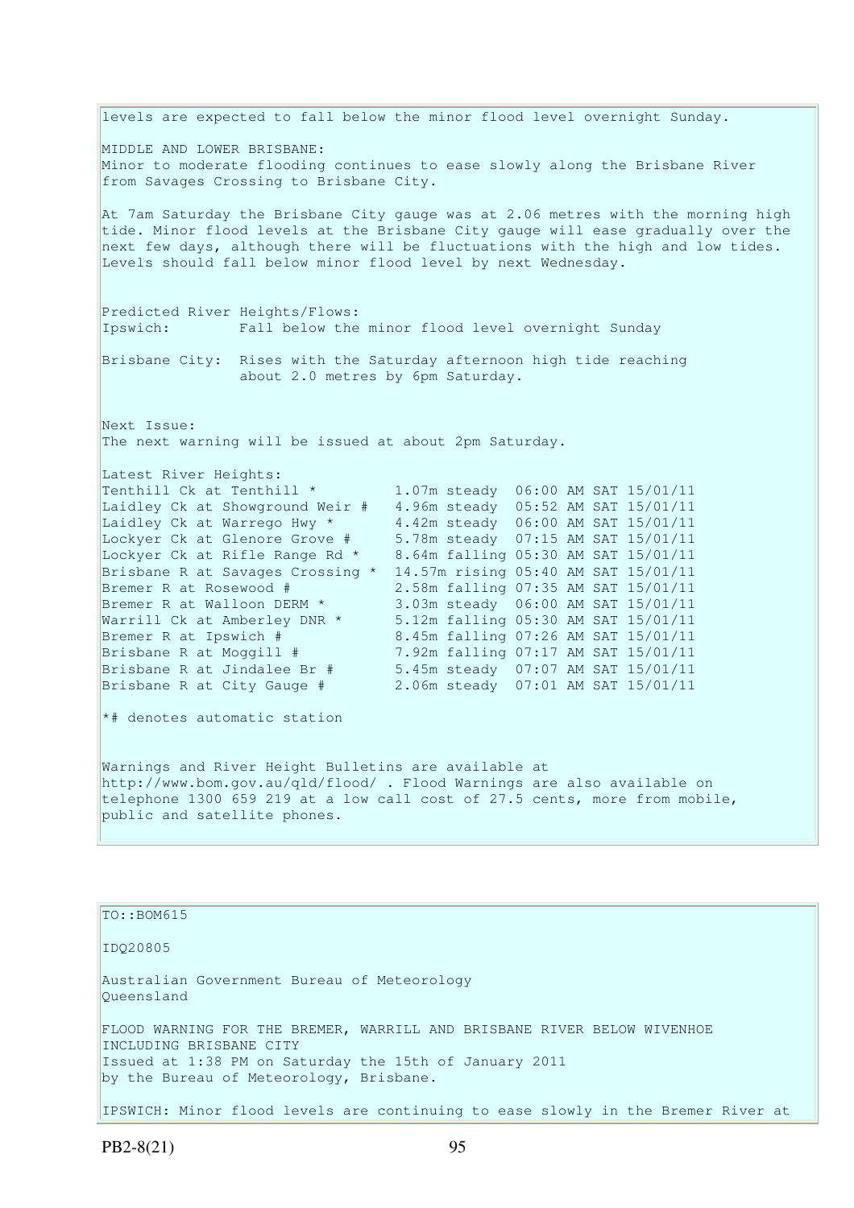levels are expected to fall below the minor flood level overnight Sunday.

MIDDLE AND LOWER BRISBANE:
Minor to moderate flooding continues to ease slowly along the Brisbane River from Savages Crossing to Brisbane City.

At 7am Saturday the Brisbane City gauge was at 2.06 metres with the morning high tide. Minor flood levels at the Brisbane City gauge will ease gradually over the next few days, although there will be fluctuations with the high and low tides. Levels should fall below minor flood level by next Wednesday.

Predicted River Heights/Flows:
Ipswich: Fall below the minor flood level overnight Sunday

Brisbane City: Rises with the Saturday afternoon high tide reaching about 2.0 metres by 6pm Saturday.

Next Issue:
The next warning will be issued at about 2pm Saturday.

Latest River Heights:

```
Tenthill Ck at Tenthill *         1.07m steady  06:00 AM SAT 15/01/11
Laidley Ck at Showground Weir #   4.96m steady  05:52 AM SAT 15/01/11
Laidley Ck at Warrego Hwy *       4.42m steady  06:00 AM SAT 15/01/11
Lockyer Ck at Glenore Grove #     5.78m steady  07:15 AM SAT 15/01/11
Lockyer Ck at Rifle Range Rd *    8.64m falling 05:30 AM SAT 15/01/11
Brisbane R at Savages Crossing *  14.57m rising 05:40 AM SAT 15/01/11
Bremer R at Rosewood #            2.58m falling 07:35 AM SAT 15/01/11
Bremer R at Walloon DERM *        3.03m steady  06:00 AM SAT 15/01/11
Warrill Ck at Amberley DNR *      5.12m falling 05:30 AM SAT 15/01/11
Bremer R at Ipswich #             8.45m falling 07:26 AM SAT 15/01/11
Brisbane R at Moggill #           7.92m falling 07:17 AM SAT 15/01/11
Brisbane R at Jindalee Br #       5.45m steady  07:07 AM SAT 15/01/11
Brisbane R at City Gauge #        2.06m steady  07:01 AM SAT 15/01/11
```

*# denotes automatic station

Warnings and River Height Bulletins are available at http://www.bom.gov.au/qld/flood/ . Flood Warnings are also available on telephone 1300 659 219 at a low call cost of 27.5 cents, more from mobile, public and satellite phones.

---

TO::BOM615

IDQ20805

Australian Government Bureau of Meteorology
Queensland

FLOOD WARNING FOR THE BREMER, WARRILL AND BRISBANE RIVER BELOW WIVENHOE INCLUDING BRISBANE CITY
Issued at 1:38 PM on Saturday the 15th of January 2011
by the Bureau of Meteorology, Brisbane.

IPSWICH: Minor flood levels are continuing to ease slowly in the Bremer River at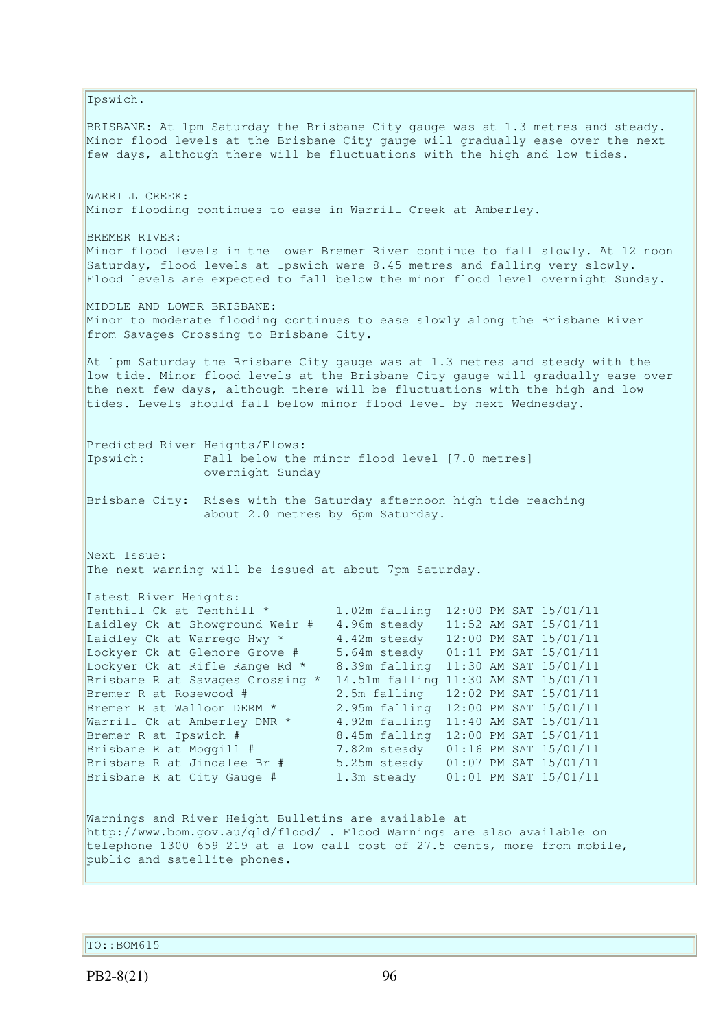Ipswich.

BRISBANE: At 1pm Saturday the Brisbane City gauge was at 1.3 metres and steady. Minor flood levels at the Brisbane City gauge will gradually ease over the next few days, although there will be fluctuations with the high and low tides.

WARRILL CREEK:
Minor flooding continues to ease in Warrill Creek at Amberley.

BREMER RIVER:
Minor flood levels in the lower Bremer River continue to fall slowly. At 12 noon Saturday, flood levels at Ipswich were 8.45 metres and falling very slowly. Flood levels are expected to fall below the minor flood level overnight Sunday.

MIDDLE AND LOWER BRISBANE:
Minor to moderate flooding continues to ease slowly along the Brisbane River from Savages Crossing to Brisbane City.

At 1pm Saturday the Brisbane City gauge was at 1.3 metres and steady with the low tide. Minor flood levels at the Brisbane City gauge will gradually ease over the next few days, although there will be fluctuations with the high and low tides. Levels should fall below minor flood level by next Wednesday.

Predicted River Heights/Flows:

```
Ipswich:        Fall below the minor flood level [7.0 metres]
                overnight Sunday

Brisbane City:  Rises with the Saturday afternoon high tide reaching
                about 2.0 metres by 6pm Saturday.
```

Next Issue:
The next warning will be issued at about 7pm Saturday.

Latest River Heights:

```
Tenthill Ck at Tenthill *         1.02m falling  12:00 PM SAT 15/01/11
Laidley Ck at Showground Weir #   4.96m steady   11:52 AM SAT 15/01/11
Laidley Ck at Warrego Hwy *       4.42m steady   12:00 PM SAT 15/01/11
Lockyer Ck at Glenore Grove #     5.64m steady   01:11 PM SAT 15/01/11
Lockyer Ck at Rifle Range Rd *    8.39m falling  11:30 AM SAT 15/01/11
Brisbane R at Savages Crossing *  14.51m falling 11:30 AM SAT 15/01/11
Bremer R at Rosewood #            2.5m falling   12:02 PM SAT 15/01/11
Bremer R at Walloon DERM *        2.95m falling  12:00 PM SAT 15/01/11
Warrill Ck at Amberley DNR *      4.92m falling  11:40 AM SAT 15/01/11
Bremer R at Ipswich #             8.45m falling  12:00 PM SAT 15/01/11
Brisbane R at Moggill #           7.82m steady   01:16 PM SAT 15/01/11
Brisbane R at Jindalee Br #       5.25m steady   01:07 PM SAT 15/01/11
Brisbane R at City Gauge #        1.3m steady    01:01 PM SAT 15/01/11
```

Warnings and River Height Bulletins are available at http://www.bom.gov.au/qld/flood/ . Flood Warnings are also available on telephone 1300 659 219 at a low call cost of 27.5 cents, more from mobile, public and satellite phones.

TO::BOM615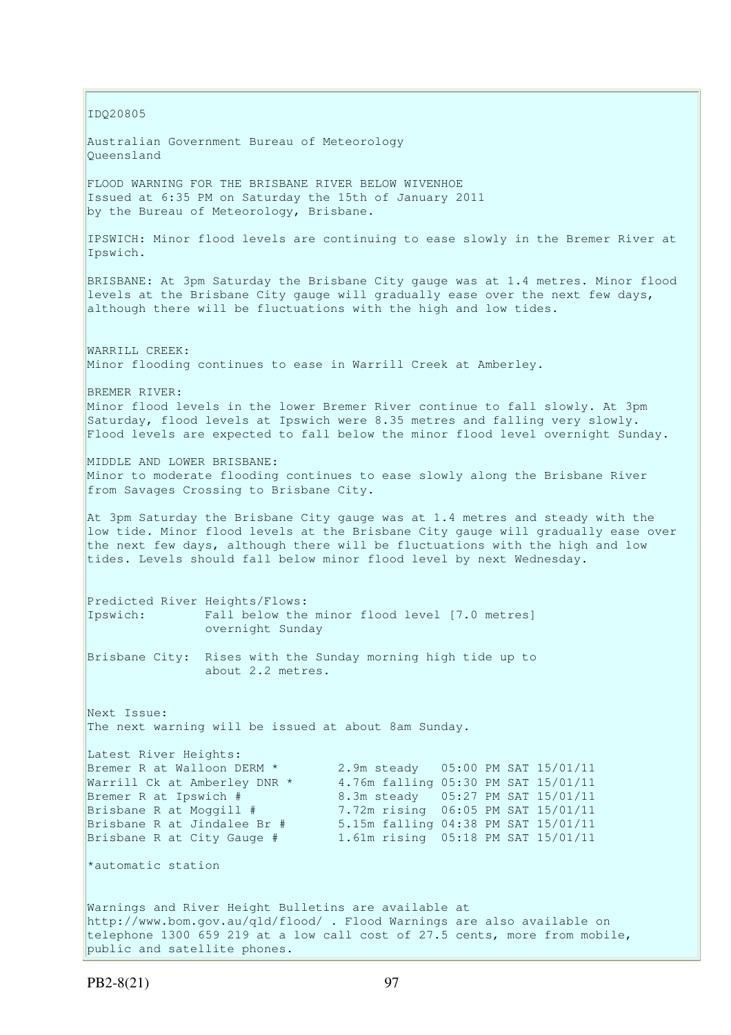IDQ20805

Australian Government Bureau of Meteorology
Queensland

FLOOD WARNING FOR THE BRISBANE RIVER BELOW WIVENHOE
Issued at 6:35 PM on Saturday the 15th of January 2011
by the Bureau of Meteorology, Brisbane.

IPSWICH: Minor flood levels are continuing to ease slowly in the Bremer River at Ipswich.

BRISBANE: At 3pm Saturday the Brisbane City gauge was at 1.4 metres. Minor flood levels at the Brisbane City gauge will gradually ease over the next few days, although there will be fluctuations with the high and low tides.

WARRILL CREEK:
Minor flooding continues to ease in Warrill Creek at Amberley.

BREMER RIVER:
Minor flood levels in the lower Bremer River continue to fall slowly. At 3pm Saturday, flood levels at Ipswich were 8.35 metres and falling very slowly. Flood levels are expected to fall below the minor flood level overnight Sunday.

MIDDLE AND LOWER BRISBANE:
Minor to moderate flooding continues to ease slowly along the Brisbane River from Savages Crossing to Brisbane City.

At 3pm Saturday the Brisbane City gauge was at 1.4 metres and steady with the low tide. Minor flood levels at the Brisbane City gauge will gradually ease over the next few days, although there will be fluctuations with the high and low tides. Levels should fall below minor flood level by next Wednesday.

```
Predicted River Heights/Flows:
Ipswich:        Fall below the minor flood level [7.0 metres]
                overnight Sunday

Brisbane City:  Rises with the Sunday morning high tide up to
                about 2.2 metres.
```

Next Issue:
The next warning will be issued at about 8am Sunday.

```
Latest River Heights:
Bremer R at Walloon DERM *        2.9m steady   05:00 PM SAT 15/01/11
Warrill Ck at Amberley DNR *      4.76m falling 05:30 PM SAT 15/01/11
Bremer R at Ipswich #             8.3m steady   05:27 PM SAT 15/01/11
Brisbane R at Moggill #           7.72m rising  06:05 PM SAT 15/01/11
Brisbane R at Jindalee Br #       5.15m falling 04:38 PM SAT 15/01/11
Brisbane R at City Gauge #        1.61m rising  05:18 PM SAT 15/01/11
```

*automatic station

Warnings and River Height Bulletins are available at http://www.bom.gov.au/qld/flood/ . Flood Warnings are also available on telephone 1300 659 219 at a low call cost of 27.5 cents, more from mobile, public and satellite phones.

PB2-8(21)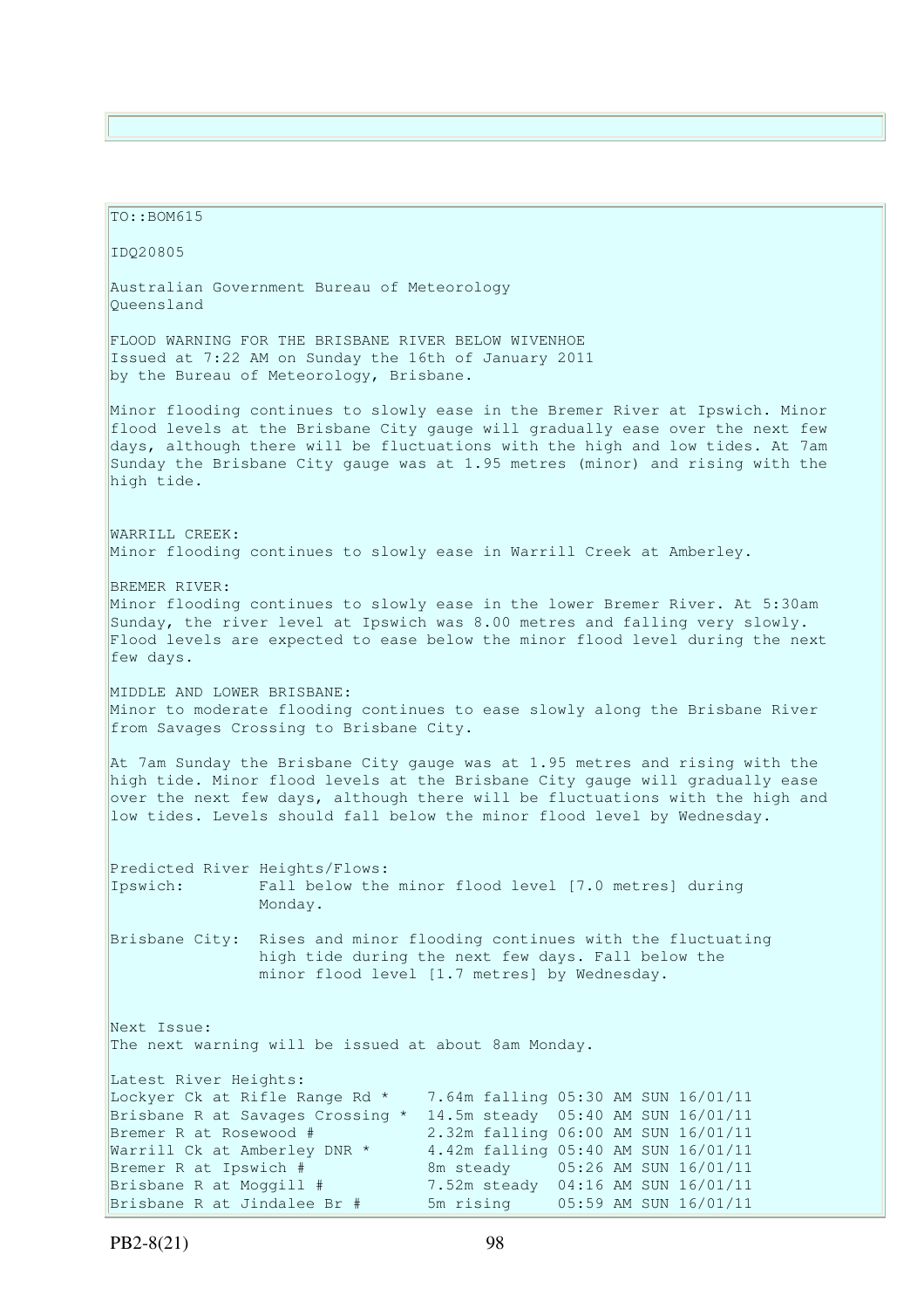TO::BOM615

IDQ20805

Australian Government Bureau of Meteorology
Queensland

FLOOD WARNING FOR THE BRISBANE RIVER BELOW WIVENHOE
Issued at 7:22 AM on Sunday the 16th of January 2011
by the Bureau of Meteorology, Brisbane.

Minor flooding continues to slowly ease in the Bremer River at Ipswich. Minor flood levels at the Brisbane City gauge will gradually ease over the next few days, although there will be fluctuations with the high and low tides. At 7am Sunday the Brisbane City gauge was at 1.95 metres (minor) and rising with the high tide.

WARRILL CREEK:
Minor flooding continues to slowly ease in Warrill Creek at Amberley.

BREMER RIVER:
Minor flooding continues to slowly ease in the lower Bremer River. At 5:30am Sunday, the river level at Ipswich was 8.00 metres and falling very slowly. Flood levels are expected to ease below the minor flood level during the next few days.

MIDDLE AND LOWER BRISBANE:
Minor to moderate flooding continues to ease slowly along the Brisbane River from Savages Crossing to Brisbane City.

At 7am Sunday the Brisbane City gauge was at 1.95 metres and rising with the high tide. Minor flood levels at the Brisbane City gauge will gradually ease over the next few days, although there will be fluctuations with the high and low tides. Levels should fall below the minor flood level by Wednesday.

Predicted River Heights/Flows:

```
Ipswich:        Fall below the minor flood level [7.0 metres] during
                Monday.

Brisbane City:  Rises and minor flooding continues with the fluctuating
                high tide during the next few days. Fall below the
                minor flood level [1.7 metres] by Wednesday.
```

Next Issue:
The next warning will be issued at about 8am Monday.

Latest River Heights:

```
Lockyer Ck at Rifle Range Rd *    7.64m falling 05:30 AM SUN 16/01/11
Brisbane R at Savages Crossing *  14.5m steady  05:40 AM SUN 16/01/11
Bremer R at Rosewood #            2.32m falling 06:00 AM SUN 16/01/11
Warrill Ck at Amberley DNR *      4.42m falling 05:40 AM SUN 16/01/11
Bremer R at Ipswich #             8m steady     05:26 AM SUN 16/01/11
Brisbane R at Moggill #           7.52m steady  04:16 AM SUN 16/01/11
Brisbane R at Jindalee Br #       5m rising     05:59 AM SUN 16/01/11
```

PB2-8(21)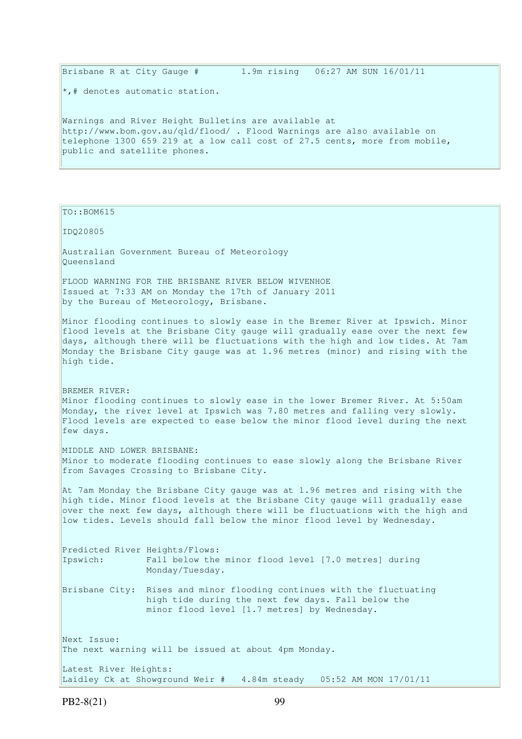```
Brisbane R at City Gauge #        1.9m rising   06:27 AM SUN 16/01/11

*,# denotes automatic station.


Warnings and River Height Bulletins are available at
http://www.bom.gov.au/qld/flood/ . Flood Warnings are also available on
telephone 1300 659 219 at a low call cost of 27.5 cents, more from mobile,
public and satellite phones.
```

```
TO::BOM615

IDQ20805

Australian Government Bureau of Meteorology
Queensland

FLOOD WARNING FOR THE BRISBANE RIVER BELOW WIVENHOE
Issued at 7:33 AM on Monday the 17th of January 2011
by the Bureau of Meteorology, Brisbane.

Minor flooding continues to slowly ease in the Bremer River at Ipswich. Minor
flood levels at the Brisbane City gauge will gradually ease over the next few
days, although there will be fluctuations with the high and low tides. At 7am
Monday the Brisbane City gauge was at 1.96 metres (minor) and rising with the
high tide.


BREMER RIVER:
Minor flooding continues to slowly ease in the lower Bremer River. At 5:50am
Monday, the river level at Ipswich was 7.80 metres and falling very slowly.
Flood levels are expected to ease below the minor flood level during the next
few days.

MIDDLE AND LOWER BRISBANE:
Minor to moderate flooding continues to ease slowly along the Brisbane River
from Savages Crossing to Brisbane City.

At 7am Monday the Brisbane City gauge was at 1.96 metres and rising with the
high tide. Minor flood levels at the Brisbane City gauge will gradually ease
over the next few days, although there will be fluctuations with the high and
low tides. Levels should fall below the minor flood level by Wednesday.


Predicted River Heights/Flows:
Ipswich:        Fall below the minor flood level [7.0 metres] during
                Monday/Tuesday.

Brisbane City:  Rises and minor flooding continues with the fluctuating
                high tide during the next few days. Fall below the
                minor flood level [1.7 metres] by Wednesday.


Next Issue:
The next warning will be issued at about 4pm Monday.

Latest River Heights:
Laidley Ck at Showground Weir #   4.84m steady   05:52 AM MON 17/01/11
```

PB2-8(21)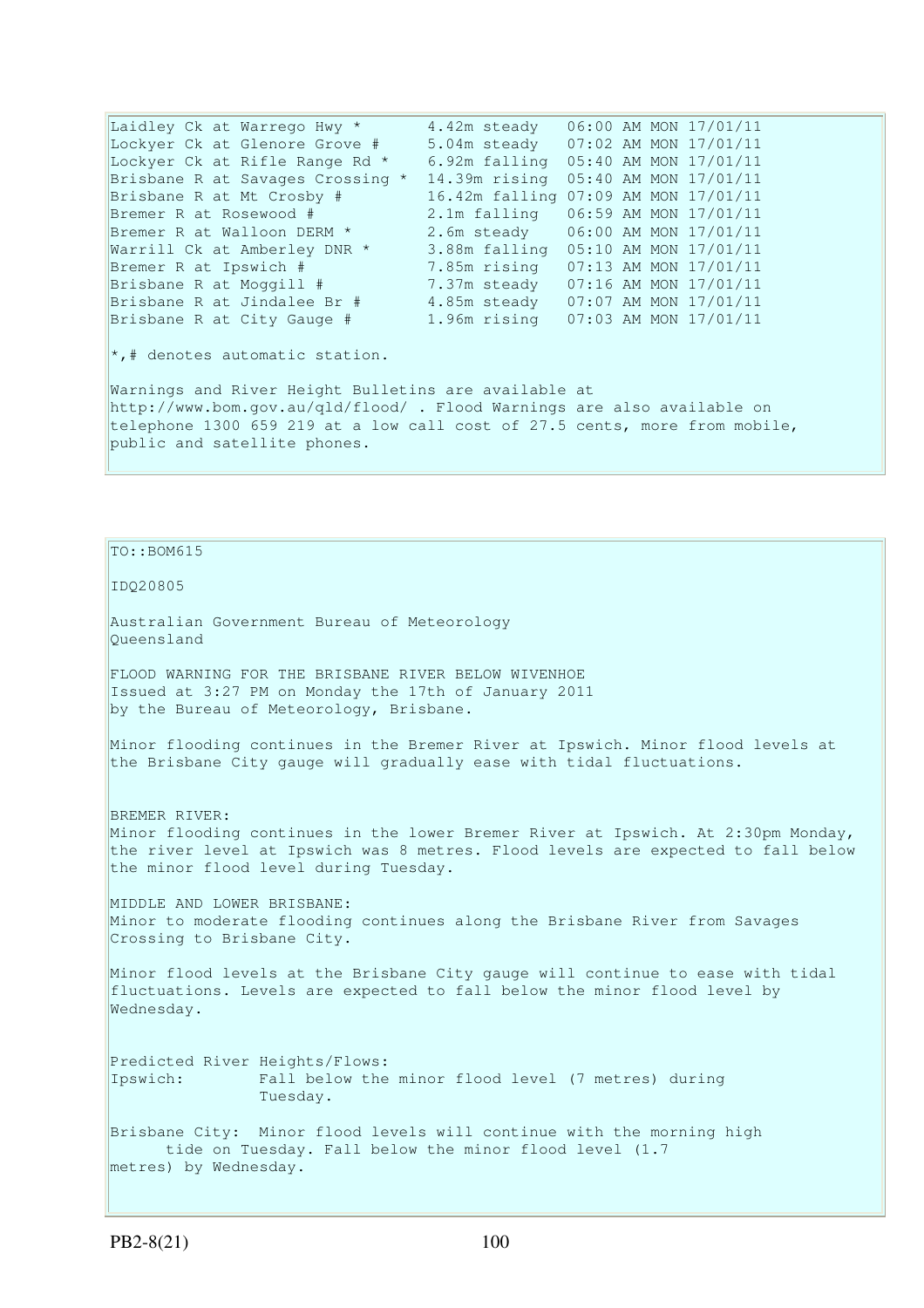```
Laidley Ck at Warrego Hwy *       4.42m steady   06:00 AM MON 17/01/11
Lockyer Ck at Glenore Grove #     5.04m steady   07:02 AM MON 17/01/11
Lockyer Ck at Rifle Range Rd *    6.92m falling  05:40 AM MON 17/01/11
Brisbane R at Savages Crossing *  14.39m rising  05:40 AM MON 17/01/11
Brisbane R at Mt Crosby #         16.42m falling 07:09 AM MON 17/01/11
Bremer R at Rosewood #            2.1m falling   06:59 AM MON 17/01/11
Bremer R at Walloon DERM *        2.6m steady    06:00 AM MON 17/01/11
Warrill Ck at Amberley DNR *      3.88m falling  05:10 AM MON 17/01/11
Bremer R at Ipswich #             7.85m rising   07:13 AM MON 17/01/11
Brisbane R at Moggill #           7.37m steady   07:16 AM MON 17/01/11
Brisbane R at Jindalee Br #       4.85m steady   07:07 AM MON 17/01/11
Brisbane R at City Gauge #        1.96m rising   07:03 AM MON 17/01/11
```

*,# denotes automatic station.

Warnings and River Height Bulletins are available at http://www.bom.gov.au/qld/flood/ . Flood Warnings are also available on telephone 1300 659 219 at a low call cost of 27.5 cents, more from mobile, public and satellite phones.

TO::BOM615

IDQ20805

Australian Government Bureau of Meteorology
Queensland

FLOOD WARNING FOR THE BRISBANE RIVER BELOW WIVENHOE
Issued at 3:27 PM on Monday the 17th of January 2011
by the Bureau of Meteorology, Brisbane.

Minor flooding continues in the Bremer River at Ipswich. Minor flood levels at the Brisbane City gauge will gradually ease with tidal fluctuations.

BREMER RIVER:
Minor flooding continues in the lower Bremer River at Ipswich. At 2:30pm Monday, the river level at Ipswich was 8 metres. Flood levels are expected to fall below the minor flood level during Tuesday.

MIDDLE AND LOWER BRISBANE:
Minor to moderate flooding continues along the Brisbane River from Savages Crossing to Brisbane City.

Minor flood levels at the Brisbane City gauge will continue to ease with tidal fluctuations. Levels are expected to fall below the minor flood level by Wednesday.

Predicted River Heights/Flows:
Ipswich: Fall below the minor flood level (7 metres) during Tuesday.

Brisbane City: Minor flood levels will continue with the morning high tide on Tuesday. Fall below the minor flood level (1.7 metres) by Wednesday.

PB2-8(21)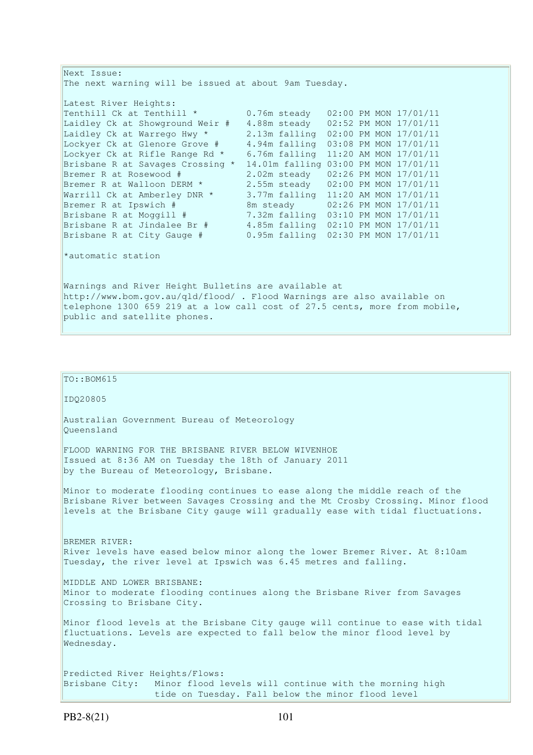Next Issue:
The next warning will be issued at about 9am Tuesday.

Latest River Heights:

| Station | Height | Trend | Time |
|---|---|---|---|
| Tenthill Ck at Tenthill * | 0.76m | steady | 02:00 PM MON 17/01/11 |
| Laidley Ck at Showground Weir # | 4.88m | steady | 02:52 PM MON 17/01/11 |
| Laidley Ck at Warrego Hwy * | 2.13m | falling | 02:00 PM MON 17/01/11 |
| Lockyer Ck at Glenore Grove # | 4.94m | falling | 03:08 PM MON 17/01/11 |
| Lockyer Ck at Rifle Range Rd * | 6.76m | falling | 11:20 AM MON 17/01/11 |
| Brisbane R at Savages Crossing * | 14.01m | falling | 03:00 PM MON 17/01/11 |
| Bremer R at Rosewood # | 2.02m | steady | 02:26 PM MON 17/01/11 |
| Bremer R at Walloon DERM * | 2.55m | steady | 02:00 PM MON 17/01/11 |
| Warrill Ck at Amberley DNR * | 3.77m | falling | 11:20 AM MON 17/01/11 |
| Bremer R at Ipswich # | 8m | steady | 02:26 PM MON 17/01/11 |
| Brisbane R at Moggill # | 7.32m | falling | 03:10 PM MON 17/01/11 |
| Brisbane R at Jindalee Br # | 4.85m | falling | 02:10 PM MON 17/01/11 |
| Brisbane R at City Gauge # | 0.95m | falling | 02:30 PM MON 17/01/11 |

*automatic station

Warnings and River Height Bulletins are available at http://www.bom.gov.au/qld/flood/ . Flood Warnings are also available on telephone 1300 659 219 at a low call cost of 27.5 cents, more from mobile, public and satellite phones.

---

TO::BOM615

IDQ20805

Australian Government Bureau of Meteorology
Queensland

FLOOD WARNING FOR THE BRISBANE RIVER BELOW WIVENHOE
Issued at 8:36 AM on Tuesday the 18th of January 2011
by the Bureau of Meteorology, Brisbane.

Minor to moderate flooding continues to ease along the middle reach of the Brisbane River between Savages Crossing and the Mt Crosby Crossing. Minor flood levels at the Brisbane City gauge will gradually ease with tidal fluctuations.

BREMER RIVER:
River levels have eased below minor along the lower Bremer River. At 8:10am Tuesday, the river level at Ipswich was 6.45 metres and falling.

MIDDLE AND LOWER BRISBANE:
Minor to moderate flooding continues along the Brisbane River from Savages Crossing to Brisbane City.

Minor flood levels at the Brisbane City gauge will continue to ease with tidal fluctuations. Levels are expected to fall below the minor flood level by Wednesday.

Predicted River Heights/Flows:
Brisbane City: Minor flood levels will continue with the morning high tide on Tuesday. Fall below the minor flood level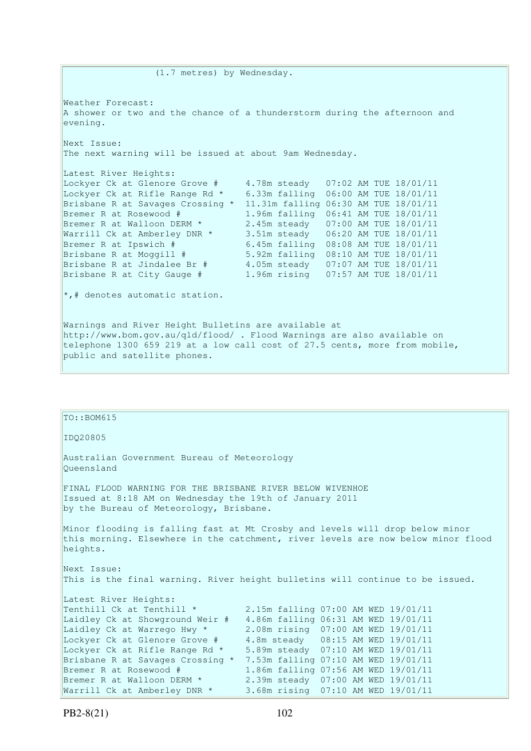(1.7 metres) by Wednesday.

Weather Forecast:
A shower or two and the chance of a thunderstorm during the afternoon and evening.

Next Issue:
The next warning will be issued at about 9am Wednesday.

Latest River Heights:

```
Lockyer Ck at Glenore Grove #     4.78m steady   07:02 AM TUE 18/01/11
Lockyer Ck at Rifle Range Rd *    6.33m falling  06:00 AM TUE 18/01/11
Brisbane R at Savages Crossing *  11.31m falling 06:30 AM TUE 18/01/11
Bremer R at Rosewood #            1.96m falling  06:41 AM TUE 18/01/11
Bremer R at Walloon DERM *        2.45m steady   07:00 AM TUE 18/01/11
Warrill Ck at Amberley DNR *      3.51m steady   06:20 AM TUE 18/01/11
Bremer R at Ipswich #             6.45m falling  08:08 AM TUE 18/01/11
Brisbane R at Moggill #           5.92m falling  08:10 AM TUE 18/01/11
Brisbane R at Jindalee Br #       4.05m steady   07:07 AM TUE 18/01/11
Brisbane R at City Gauge #        1.96m rising   07:57 AM TUE 18/01/11
```

*,# denotes automatic station.

Warnings and River Height Bulletins are available at http://www.bom.gov.au/qld/flood/ . Flood Warnings are also available on telephone 1300 659 219 at a low call cost of 27.5 cents, more from mobile, public and satellite phones.

---

TO::BOM615

IDQ20805

Australian Government Bureau of Meteorology
Queensland

FINAL FLOOD WARNING FOR THE BRISBANE RIVER BELOW WIVENHOE
Issued at 8:18 AM on Wednesday the 19th of January 2011
by the Bureau of Meteorology, Brisbane.

Minor flooding is falling fast at Mt Crosby and levels will drop below minor this morning. Elsewhere in the catchment, river levels are now below minor flood heights.

Next Issue:
This is the final warning. River height bulletins will continue to be issued.

Latest River Heights:

```
Tenthill Ck at Tenthill *         2.15m falling 07:00 AM WED 19/01/11
Laidley Ck at Showground Weir #   4.86m falling 06:31 AM WED 19/01/11
Laidley Ck at Warrego Hwy *       2.08m rising  07:00 AM WED 19/01/11
Lockyer Ck at Glenore Grove #     4.8m steady   08:15 AM WED 19/01/11
Lockyer Ck at Rifle Range Rd *    5.89m steady  07:10 AM WED 19/01/11
Brisbane R at Savages Crossing *  7.53m falling 07:10 AM WED 19/01/11
Bremer R at Rosewood #            1.86m falling 07:56 AM WED 19/01/11
Bremer R at Walloon DERM *        2.39m steady  07:00 AM WED 19/01/11
Warrill Ck at Amberley DNR *      3.68m rising  07:10 AM WED 19/01/11
```

PB2-8(21)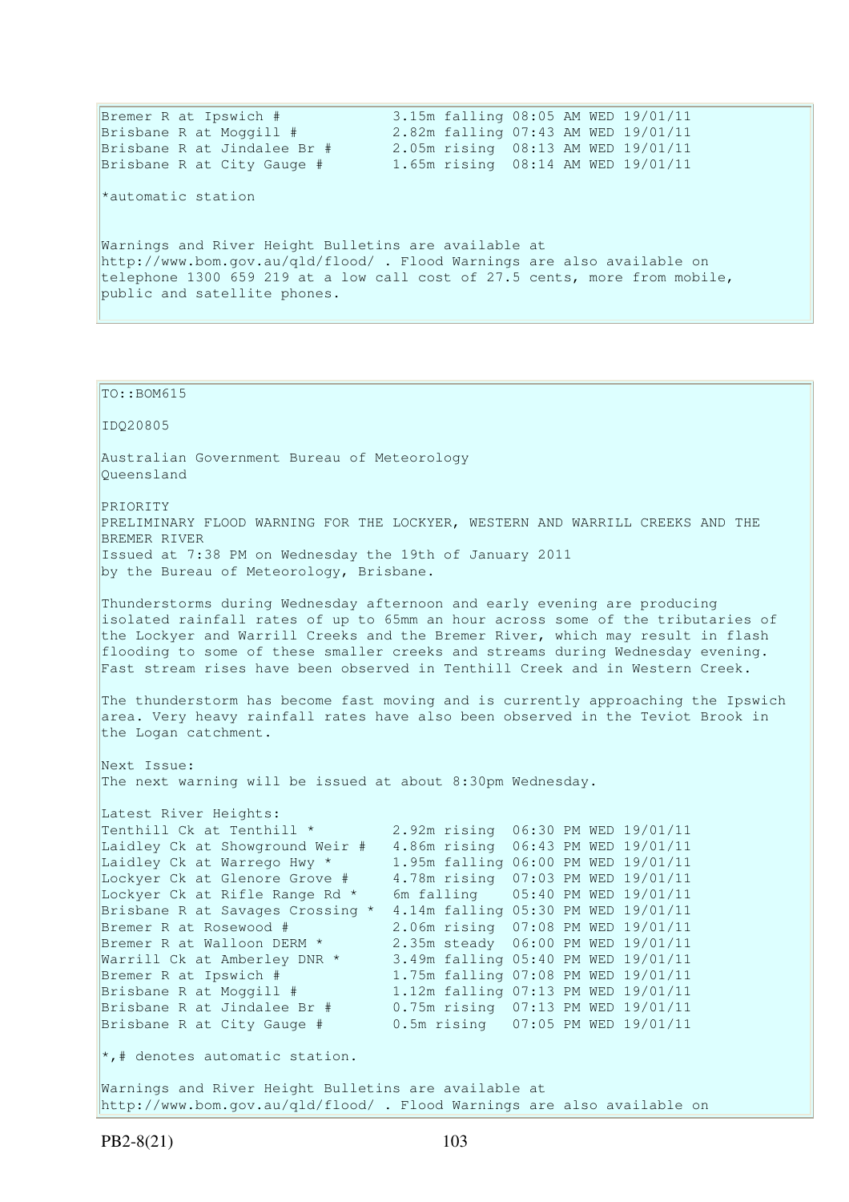```
Bremer R at Ipswich #            3.15m falling 08:05 AM WED 19/01/11
Brisbane R at Moggill #          2.82m falling 07:43 AM WED 19/01/11
Brisbane R at Jindalee Br #      2.05m rising  08:13 AM WED 19/01/11
Brisbane R at City Gauge #       1.65m rising  08:14 AM WED 19/01/11
```

*automatic station

Warnings and River Height Bulletins are available at http://www.bom.gov.au/qld/flood/ . Flood Warnings are also available on telephone 1300 659 219 at a low call cost of 27.5 cents, more from mobile, public and satellite phones.

---

TO::BOM615

IDQ20805

Australian Government Bureau of Meteorology
Queensland

PRIORITY
PRELIMINARY FLOOD WARNING FOR THE LOCKYER, WESTERN AND WARRILL CREEKS AND THE BREMER RIVER
Issued at 7:38 PM on Wednesday the 19th of January 2011
by the Bureau of Meteorology, Brisbane.

Thunderstorms during Wednesday afternoon and early evening are producing isolated rainfall rates of up to 65mm an hour across some of the tributaries of the Lockyer and Warrill Creeks and the Bremer River, which may result in flash flooding to some of these smaller creeks and streams during Wednesday evening. Fast stream rises have been observed in Tenthill Creek and in Western Creek.

The thunderstorm has become fast moving and is currently approaching the Ipswich area. Very heavy rainfall rates have also been observed in the Teviot Brook in the Logan catchment.

Next Issue:
The next warning will be issued at about 8:30pm Wednesday.

Latest River Heights:

```
Tenthill Ck at Tenthill *         2.92m rising  06:30 PM WED 19/01/11
Laidley Ck at Showground Weir #   4.86m rising  06:43 PM WED 19/01/11
Laidley Ck at Warrego Hwy *       1.95m falling 06:00 PM WED 19/01/11
Lockyer Ck at Glenore Grove #     4.78m rising  07:03 PM WED 19/01/11
Lockyer Ck at Rifle Range Rd *    6m falling    05:40 PM WED 19/01/11
Brisbane R at Savages Crossing *  4.14m falling 05:30 PM WED 19/01/11
Bremer R at Rosewood #            2.06m rising  07:08 PM WED 19/01/11
Bremer R at Walloon DERM *        2.35m steady  06:00 PM WED 19/01/11
Warrill Ck at Amberley DNR *      3.49m falling 05:40 PM WED 19/01/11
Bremer R at Ipswich #             1.75m falling 07:08 PM WED 19/01/11
Brisbane R at Moggill #           1.12m falling 07:13 PM WED 19/01/11
Brisbane R at Jindalee Br #       0.75m rising  07:13 PM WED 19/01/11
Brisbane R at City Gauge #        0.5m rising   07:05 PM WED 19/01/11
```

*,# denotes automatic station.

Warnings and River Height Bulletins are available at http://www.bom.gov.au/qld/flood/ . Flood Warnings are also available on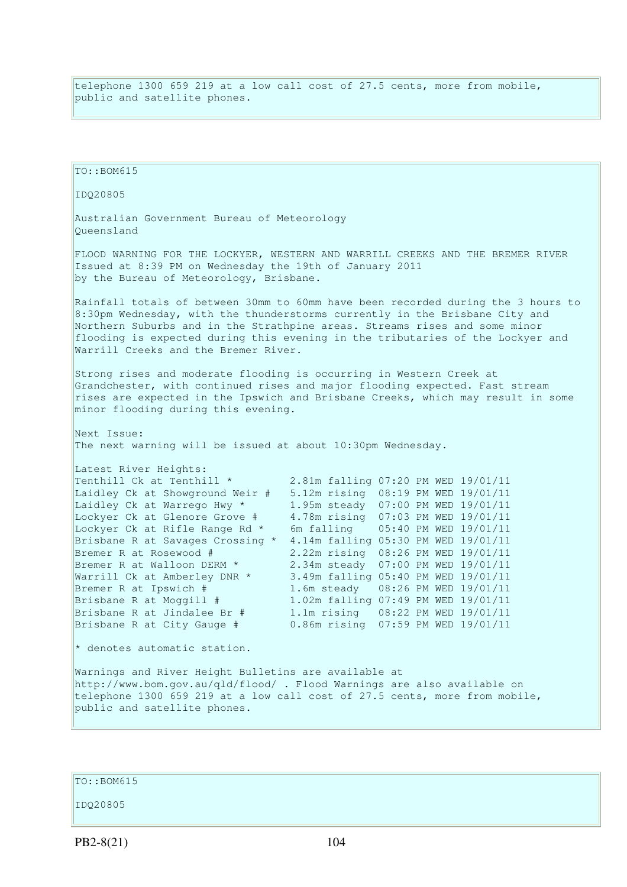telephone 1300 659 219 at a low call cost of 27.5 cents, more from mobile, public and satellite phones.

TO::BOM615

IDQ20805

Australian Government Bureau of Meteorology
Queensland

FLOOD WARNING FOR THE LOCKYER, WESTERN AND WARRILL CREEKS AND THE BREMER RIVER
Issued at 8:39 PM on Wednesday the 19th of January 2011
by the Bureau of Meteorology, Brisbane.

Rainfall totals of between 30mm to 60mm have been recorded during the 3 hours to 8:30pm Wednesday, with the thunderstorms currently in the Brisbane City and Northern Suburbs and in the Strathpine areas. Streams rises and some minor flooding is expected during this evening in the tributaries of the Lockyer and Warrill Creeks and the Bremer River.

Strong rises and moderate flooding is occurring in Western Creek at Grandchester, with continued rises and major flooding expected. Fast stream rises are expected in the Ipswich and Brisbane Creeks, which may result in some minor flooding during this evening.

Next Issue:
The next warning will be issued at about 10:30pm Wednesday.

Latest River Heights:

```
Tenthill Ck at Tenthill *         2.81m falling 07:20 PM WED 19/01/11
Laidley Ck at Showground Weir #   5.12m rising  08:19 PM WED 19/01/11
Laidley Ck at Warrego Hwy *       1.95m steady  07:00 PM WED 19/01/11
Lockyer Ck at Glenore Grove #     4.78m rising  07:03 PM WED 19/01/11
Lockyer Ck at Rifle Range Rd *    6m falling    05:40 PM WED 19/01/11
Brisbane R at Savages Crossing *  4.14m falling 05:30 PM WED 19/01/11
Bremer R at Rosewood #            2.22m rising  08:26 PM WED 19/01/11
Bremer R at Walloon DERM *        2.34m steady  07:00 PM WED 19/01/11
Warrill Ck at Amberley DNR *      3.49m falling 05:40 PM WED 19/01/11
Bremer R at Ipswich #             1.6m steady   08:26 PM WED 19/01/11
Brisbane R at Moggill #           1.02m falling 07:49 PM WED 19/01/11
Brisbane R at Jindalee Br #       1.1m rising   08:22 PM WED 19/01/11
Brisbane R at City Gauge #        0.86m rising  07:59 PM WED 19/01/11
```

* denotes automatic station.

Warnings and River Height Bulletins are available at http://www.bom.gov.au/qld/flood/ . Flood Warnings are also available on telephone 1300 659 219 at a low call cost of 27.5 cents, more from mobile, public and satellite phones.

TO::BOM615

IDQ20805

PB2-8(21)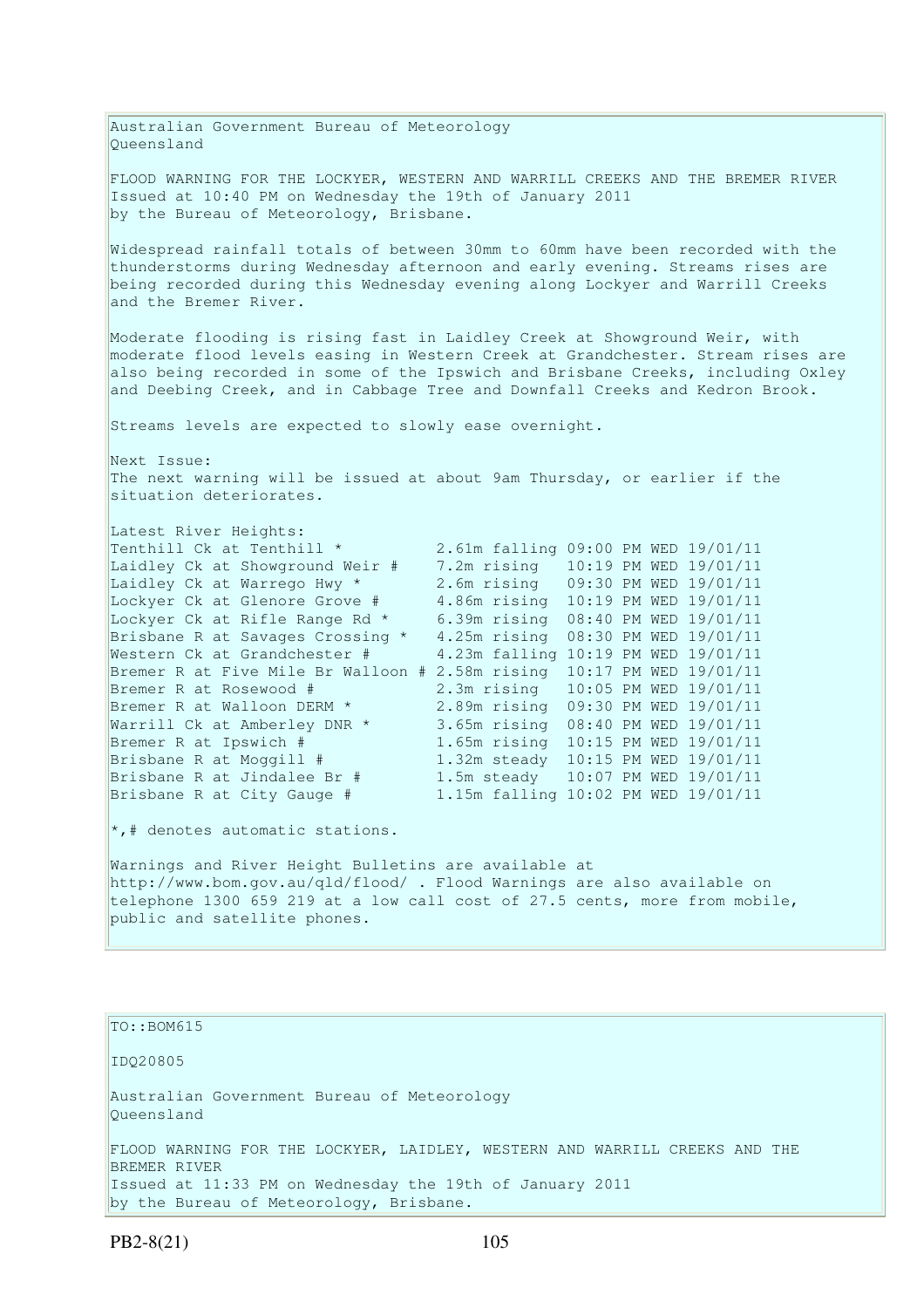Australian Government Bureau of Meteorology
Queensland

FLOOD WARNING FOR THE LOCKYER, WESTERN AND WARRILL CREEKS AND THE BREMER RIVER
Issued at 10:40 PM on Wednesday the 19th of January 2011
by the Bureau of Meteorology, Brisbane.

Widespread rainfall totals of between 30mm to 60mm have been recorded with the thunderstorms during Wednesday afternoon and early evening. Streams rises are being recorded during this Wednesday evening along Lockyer and Warrill Creeks and the Bremer River.

Moderate flooding is rising fast in Laidley Creek at Showground Weir, with moderate flood levels easing in Western Creek at Grandchester. Stream rises are also being recorded in some of the Ipswich and Brisbane Creeks, including Oxley and Deebing Creek, and in Cabbage Tree and Downfall Creeks and Kedron Brook.

Streams levels are expected to slowly ease overnight.

Next Issue:
The next warning will be issued at about 9am Thursday, or earlier if the situation deteriorates.

Latest River Heights:

```
Tenthill Ck at Tenthill *          2.61m falling 09:00 PM WED 19/01/11
Laidley Ck at Showground Weir #    7.2m rising   10:19 PM WED 19/01/11
Laidley Ck at Warrego Hwy *        2.6m rising   09:30 PM WED 19/01/11
Lockyer Ck at Glenore Grove #      4.86m rising  10:19 PM WED 19/01/11
Lockyer Ck at Rifle Range Rd *     6.39m rising  08:40 PM WED 19/01/11
Brisbane R at Savages Crossing *   4.25m rising  08:30 PM WED 19/01/11
Western Ck at Grandchester #       4.23m falling 10:19 PM WED 19/01/11
Bremer R at Five Mile Br Walloon # 2.58m rising  10:17 PM WED 19/01/11
Bremer R at Rosewood #             2.3m rising   10:05 PM WED 19/01/11
Bremer R at Walloon DERM *         2.89m rising  09:30 PM WED 19/01/11
Warrill Ck at Amberley DNR *       3.65m rising  08:40 PM WED 19/01/11
Bremer R at Ipswich #              1.65m rising  10:15 PM WED 19/01/11
Brisbane R at Moggill #            1.32m steady  10:15 PM WED 19/01/11
Brisbane R at Jindalee Br #        1.5m steady   10:07 PM WED 19/01/11
Brisbane R at City Gauge #         1.15m falling 10:02 PM WED 19/01/11
```

*,# denotes automatic stations.

Warnings and River Height Bulletins are available at http://www.bom.gov.au/qld/flood/ . Flood Warnings are also available on telephone 1300 659 219 at a low call cost of 27.5 cents, more from mobile, public and satellite phones.

TO::BOM615

IDQ20805

Australian Government Bureau of Meteorology
Queensland

FLOOD WARNING FOR THE LOCKYER, LAIDLEY, WESTERN AND WARRILL CREEKS AND THE BREMER RIVER
Issued at 11:33 PM on Wednesday the 19th of January 2011
by the Bureau of Meteorology, Brisbane.

PB2-8(21)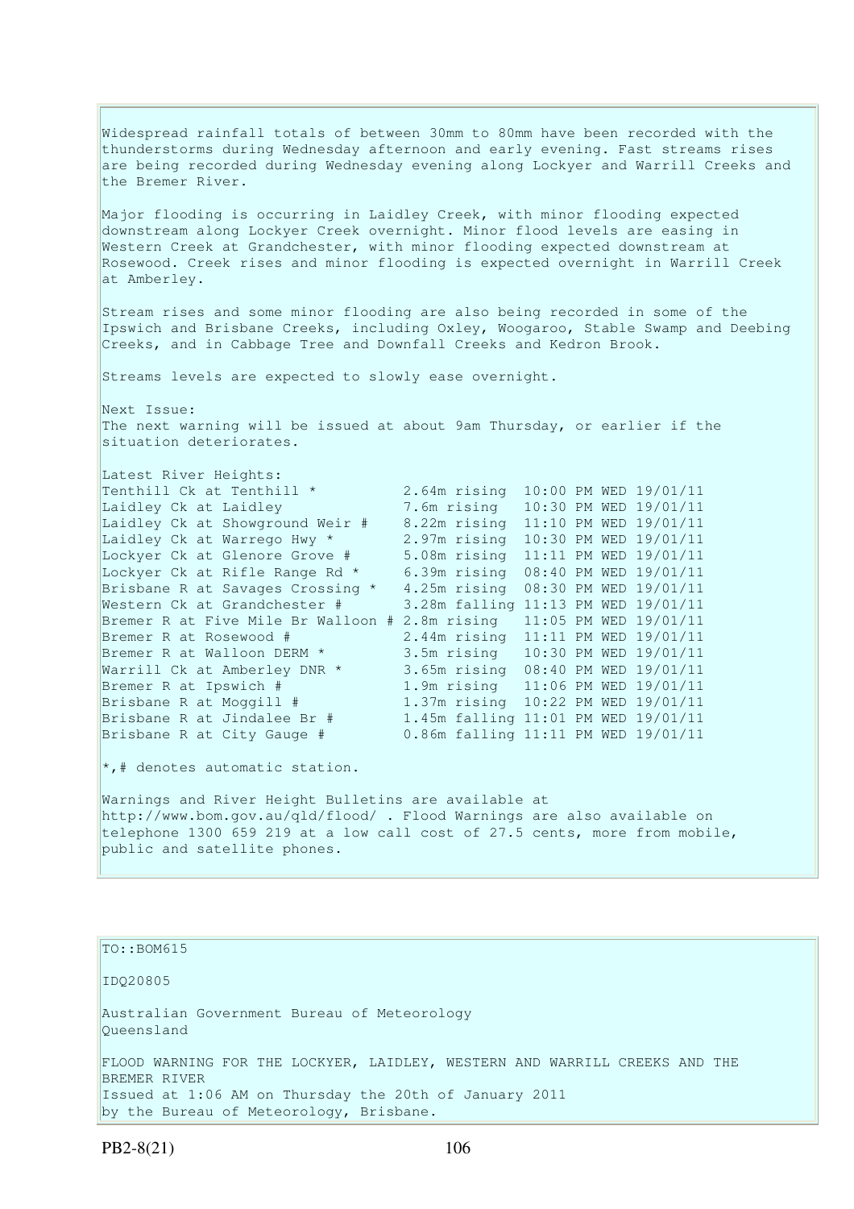Widespread rainfall totals of between 30mm to 80mm have been recorded with the thunderstorms during Wednesday afternoon and early evening. Fast streams rises are being recorded during Wednesday evening along Lockyer and Warrill Creeks and the Bremer River.

Major flooding is occurring in Laidley Creek, with minor flooding expected downstream along Lockyer Creek overnight. Minor flood levels are easing in Western Creek at Grandchester, with minor flooding expected downstream at Rosewood. Creek rises and minor flooding is expected overnight in Warrill Creek at Amberley.

Stream rises and some minor flooding are also being recorded in some of the Ipswich and Brisbane Creeks, including Oxley, Woogaroo, Stable Swamp and Deebing Creeks, and in Cabbage Tree and Downfall Creeks and Kedron Brook.

Streams levels are expected to slowly ease overnight.

Next Issue:
The next warning will be issued at about 9am Thursday, or earlier if the situation deteriorates.

Latest River Heights:

```
Tenthill Ck at Tenthill *          2.64m rising  10:00 PM WED 19/01/11
Laidley Ck at Laidley              7.6m rising   10:30 PM WED 19/01/11
Laidley Ck at Showground Weir #    8.22m rising  11:10 PM WED 19/01/11
Laidley Ck at Warrego Hwy *        2.97m rising  10:30 PM WED 19/01/11
Lockyer Ck at Glenore Grove #      5.08m rising  11:11 PM WED 19/01/11
Lockyer Ck at Rifle Range Rd *     6.39m rising  08:40 PM WED 19/01/11
Brisbane R at Savages Crossing *   4.25m rising  08:30 PM WED 19/01/11
Western Ck at Grandchester #       3.28m falling 11:13 PM WED 19/01/11
Bremer R at Five Mile Br Walloon # 2.8m rising   11:05 PM WED 19/01/11
Bremer R at Rosewood #             2.44m rising  11:11 PM WED 19/01/11
Bremer R at Walloon DERM *         3.5m rising   10:30 PM WED 19/01/11
Warrill Ck at Amberley DNR *       3.65m rising  08:40 PM WED 19/01/11
Bremer R at Ipswich #              1.9m rising   11:06 PM WED 19/01/11
Brisbane R at Moggill #            1.37m rising  10:22 PM WED 19/01/11
Brisbane R at Jindalee Br #        1.45m falling 11:01 PM WED 19/01/11
Brisbane R at City Gauge #         0.86m falling 11:11 PM WED 19/01/11
```

*,# denotes automatic station.

Warnings and River Height Bulletins are available at http://www.bom.gov.au/qld/flood/ . Flood Warnings are also available on telephone 1300 659 219 at a low call cost of 27.5 cents, more from mobile, public and satellite phones.

TO::BOM615

IDQ20805

Australian Government Bureau of Meteorology
Queensland

FLOOD WARNING FOR THE LOCKYER, LAIDLEY, WESTERN AND WARRILL CREEKS AND THE BREMER RIVER
Issued at 1:06 AM on Thursday the 20th of January 2011
by the Bureau of Meteorology, Brisbane.

PB2-8(21)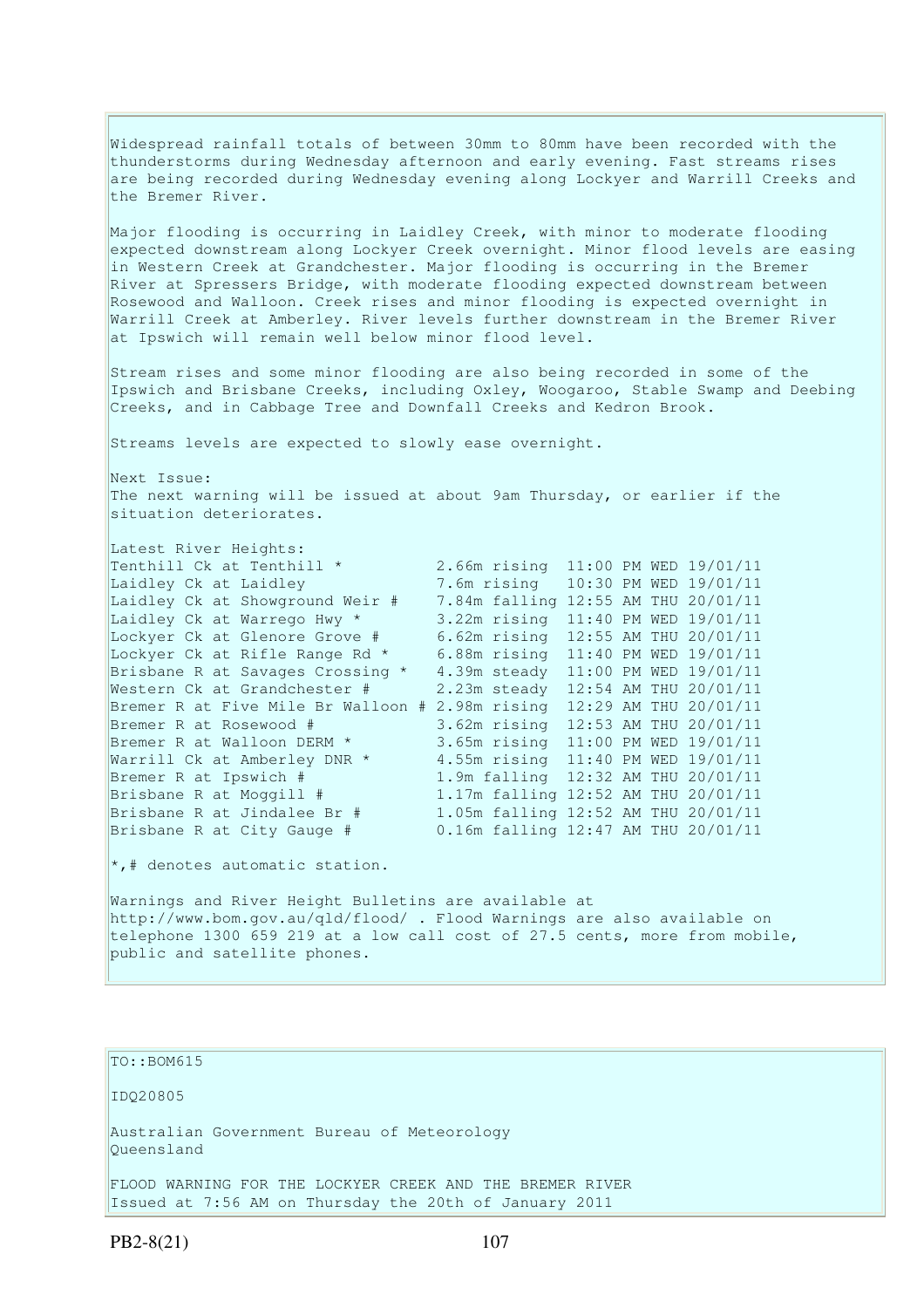Widespread rainfall totals of between 30mm to 80mm have been recorded with the thunderstorms during Wednesday afternoon and early evening. Fast streams rises are being recorded during Wednesday evening along Lockyer and Warrill Creeks and the Bremer River.

Major flooding is occurring in Laidley Creek, with minor to moderate flooding expected downstream along Lockyer Creek overnight. Minor flood levels are easing in Western Creek at Grandchester. Major flooding is occurring in the Bremer River at Spressers Bridge, with moderate flooding expected downstream between Rosewood and Walloon. Creek rises and minor flooding is expected overnight in Warrill Creek at Amberley. River levels further downstream in the Bremer River at Ipswich will remain well below minor flood level.

Stream rises and some minor flooding are also being recorded in some of the Ipswich and Brisbane Creeks, including Oxley, Woogaroo, Stable Swamp and Deebing Creeks, and in Cabbage Tree and Downfall Creeks and Kedron Brook.

Streams levels are expected to slowly ease overnight.

Next Issue:
The next warning will be issued at about 9am Thursday, or earlier if the situation deteriorates.

Latest River Heights:

| Location | Height | Time |
|---|---|---|
| Tenthill Ck at Tenthill * | 2.66m rising | 11:00 PM WED 19/01/11 |
| Laidley Ck at Laidley | 7.6m rising | 10:30 PM WED 19/01/11 |
| Laidley Ck at Showground Weir # | 7.84m falling | 12:55 AM THU 20/01/11 |
| Laidley Ck at Warrego Hwy * | 3.22m rising | 11:40 PM WED 19/01/11 |
| Lockyer Ck at Glenore Grove # | 6.62m rising | 12:55 AM THU 20/01/11 |
| Lockyer Ck at Rifle Range Rd * | 6.88m rising | 11:40 PM WED 19/01/11 |
| Brisbane R at Savages Crossing * | 4.39m steady | 11:00 PM WED 19/01/11 |
| Western Ck at Grandchester # | 2.23m steady | 12:54 AM THU 20/01/11 |
| Bremer R at Five Mile Br Walloon # | 2.98m rising | 12:29 AM THU 20/01/11 |
| Bremer R at Rosewood # | 3.62m rising | 12:53 AM THU 20/01/11 |
| Bremer R at Walloon DERM * | 3.65m rising | 11:00 PM WED 19/01/11 |
| Warrill Ck at Amberley DNR * | 4.55m rising | 11:40 PM WED 19/01/11 |
| Bremer R at Ipswich # | 1.9m falling | 12:32 AM THU 20/01/11 |
| Brisbane R at Moggill # | 1.17m falling | 12:52 AM THU 20/01/11 |
| Brisbane R at Jindalee Br # | 1.05m falling | 12:52 AM THU 20/01/11 |
| Brisbane R at City Gauge # | 0.16m falling | 12:47 AM THU 20/01/11 |

*,# denotes automatic station.

Warnings and River Height Bulletins are available at http://www.bom.gov.au/qld/flood/ . Flood Warnings are also available on telephone 1300 659 219 at a low call cost of 27.5 cents, more from mobile, public and satellite phones.

---

TO::BOM615

IDQ20805

Australian Government Bureau of Meteorology
Queensland

FLOOD WARNING FOR THE LOCKYER CREEK AND THE BREMER RIVER
Issued at 7:56 AM on Thursday the 20th of January 2011

PB2-8(21)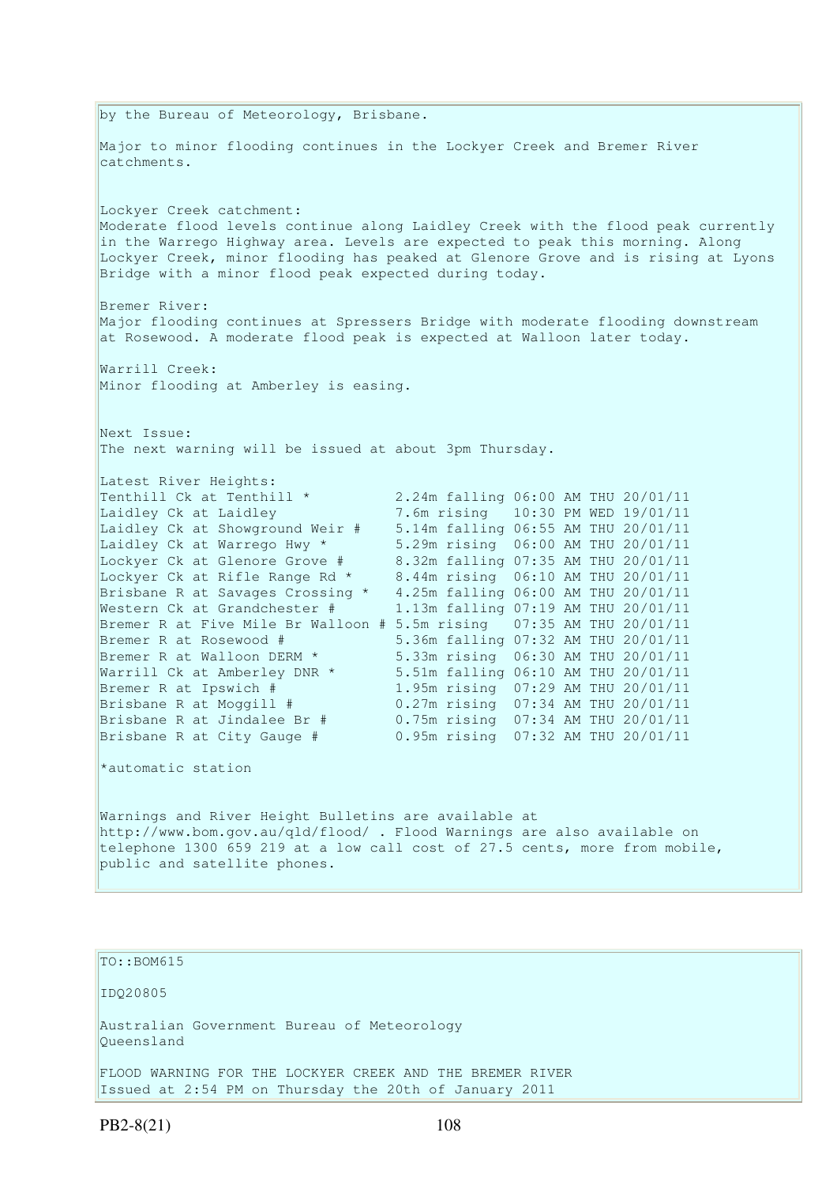by the Bureau of Meteorology, Brisbane.

Major to minor flooding continues in the Lockyer Creek and Bremer River catchments.

Lockyer Creek catchment:
Moderate flood levels continue along Laidley Creek with the flood peak currently in the Warrego Highway area. Levels are expected to peak this morning. Along Lockyer Creek, minor flooding has peaked at Glenore Grove and is rising at Lyons Bridge with a minor flood peak expected during today.

Bremer River:
Major flooding continues at Spressers Bridge with moderate flooding downstream at Rosewood. A moderate flood peak is expected at Walloon later today.

Warrill Creek:
Minor flooding at Amberley is easing.

Next Issue:
The next warning will be issued at about 3pm Thursday.

Latest River Heights:

```
Tenthill Ck at Tenthill *          2.24m falling 06:00 AM THU 20/01/11
Laidley Ck at Laidley              7.6m rising   10:30 PM WED 19/01/11
Laidley Ck at Showground Weir #    5.14m falling 06:55 AM THU 20/01/11
Laidley Ck at Warrego Hwy *        5.29m rising  06:00 AM THU 20/01/11
Lockyer Ck at Glenore Grove #      8.32m falling 07:35 AM THU 20/01/11
Lockyer Ck at Rifle Range Rd *     8.44m rising  06:10 AM THU 20/01/11
Brisbane R at Savages Crossing *   4.25m falling 06:00 AM THU 20/01/11
Western Ck at Grandchester #       1.13m falling 07:19 AM THU 20/01/11
Bremer R at Five Mile Br Walloon # 5.5m rising   07:35 AM THU 20/01/11
Bremer R at Rosewood #             5.36m falling 07:32 AM THU 20/01/11
Bremer R at Walloon DERM *         5.33m rising  06:30 AM THU 20/01/11
Warrill Ck at Amberley DNR *       5.51m falling 06:10 AM THU 20/01/11
Bremer R at Ipswich #              1.95m rising  07:29 AM THU 20/01/11
Brisbane R at Moggill #            0.27m rising  07:34 AM THU 20/01/11
Brisbane R at Jindalee Br #        0.75m rising  07:34 AM THU 20/01/11
Brisbane R at City Gauge #         0.95m rising  07:32 AM THU 20/01/11
```

*automatic station

Warnings and River Height Bulletins are available at http://www.bom.gov.au/qld/flood/ . Flood Warnings are also available on telephone 1300 659 219 at a low call cost of 27.5 cents, more from mobile, public and satellite phones.

---

TO::BOM615

IDQ20805

Australian Government Bureau of Meteorology
Queensland

FLOOD WARNING FOR THE LOCKYER CREEK AND THE BREMER RIVER
Issued at 2:54 PM on Thursday the 20th of January 2011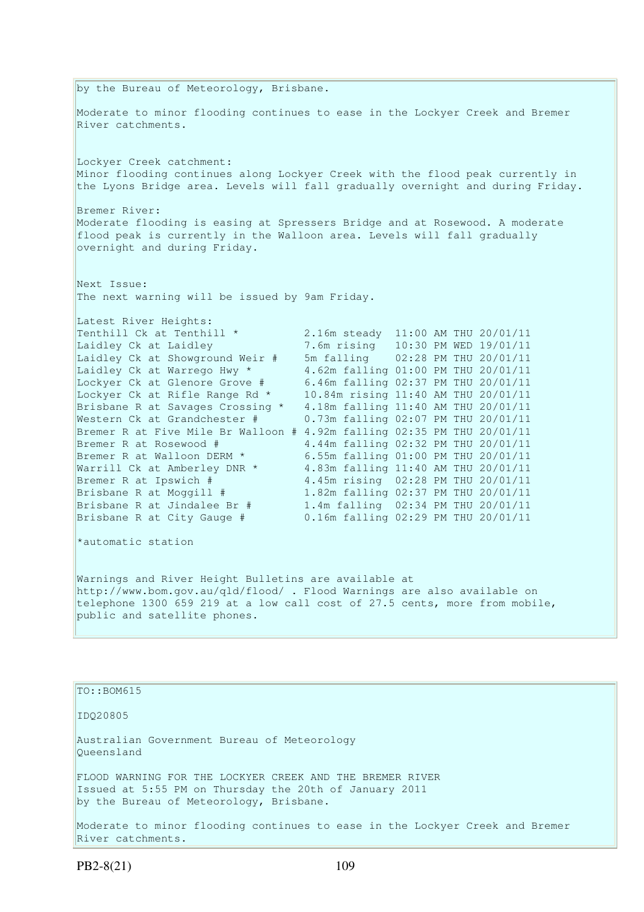by the Bureau of Meteorology, Brisbane.

Moderate to minor flooding continues to ease in the Lockyer Creek and Bremer River catchments.

Lockyer Creek catchment:
Minor flooding continues along Lockyer Creek with the flood peak currently in the Lyons Bridge area. Levels will fall gradually overnight and during Friday.

Bremer River:
Moderate flooding is easing at Spressers Bridge and at Rosewood. A moderate flood peak is currently in the Walloon area. Levels will fall gradually overnight and during Friday.

Next Issue:
The next warning will be issued by 9am Friday.

Latest River Heights:

```
Tenthill Ck at Tenthill *          2.16m steady  11:00 AM THU 20/01/11
Laidley Ck at Laidley              7.6m rising   10:30 PM WED 19/01/11
Laidley Ck at Showground Weir #    5m falling    02:28 PM THU 20/01/11
Laidley Ck at Warrego Hwy *        4.62m falling 01:00 PM THU 20/01/11
Lockyer Ck at Glenore Grove #      6.46m falling 02:37 PM THU 20/01/11
Lockyer Ck at Rifle Range Rd *     10.84m rising 11:40 AM THU 20/01/11
Brisbane R at Savages Crossing *   4.18m falling 11:40 AM THU 20/01/11
Western Ck at Grandchester #       0.73m falling 02:07 PM THU 20/01/11
Bremer R at Five Mile Br Walloon # 4.92m falling 02:35 PM THU 20/01/11
Bremer R at Rosewood #             4.44m falling 02:32 PM THU 20/01/11
Bremer R at Walloon DERM *         6.55m falling 01:00 PM THU 20/01/11
Warrill Ck at Amberley DNR *       4.83m falling 11:40 AM THU 20/01/11
Bremer R at Ipswich #              4.45m rising  02:28 PM THU 20/01/11
Brisbane R at Moggill #            1.82m falling 02:37 PM THU 20/01/11
Brisbane R at Jindalee Br #        1.4m falling  02:34 PM THU 20/01/11
Brisbane R at City Gauge #         0.16m falling 02:29 PM THU 20/01/11
```

*automatic station

Warnings and River Height Bulletins are available at http://www.bom.gov.au/qld/flood/ . Flood Warnings are also available on telephone 1300 659 219 at a low call cost of 27.5 cents, more from mobile, public and satellite phones.

---

TO::BOM615

IDQ20805

Australian Government Bureau of Meteorology
Queensland

FLOOD WARNING FOR THE LOCKYER CREEK AND THE BREMER RIVER
Issued at 5:55 PM on Thursday the 20th of January 2011
by the Bureau of Meteorology, Brisbane.

Moderate to minor flooding continues to ease in the Lockyer Creek and Bremer River catchments.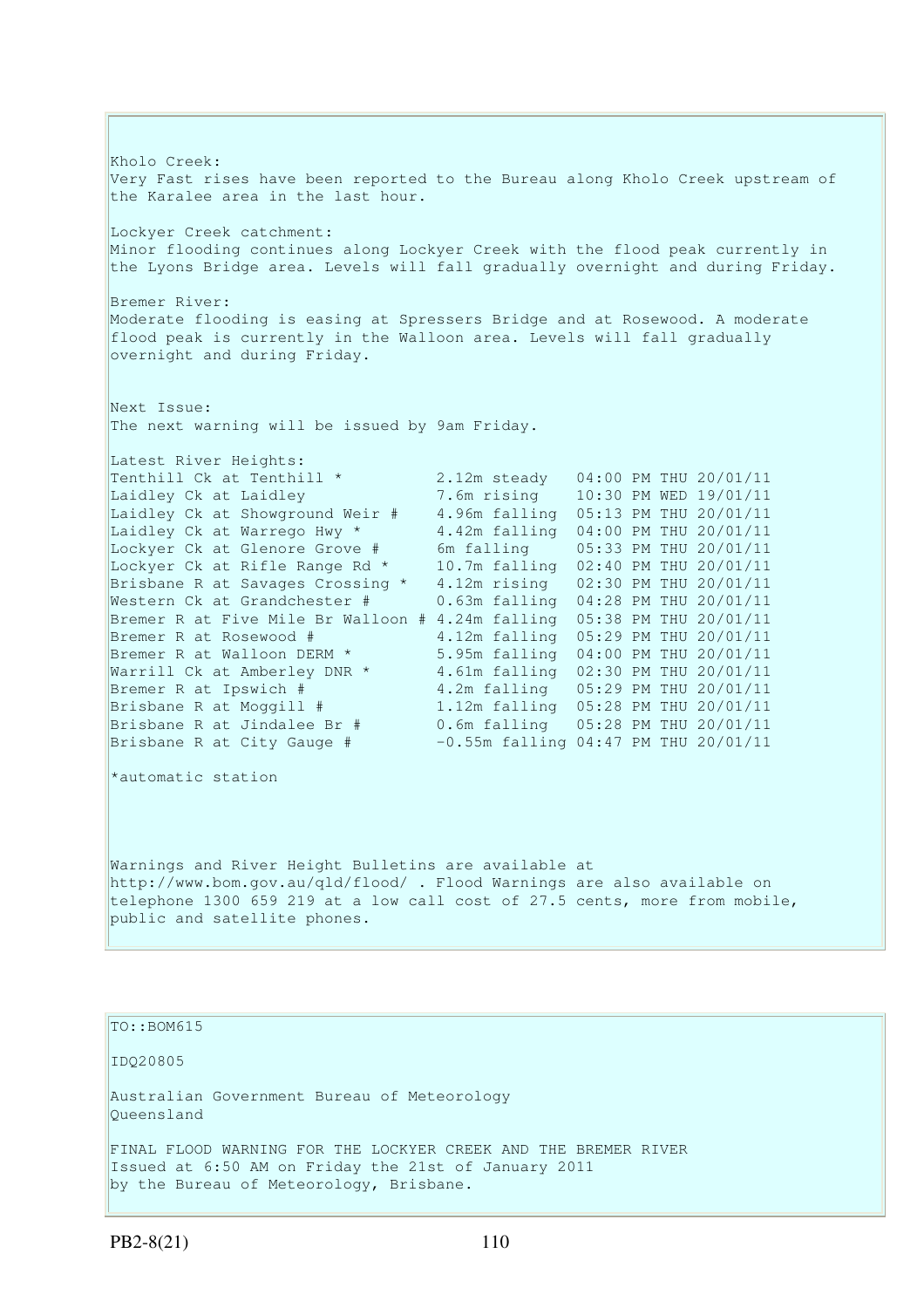Kholo Creek:
Very Fast rises have been reported to the Bureau along Kholo Creek upstream of the Karalee area in the last hour.

Lockyer Creek catchment:
Minor flooding continues along Lockyer Creek with the flood peak currently in the Lyons Bridge area. Levels will fall gradually overnight and during Friday.

Bremer River:
Moderate flooding is easing at Spressers Bridge and at Rosewood. A moderate flood peak is currently in the Walloon area. Levels will fall gradually overnight and during Friday.

Next Issue:
The next warning will be issued by 9am Friday.

Latest River Heights:

```
Tenthill Ck at Tenthill *          2.12m steady   04:00 PM THU 20/01/11
Laidley Ck at Laidley              7.6m rising    10:30 PM WED 19/01/11
Laidley Ck at Showground Weir #    4.96m falling  05:13 PM THU 20/01/11
Laidley Ck at Warrego Hwy *        4.42m falling  04:00 PM THU 20/01/11
Lockyer Ck at Glenore Grove #      6m falling     05:33 PM THU 20/01/11
Lockyer Ck at Rifle Range Rd *     10.7m falling  02:40 PM THU 20/01/11
Brisbane R at Savages Crossing *   4.12m rising   02:30 PM THU 20/01/11
Western Ck at Grandchester #       0.63m falling  04:28 PM THU 20/01/11
Bremer R at Five Mile Br Walloon # 4.24m falling  05:38 PM THU 20/01/11
Bremer R at Rosewood #             4.12m falling  05:29 PM THU 20/01/11
Bremer R at Walloon DERM *         5.95m falling  04:00 PM THU 20/01/11
Warrill Ck at Amberley DNR *       4.61m falling  02:30 PM THU 20/01/11
Bremer R at Ipswich #              4.2m falling   05:29 PM THU 20/01/11
Brisbane R at Moggill #            1.12m falling  05:28 PM THU 20/01/11
Brisbane R at Jindalee Br #        0.6m falling   05:28 PM THU 20/01/11
Brisbane R at City Gauge #         -0.55m falling 04:47 PM THU 20/01/11
```

*automatic station

Warnings and River Height Bulletins are available at http://www.bom.gov.au/qld/flood/ . Flood Warnings are also available on telephone 1300 659 219 at a low call cost of 27.5 cents, more from mobile, public and satellite phones.

TO::BOM615

IDQ20805

Australian Government Bureau of Meteorology
Queensland

FINAL FLOOD WARNING FOR THE LOCKYER CREEK AND THE BREMER RIVER
Issued at 6:50 AM on Friday the 21st of January 2011
by the Bureau of Meteorology, Brisbane.

PB2-8(21)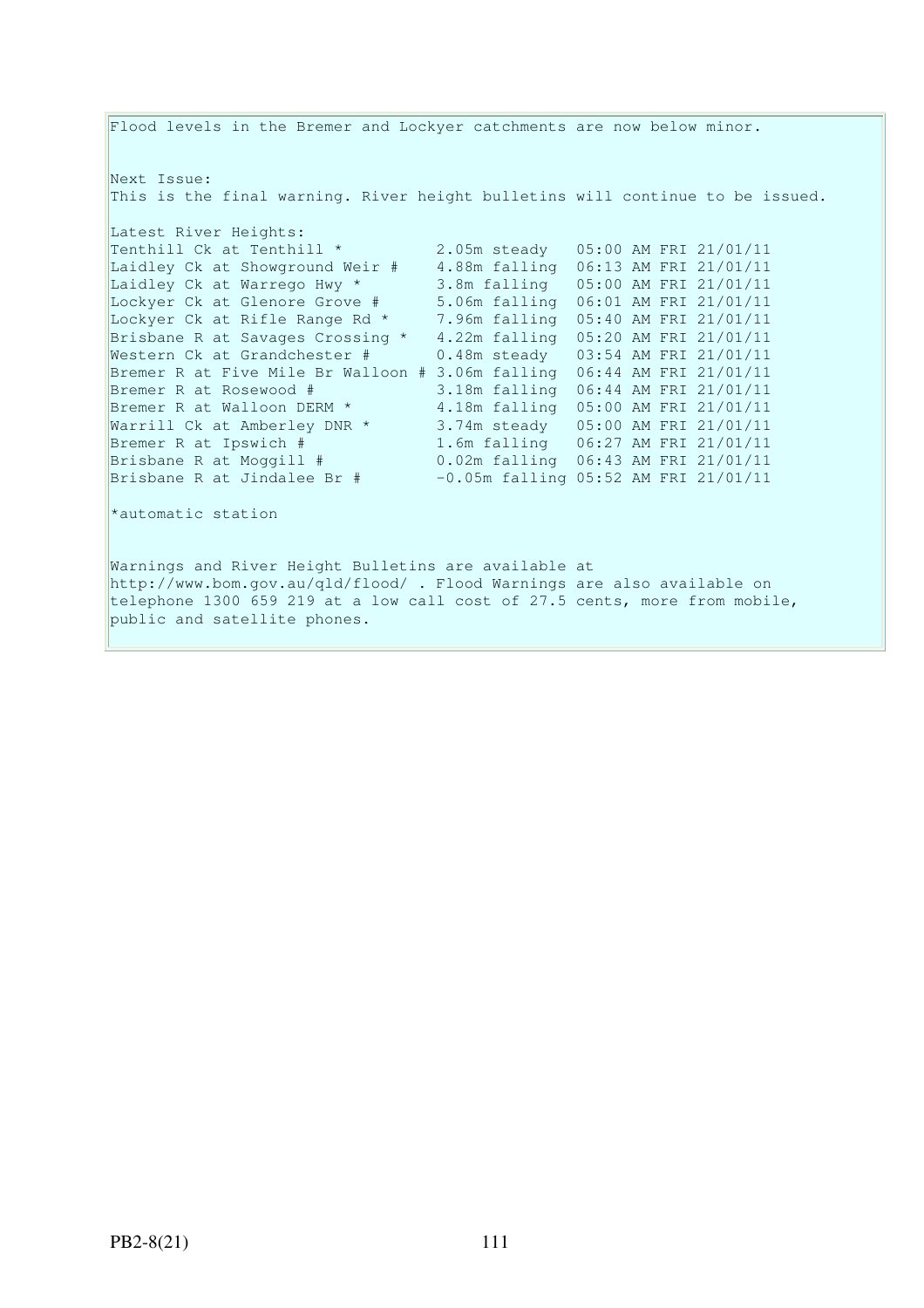Flood levels in the Bremer and Lockyer catchments are now below minor.

Next Issue:
This is the final warning. River height bulletins will continue to be issued.

Latest River Heights:

| | | |
|---|---|---|
| Tenthill Ck at Tenthill * | 2.05m steady | 05:00 AM FRI 21/01/11 |
| Laidley Ck at Showground Weir # | 4.88m falling | 06:13 AM FRI 21/01/11 |
| Laidley Ck at Warrego Hwy * | 3.8m falling | 05:00 AM FRI 21/01/11 |
| Lockyer Ck at Glenore Grove # | 5.06m falling | 06:01 AM FRI 21/01/11 |
| Lockyer Ck at Rifle Range Rd * | 7.96m falling | 05:40 AM FRI 21/01/11 |
| Brisbane R at Savages Crossing * | 4.22m falling | 05:20 AM FRI 21/01/11 |
| Western Ck at Grandchester # | 0.48m steady | 03:54 AM FRI 21/01/11 |
| Bremer R at Five Mile Br Walloon # | 3.06m falling | 06:44 AM FRI 21/01/11 |
| Bremer R at Rosewood # | 3.18m falling | 06:44 AM FRI 21/01/11 |
| Bremer R at Walloon DERM * | 4.18m falling | 05:00 AM FRI 21/01/11 |
| Warrill Ck at Amberley DNR * | 3.74m steady | 05:00 AM FRI 21/01/11 |
| Bremer R at Ipswich # | 1.6m falling | 06:27 AM FRI 21/01/11 |
| Brisbane R at Moggill # | 0.02m falling | 06:43 AM FRI 21/01/11 |
| Brisbane R at Jindalee Br # | -0.05m falling | 05:52 AM FRI 21/01/11 |

*automatic station

Warnings and River Height Bulletins are available at http://www.bom.gov.au/qld/flood/ . Flood Warnings are also available on telephone 1300 659 219 at a low call cost of 27.5 cents, more from mobile, public and satellite phones.

PB2-8(21)